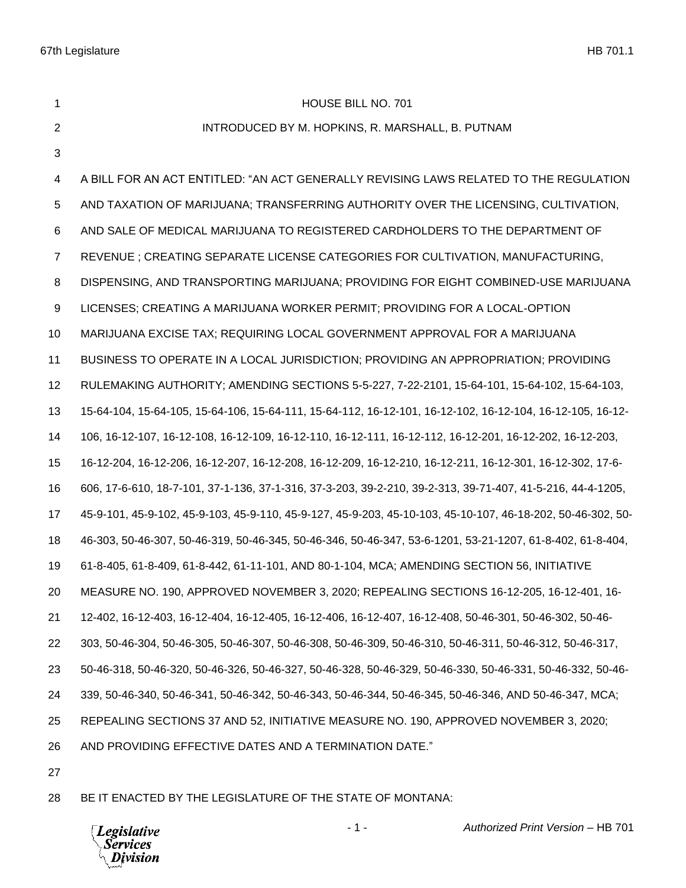# HOUSE BILL NO. 701

INTRODUCED BY M. HOPKINS, R. MARSHALL, B. PUTNAM

A BILL FOR AN ACT ENTITLED: "AN ACT GENERALLY REVISING LAWS RELATED TO THE REGULATION AND TAXATION OF MARIJUANA; TRANSFERRING AUTHORITY OVER THE LICENSING, CULTIVATION, AND SALE OF MEDICAL MARIJUANA TO REGISTERED CARDHOLDERS TO THE DEPARTMENT OF REVENUE ; CREATING SEPARATE LICENSE CATEGORIES FOR CULTIVATION, MANUFACTURING, DISPENSING, AND TRANSPORTING MARIJUANA; PROVIDING FOR EIGHT COMBINED-USE MARIJUANA LICENSES; CREATING A MARIJUANA WORKER PERMIT; PROVIDING FOR A LOCAL-OPTION MARIJUANA EXCISE TAX; REQUIRING LOCAL GOVERNMENT APPROVAL FOR A MARIJUANA BUSINESS TO OPERATE IN A LOCAL JURISDICTION; PROVIDING AN APPROPRIATION; PROVIDING RULEMAKING AUTHORITY; AMENDING SECTIONS 5-5-227, 7-22-2101, 15-64-101, 15-64-102, 15-64-103, 15-64-104, 15-64-105, 15-64-106, 15-64-111, 15-64-112, 16-12-101, 16-12-102, 16-12-104, 16-12-105, 16-12-106, 16-12-107, 16-12-108, 16-12-109, 16-12-110, 16-12-111, 16-12-112, 16-12-201, 16-12-202, 16-12-203, 16-12-204, 16-12-206, 16-12-207, 16-12-208, 16-12-209, 16-12-210, 16-12-211, 16-12-301, 16-12-302, 17-6-606, 17-6-610, 18-7-101, 37-1-136, 37-1-316, 37-3-203, 39-2-210, 39-2-313, 39-71-407, 41-5-216, 44-4-1205, 45-9-101, 45-9-102, 45-9-103, 45-9-110, 45-9-127, 45-9-203, 45-10-103, 45-10-107, 46-18-202, 50-46-302, 50-46-303, 50-46-307, 50-46-319, 50-46-345, 50-46-346, 50-46-347, 53-6-1201, 53-21-1207, 61-8-402, 61-8-404, 61-8-405, 61-8-409, 61-8-442, 61-11-101, AND 80-1-104, MCA; AMENDING SECTION 56, INITIATIVE MEASURE NO. 190, APPROVED NOVEMBER 3, 2020; REPEALING SECTIONS 16-12-205, 16-12-401, 16-12-402, 16-12-403, 16-12-404, 16-12-405, 16-12-406, 16-12-407, 16-12-408, 50-46-301, 50-46-302, 50-46-303, 50-46-304, 50-46-305, 50-46-307, 50-46-308, 50-46-309, 50-46-310, 50-46-311, 50-46-312, 50-46-317, 50-46-318, 50-46-320, 50-46-326, 50-46-327, 50-46-328, 50-46-329, 50-46-330, 50-46-331, 50-46-332, 50-46-339, 50-46-340, 50-46-341, 50-46-342, 50-46-343, 50-46-344, 50-46-345, 50-46-346, AND 50-46-347, MCA; REPEALING SECTIONS 37 AND 52, INITIATIVE MEASURE NO. 190, APPROVED NOVEMBER 3, 2020; AND PROVIDING EFFECTIVE DATES AND A TERMINATION DATE."

BE IT ENACTED BY THE LEGISLATURE OF THE STATE OF MONTANA: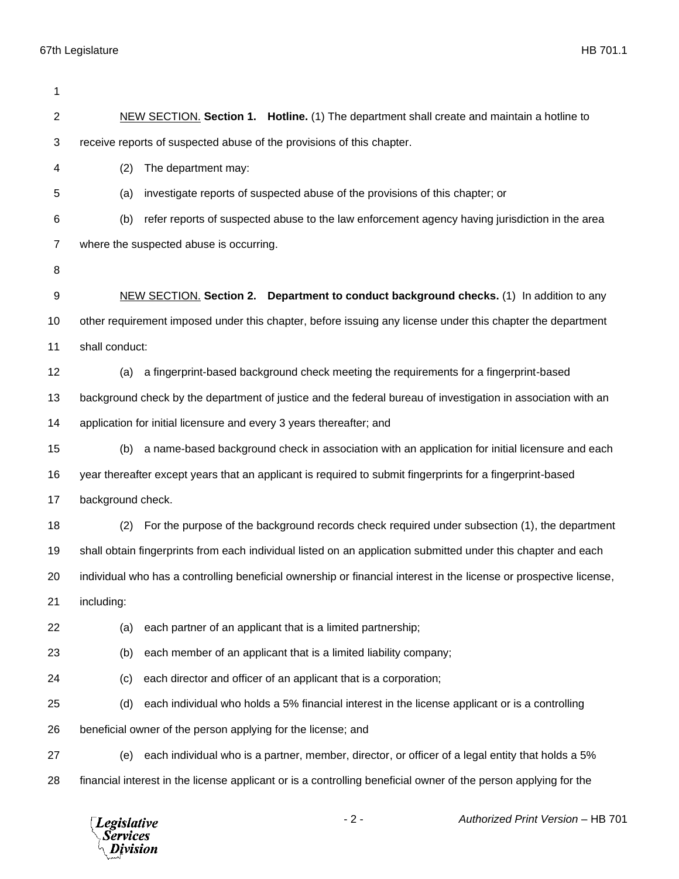NEW SECTION. **Section 1. Hotline.** (1) The department shall create and maintain a hotline to receive reports of suspected abuse of the provisions of this chapter.

(2) The department may:

(a) investigate reports of suspected abuse of the provisions of this chapter; or

(b) refer reports of suspected abuse to the law enforcement agency having jurisdiction in the area where the suspected abuse is occurring.

NEW SECTION. **Section 2. Department to conduct background checks.** (1) In addition to any other requirement imposed under this chapter, before issuing any license under this chapter the department shall conduct:

(a) a fingerprint-based background check meeting the requirements for a fingerprint-based background check by the department of justice and the federal bureau of investigation in association with an application for initial licensure and every 3 years thereafter; and

(b) a name-based background check in association with an application for initial licensure and each year thereafter except years that an applicant is required to submit fingerprints for a fingerprint-based background check.

(2) For the purpose of the background records check required under subsection (1), the department shall obtain fingerprints from each individual listed on an application submitted under this chapter and each individual who has a controlling beneficial ownership or financial interest in the license or prospective license, including:

(a) each partner of an applicant that is a limited partnership;

(b) each member of an applicant that is a limited liability company;

(c) each director and officer of an applicant that is a corporation;

(d) each individual who holds a 5% financial interest in the license applicant or is a controlling beneficial owner of the person applying for the license; and

(e) each individual who is a partner, member, director, or officer of a legal entity that holds a 5% financial interest in the license applicant or is a controlling beneficial owner of the person applying for the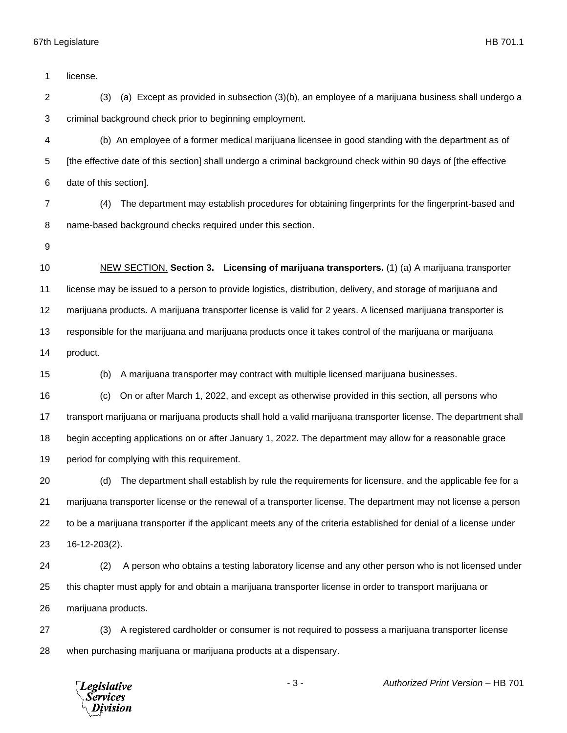license.

(3) (a) Except as provided in subsection (3)(b), an employee of a marijuana business shall undergo a criminal background check prior to beginning employment.

(b) An employee of a former medical marijuana licensee in good standing with the department as of [the effective date of this section] shall undergo a criminal background check within 90 days of [the effective date of this section].

(4) The department may establish procedures for obtaining fingerprints for the fingerprint-based and name-based background checks required under this section.

NEW SECTION. **Section 3. Licensing of marijuana transporters.** (1) (a) A marijuana transporter license may be issued to a person to provide logistics, distribution, delivery, and storage of marijuana and marijuana products. A marijuana transporter license is valid for 2 years. A licensed marijuana transporter is responsible for the marijuana and marijuana products once it takes control of the marijuana or marijuana product.

(b) A marijuana transporter may contract with multiple licensed marijuana businesses.

(c) On or after March 1, 2022, and except as otherwise provided in this section, all persons who transport marijuana or marijuana products shall hold a valid marijuana transporter license. The department shall begin accepting applications on or after January 1, 2022. The department may allow for a reasonable grace period for complying with this requirement.

(d) The department shall establish by rule the requirements for licensure, and the applicable fee for a marijuana transporter license or the renewal of a transporter license. The department may not license a person to be a marijuana transporter if the applicant meets any of the criteria established for denial of a license under 16-12-203(2).

(2) A person who obtains a testing laboratory license and any other person who is not licensed under this chapter must apply for and obtain a marijuana transporter license in order to transport marijuana or marijuana products.

(3) A registered cardholder or consumer is not required to possess a marijuana transporter license when purchasing marijuana or marijuana products at a dispensary.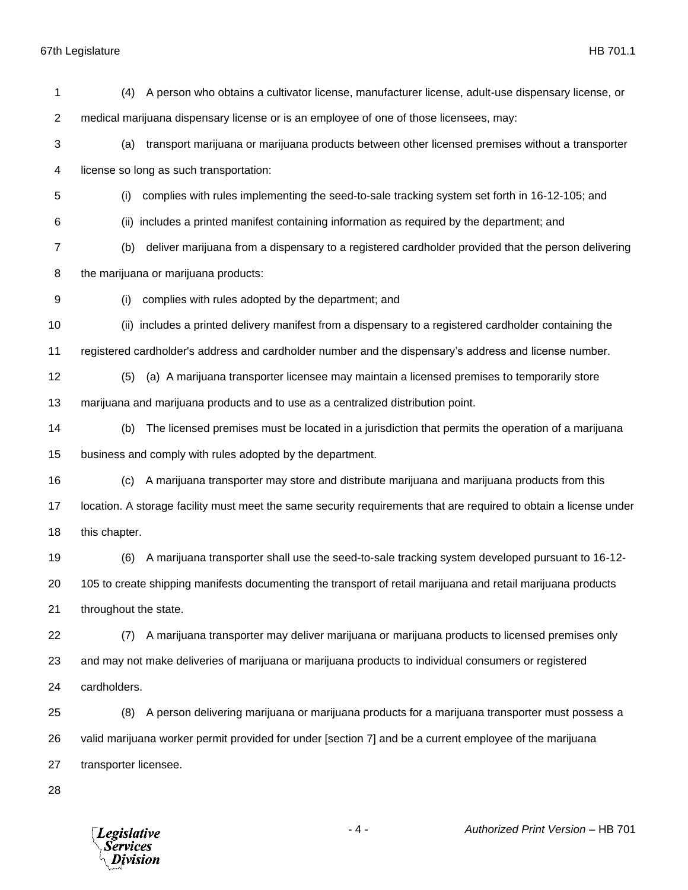(4) A person who obtains a cultivator license, manufacturer license, adult-use dispensary license, or medical marijuana dispensary license or is an employee of one of those licensees, may:

(a) transport marijuana or marijuana products between other licensed premises without a transporter license so long as such transportation:

(i) complies with rules implementing the seed-to-sale tracking system set forth in 16-12-105; and

(ii) includes a printed manifest containing information as required by the department; and

(b) deliver marijuana from a dispensary to a registered cardholder provided that the person delivering the marijuana or marijuana products:

(i) complies with rules adopted by the department; and

(ii) includes a printed delivery manifest from a dispensary to a registered cardholder containing the registered cardholder's address and cardholder number and the dispensary's address and license number.

(5) (a) A marijuana transporter licensee may maintain a licensed premises to temporarily store marijuana and marijuana products and to use as a centralized distribution point.

(b) The licensed premises must be located in a jurisdiction that permits the operation of a marijuana business and comply with rules adopted by the department.

(c) A marijuana transporter may store and distribute marijuana and marijuana products from this location. A storage facility must meet the same security requirements that are required to obtain a license under this chapter.

(6) A marijuana transporter shall use the seed-to-sale tracking system developed pursuant to 16-12-105 to create shipping manifests documenting the transport of retail marijuana and retail marijuana products throughout the state.

(7) A marijuana transporter may deliver marijuana or marijuana products to licensed premises only and may not make deliveries of marijuana or marijuana products to individual consumers or registered cardholders.

(8) A person delivering marijuana or marijuana products for a marijuana transporter must possess a valid marijuana worker permit provided for under [section 7] and be a current employee of the marijuana transporter licensee.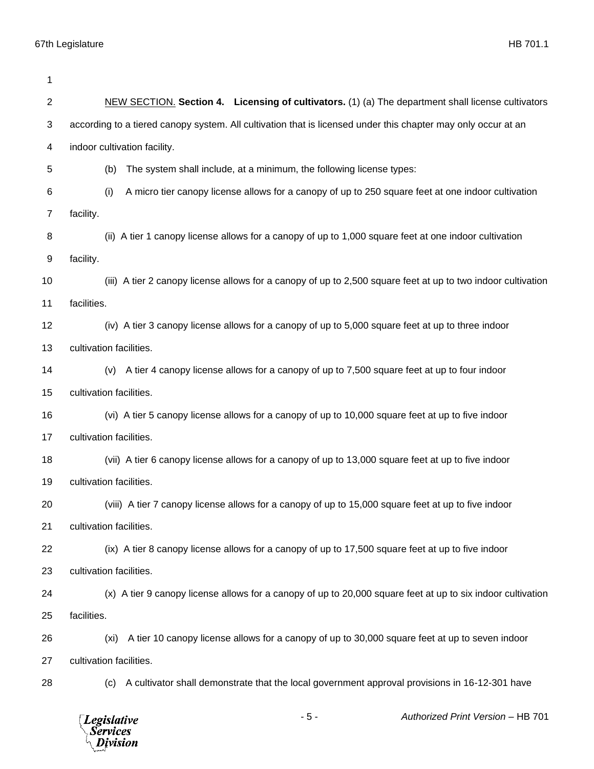<u>NEW SECTION.</u> **Section 4. Licensing of cultivators.** (1) (a) The department shall license cultivators according to a tiered canopy system. All cultivation that is licensed under this chapter may only occur at an indoor cultivation facility.

(b) The system shall include, at a minimum, the following license types:

(i) A micro tier canopy license allows for a canopy of up to 250 square feet at one indoor cultivation facility.

(ii) A tier 1 canopy license allows for a canopy of up to 1,000 square feet at one indoor cultivation facility.

(iii) A tier 2 canopy license allows for a canopy of up to 2,500 square feet at up to two indoor cultivation facilities.

(iv) A tier 3 canopy license allows for a canopy of up to 5,000 square feet at up to three indoor cultivation facilities.

(v) A tier 4 canopy license allows for a canopy of up to 7,500 square feet at up to four indoor cultivation facilities.

(vi) A tier 5 canopy license allows for a canopy of up to 10,000 square feet at up to five indoor cultivation facilities.

(vii) A tier 6 canopy license allows for a canopy of up to 13,000 square feet at up to five indoor cultivation facilities.

(viii) A tier 7 canopy license allows for a canopy of up to 15,000 square feet at up to five indoor cultivation facilities.

(ix) A tier 8 canopy license allows for a canopy of up to 17,500 square feet at up to five indoor cultivation facilities.

(x) A tier 9 canopy license allows for a canopy of up to 20,000 square feet at up to six indoor cultivation facilities.

(xi) A tier 10 canopy license allows for a canopy of up to 30,000 square feet at up to seven indoor cultivation facilities.

(c) A cultivator shall demonstrate that the local government approval provisions in 16-12-301 have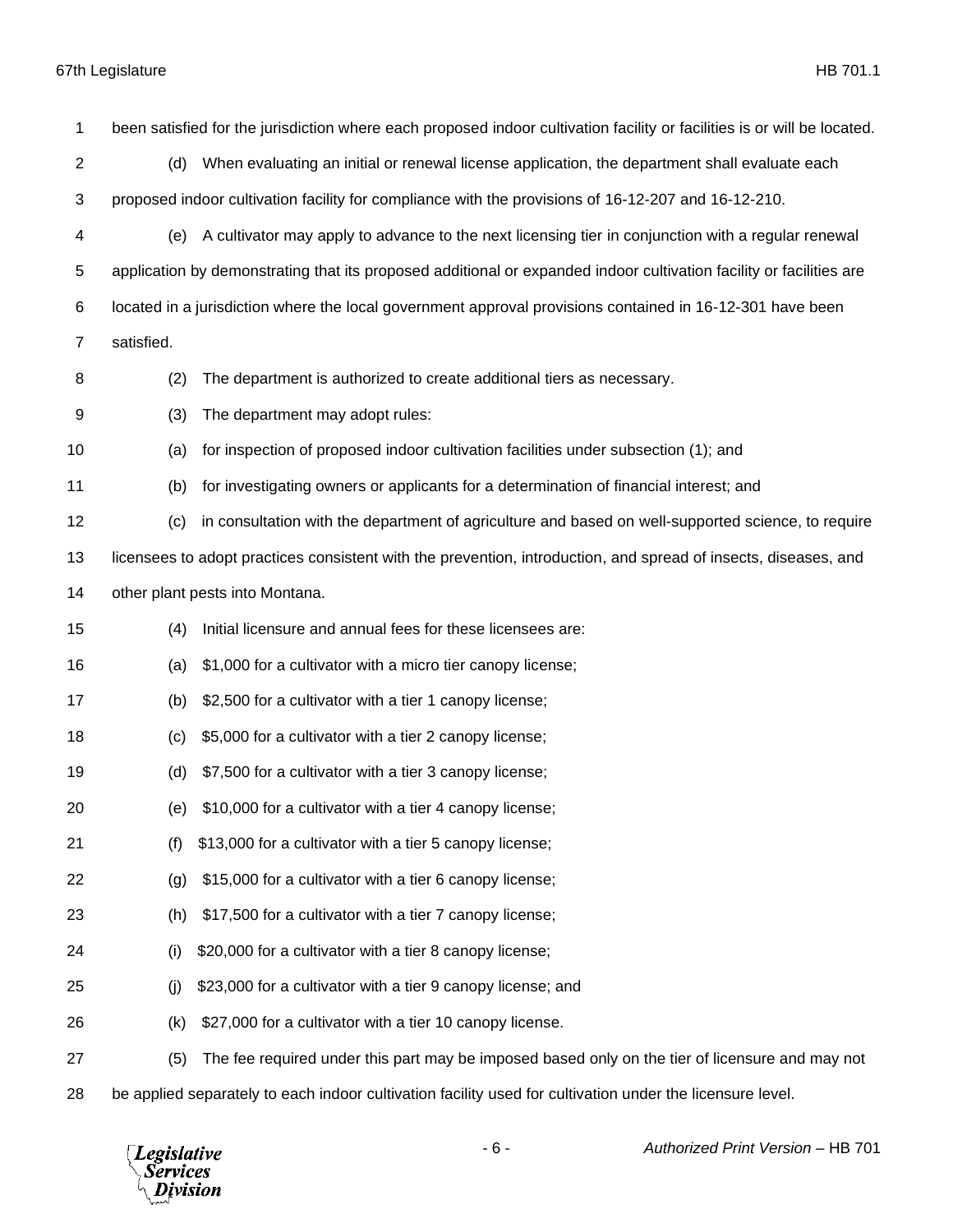been satisfied for the jurisdiction where each proposed indoor cultivation facility or facilities is or will be located.

(d) When evaluating an initial or renewal license application, the department shall evaluate each proposed indoor cultivation facility for compliance with the provisions of 16-12-207 and 16-12-210.

(e) A cultivator may apply to advance to the next licensing tier in conjunction with a regular renewal application by demonstrating that its proposed additional or expanded indoor cultivation facility or facilities are located in a jurisdiction where the local government approval provisions contained in 16-12-301 have been satisfied.

(2) The department is authorized to create additional tiers as necessary.

(3) The department may adopt rules:

(a) for inspection of proposed indoor cultivation facilities under subsection (1); and

(b) for investigating owners or applicants for a determination of financial interest; and

(c) in consultation with the department of agriculture and based on well-supported science, to require licensees to adopt practices consistent with the prevention, introduction, and spread of insects, diseases, and other plant pests into Montana.

(4) Initial licensure and annual fees for these licensees are:

(a) $1,000 for a cultivator with a micro tier canopy license;

(b) $2,500 for a cultivator with a tier 1 canopy license;

(c) $5,000 for a cultivator with a tier 2 canopy license;

(d) $7,500 for a cultivator with a tier 3 canopy license;

(e) $10,000 for a cultivator with a tier 4 canopy license;

(f) $13,000 for a cultivator with a tier 5 canopy license;

(g) $15,000 for a cultivator with a tier 6 canopy license;

(h) $17,500 for a cultivator with a tier 7 canopy license;

(i) $20,000 for a cultivator with a tier 8 canopy license;

(j) $23,000 for a cultivator with a tier 9 canopy license; and

(k) $27,000 for a cultivator with a tier 10 canopy license.

(5) The fee required under this part may be imposed based only on the tier of licensure and may not be applied separately to each indoor cultivation facility used for cultivation under the licensure level.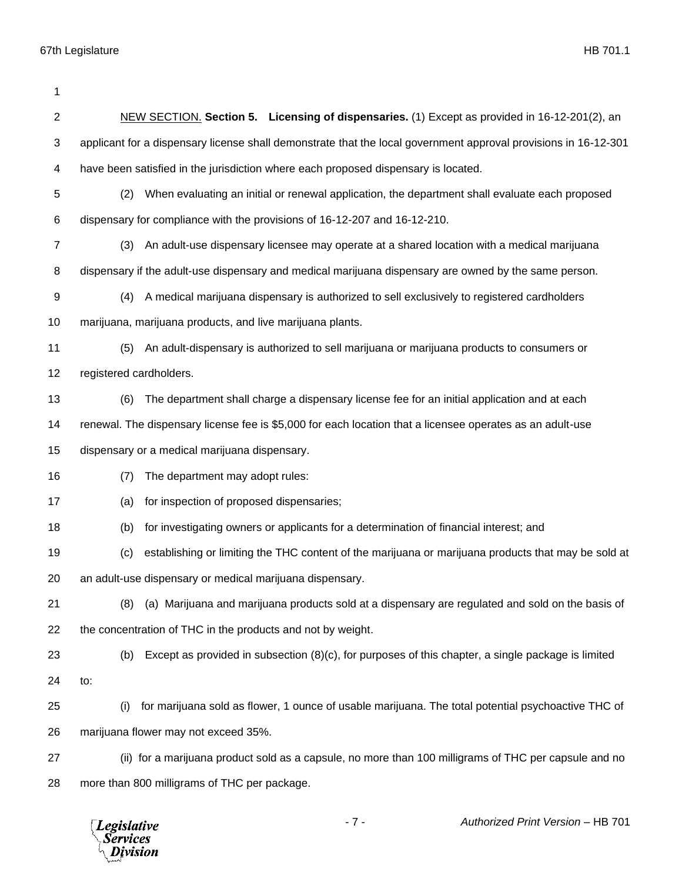NEW SECTION. **Section 5. Licensing of dispensaries.** (1) Except as provided in 16-12-201(2), an applicant for a dispensary license shall demonstrate that the local government approval provisions in 16-12-301 have been satisfied in the jurisdiction where each proposed dispensary is located.

(2) When evaluating an initial or renewal application, the department shall evaluate each proposed dispensary for compliance with the provisions of 16-12-207 and 16-12-210.

(3) An adult-use dispensary licensee may operate at a shared location with a medical marijuana dispensary if the adult-use dispensary and medical marijuana dispensary are owned by the same person.

(4) A medical marijuana dispensary is authorized to sell exclusively to registered cardholders marijuana, marijuana products, and live marijuana plants.

(5) An adult-dispensary is authorized to sell marijuana or marijuana products to consumers or registered cardholders.

(6) The department shall charge a dispensary license fee for an initial application and at each renewal. The dispensary license fee is $5,000 for each location that a licensee operates as an adult-use dispensary or a medical marijuana dispensary.

(7) The department may adopt rules:

(a) for inspection of proposed dispensaries;

(b) for investigating owners or applicants for a determination of financial interest; and

(c) establishing or limiting the THC content of the marijuana or marijuana products that may be sold at an adult-use dispensary or medical marijuana dispensary.

(8) (a) Marijuana and marijuana products sold at a dispensary are regulated and sold on the basis of the concentration of THC in the products and not by weight.

(b) Except as provided in subsection (8)(c), for purposes of this chapter, a single package is limited to:

(i) for marijuana sold as flower, 1 ounce of usable marijuana. The total potential psychoactive THC of marijuana flower may not exceed 35%.

(ii) for a marijuana product sold as a capsule, no more than 100 milligrams of THC per capsule and no more than 800 milligrams of THC per package.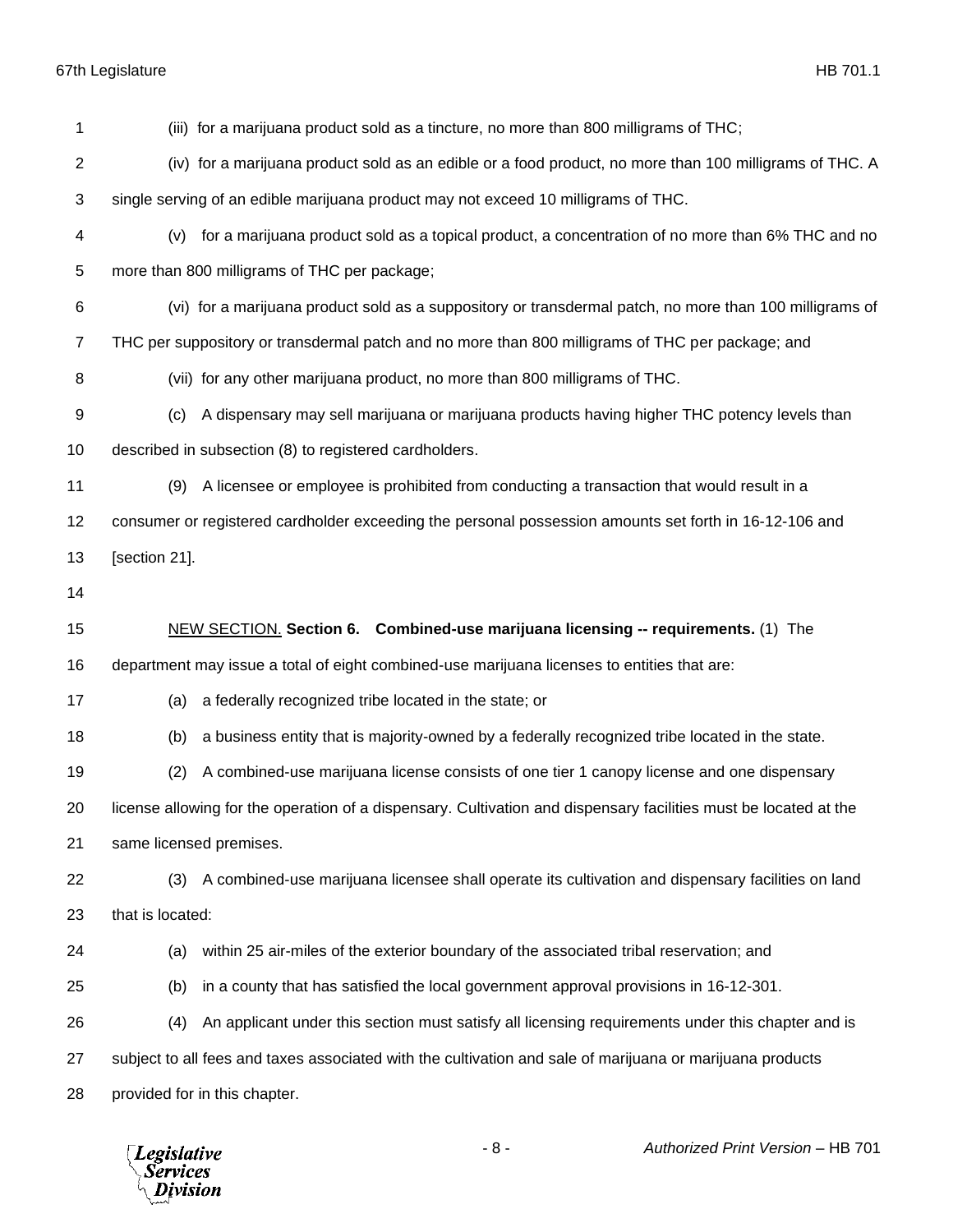(iii) for a marijuana product sold as a tincture, no more than 800 milligrams of THC;

(iv) for a marijuana product sold as an edible or a food product, no more than 100 milligrams of THC. A single serving of an edible marijuana product may not exceed 10 milligrams of THC.

(v) for a marijuana product sold as a topical product, a concentration of no more than 6% THC and no more than 800 milligrams of THC per package;

(vi) for a marijuana product sold as a suppository or transdermal patch, no more than 100 milligrams of THC per suppository or transdermal patch and no more than 800 milligrams of THC per package; and

(vii) for any other marijuana product, no more than 800 milligrams of THC.

(c) A dispensary may sell marijuana or marijuana products having higher THC potency levels than described in subsection (8) to registered cardholders.

(9) A licensee or employee is prohibited from conducting a transaction that would result in a consumer or registered cardholder exceeding the personal possession amounts set forth in 16-12-106 and [section 21].

NEW SECTION. **Section 6. Combined-use marijuana licensing -- requirements.** (1) The department may issue a total of eight combined-use marijuana licenses to entities that are:

(a) a federally recognized tribe located in the state; or

(b) a business entity that is majority-owned by a federally recognized tribe located in the state.

(2) A combined-use marijuana license consists of one tier 1 canopy license and one dispensary license allowing for the operation of a dispensary. Cultivation and dispensary facilities must be located at the same licensed premises.

(3) A combined-use marijuana licensee shall operate its cultivation and dispensary facilities on land that is located:

(a) within 25 air-miles of the exterior boundary of the associated tribal reservation; and

(b) in a county that has satisfied the local government approval provisions in 16-12-301.

(4) An applicant under this section must satisfy all licensing requirements under this chapter and is subject to all fees and taxes associated with the cultivation and sale of marijuana or marijuana products provided for in this chapter.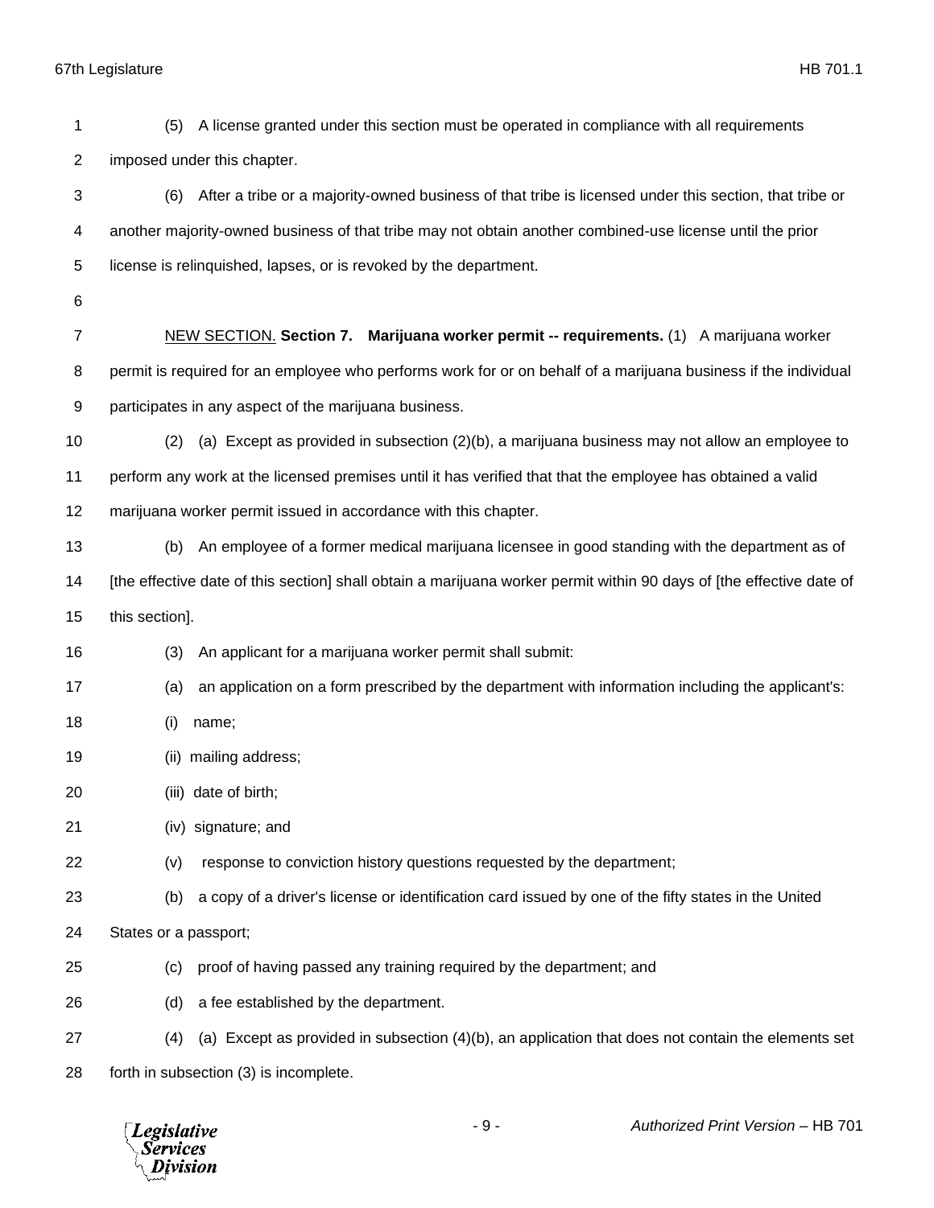(5) A license granted under this section must be operated in compliance with all requirements imposed under this chapter.

(6) After a tribe or a majority-owned business of that tribe is licensed under this section, that tribe or another majority-owned business of that tribe may not obtain another combined-use license until the prior license is relinquished, lapses, or is revoked by the department.

NEW SECTION. **Section 7. Marijuana worker permit -- requirements.** (1) A marijuana worker permit is required for an employee who performs work for or on behalf of a marijuana business if the individual participates in any aspect of the marijuana business.

(2) (a) Except as provided in subsection (2)(b), a marijuana business may not allow an employee to perform any work at the licensed premises until it has verified that that the employee has obtained a valid marijuana worker permit issued in accordance with this chapter.

(b) An employee of a former medical marijuana licensee in good standing with the department as of [the effective date of this section] shall obtain a marijuana worker permit within 90 days of [the effective date of this section].

(3) An applicant for a marijuana worker permit shall submit:

(a) an application on a form prescribed by the department with information including the applicant's:

(i) name;

(ii) mailing address;

(iii) date of birth;

(iv) signature; and

(v) response to conviction history questions requested by the department;

(b) a copy of a driver's license or identification card issued by one of the fifty states in the United States or a passport;

(c) proof of having passed any training required by the department; and

(d) a fee established by the department.

(4) (a) Except as provided in subsection (4)(b), an application that does not contain the elements set forth in subsection (3) is incomplete.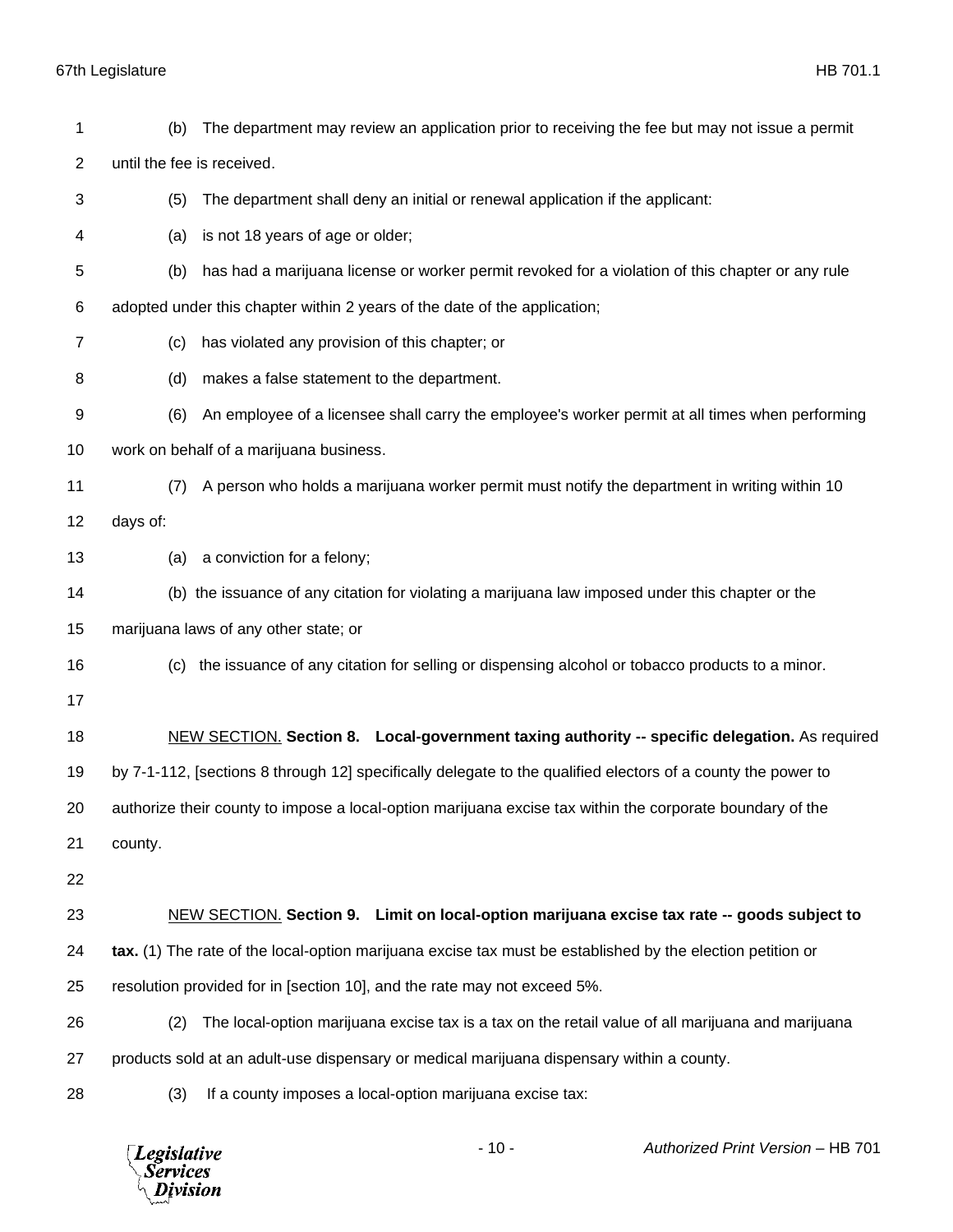(b) The department may review an application prior to receiving the fee but may not issue a permit until the fee is received.

(5) The department shall deny an initial or renewal application if the applicant:

(a) is not 18 years of age or older;

(b) has had a marijuana license or worker permit revoked for a violation of this chapter or any rule adopted under this chapter within 2 years of the date of the application;

(c) has violated any provision of this chapter; or

(d) makes a false statement to the department.

(6) An employee of a licensee shall carry the employee's worker permit at all times when performing work on behalf of a marijuana business.

(7) A person who holds a marijuana worker permit must notify the department in writing within 10 days of:

(a) a conviction for a felony;

(b) the issuance of any citation for violating a marijuana law imposed under this chapter or the marijuana laws of any other state; or

(c) the issuance of any citation for selling or dispensing alcohol or tobacco products to a minor.

NEW SECTION. **Section 8. Local-government taxing authority -- specific delegation.** As required by 7-1-112, [sections 8 through 12] specifically delegate to the qualified electors of a county the power to authorize their county to impose a local-option marijuana excise tax within the corporate boundary of the county.

NEW SECTION. **Section 9. Limit on local-option marijuana excise tax rate -- goods subject to tax.** (1) The rate of the local-option marijuana excise tax must be established by the election petition or resolution provided for in [section 10], and the rate may not exceed 5%.

(2) The local-option marijuana excise tax is a tax on the retail value of all marijuana and marijuana products sold at an adult-use dispensary or medical marijuana dispensary within a county.

(3) If a county imposes a local-option marijuana excise tax: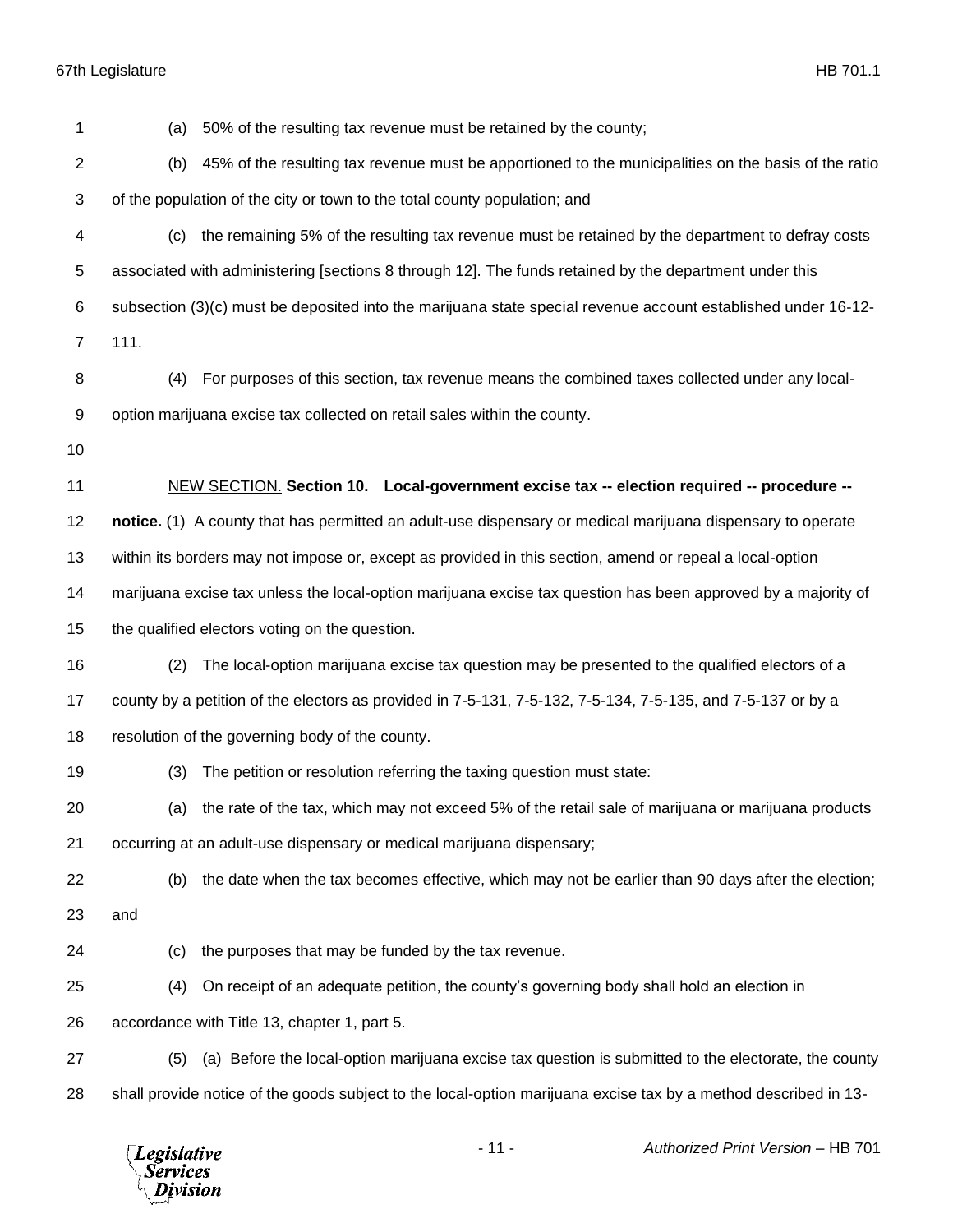(a) 50% of the resulting tax revenue must be retained by the county;

(b) 45% of the resulting tax revenue must be apportioned to the municipalities on the basis of the ratio of the population of the city or town to the total county population; and

(c) the remaining 5% of the resulting tax revenue must be retained by the department to defray costs associated with administering [sections 8 through 12]. The funds retained by the department under this subsection (3)(c) must be deposited into the marijuana state special revenue account established under 16-12-111.

(4) For purposes of this section, tax revenue means the combined taxes collected under any local-option marijuana excise tax collected on retail sales within the county.

NEW SECTION. **Section 10. Local-government excise tax -- election required -- procedure -- notice.** (1) A county that has permitted an adult-use dispensary or medical marijuana dispensary to operate within its borders may not impose or, except as provided in this section, amend or repeal a local-option marijuana excise tax unless the local-option marijuana excise tax question has been approved by a majority of the qualified electors voting on the question.

(2) The local-option marijuana excise tax question may be presented to the qualified electors of a county by a petition of the electors as provided in 7-5-131, 7-5-132, 7-5-134, 7-5-135, and 7-5-137 or by a resolution of the governing body of the county.

(3) The petition or resolution referring the taxing question must state:

(a) the rate of the tax, which may not exceed 5% of the retail sale of marijuana or marijuana products occurring at an adult-use dispensary or medical marijuana dispensary;

(b) the date when the tax becomes effective, which may not be earlier than 90 days after the election; and

(c) the purposes that may be funded by the tax revenue.

(4) On receipt of an adequate petition, the county's governing body shall hold an election in accordance with Title 13, chapter 1, part 5.

(5) (a) Before the local-option marijuana excise tax question is submitted to the electorate, the county shall provide notice of the goods subject to the local-option marijuana excise tax by a method described in 13-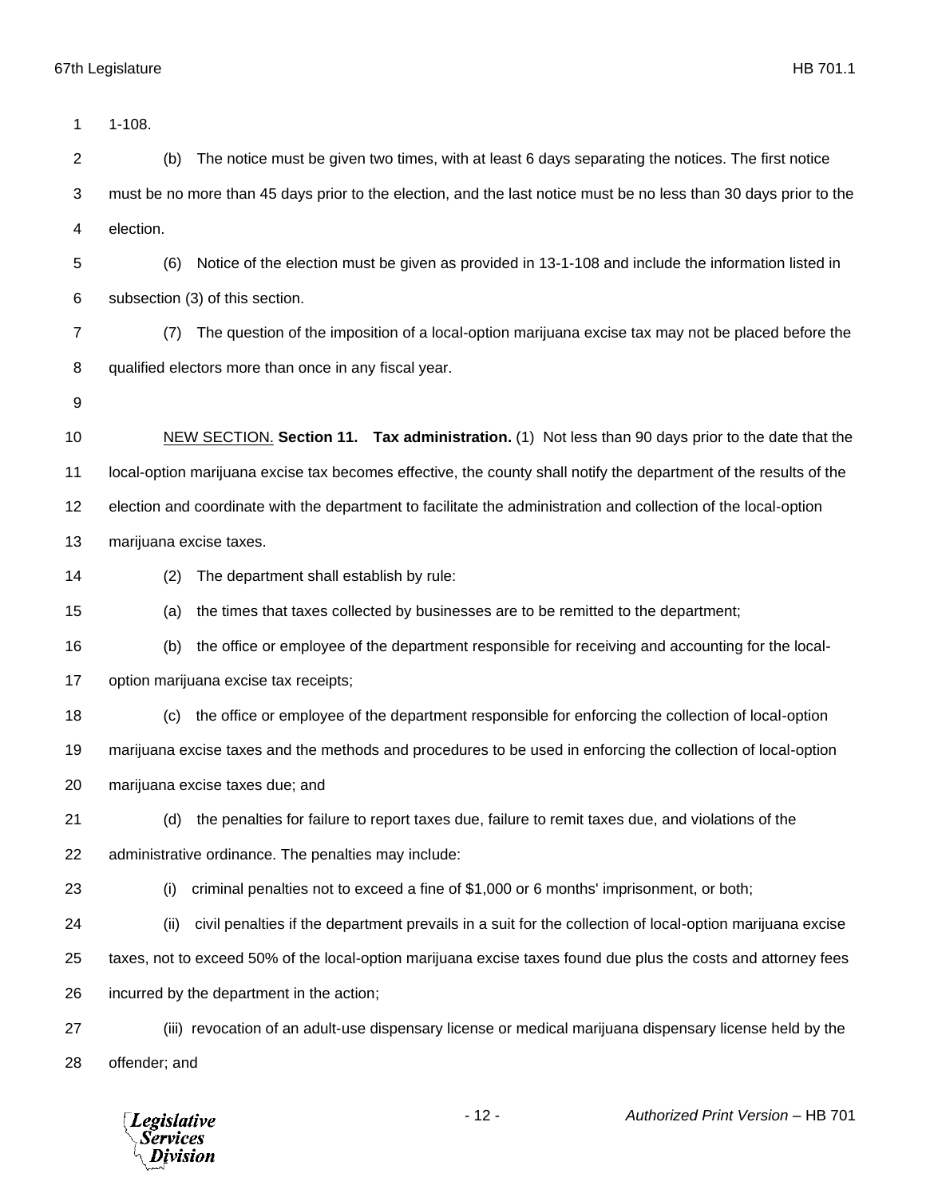1-108.

(b) The notice must be given two times, with at least 6 days separating the notices. The first notice must be no more than 45 days prior to the election, and the last notice must be no less than 30 days prior to the election.

(6) Notice of the election must be given as provided in 13-1-108 and include the information listed in subsection (3) of this section.

(7) The question of the imposition of a local-option marijuana excise tax may not be placed before the qualified electors more than once in any fiscal year.

NEW SECTION. **Section 11. Tax administration.** (1) Not less than 90 days prior to the date that the local-option marijuana excise tax becomes effective, the county shall notify the department of the results of the election and coordinate with the department to facilitate the administration and collection of the local-option marijuana excise taxes.

(2) The department shall establish by rule:

(a) the times that taxes collected by businesses are to be remitted to the department;

(b) the office or employee of the department responsible for receiving and accounting for the local-option marijuana excise tax receipts;

(c) the office or employee of the department responsible for enforcing the collection of local-option marijuana excise taxes and the methods and procedures to be used in enforcing the collection of local-option marijuana excise taxes due; and

(d) the penalties for failure to report taxes due, failure to remit taxes due, and violations of the administrative ordinance. The penalties may include:

(i) criminal penalties not to exceed a fine of $1,000 or 6 months' imprisonment, or both;

(ii) civil penalties if the department prevails in a suit for the collection of local-option marijuana excise taxes, not to exceed 50% of the local-option marijuana excise taxes found due plus the costs and attorney fees incurred by the department in the action;

(iii) revocation of an adult-use dispensary license or medical marijuana dispensary license held by the offender; and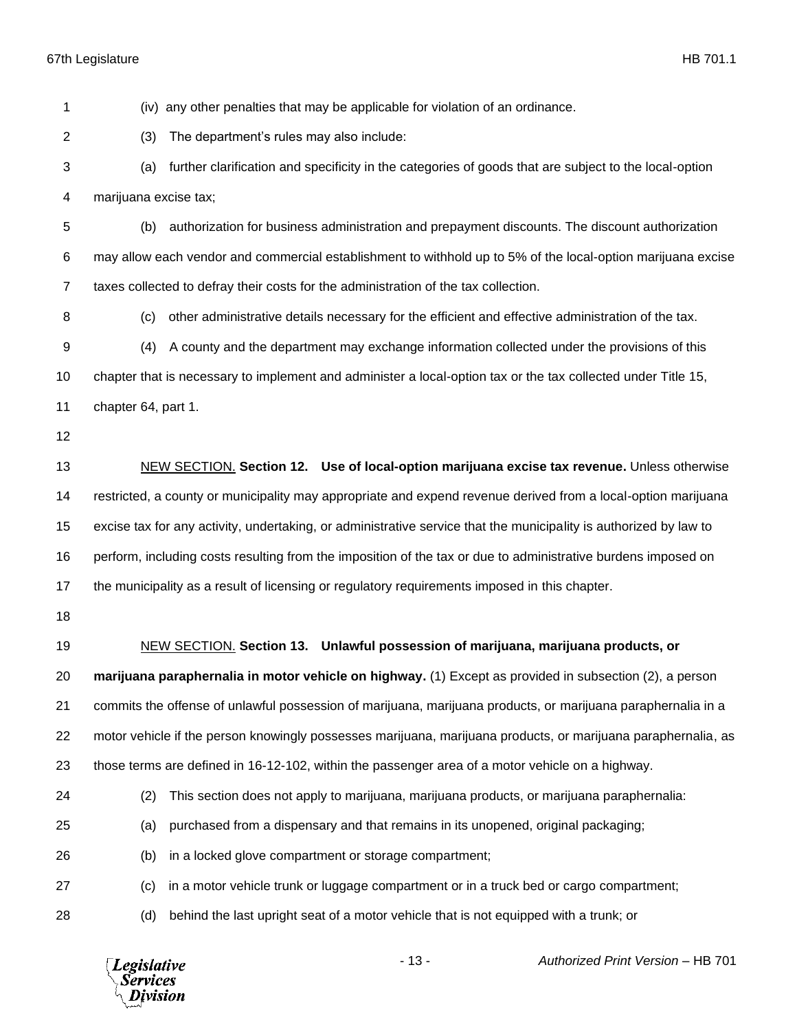(iv) any other penalties that may be applicable for violation of an ordinance.

(3) The department's rules may also include:

(a) further clarification and specificity in the categories of goods that are subject to the local-option marijuana excise tax;

(b) authorization for business administration and prepayment discounts. The discount authorization may allow each vendor and commercial establishment to withhold up to 5% of the local-option marijuana excise taxes collected to defray their costs for the administration of the tax collection.

(c) other administrative details necessary for the efficient and effective administration of the tax.

(4) A county and the department may exchange information collected under the provisions of this chapter that is necessary to implement and administer a local-option tax or the tax collected under Title 15, chapter 64, part 1.

NEW SECTION. **Section 12. Use of local-option marijuana excise tax revenue.** Unless otherwise restricted, a county or municipality may appropriate and expend revenue derived from a local-option marijuana excise tax for any activity, undertaking, or administrative service that the municipality is authorized by law to perform, including costs resulting from the imposition of the tax or due to administrative burdens imposed on the municipality as a result of licensing or regulatory requirements imposed in this chapter.

NEW SECTION. **Section 13. Unlawful possession of marijuana, marijuana products, or marijuana paraphernalia in motor vehicle on highway.** (1) Except as provided in subsection (2), a person commits the offense of unlawful possession of marijuana, marijuana products, or marijuana paraphernalia in a motor vehicle if the person knowingly possesses marijuana, marijuana products, or marijuana paraphernalia, as those terms are defined in 16-12-102, within the passenger area of a motor vehicle on a highway.

(2) This section does not apply to marijuana, marijuana products, or marijuana paraphernalia:

(a) purchased from a dispensary and that remains in its unopened, original packaging;

(b) in a locked glove compartment or storage compartment;

(c) in a motor vehicle trunk or luggage compartment or in a truck bed or cargo compartment;

(d) behind the last upright seat of a motor vehicle that is not equipped with a trunk; or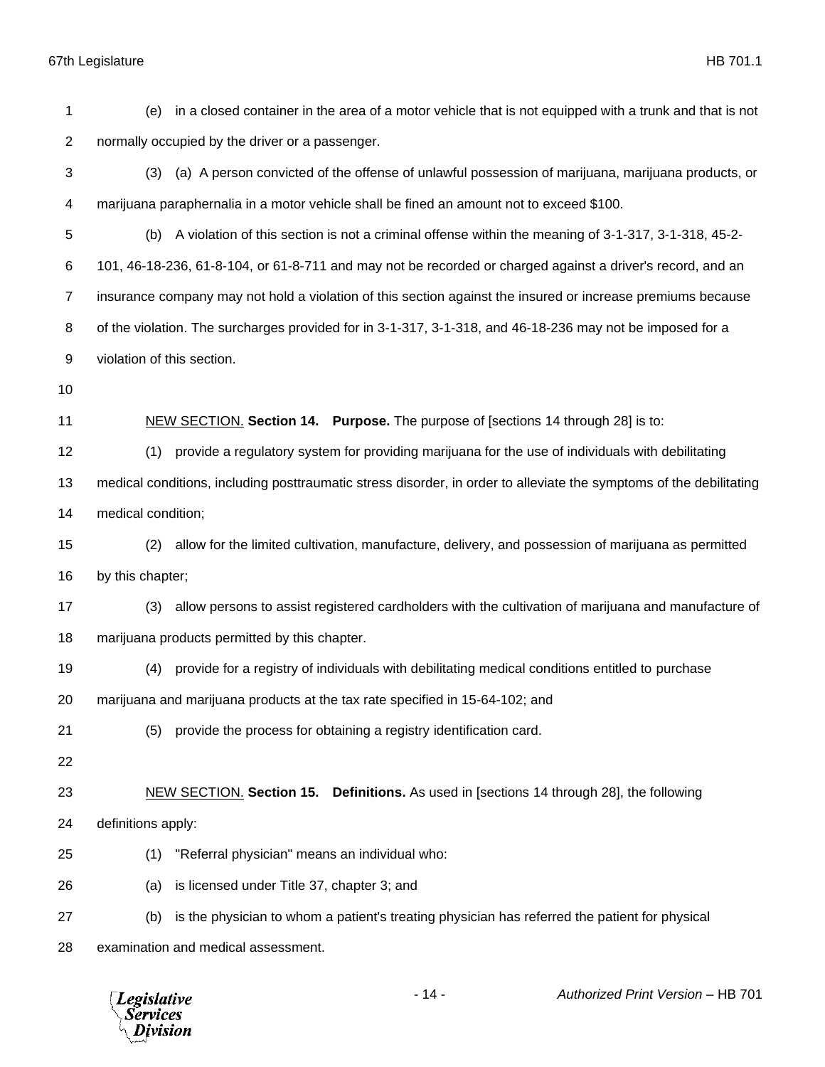(e) in a closed container in the area of a motor vehicle that is not equipped with a trunk and that is not normally occupied by the driver or a passenger.

(3) (a) A person convicted of the offense of unlawful possession of marijuana, marijuana products, or marijuana paraphernalia in a motor vehicle shall be fined an amount not to exceed $100.

(b) A violation of this section is not a criminal offense within the meaning of 3-1-317, 3-1-318, 45-2-101, 46-18-236, 61-8-104, or 61-8-711 and may not be recorded or charged against a driver's record, and an insurance company may not hold a violation of this section against the insured or increase premiums because of the violation. The surcharges provided for in 3-1-317, 3-1-318, and 46-18-236 may not be imposed for a violation of this section.

NEW SECTION. **Section 14. Purpose.** The purpose of [sections 14 through 28] is to:

(1) provide a regulatory system for providing marijuana for the use of individuals with debilitating medical conditions, including posttraumatic stress disorder, in order to alleviate the symptoms of the debilitating medical condition;

(2) allow for the limited cultivation, manufacture, delivery, and possession of marijuana as permitted by this chapter;

(3) allow persons to assist registered cardholders with the cultivation of marijuana and manufacture of marijuana products permitted by this chapter.

(4) provide for a registry of individuals with debilitating medical conditions entitled to purchase marijuana and marijuana products at the tax rate specified in 15-64-102; and

(5) provide the process for obtaining a registry identification card.

NEW SECTION. **Section 15. Definitions.** As used in [sections 14 through 28], the following definitions apply:

(1) "Referral physician" means an individual who:

(a) is licensed under Title 37, chapter 3; and

(b) is the physician to whom a patient's treating physician has referred the patient for physical examination and medical assessment.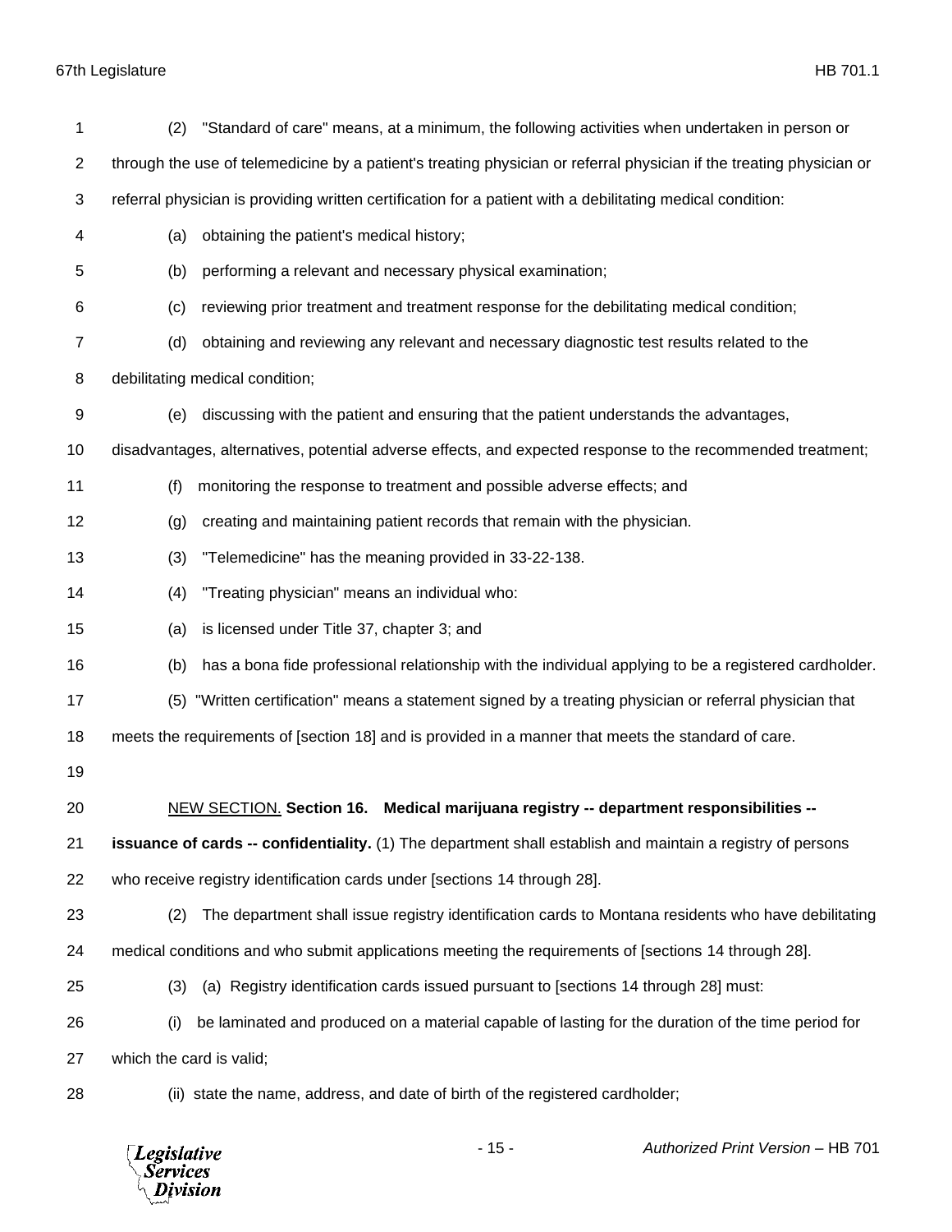(2) "Standard of care" means, at a minimum, the following activities when undertaken in person or through the use of telemedicine by a patient's treating physician or referral physician if the treating physician or referral physician is providing written certification for a patient with a debilitating medical condition:

(a) obtaining the patient's medical history;

(b) performing a relevant and necessary physical examination;

(c) reviewing prior treatment and treatment response for the debilitating medical condition;

(d) obtaining and reviewing any relevant and necessary diagnostic test results related to the debilitating medical condition;

(e) discussing with the patient and ensuring that the patient understands the advantages, disadvantages, alternatives, potential adverse effects, and expected response to the recommended treatment;

(f) monitoring the response to treatment and possible adverse effects; and

(g) creating and maintaining patient records that remain with the physician.

(3) "Telemedicine" has the meaning provided in 33-22-138.

(4) "Treating physician" means an individual who:

(a) is licensed under Title 37, chapter 3; and

(b) has a bona fide professional relationship with the individual applying to be a registered cardholder.

(5) "Written certification" means a statement signed by a treating physician or referral physician that meets the requirements of [section 18] and is provided in a manner that meets the standard of care.

<u>NEW SECTION.</u> **Section 16. Medical marijuana registry -- department responsibilities -- issuance of cards -- confidentiality.** (1) The department shall establish and maintain a registry of persons who receive registry identification cards under [sections 14 through 28].

(2) The department shall issue registry identification cards to Montana residents who have debilitating medical conditions and who submit applications meeting the requirements of [sections 14 through 28].

(3) (a) Registry identification cards issued pursuant to [sections 14 through 28] must:

(i) be laminated and produced on a material capable of lasting for the duration of the time period for which the card is valid;

(ii) state the name, address, and date of birth of the registered cardholder;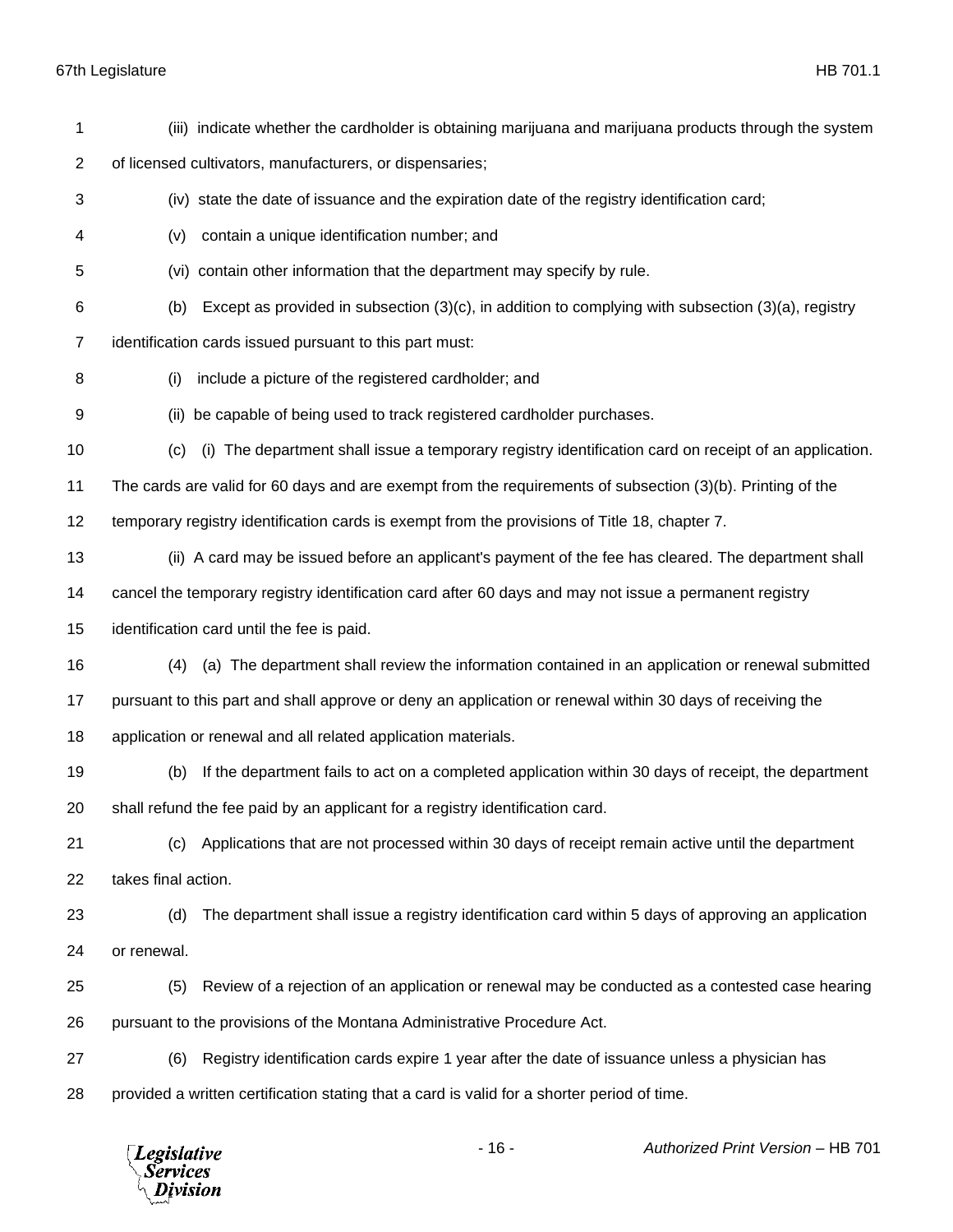(iii) indicate whether the cardholder is obtaining marijuana and marijuana products through the system of licensed cultivators, manufacturers, or dispensaries;

(iv) state the date of issuance and the expiration date of the registry identification card;

(v) contain a unique identification number; and

(vi) contain other information that the department may specify by rule.

(b) Except as provided in subsection (3)(c), in addition to complying with subsection (3)(a), registry identification cards issued pursuant to this part must:

(i) include a picture of the registered cardholder; and

(ii) be capable of being used to track registered cardholder purchases.

(c) (i) The department shall issue a temporary registry identification card on receipt of an application. The cards are valid for 60 days and are exempt from the requirements of subsection (3)(b). Printing of the temporary registry identification cards is exempt from the provisions of Title 18, chapter 7.

(ii) A card may be issued before an applicant's payment of the fee has cleared. The department shall cancel the temporary registry identification card after 60 days and may not issue a permanent registry identification card until the fee is paid.

(4) (a) The department shall review the information contained in an application or renewal submitted pursuant to this part and shall approve or deny an application or renewal within 30 days of receiving the application or renewal and all related application materials.

(b) If the department fails to act on a completed application within 30 days of receipt, the department shall refund the fee paid by an applicant for a registry identification card.

(c) Applications that are not processed within 30 days of receipt remain active until the department takes final action.

(d) The department shall issue a registry identification card within 5 days of approving an application or renewal.

(5) Review of a rejection of an application or renewal may be conducted as a contested case hearing pursuant to the provisions of the Montana Administrative Procedure Act.

(6) Registry identification cards expire 1 year after the date of issuance unless a physician has provided a written certification stating that a card is valid for a shorter period of time.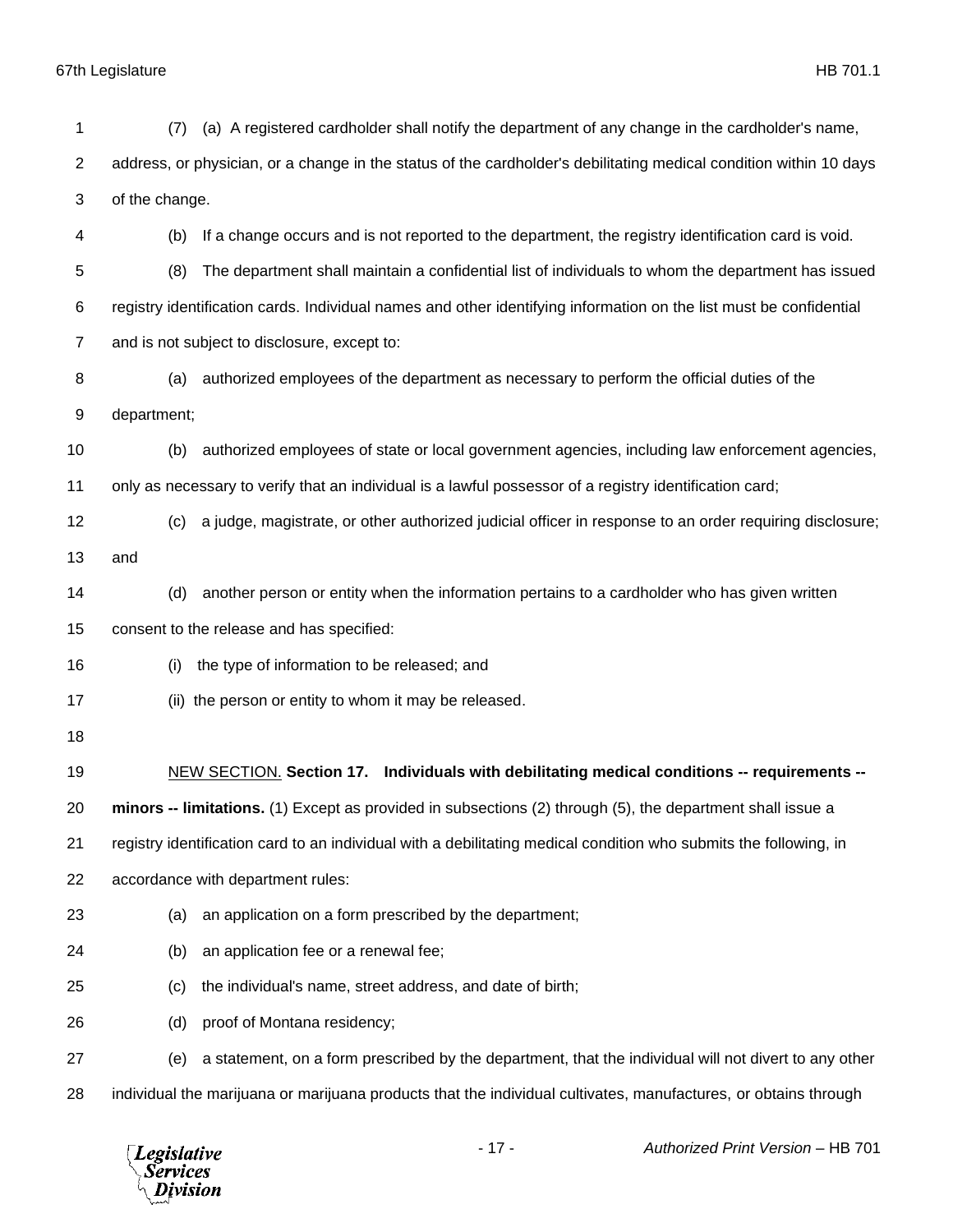(7) (a) A registered cardholder shall notify the department of any change in the cardholder's name, address, or physician, or a change in the status of the cardholder's debilitating medical condition within 10 days of the change.

(b) If a change occurs and is not reported to the department, the registry identification card is void.

(8) The department shall maintain a confidential list of individuals to whom the department has issued registry identification cards. Individual names and other identifying information on the list must be confidential and is not subject to disclosure, except to:

(a) authorized employees of the department as necessary to perform the official duties of the department;

(b) authorized employees of state or local government agencies, including law enforcement agencies, only as necessary to verify that an individual is a lawful possessor of a registry identification card;

(c) a judge, magistrate, or other authorized judicial officer in response to an order requiring disclosure; and

(d) another person or entity when the information pertains to a cardholder who has given written consent to the release and has specified:

(i) the type of information to be released; and

(ii) the person or entity to whom it may be released.

NEW SECTION. **Section 17. Individuals with debilitating medical conditions -- requirements -- minors -- limitations.** (1) Except as provided in subsections (2) through (5), the department shall issue a registry identification card to an individual with a debilitating medical condition who submits the following, in accordance with department rules:

(a) an application on a form prescribed by the department;

(b) an application fee or a renewal fee;

(c) the individual's name, street address, and date of birth;

(d) proof of Montana residency;

(e) a statement, on a form prescribed by the department, that the individual will not divert to any other individual the marijuana or marijuana products that the individual cultivates, manufactures, or obtains through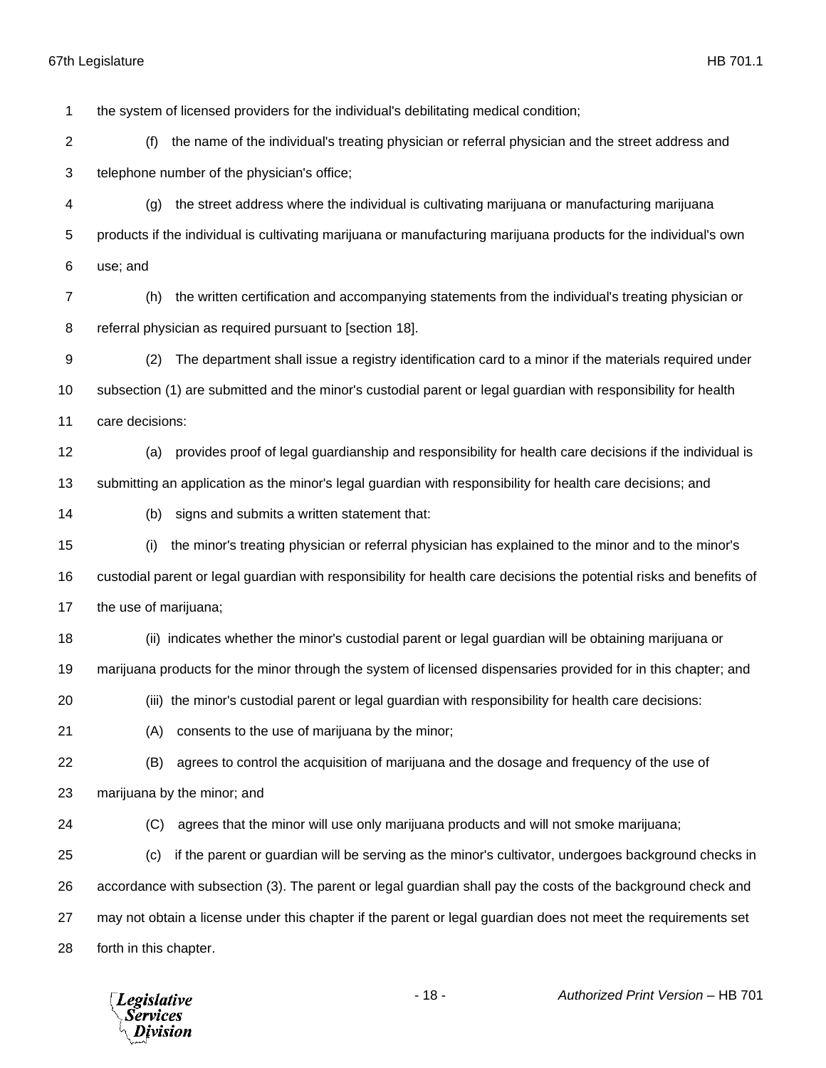the system of licensed providers for the individual's debilitating medical condition;

(f) the name of the individual's treating physician or referral physician and the street address and telephone number of the physician's office;

(g) the street address where the individual is cultivating marijuana or manufacturing marijuana products if the individual is cultivating marijuana or manufacturing marijuana products for the individual's own use; and

(h) the written certification and accompanying statements from the individual's treating physician or referral physician as required pursuant to [section 18].

(2) The department shall issue a registry identification card to a minor if the materials required under subsection (1) are submitted and the minor's custodial parent or legal guardian with responsibility for health care decisions:

(a) provides proof of legal guardianship and responsibility for health care decisions if the individual is submitting an application as the minor's legal guardian with responsibility for health care decisions; and

(b) signs and submits a written statement that:

(i) the minor's treating physician or referral physician has explained to the minor and to the minor's custodial parent or legal guardian with responsibility for health care decisions the potential risks and benefits of the use of marijuana;

(ii) indicates whether the minor's custodial parent or legal guardian will be obtaining marijuana or marijuana products for the minor through the system of licensed dispensaries provided for in this chapter; and

(iii) the minor's custodial parent or legal guardian with responsibility for health care decisions:

(A) consents to the use of marijuana by the minor;

(B) agrees to control the acquisition of marijuana and the dosage and frequency of the use of marijuana by the minor; and

(C) agrees that the minor will use only marijuana products and will not smoke marijuana;

(c) if the parent or guardian will be serving as the minor's cultivator, undergoes background checks in accordance with subsection (3). The parent or legal guardian shall pay the costs of the background check and may not obtain a license under this chapter if the parent or legal guardian does not meet the requirements set forth in this chapter.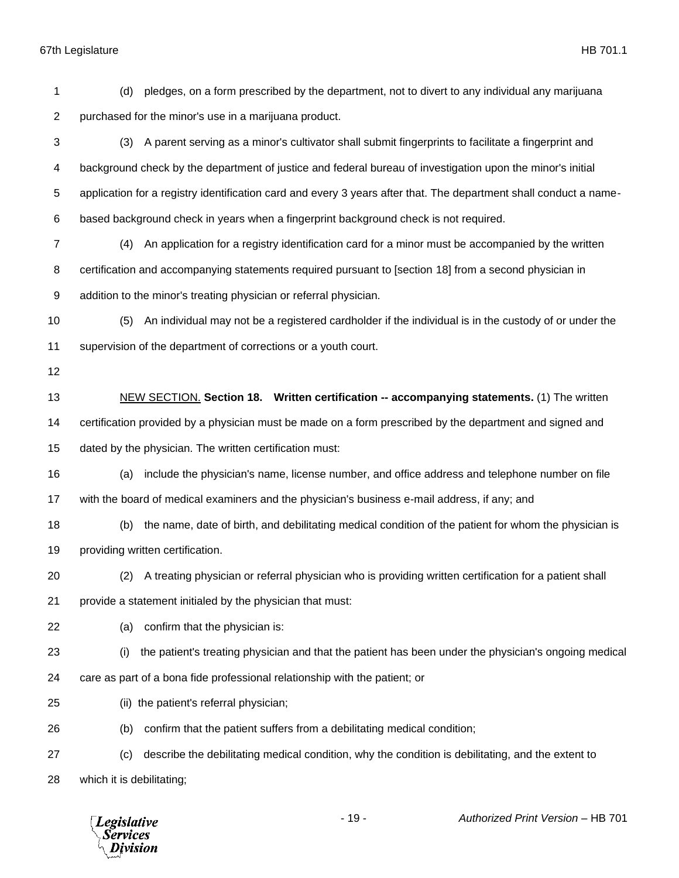(d) pledges, on a form prescribed by the department, not to divert to any individual any marijuana purchased for the minor's use in a marijuana product.

(3) A parent serving as a minor's cultivator shall submit fingerprints to facilitate a fingerprint and background check by the department of justice and federal bureau of investigation upon the minor's initial application for a registry identification card and every 3 years after that. The department shall conduct a name-based background check in years when a fingerprint background check is not required.

(4) An application for a registry identification card for a minor must be accompanied by the written certification and accompanying statements required pursuant to [section 18] from a second physician in addition to the minor's treating physician or referral physician.

(5) An individual may not be a registered cardholder if the individual is in the custody of or under the supervision of the department of corrections or a youth court.

NEW SECTION. **Section 18. Written certification -- accompanying statements.** (1) The written certification provided by a physician must be made on a form prescribed by the department and signed and dated by the physician. The written certification must:

(a) include the physician's name, license number, and office address and telephone number on file with the board of medical examiners and the physician's business e-mail address, if any; and

(b) the name, date of birth, and debilitating medical condition of the patient for whom the physician is providing written certification.

(2) A treating physician or referral physician who is providing written certification for a patient shall provide a statement initialed by the physician that must:

(a) confirm that the physician is:

(i) the patient's treating physician and that the patient has been under the physician's ongoing medical care as part of a bona fide professional relationship with the patient; or

(ii) the patient's referral physician;

(b) confirm that the patient suffers from a debilitating medical condition;

(c) describe the debilitating medical condition, why the condition is debilitating, and the extent to which it is debilitating;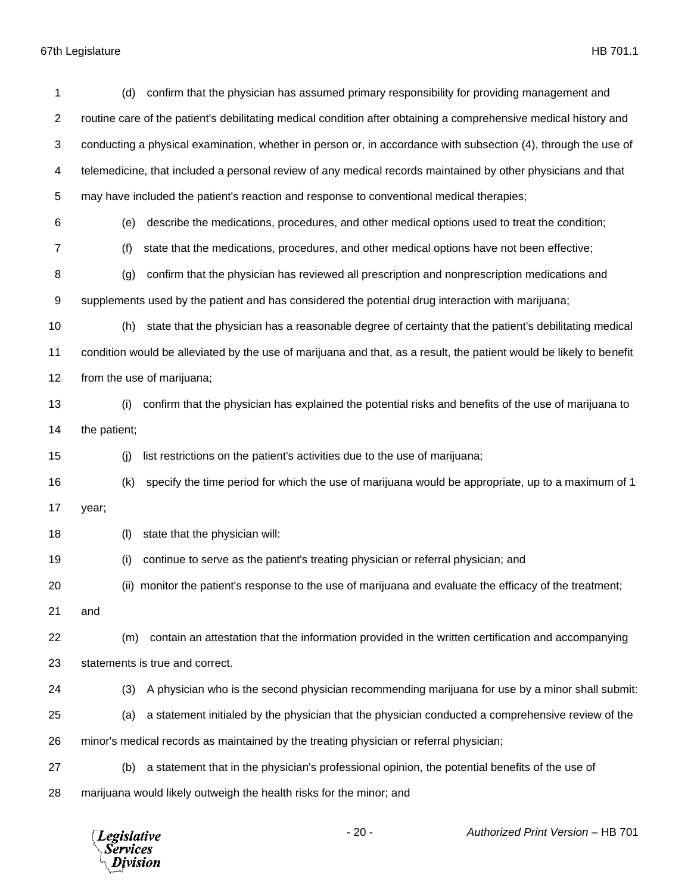(d) confirm that the physician has assumed primary responsibility for providing management and routine care of the patient's debilitating medical condition after obtaining a comprehensive medical history and conducting a physical examination, whether in person or, in accordance with subsection (4), through the use of telemedicine, that included a personal review of any medical records maintained by other physicians and that may have included the patient's reaction and response to conventional medical therapies;

(e) describe the medications, procedures, and other medical options used to treat the condition;

(f) state that the medications, procedures, and other medical options have not been effective;

(g) confirm that the physician has reviewed all prescription and nonprescription medications and supplements used by the patient and has considered the potential drug interaction with marijuana;

(h) state that the physician has a reasonable degree of certainty that the patient's debilitating medical condition would be alleviated by the use of marijuana and that, as a result, the patient would be likely to benefit from the use of marijuana;

(i) confirm that the physician has explained the potential risks and benefits of the use of marijuana to the patient;

(j) list restrictions on the patient's activities due to the use of marijuana;

(k) specify the time period for which the use of marijuana would be appropriate, up to a maximum of 1 year;

(l) state that the physician will:

(i) continue to serve as the patient's treating physician or referral physician; and

(ii) monitor the patient's response to the use of marijuana and evaluate the efficacy of the treatment; and

(m) contain an attestation that the information provided in the written certification and accompanying statements is true and correct.

(3) A physician who is the second physician recommending marijuana for use by a minor shall submit:

(a) a statement initialed by the physician that the physician conducted a comprehensive review of the minor's medical records as maintained by the treating physician or referral physician;

(b) a statement that in the physician's professional opinion, the potential benefits of the use of marijuana would likely outweigh the health risks for the minor; and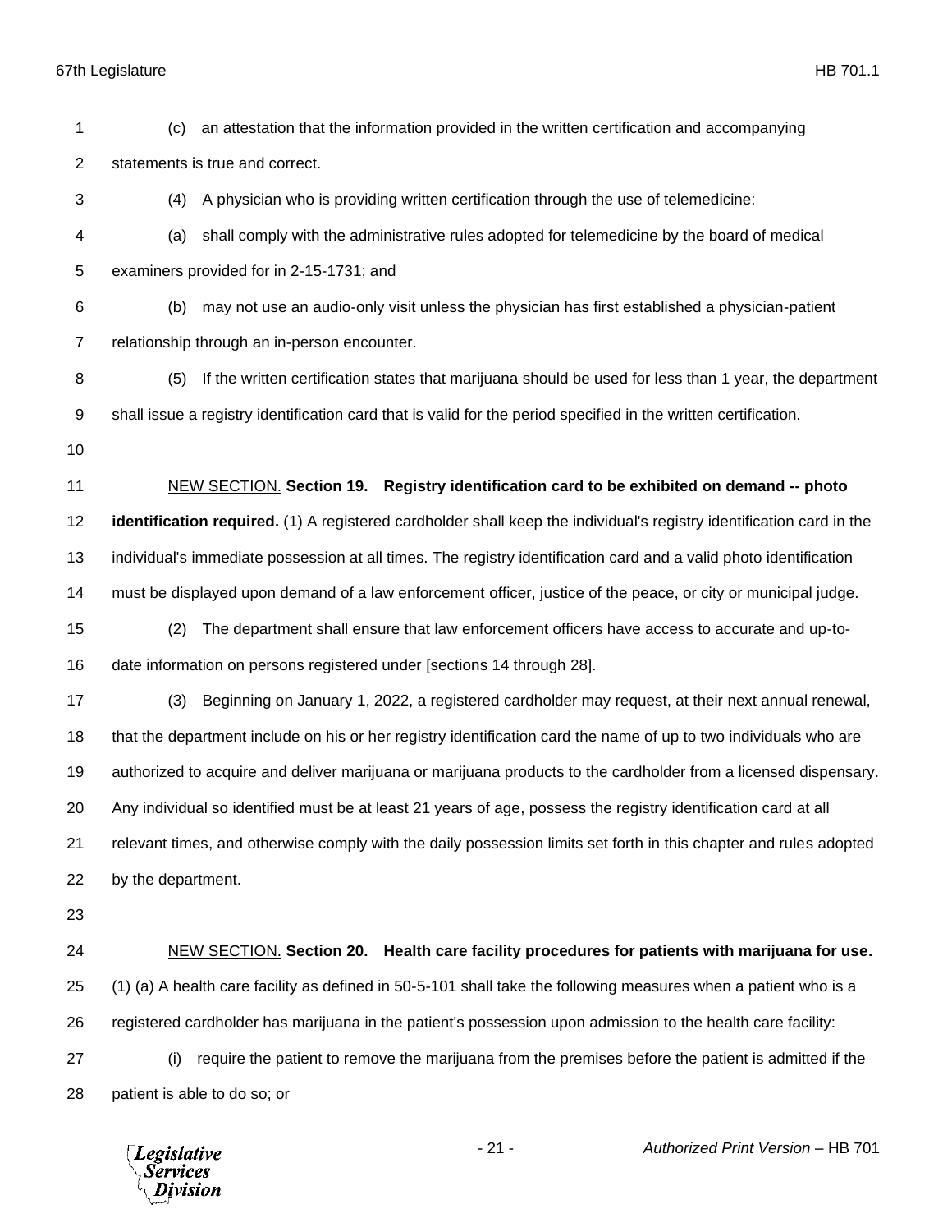(c) an attestation that the information provided in the written certification and accompanying statements is true and correct.

(4) A physician who is providing written certification through the use of telemedicine:

(a) shall comply with the administrative rules adopted for telemedicine by the board of medical examiners provided for in 2-15-1731; and

(b) may not use an audio-only visit unless the physician has first established a physician-patient relationship through an in-person encounter.

(5) If the written certification states that marijuana should be used for less than 1 year, the department shall issue a registry identification card that is valid for the period specified in the written certification.

NEW SECTION. **Section 19. Registry identification card to be exhibited on demand -- photo identification required.** (1) A registered cardholder shall keep the individual's registry identification card in the individual's immediate possession at all times. The registry identification card and a valid photo identification must be displayed upon demand of a law enforcement officer, justice of the peace, or city or municipal judge.

(2) The department shall ensure that law enforcement officers have access to accurate and up-to-date information on persons registered under [sections 14 through 28].

(3) Beginning on January 1, 2022, a registered cardholder may request, at their next annual renewal, that the department include on his or her registry identification card the name of up to two individuals who are authorized to acquire and deliver marijuana or marijuana products to the cardholder from a licensed dispensary. Any individual so identified must be at least 21 years of age, possess the registry identification card at all relevant times, and otherwise comply with the daily possession limits set forth in this chapter and rules adopted by the department.

NEW SECTION. **Section 20. Health care facility procedures for patients with marijuana for use.** (1) (a) A health care facility as defined in 50-5-101 shall take the following measures when a patient who is a registered cardholder has marijuana in the patient's possession upon admission to the health care facility:

(i) require the patient to remove the marijuana from the premises before the patient is admitted if the patient is able to do so; or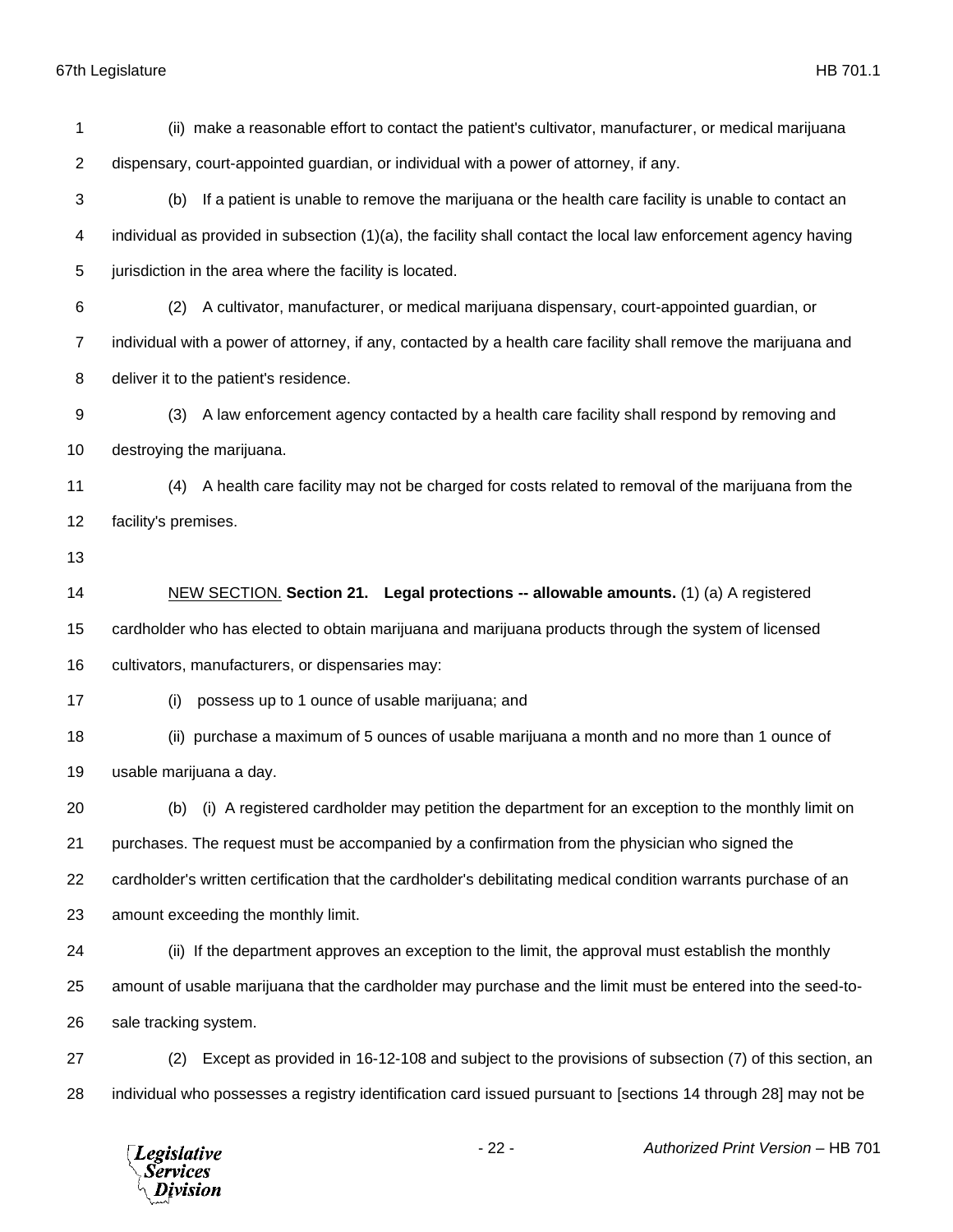(ii) make a reasonable effort to contact the patient's cultivator, manufacturer, or medical marijuana dispensary, court-appointed guardian, or individual with a power of attorney, if any.

(b) If a patient is unable to remove the marijuana or the health care facility is unable to contact an individual as provided in subsection (1)(a), the facility shall contact the local law enforcement agency having jurisdiction in the area where the facility is located.

(2) A cultivator, manufacturer, or medical marijuana dispensary, court-appointed guardian, or individual with a power of attorney, if any, contacted by a health care facility shall remove the marijuana and deliver it to the patient's residence.

(3) A law enforcement agency contacted by a health care facility shall respond by removing and destroying the marijuana.

(4) A health care facility may not be charged for costs related to removal of the marijuana from the facility's premises.

NEW SECTION. **Section 21. Legal protections -- allowable amounts.** (1) (a) A registered cardholder who has elected to obtain marijuana and marijuana products through the system of licensed cultivators, manufacturers, or dispensaries may:

(i) possess up to 1 ounce of usable marijuana; and

(ii) purchase a maximum of 5 ounces of usable marijuana a month and no more than 1 ounce of usable marijuana a day.

(b) (i) A registered cardholder may petition the department for an exception to the monthly limit on purchases. The request must be accompanied by a confirmation from the physician who signed the cardholder's written certification that the cardholder's debilitating medical condition warrants purchase of an amount exceeding the monthly limit.

(ii) If the department approves an exception to the limit, the approval must establish the monthly amount of usable marijuana that the cardholder may purchase and the limit must be entered into the seed-to-sale tracking system.

(2) Except as provided in 16-12-108 and subject to the provisions of subsection (7) of this section, an individual who possesses a registry identification card issued pursuant to [sections 14 through 28] may not be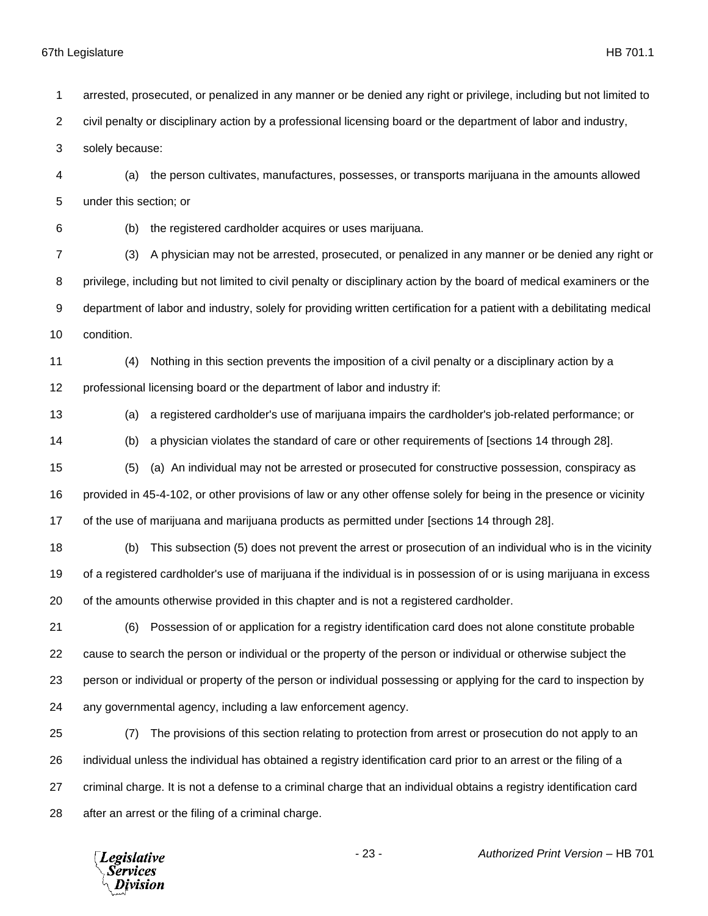arrested, prosecuted, or penalized in any manner or be denied any right or privilege, including but not limited to civil penalty or disciplinary action by a professional licensing board or the department of labor and industry, solely because:

(a) the person cultivates, manufactures, possesses, or transports marijuana in the amounts allowed under this section; or

(b) the registered cardholder acquires or uses marijuana.

(3) A physician may not be arrested, prosecuted, or penalized in any manner or be denied any right or privilege, including but not limited to civil penalty or disciplinary action by the board of medical examiners or the department of labor and industry, solely for providing written certification for a patient with a debilitating medical condition.

(4) Nothing in this section prevents the imposition of a civil penalty or a disciplinary action by a professional licensing board or the department of labor and industry if:

(a) a registered cardholder's use of marijuana impairs the cardholder's job-related performance; or

(b) a physician violates the standard of care or other requirements of [sections 14 through 28].

(5) (a) An individual may not be arrested or prosecuted for constructive possession, conspiracy as provided in 45-4-102, or other provisions of law or any other offense solely for being in the presence or vicinity of the use of marijuana and marijuana products as permitted under [sections 14 through 28].

(b) This subsection (5) does not prevent the arrest or prosecution of an individual who is in the vicinity of a registered cardholder's use of marijuana if the individual is in possession of or is using marijuana in excess of the amounts otherwise provided in this chapter and is not a registered cardholder.

(6) Possession of or application for a registry identification card does not alone constitute probable cause to search the person or individual or the property of the person or individual or otherwise subject the person or individual or property of the person or individual possessing or applying for the card to inspection by any governmental agency, including a law enforcement agency.

(7) The provisions of this section relating to protection from arrest or prosecution do not apply to an individual unless the individual has obtained a registry identification card prior to an arrest or the filing of a criminal charge. It is not a defense to a criminal charge that an individual obtains a registry identification card after an arrest or the filing of a criminal charge.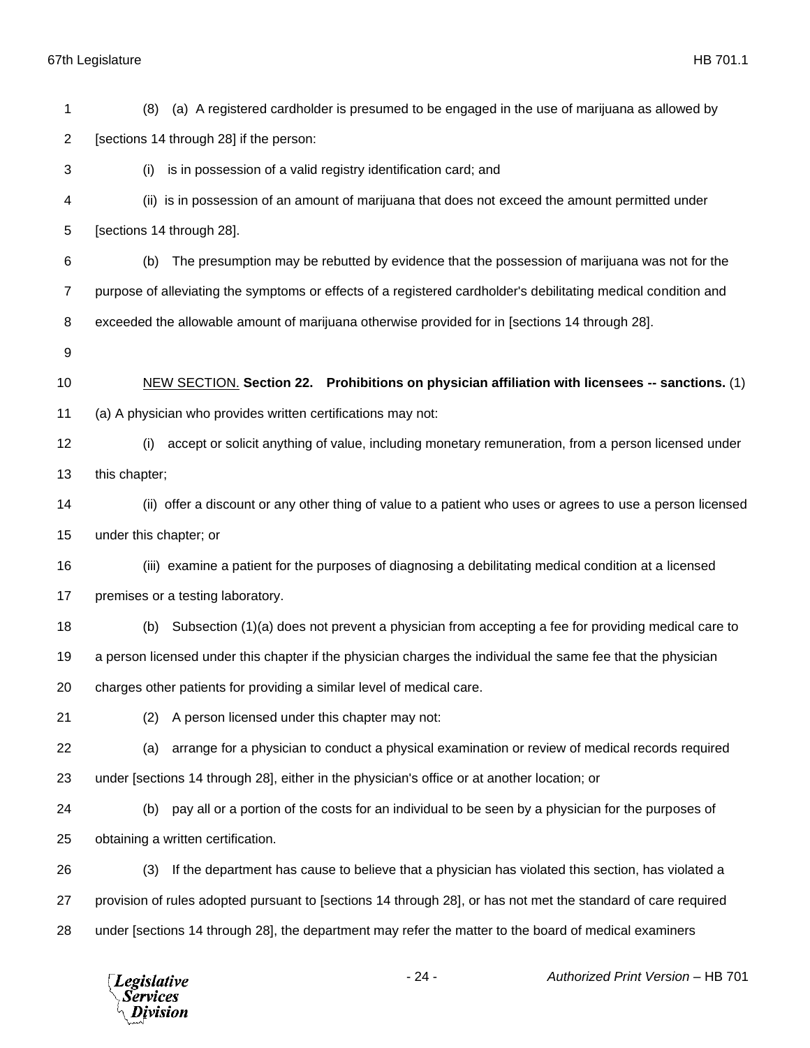(8) (a) A registered cardholder is presumed to be engaged in the use of marijuana as allowed by [sections 14 through 28] if the person:

(i) is in possession of a valid registry identification card; and

(ii) is in possession of an amount of marijuana that does not exceed the amount permitted under [sections 14 through 28].

(b) The presumption may be rebutted by evidence that the possession of marijuana was not for the purpose of alleviating the symptoms or effects of a registered cardholder's debilitating medical condition and exceeded the allowable amount of marijuana otherwise provided for in [sections 14 through 28].

NEW SECTION. **Section 22. Prohibitions on physician affiliation with licensees -- sanctions.** (1) (a) A physician who provides written certifications may not:

(i) accept or solicit anything of value, including monetary remuneration, from a person licensed under this chapter;

(ii) offer a discount or any other thing of value to a patient who uses or agrees to use a person licensed under this chapter; or

(iii) examine a patient for the purposes of diagnosing a debilitating medical condition at a licensed premises or a testing laboratory.

(b) Subsection (1)(a) does not prevent a physician from accepting a fee for providing medical care to a person licensed under this chapter if the physician charges the individual the same fee that the physician charges other patients for providing a similar level of medical care.

(2) A person licensed under this chapter may not:

(a) arrange for a physician to conduct a physical examination or review of medical records required under [sections 14 through 28], either in the physician's office or at another location; or

(b) pay all or a portion of the costs for an individual to be seen by a physician for the purposes of obtaining a written certification.

(3) If the department has cause to believe that a physician has violated this section, has violated a provision of rules adopted pursuant to [sections 14 through 28], or has not met the standard of care required under [sections 14 through 28], the department may refer the matter to the board of medical examiners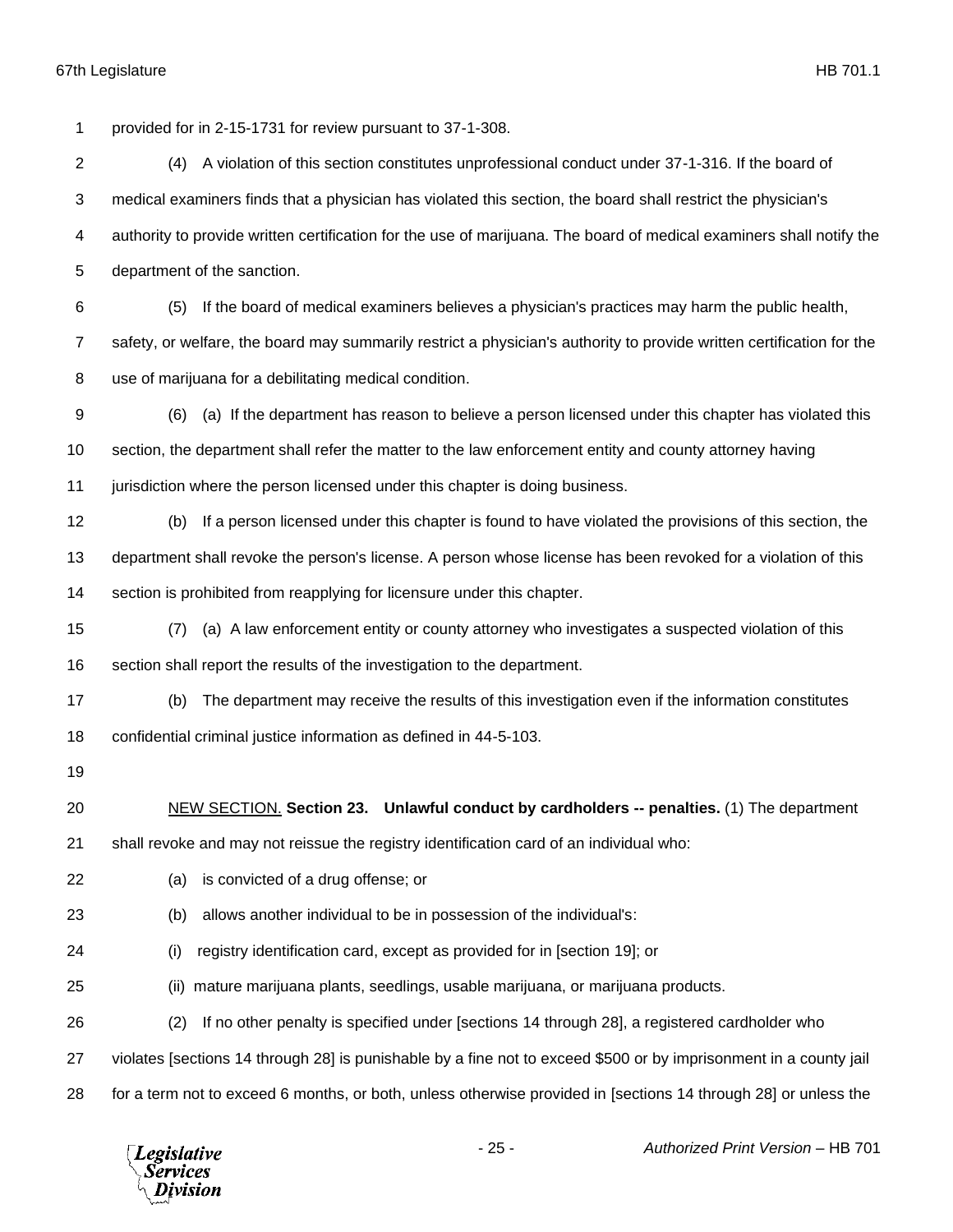provided for in 2-15-1731 for review pursuant to 37-1-308.

(4) A violation of this section constitutes unprofessional conduct under 37-1-316. If the board of medical examiners finds that a physician has violated this section, the board shall restrict the physician's authority to provide written certification for the use of marijuana. The board of medical examiners shall notify the department of the sanction.

(5) If the board of medical examiners believes a physician's practices may harm the public health, safety, or welfare, the board may summarily restrict a physician's authority to provide written certification for the use of marijuana for a debilitating medical condition.

(6) (a) If the department has reason to believe a person licensed under this chapter has violated this section, the department shall refer the matter to the law enforcement entity and county attorney having jurisdiction where the person licensed under this chapter is doing business.

(b) If a person licensed under this chapter is found to have violated the provisions of this section, the department shall revoke the person's license. A person whose license has been revoked for a violation of this section is prohibited from reapplying for licensure under this chapter.

(7) (a) A law enforcement entity or county attorney who investigates a suspected violation of this section shall report the results of the investigation to the department.

(b) The department may receive the results of this investigation even if the information constitutes confidential criminal justice information as defined in 44-5-103.

NEW SECTION. **Section 23. Unlawful conduct by cardholders -- penalties.** (1) The department shall revoke and may not reissue the registry identification card of an individual who:

(a) is convicted of a drug offense; or

(b) allows another individual to be in possession of the individual's:

(i) registry identification card, except as provided for in [section 19]; or

(ii) mature marijuana plants, seedlings, usable marijuana, or marijuana products.

(2) If no other penalty is specified under [sections 14 through 28], a registered cardholder who violates [sections 14 through 28] is punishable by a fine not to exceed $500 or by imprisonment in a county jail for a term not to exceed 6 months, or both, unless otherwise provided in [sections 14 through 28] or unless the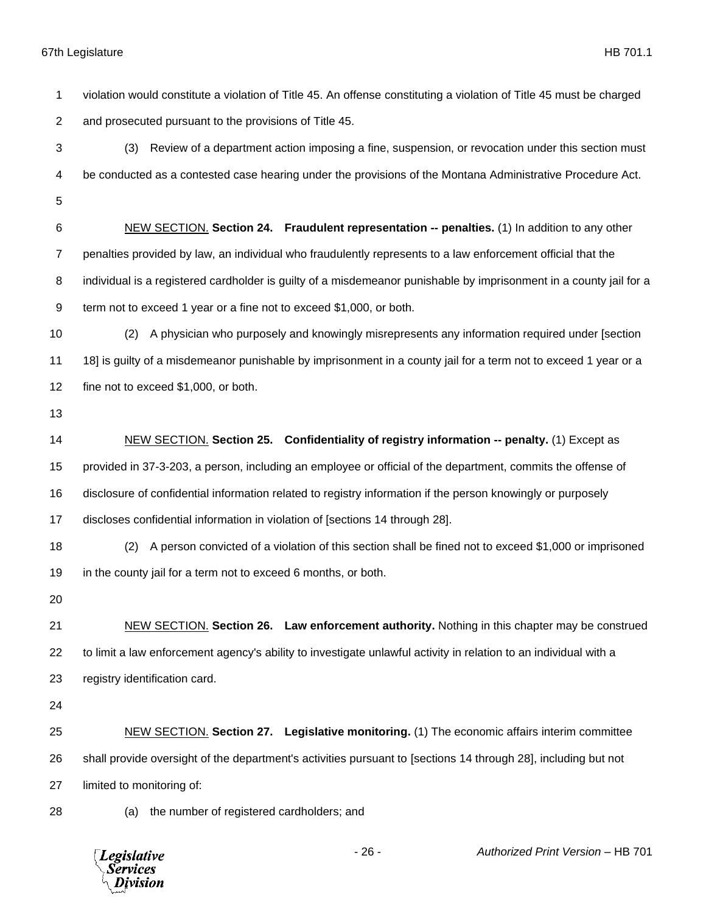violation would constitute a violation of Title 45. An offense constituting a violation of Title 45 must be charged and prosecuted pursuant to the provisions of Title 45.

(3) Review of a department action imposing a fine, suspension, or revocation under this section must be conducted as a contested case hearing under the provisions of the Montana Administrative Procedure Act.

NEW SECTION. **Section 24. Fraudulent representation -- penalties.** (1) In addition to any other penalties provided by law, an individual who fraudulently represents to a law enforcement official that the individual is a registered cardholder is guilty of a misdemeanor punishable by imprisonment in a county jail for a term not to exceed 1 year or a fine not to exceed $1,000, or both.

(2) A physician who purposely and knowingly misrepresents any information required under [section 18] is guilty of a misdemeanor punishable by imprisonment in a county jail for a term not to exceed 1 year or a fine not to exceed $1,000, or both.

NEW SECTION. **Section 25. Confidentiality of registry information -- penalty.** (1) Except as provided in 37-3-203, a person, including an employee or official of the department, commits the offense of disclosure of confidential information related to registry information if the person knowingly or purposely discloses confidential information in violation of [sections 14 through 28].

(2) A person convicted of a violation of this section shall be fined not to exceed $1,000 or imprisoned in the county jail for a term not to exceed 6 months, or both.

NEW SECTION. **Section 26. Law enforcement authority.** Nothing in this chapter may be construed to limit a law enforcement agency's ability to investigate unlawful activity in relation to an individual with a registry identification card.

NEW SECTION. **Section 27. Legislative monitoring.** (1) The economic affairs interim committee shall provide oversight of the department's activities pursuant to [sections 14 through 28], including but not limited to monitoring of:

(a) the number of registered cardholders; and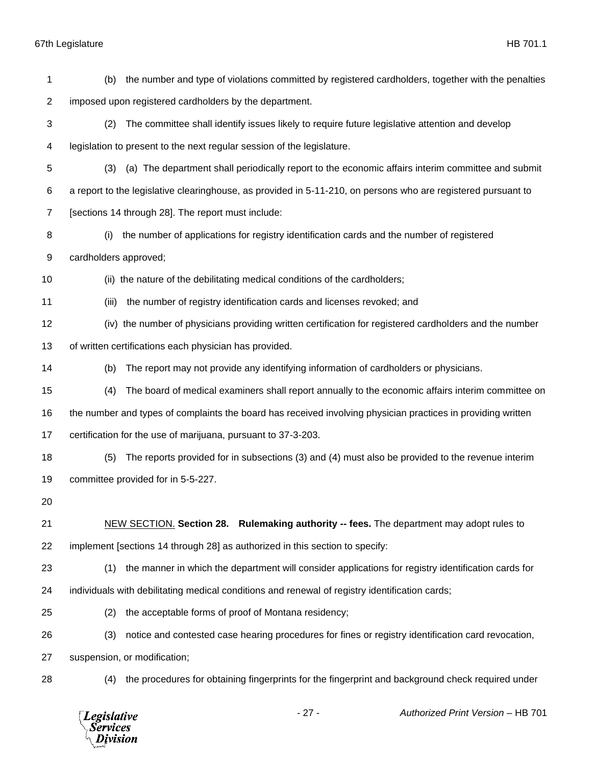(b) the number and type of violations committed by registered cardholders, together with the penalties imposed upon registered cardholders by the department.

(2) The committee shall identify issues likely to require future legislative attention and develop legislation to present to the next regular session of the legislature.

(3) (a) The department shall periodically report to the economic affairs interim committee and submit a report to the legislative clearinghouse, as provided in 5-11-210, on persons who are registered pursuant to [sections 14 through 28]. The report must include:

(i) the number of applications for registry identification cards and the number of registered cardholders approved;

(ii) the nature of the debilitating medical conditions of the cardholders;

(iii) the number of registry identification cards and licenses revoked; and

(iv) the number of physicians providing written certification for registered cardholders and the number of written certifications each physician has provided.

(b) The report may not provide any identifying information of cardholders or physicians.

(4) The board of medical examiners shall report annually to the economic affairs interim committee on the number and types of complaints the board has received involving physician practices in providing written certification for the use of marijuana, pursuant to 37-3-203.

(5) The reports provided for in subsections (3) and (4) must also be provided to the revenue interim committee provided for in 5-5-227.

NEW SECTION. **Section 28. Rulemaking authority -- fees.** The department may adopt rules to implement [sections 14 through 28] as authorized in this section to specify:

(1) the manner in which the department will consider applications for registry identification cards for individuals with debilitating medical conditions and renewal of registry identification cards;

(2) the acceptable forms of proof of Montana residency;

(3) notice and contested case hearing procedures for fines or registry identification card revocation, suspension, or modification;

(4) the procedures for obtaining fingerprints for the fingerprint and background check required under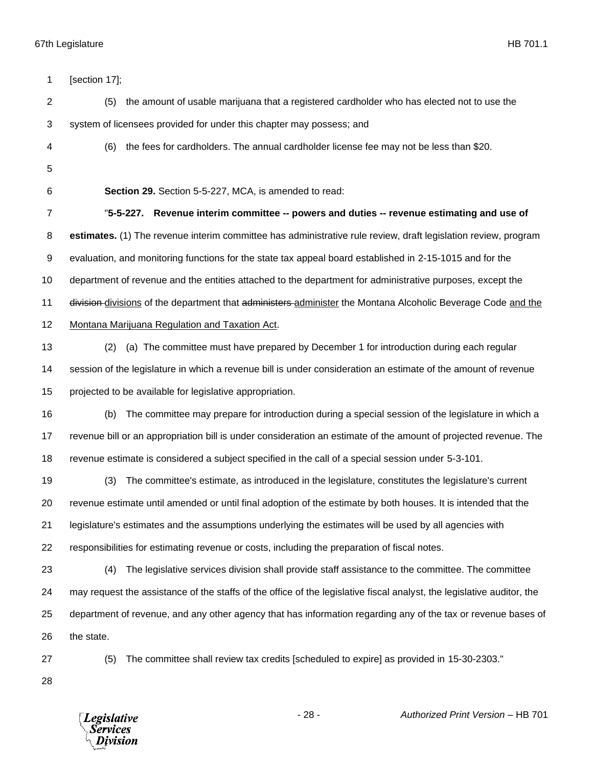[section 17];

(5) the amount of usable marijuana that a registered cardholder who has elected not to use the system of licensees provided for under this chapter may possess; and

(6) the fees for cardholders. The annual cardholder license fee may not be less than $20.

**Section 29.** Section 5-5-227, MCA, is amended to read:

"**5-5-227. Revenue interim committee -- powers and duties -- revenue estimating and use of estimates.** (1) The revenue interim committee has administrative rule review, draft legislation review, program evaluation, and monitoring functions for the state tax appeal board established in 2-15-1015 and for the department of revenue and the entities attached to the department for administrative purposes, except the ~~division~~ divisions of the department that ~~administers~~ administer the Montana Alcoholic Beverage Code and the Montana Marijuana Regulation and Taxation Act.

(2) (a) The committee must have prepared by December 1 for introduction during each regular session of the legislature in which a revenue bill is under consideration an estimate of the amount of revenue projected to be available for legislative appropriation.

(b) The committee may prepare for introduction during a special session of the legislature in which a revenue bill or an appropriation bill is under consideration an estimate of the amount of projected revenue. The revenue estimate is considered a subject specified in the call of a special session under 5-3-101.

(3) The committee's estimate, as introduced in the legislature, constitutes the legislature's current revenue estimate until amended or until final adoption of the estimate by both houses. It is intended that the legislature's estimates and the assumptions underlying the estimates will be used by all agencies with responsibilities for estimating revenue or costs, including the preparation of fiscal notes.

(4) The legislative services division shall provide staff assistance to the committee. The committee may request the assistance of the staffs of the office of the legislative fiscal analyst, the legislative auditor, the department of revenue, and any other agency that has information regarding any of the tax or revenue bases of the state.

(5) The committee shall review tax credits [scheduled to expire] as provided in 15-30-2303."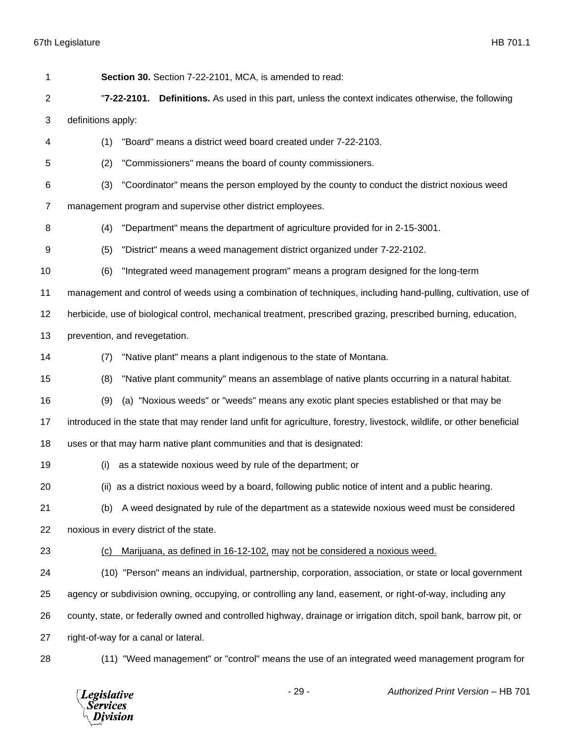**Section 30.** Section 7-22-2101, MCA, is amended to read:

"**7-22-2101. Definitions.** As used in this part, unless the context indicates otherwise, the following definitions apply:

(1) "Board" means a district weed board created under 7-22-2103.

(2) "Commissioners" means the board of county commissioners.

(3) "Coordinator" means the person employed by the county to conduct the district noxious weed management program and supervise other district employees.

(4) "Department" means the department of agriculture provided for in 2-15-3001.

(5) "District" means a weed management district organized under 7-22-2102.

(6) "Integrated weed management program" means a program designed for the long-term management and control of weeds using a combination of techniques, including hand-pulling, cultivation, use of herbicide, use of biological control, mechanical treatment, prescribed grazing, prescribed burning, education, prevention, and revegetation.

(7) "Native plant" means a plant indigenous to the state of Montana.

(8) "Native plant community" means an assemblage of native plants occurring in a natural habitat.

(9) (a) "Noxious weeds" or "weeds" means any exotic plant species established or that may be introduced in the state that may render land unfit for agriculture, forestry, livestock, wildlife, or other beneficial uses or that may harm native plant communities and that is designated:

(i) as a statewide noxious weed by rule of the department; or

(ii) as a district noxious weed by a board, following public notice of intent and a public hearing.

(b) A weed designated by rule of the department as a statewide noxious weed must be considered noxious in every district of the state.

<u>(c) Marijuana, as defined in 16-12-102,</u> <u>may</u> <u>not be considered a noxious weed.</u>

(10) "Person" means an individual, partnership, corporation, association, or state or local government agency or subdivision owning, occupying, or controlling any land, easement, or right-of-way, including any county, state, or federally owned and controlled highway, drainage or irrigation ditch, spoil bank, barrow pit, or right-of-way for a canal or lateral.

(11) "Weed management" or "control" means the use of an integrated weed management program for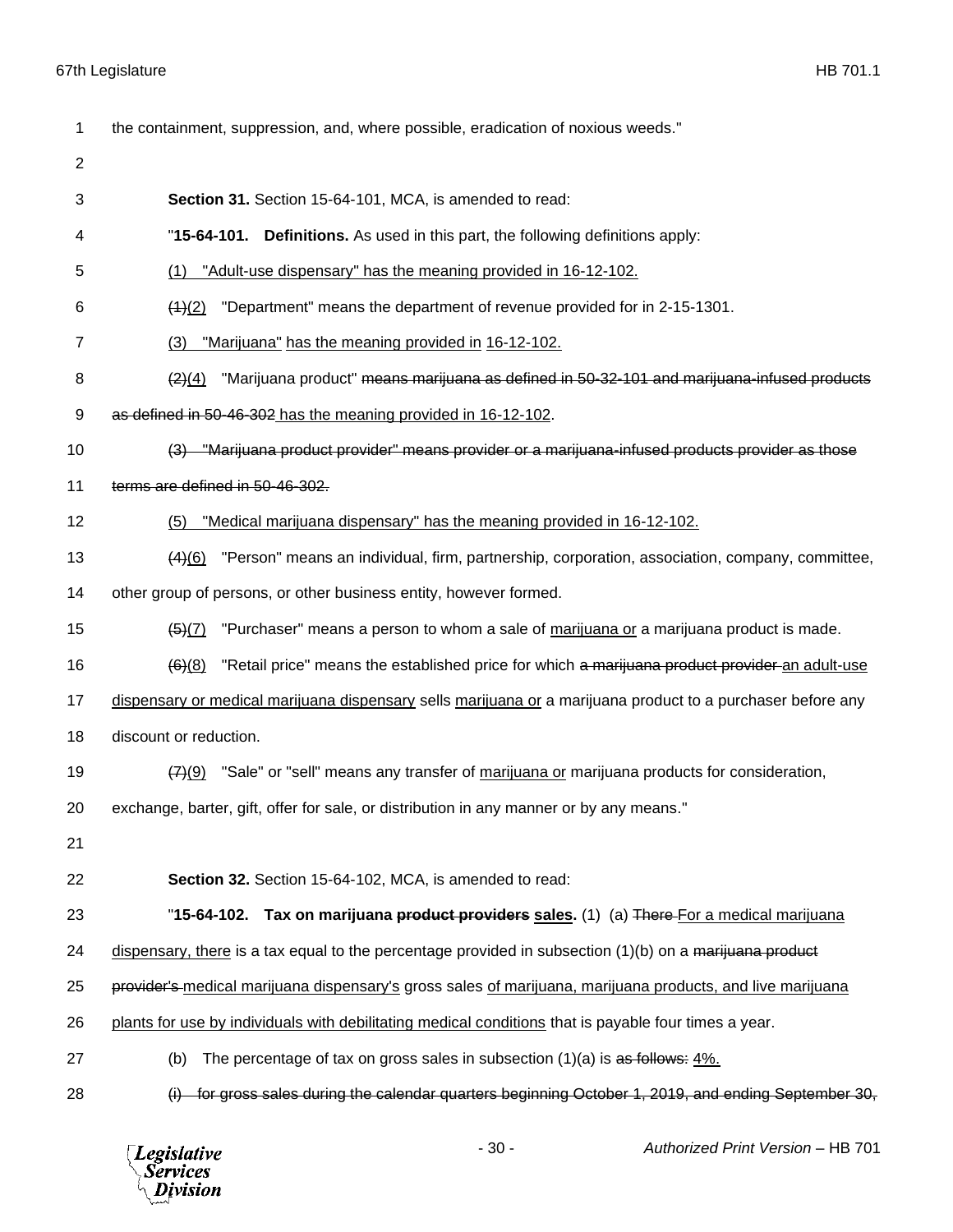the containment, suppression, and, where possible, eradication of noxious weeds."

**Section 31.** Section 15-64-101, MCA, is amended to read:

"**15-64-101. Definitions.** As used in this part, the following definitions apply:

<u>(1) "Adult-use dispensary" has the meaning provided in 16-12-102.</u>

~~(1)~~<u>(2)</u> "Department" means the department of revenue provided for in 2-15-1301.

<u>(3) "Marijuana" has the meaning provided in 16-12-102.</u>

~~(2)~~<u>(4)</u> "Marijuana product" ~~means marijuana as defined in 50-32-101 and marijuana-infused products as defined in 50-46-302~~ <u>has the meaning provided in 16-12-102</u>.

~~(3) "Marijuana product provider" means provider or a marijuana-infused products provider as those terms are defined in 50-46-302.~~

<u>(5) "Medical marijuana dispensary" has the meaning provided in 16-12-102.</u>

~~(4)~~<u>(6)</u> "Person" means an individual, firm, partnership, corporation, association, company, committee, other group of persons, or other business entity, however formed.

~~(5)~~<u>(7)</u> "Purchaser" means a person to whom a sale of <u>marijuana or</u> a marijuana product is made.

~~(6)~~<u>(8)</u> "Retail price" means the established price for which ~~a marijuana product provider~~ <u>an adult-use dispensary or medical marijuana dispensary</u> sells <u>marijuana or</u> a marijuana product to a purchaser before any discount or reduction.

~~(7)~~<u>(9)</u> "Sale" or "sell" means any transfer of <u>marijuana or</u> marijuana products for consideration, exchange, barter, gift, offer for sale, or distribution in any manner or by any means."

**Section 32.** Section 15-64-102, MCA, is amended to read:

"**15-64-102. Tax on marijuana ~~product providers~~ <u>sales</u>.** (1) (a) ~~There~~ <u>For a medical marijuana dispensary, there</u> is a tax equal to the percentage provided in subsection (1)(b) on a ~~marijuana product provider's~~ <u>medical marijuana dispensary's</u> gross sales <u>of marijuana, marijuana products, and live marijuana plants for use by individuals with debilitating medical conditions</u> that is payable four times a year.

(b) The percentage of tax on gross sales in subsection (1)(a) is ~~as follows:~~ <u>4%.</u>

~~(i) for gross sales during the calendar quarters beginning October 1, 2019, and ending September 30,~~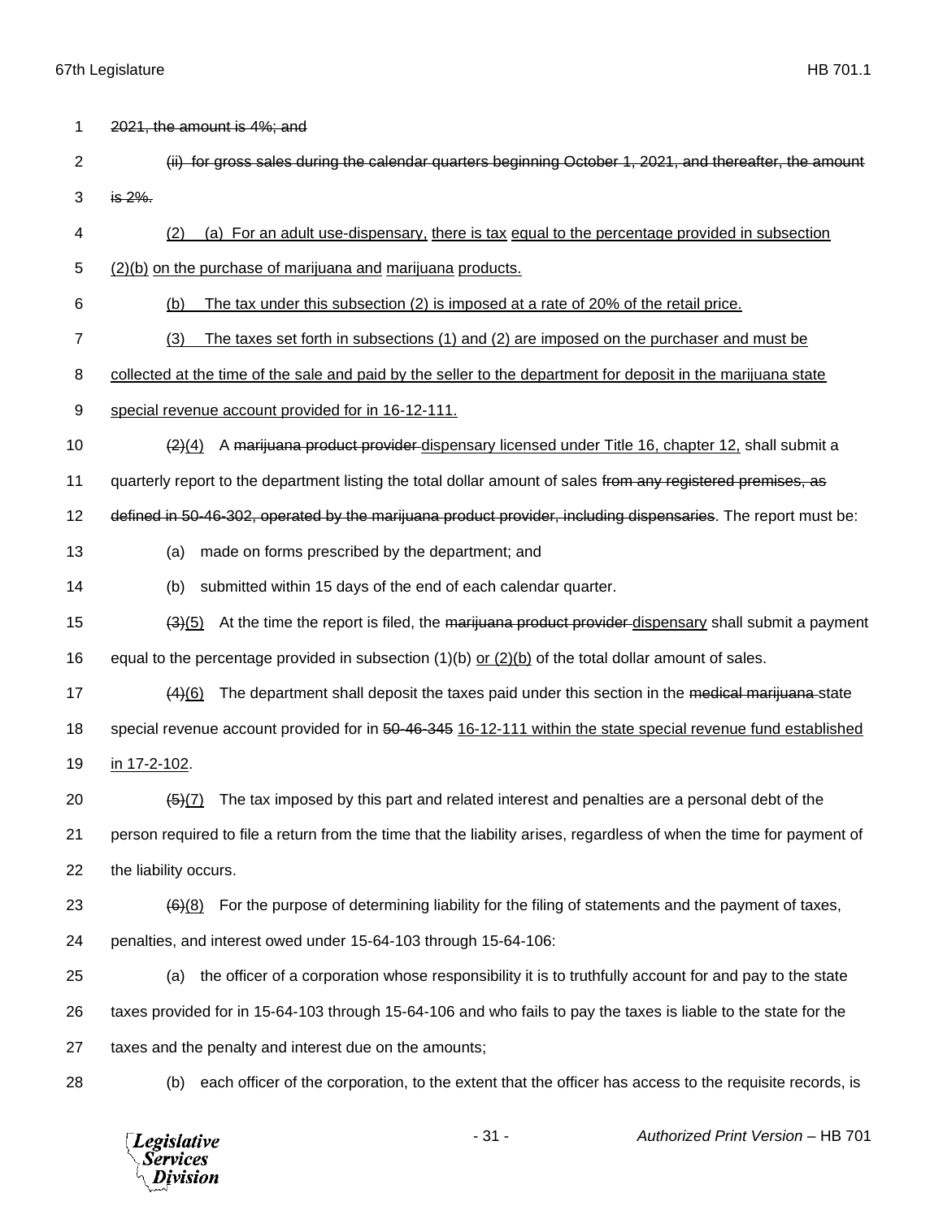2021, the amount is 4%; and

(ii) for gross sales during the calendar quarters beginning October 1, 2021, and thereafter, the amount is 2%.

(2) (a) For an adult use-dispensary, there is tax equal to the percentage provided in subsection (2)(b) on the purchase of marijuana and marijuana products.

(b) The tax under this subsection (2) is imposed at a rate of 20% of the retail price.

(3) The taxes set forth in subsections (1) and (2) are imposed on the purchaser and must be collected at the time of the sale and paid by the seller to the department for deposit in the marijuana state special revenue account provided for in 16-12-111.

(2)(4) A marijuana product provider dispensary licensed under Title 16, chapter 12, shall submit a quarterly report to the department listing the total dollar amount of sales from any registered premises, as defined in 50-46-302, operated by the marijuana product provider, including dispensaries. The report must be:

(a) made on forms prescribed by the department; and

(b) submitted within 15 days of the end of each calendar quarter.

(3)(5) At the time the report is filed, the marijuana product provider dispensary shall submit a payment equal to the percentage provided in subsection (1)(b) or (2)(b) of the total dollar amount of sales.

(4)(6) The department shall deposit the taxes paid under this section in the medical marijuana state special revenue account provided for in 50-46-345 16-12-111 within the state special revenue fund established in 17-2-102.

(5)(7) The tax imposed by this part and related interest and penalties are a personal debt of the person required to file a return from the time that the liability arises, regardless of when the time for payment of the liability occurs.

(6)(8) For the purpose of determining liability for the filing of statements and the payment of taxes, penalties, and interest owed under 15-64-103 through 15-64-106:

(a) the officer of a corporation whose responsibility it is to truthfully account for and pay to the state taxes provided for in 15-64-103 through 15-64-106 and who fails to pay the taxes is liable to the state for the taxes and the penalty and interest due on the amounts;

(b) each officer of the corporation, to the extent that the officer has access to the requisite records, is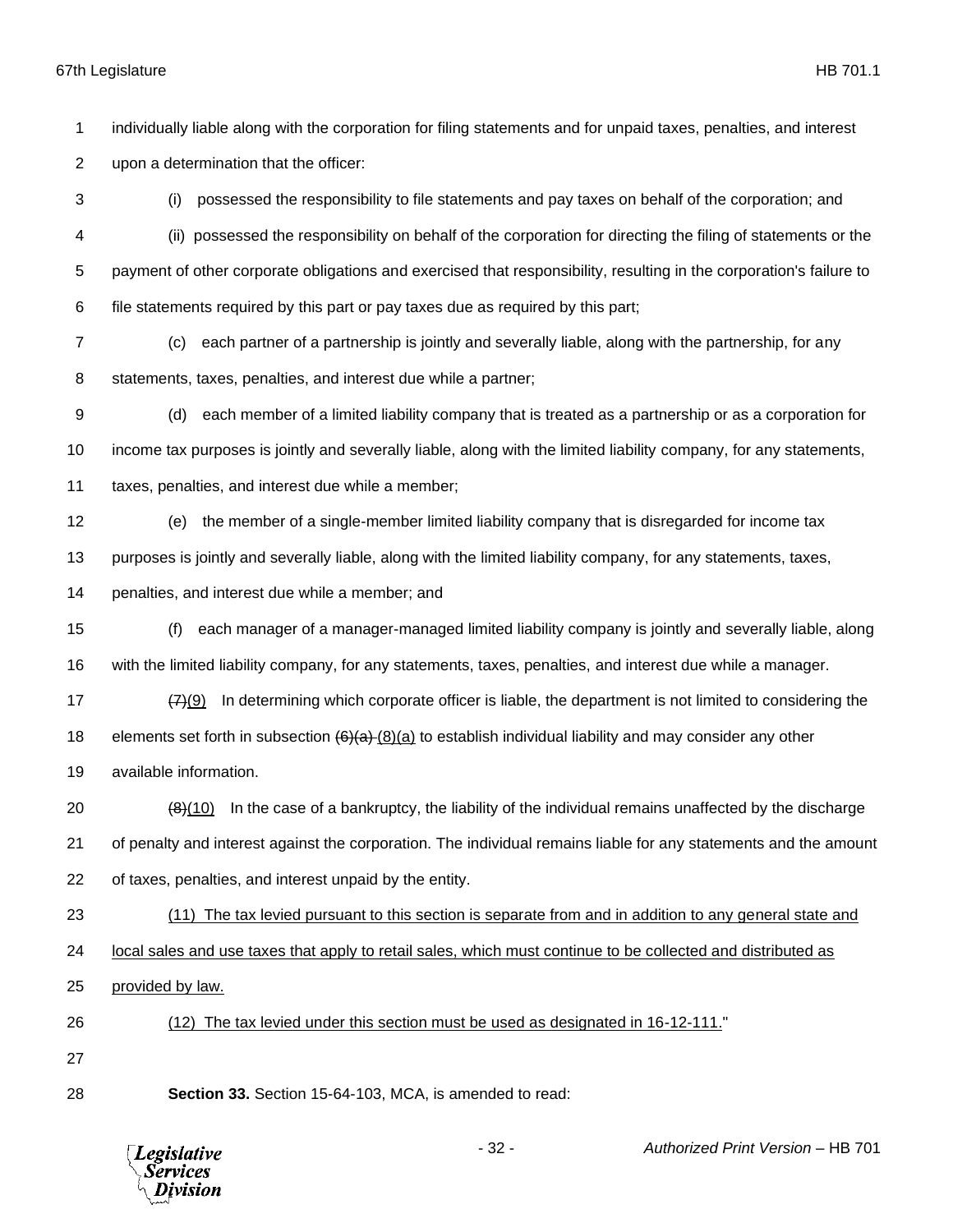individually liable along with the corporation for filing statements and for unpaid taxes, penalties, and interest upon a determination that the officer:

(i) possessed the responsibility to file statements and pay taxes on behalf of the corporation; and

(ii) possessed the responsibility on behalf of the corporation for directing the filing of statements or the payment of other corporate obligations and exercised that responsibility, resulting in the corporation's failure to file statements required by this part or pay taxes due as required by this part;

(c) each partner of a partnership is jointly and severally liable, along with the partnership, for any statements, taxes, penalties, and interest due while a partner;

(d) each member of a limited liability company that is treated as a partnership or as a corporation for income tax purposes is jointly and severally liable, along with the limited liability company, for any statements, taxes, penalties, and interest due while a member;

(e) the member of a single-member limited liability company that is disregarded for income tax purposes is jointly and severally liable, along with the limited liability company, for any statements, taxes, penalties, and interest due while a member; and

(f) each manager of a manager-managed limited liability company is jointly and severally liable, along with the limited liability company, for any statements, taxes, penalties, and interest due while a manager.

~~(7)~~(9) In determining which corporate officer is liable, the department is not limited to considering the elements set forth in subsection ~~(6)(a)~~ (8)(a) to establish individual liability and may consider any other available information.

~~(8)~~(10) In the case of a bankruptcy, the liability of the individual remains unaffected by the discharge of penalty and interest against the corporation. The individual remains liable for any statements and the amount of taxes, penalties, and interest unpaid by the entity.

(11) The tax levied pursuant to this section is separate from and in addition to any general state and local sales and use taxes that apply to retail sales, which must continue to be collected and distributed as provided by law.

(12) The tax levied under this section must be used as designated in 16-12-111."

**Section 33.** Section 15-64-103, MCA, is amended to read: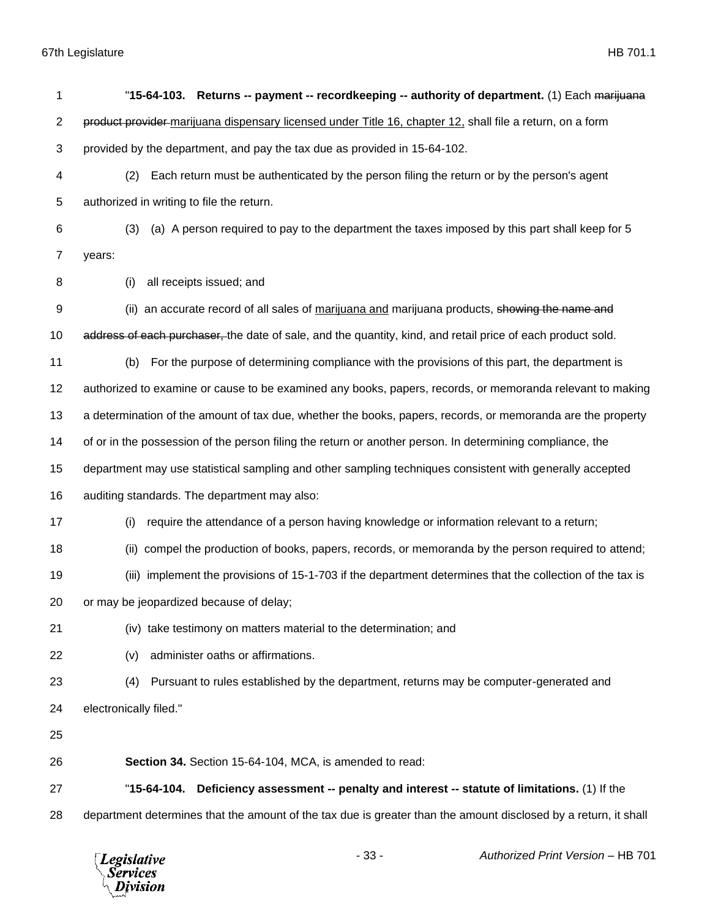"**15-64-103. Returns -- payment -- recordkeeping -- authority of department.** (1) Each ~~marijuana product provider~~ marijuana dispensary licensed under Title 16, chapter 12, shall file a return, on a form provided by the department, and pay the tax due as provided in 15-64-102.

(2) Each return must be authenticated by the person filing the return or by the person's agent authorized in writing to file the return.

(3) (a) A person required to pay to the department the taxes imposed by this part shall keep for 5 years:

(i) all receipts issued; and

(ii) an accurate record of all sales of marijuana and marijuana products, ~~showing the name and address of each purchaser,~~ the date of sale, and the quantity, kind, and retail price of each product sold.

(b) For the purpose of determining compliance with the provisions of this part, the department is authorized to examine or cause to be examined any books, papers, records, or memoranda relevant to making a determination of the amount of tax due, whether the books, papers, records, or memoranda are the property of or in the possession of the person filing the return or another person. In determining compliance, the department may use statistical sampling and other sampling techniques consistent with generally accepted auditing standards. The department may also:

(i) require the attendance of a person having knowledge or information relevant to a return;

(ii) compel the production of books, papers, records, or memoranda by the person required to attend;

(iii) implement the provisions of 15-1-703 if the department determines that the collection of the tax is or may be jeopardized because of delay;

(iv) take testimony on matters material to the determination; and

(v) administer oaths or affirmations.

(4) Pursuant to rules established by the department, returns may be computer-generated and electronically filed."

**Section 34.** Section 15-64-104, MCA, is amended to read:

"**15-64-104. Deficiency assessment -- penalty and interest -- statute of limitations.** (1) If the department determines that the amount of the tax due is greater than the amount disclosed by a return, it shall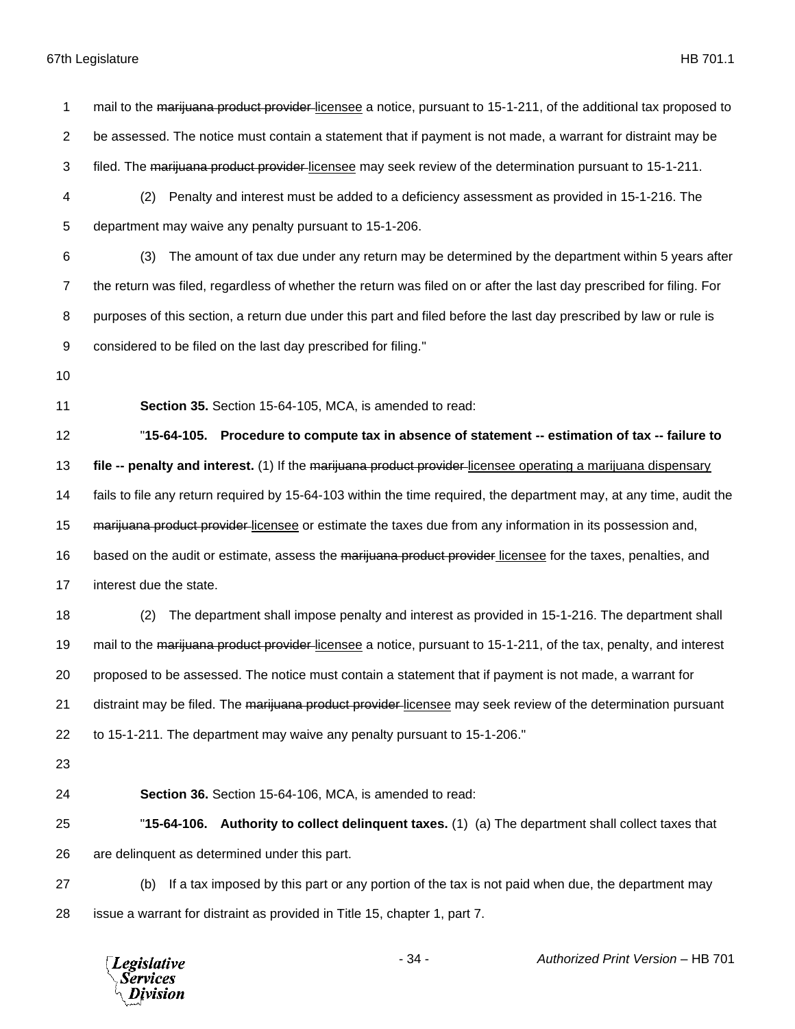mail to the ~~marijuana product provider~~ licensee a notice, pursuant to 15-1-211, of the additional tax proposed to be assessed. The notice must contain a statement that if payment is not made, a warrant for distraint may be filed. The ~~marijuana product provider~~ licensee may seek review of the determination pursuant to 15-1-211.

(2) Penalty and interest must be added to a deficiency assessment as provided in 15-1-216. The department may waive any penalty pursuant to 15-1-206.

(3) The amount of tax due under any return may be determined by the department within 5 years after the return was filed, regardless of whether the return was filed on or after the last day prescribed for filing. For purposes of this section, a return due under this part and filed before the last day prescribed by law or rule is considered to be filed on the last day prescribed for filing."

**Section 35.** Section 15-64-105, MCA, is amended to read:

"**15-64-105. Procedure to compute tax in absence of statement -- estimation of tax -- failure to file -- penalty and interest.** (1) If the ~~marijuana product provider~~ licensee operating a marijuana dispensary fails to file any return required by 15-64-103 within the time required, the department may, at any time, audit the ~~marijuana product provider~~ licensee or estimate the taxes due from any information in its possession and, based on the audit or estimate, assess the ~~marijuana product provider~~ licensee for the taxes, penalties, and interest due the state.

(2) The department shall impose penalty and interest as provided in 15-1-216. The department shall mail to the ~~marijuana product provider~~ licensee a notice, pursuant to 15-1-211, of the tax, penalty, and interest proposed to be assessed. The notice must contain a statement that if payment is not made, a warrant for distraint may be filed. The ~~marijuana product provider~~ licensee may seek review of the determination pursuant to 15-1-211. The department may waive any penalty pursuant to 15-1-206."

**Section 36.** Section 15-64-106, MCA, is amended to read:

"**15-64-106. Authority to collect delinquent taxes.** (1) (a) The department shall collect taxes that are delinquent as determined under this part.

(b) If a tax imposed by this part or any portion of the tax is not paid when due, the department may issue a warrant for distraint as provided in Title 15, chapter 1, part 7.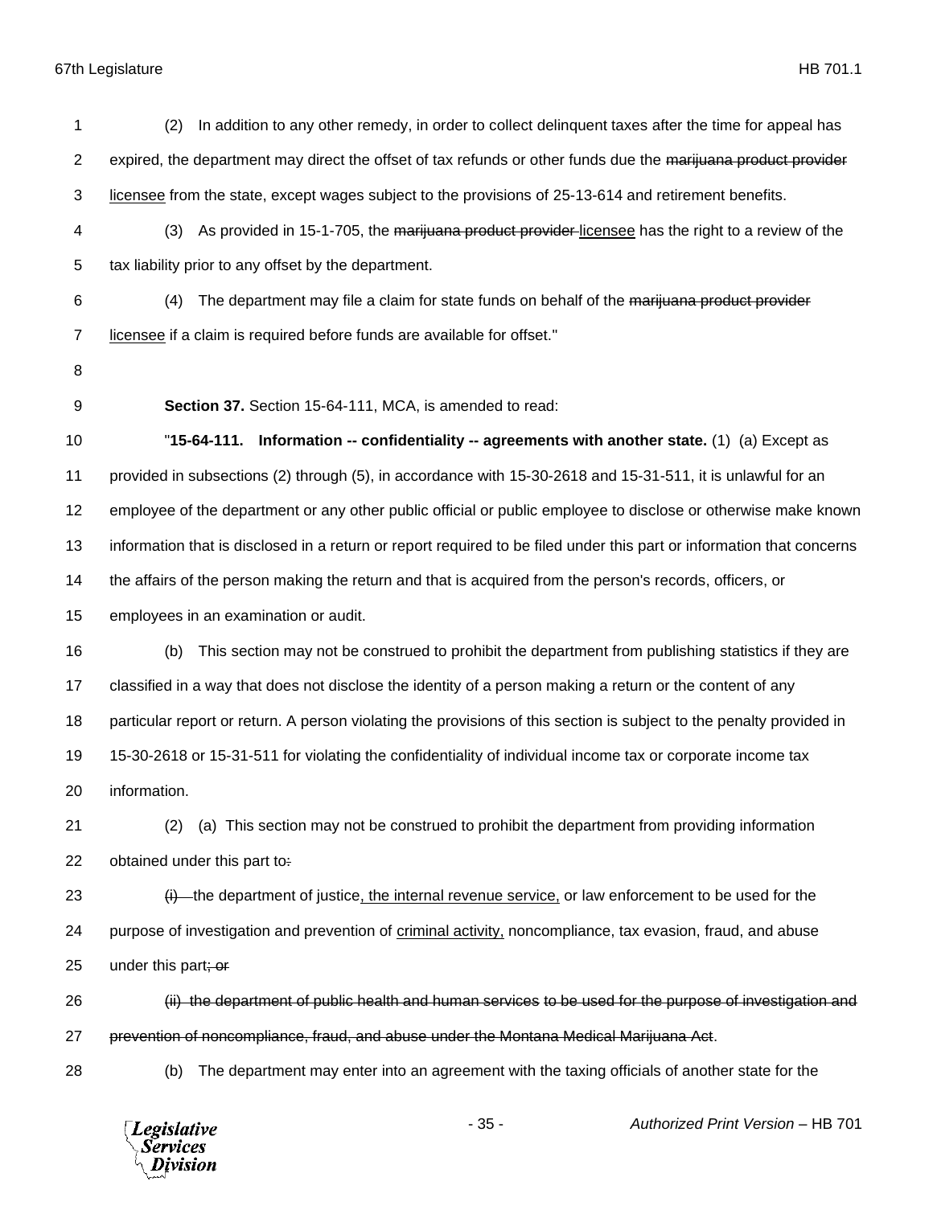(2) In addition to any other remedy, in order to collect delinquent taxes after the time for appeal has expired, the department may direct the offset of tax refunds or other funds due the ~~marijuana product provider~~ <u>licensee</u> from the state, except wages subject to the provisions of 25-13-614 and retirement benefits.

(3) As provided in 15-1-705, the ~~marijuana product provider~~ <u>licensee</u> has the right to a review of the tax liability prior to any offset by the department.

(4) The department may file a claim for state funds on behalf of the ~~marijuana product provider~~ <u>licensee</u> if a claim is required before funds are available for offset."

**Section 37.** Section 15-64-111, MCA, is amended to read:

"**15-64-111. Information -- confidentiality -- agreements with another state.** (1) (a) Except as provided in subsections (2) through (5), in accordance with 15-30-2618 and 15-31-511, it is unlawful for an employee of the department or any other public official or public employee to disclose or otherwise make known information that is disclosed in a return or report required to be filed under this part or information that concerns the affairs of the person making the return and that is acquired from the person's records, officers, or employees in an examination or audit.

(b) This section may not be construed to prohibit the department from publishing statistics if they are classified in a way that does not disclose the identity of a person making a return or the content of any particular report or return. A person violating the provisions of this section is subject to the penalty provided in 15-30-2618 or 15-31-511 for violating the confidentiality of individual income tax or corporate income tax information.

(2) (a) This section may not be construed to prohibit the department from providing information obtained under this part to~~:~~

~~(i)~~ the department of justice<u>, the internal revenue service,</u> or law enforcement to be used for the purpose of investigation and prevention of <u>criminal activity,</u> noncompliance, tax evasion, fraud, and abuse under this part~~; or~~

~~(ii) the department of public health and human services to be used for the purpose of investigation and prevention of noncompliance, fraud, and abuse under the Montana Medical Marijuana Act~~.

(b) The department may enter into an agreement with the taxing officials of another state for the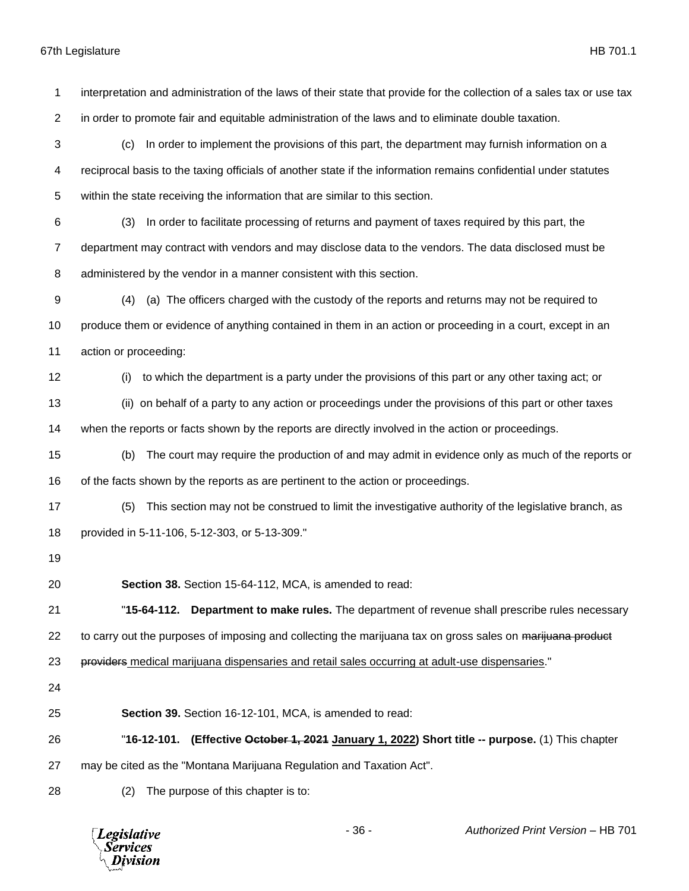interpretation and administration of the laws of their state that provide for the collection of a sales tax or use tax in order to promote fair and equitable administration of the laws and to eliminate double taxation.

(c) In order to implement the provisions of this part, the department may furnish information on a reciprocal basis to the taxing officials of another state if the information remains confidential under statutes within the state receiving the information that are similar to this section.

(3) In order to facilitate processing of returns and payment of taxes required by this part, the department may contract with vendors and may disclose data to the vendors. The data disclosed must be administered by the vendor in a manner consistent with this section.

(4) (a) The officers charged with the custody of the reports and returns may not be required to produce them or evidence of anything contained in them in an action or proceeding in a court, except in an action or proceeding:

(i) to which the department is a party under the provisions of this part or any other taxing act; or

(ii) on behalf of a party to any action or proceedings under the provisions of this part or other taxes when the reports or facts shown by the reports are directly involved in the action or proceedings.

(b) The court may require the production of and may admit in evidence only as much of the reports or of the facts shown by the reports as are pertinent to the action or proceedings.

(5) This section may not be construed to limit the investigative authority of the legislative branch, as provided in 5-11-106, 5-12-303, or 5-13-309."

**Section 38.** Section 15-64-112, MCA, is amended to read:

"**15-64-112. Department to make rules.** The department of revenue shall prescribe rules necessary to carry out the purposes of imposing and collecting the marijuana tax on gross sales on ~~marijuana product providers~~ <u>medical marijuana dispensaries and retail sales occurring at adult-use dispensaries</u>."

**Section 39.** Section 16-12-101, MCA, is amended to read:

"**16-12-101. (Effective ~~October 1, 2021~~ <u>January 1, 2022</u>) Short title -- purpose.** (1) This chapter may be cited as the "Montana Marijuana Regulation and Taxation Act".

(2) The purpose of this chapter is to: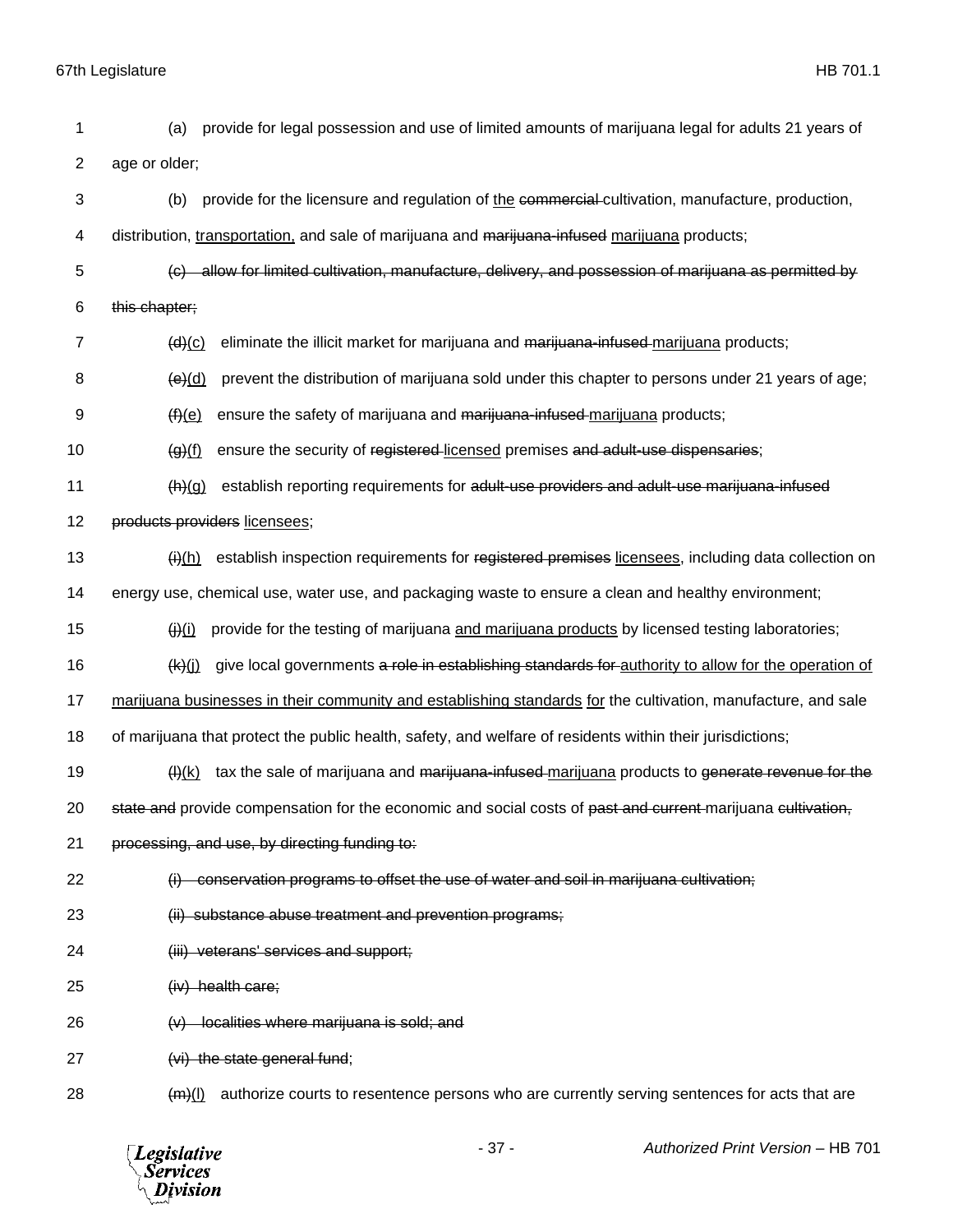(a) provide for legal possession and use of limited amounts of marijuana legal for adults 21 years of age or older;

(b) provide for the licensure and regulation of <u>the</u> ~~commercial~~ cultivation, manufacture, production, distribution, <u>transportation,</u> and sale of marijuana and ~~marijuana-infused~~ <u>marijuana</u> products;

~~(c) allow for limited cultivation, manufacture, delivery, and possession of marijuana as permitted by this chapter;~~

~~(d)~~<u>(c)</u> eliminate the illicit market for marijuana and ~~marijuana-infused~~ <u>marijuana</u> products;

~~(e)~~<u>(d)</u> prevent the distribution of marijuana sold under this chapter to persons under 21 years of age;

~~(f)~~<u>(e)</u> ensure the safety of marijuana and ~~marijuana-infused~~ <u>marijuana</u> products;

~~(g)~~<u>(f)</u> ensure the security of ~~registered~~ <u>licensed</u> premises ~~and adult-use dispensaries~~;

~~(h)~~<u>(g)</u> establish reporting requirements for ~~adult-use providers and adult-use marijuana-infused products providers~~ <u>licensees</u>;

~~(i)~~<u>(h)</u> establish inspection requirements for ~~registered premises~~ <u>licensees</u>, including data collection on energy use, chemical use, water use, and packaging waste to ensure a clean and healthy environment;

~~(j)~~<u>(i)</u> provide for the testing of marijuana <u>and marijuana products</u> by licensed testing laboratories;

~~(k)~~<u>(j)</u> give local governments ~~a role in establishing standards for~~ <u>authority to allow for the operation of marijuana businesses in their community and establishing standards</u> <u>for</u> the cultivation, manufacture, and sale of marijuana that protect the public health, safety, and welfare of residents within their jurisdictions;

~~(l)~~<u>(k)</u> tax the sale of marijuana and ~~marijuana-infused~~ <u>marijuana</u> products to ~~generate revenue for the state and~~ provide compensation for the economic and social costs of ~~past and current~~ marijuana ~~cultivation, processing, and use, by directing funding to:~~

~~(i) conservation programs to offset the use of water and soil in marijuana cultivation;~~

~~(ii) substance abuse treatment and prevention programs;~~

~~(iii) veterans' services and support;~~

~~(iv) health care;~~

~~(v) localities where marijuana is sold; and~~

~~(vi) the state general fund~~;

~~(m)~~<u>(l)</u> authorize courts to resentence persons who are currently serving sentences for acts that are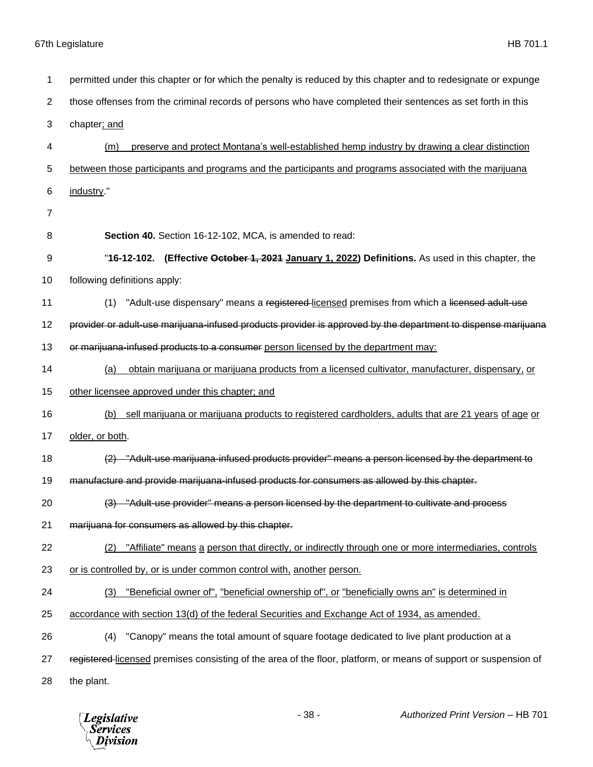permitted under this chapter or for which the penalty is reduced by this chapter and to redesignate or expunge those offenses from the criminal records of persons who have completed their sentences as set forth in this chapter<u>; and</u>

<u>(m) preserve and protect Montana's well-established hemp industry by drawing a clear distinction between those participants and programs and the participants and programs associated with the marijuana industry</u>."

**Section 40.** Section 16-12-102, MCA, is amended to read:

"**16-12-102. (Effective ~~October 1, 2021~~ <u>January 1, 2022</u>) Definitions.** As used in this chapter, the following definitions apply:

(1) "Adult-use dispensary" means a ~~registered~~ <u>licensed</u> premises from which a ~~licensed adult-use provider or adult-use marijuana-infused products provider is approved by the department to dispense marijuana or marijuana-infused products to a consumer~~ <u>person licensed by the department may:</u>

<u>(a) obtain marijuana or marijuana products from a licensed cultivator, manufacturer, dispensary, or other licensee approved under this chapter; and</u>

<u>(b) sell marijuana or marijuana products to registered cardholders, adults that are 21 years of age or older, or both</u>.

~~(2) "Adult-use marijuana-infused products provider" means a person licensed by the department to manufacture and provide marijuana-infused products for consumers as allowed by this chapter.~~

~~(3) "Adult-use provider" means a person licensed by the department to cultivate and process marijuana for consumers as allowed by this chapter.~~

<u>(2) "Affiliate" means a person that directly, or indirectly through one or more intermediaries, controls or is controlled by, or is under common control with, another person.</u>

<u>(3) "Beneficial owner of", "beneficial ownership of", or "beneficially owns an" is determined in accordance with section 13(d) of the federal Securities and Exchange Act of 1934, as amended.</u>

(4) "Canopy" means the total amount of square footage dedicated to live plant production at a ~~registered~~ <u>licensed</u> premises consisting of the area of the floor, platform, or means of support or suspension of the plant.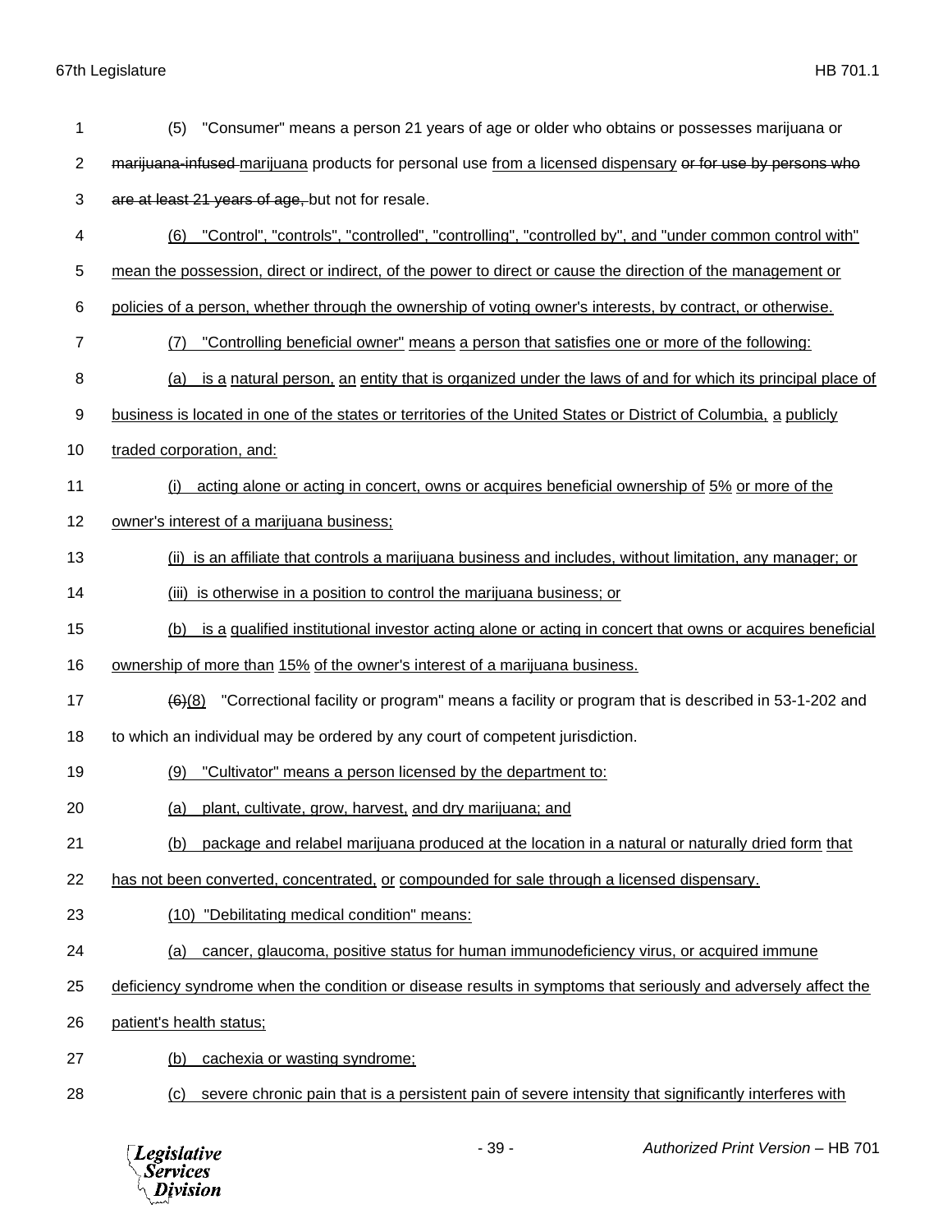(5) "Consumer" means a person 21 years of age or older who obtains or possesses marijuana or ~~marijuana-infused~~ marijuana products for personal use from a licensed dispensary ~~or for use by persons who are at least 21 years of age,~~ but not for resale.

(6) "Control", "controls", "controlled", "controlling", "controlled by", and "under common control with" mean the possession, direct or indirect, of the power to direct or cause the direction of the management or policies of a person, whether through the ownership of voting owner's interests, by contract, or otherwise.

(7) "Controlling beneficial owner" means a person that satisfies one or more of the following:

(a) is a natural person, an entity that is organized under the laws of and for which its principal place of business is located in one of the states or territories of the United States or District of Columbia, a publicly traded corporation, and:

(i) acting alone or acting in concert, owns or acquires beneficial ownership of 5% or more of the owner's interest of a marijuana business;

(ii) is an affiliate that controls a marijuana business and includes, without limitation, any manager; or

(iii) is otherwise in a position to control the marijuana business; or

(b) is a qualified institutional investor acting alone or acting in concert that owns or acquires beneficial ownership of more than 15% of the owner's interest of a marijuana business.

~~(6)~~(8) "Correctional facility or program" means a facility or program that is described in 53-1-202 and to which an individual may be ordered by any court of competent jurisdiction.

(9) "Cultivator" means a person licensed by the department to:

(a) plant, cultivate, grow, harvest, and dry marijuana; and

(b) package and relabel marijuana produced at the location in a natural or naturally dried form that has not been converted, concentrated, or compounded for sale through a licensed dispensary.

(10) "Debilitating medical condition" means:

(a) cancer, glaucoma, positive status for human immunodeficiency virus, or acquired immune deficiency syndrome when the condition or disease results in symptoms that seriously and adversely affect the patient's health status;

(b) cachexia or wasting syndrome;

(c) severe chronic pain that is a persistent pain of severe intensity that significantly interferes with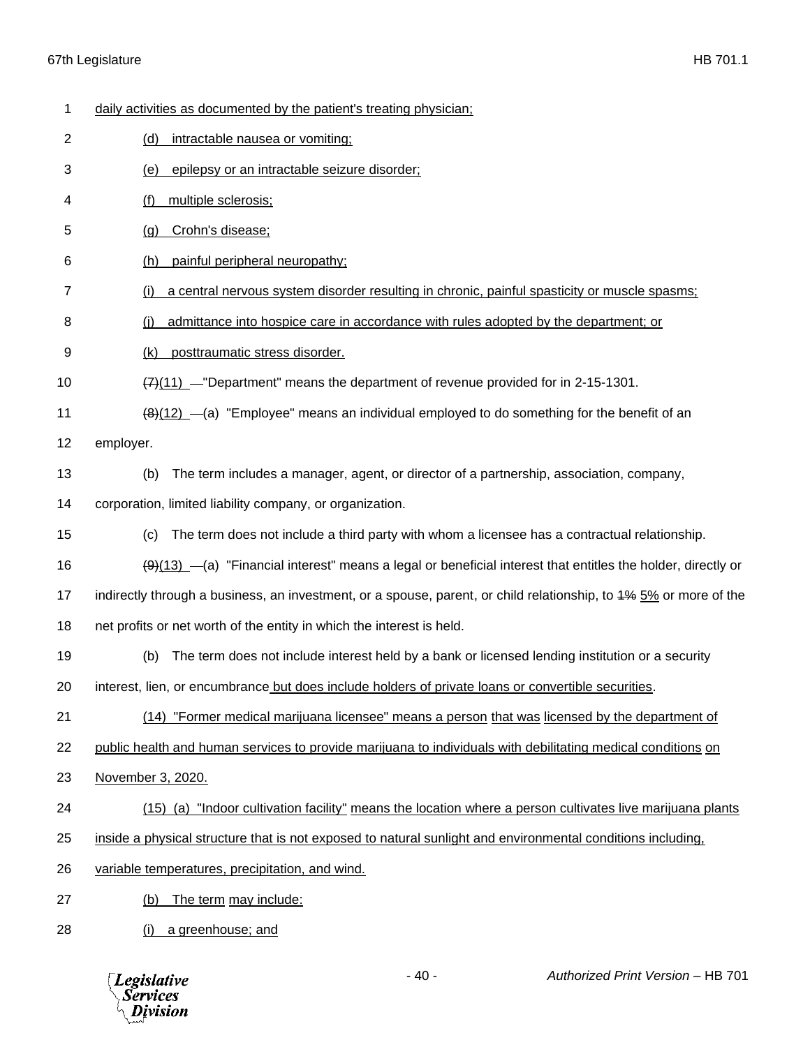daily activities as documented by the patient's treating physician;

(d) intractable nausea or vomiting;

(e) epilepsy or an intractable seizure disorder;

(f) multiple sclerosis;

(g) Crohn's disease;

(h) painful peripheral neuropathy;

(i) a central nervous system disorder resulting in chronic, painful spasticity or muscle spasms;

(j) admittance into hospice care in accordance with rules adopted by the department; or

(k) posttraumatic stress disorder.

~~(7)~~(11) "Department" means the department of revenue provided for in 2-15-1301.

~~(8)~~(12) (a) "Employee" means an individual employed to do something for the benefit of an employer.

(b) The term includes a manager, agent, or director of a partnership, association, company, corporation, limited liability company, or organization.

(c) The term does not include a third party with whom a licensee has a contractual relationship.

~~(9)~~(13) (a) "Financial interest" means a legal or beneficial interest that entitles the holder, directly or indirectly through a business, an investment, or a spouse, parent, or child relationship, to ~~1%~~ 5% or more of the net profits or net worth of the entity in which the interest is held.

(b) The term does not include interest held by a bank or licensed lending institution or a security interest, lien, or encumbrance but does include holders of private loans or convertible securities.

(14) "Former medical marijuana licensee" means a person that was licensed by the department of public health and human services to provide marijuana to individuals with debilitating medical conditions on November 3, 2020.

(15) (a) "Indoor cultivation facility" means the location where a person cultivates live marijuana plants inside a physical structure that is not exposed to natural sunlight and environmental conditions including, variable temperatures, precipitation, and wind.

(b) The term may include:

(i) a greenhouse; and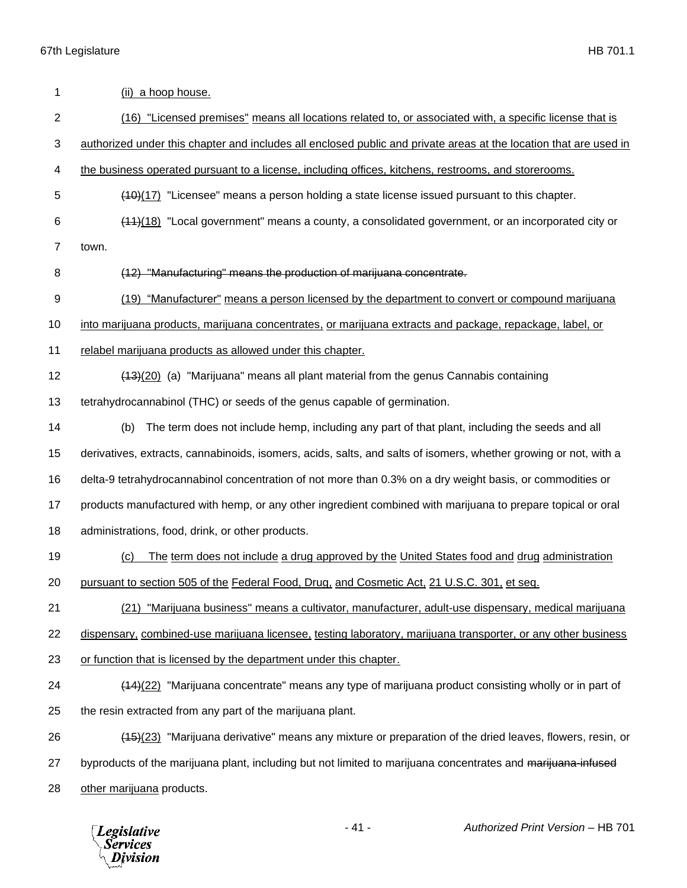(ii) a hoop house.

(16) "Licensed premises" means all locations related to, or associated with, a specific license that is authorized under this chapter and includes all enclosed public and private areas at the location that are used in the business operated pursuant to a license, including offices, kitchens, restrooms, and storerooms.

~~(10)~~(17) "Licensee" means a person holding a state license issued pursuant to this chapter.

~~(11)~~(18) "Local government" means a county, a consolidated government, or an incorporated city or town.

~~(12) "Manufacturing" means the production of marijuana concentrate.~~

(19) "Manufacturer" means a person licensed by the department to convert or compound marijuana into marijuana products, marijuana concentrates, or marijuana extracts and package, repackage, label, or relabel marijuana products as allowed under this chapter.

~~(13)~~(20) (a) "Marijuana" means all plant material from the genus Cannabis containing tetrahydrocannabinol (THC) or seeds of the genus capable of germination.

(b) The term does not include hemp, including any part of that plant, including the seeds and all derivatives, extracts, cannabinoids, isomers, acids, salts, and salts of isomers, whether growing or not, with a delta-9 tetrahydrocannabinol concentration of not more than 0.3% on a dry weight basis, or commodities or products manufactured with hemp, or any other ingredient combined with marijuana to prepare topical or oral administrations, food, drink, or other products.

(c) The term does not include a drug approved by the United States food and drug administration pursuant to section 505 of the Federal Food, Drug, and Cosmetic Act, 21 U.S.C. 301, et seq.

(21) "Marijuana business" means a cultivator, manufacturer, adult-use dispensary, medical marijuana dispensary, combined-use marijuana licensee, testing laboratory, marijuana transporter, or any other business or function that is licensed by the department under this chapter.

~~(14)~~(22) "Marijuana concentrate" means any type of marijuana product consisting wholly or in part of the resin extracted from any part of the marijuana plant.

~~(15)~~(23) "Marijuana derivative" means any mixture or preparation of the dried leaves, flowers, resin, or byproducts of the marijuana plant, including but not limited to marijuana concentrates and ~~marijuana-infused~~ other marijuana products.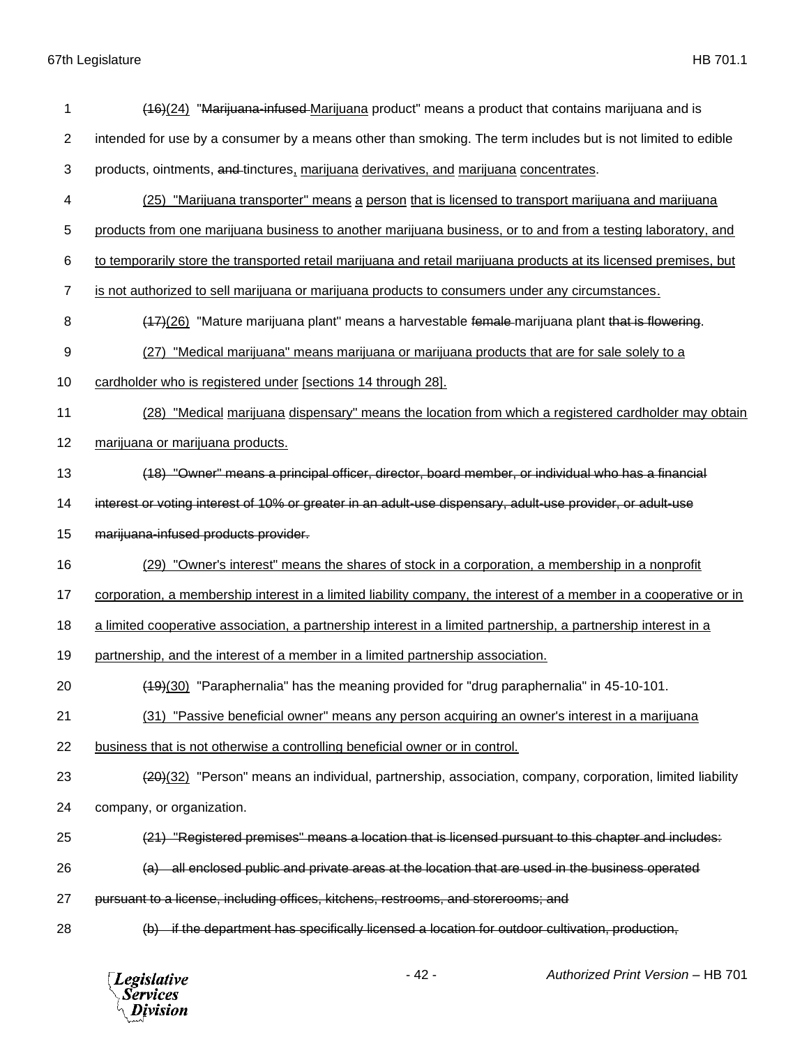(16)(24) "Marijuana-infused Marijuana product" means a product that contains marijuana and is intended for use by a consumer by a means other than smoking. The term includes but is not limited to edible products, ointments, and tinctures, marijuana derivatives, and marijuana concentrates.

(25) "Marijuana transporter" means a person that is licensed to transport marijuana and marijuana products from one marijuana business to another marijuana business, or to and from a testing laboratory, and to temporarily store the transported retail marijuana and retail marijuana products at its licensed premises, but is not authorized to sell marijuana or marijuana products to consumers under any circumstances.

(17)(26) "Mature marijuana plant" means a harvestable female marijuana plant that is flowering.

(27) "Medical marijuana" means marijuana or marijuana products that are for sale solely to a cardholder who is registered under [sections 14 through 28].

(28) "Medical marijuana dispensary" means the location from which a registered cardholder may obtain marijuana or marijuana products.

(18) "Owner" means a principal officer, director, board member, or individual who has a financial interest or voting interest of 10% or greater in an adult-use dispensary, adult-use provider, or adult-use marijuana-infused products provider.

(29) "Owner's interest" means the shares of stock in a corporation, a membership in a nonprofit corporation, a membership interest in a limited liability company, the interest of a member in a cooperative or in a limited cooperative association, a partnership interest in a limited partnership, a partnership interest in a partnership, and the interest of a member in a limited partnership association.

(19)(30) "Paraphernalia" has the meaning provided for "drug paraphernalia" in 45-10-101.

(31) "Passive beneficial owner" means any person acquiring an owner's interest in a marijuana business that is not otherwise a controlling beneficial owner or in control.

(20)(32) "Person" means an individual, partnership, association, company, corporation, limited liability company, or organization.

(21) "Registered premises" means a location that is licensed pursuant to this chapter and includes:

(a) all enclosed public and private areas at the location that are used in the business operated pursuant to a license, including offices, kitchens, restrooms, and storerooms; and

(b) if the department has specifically licensed a location for outdoor cultivation, production,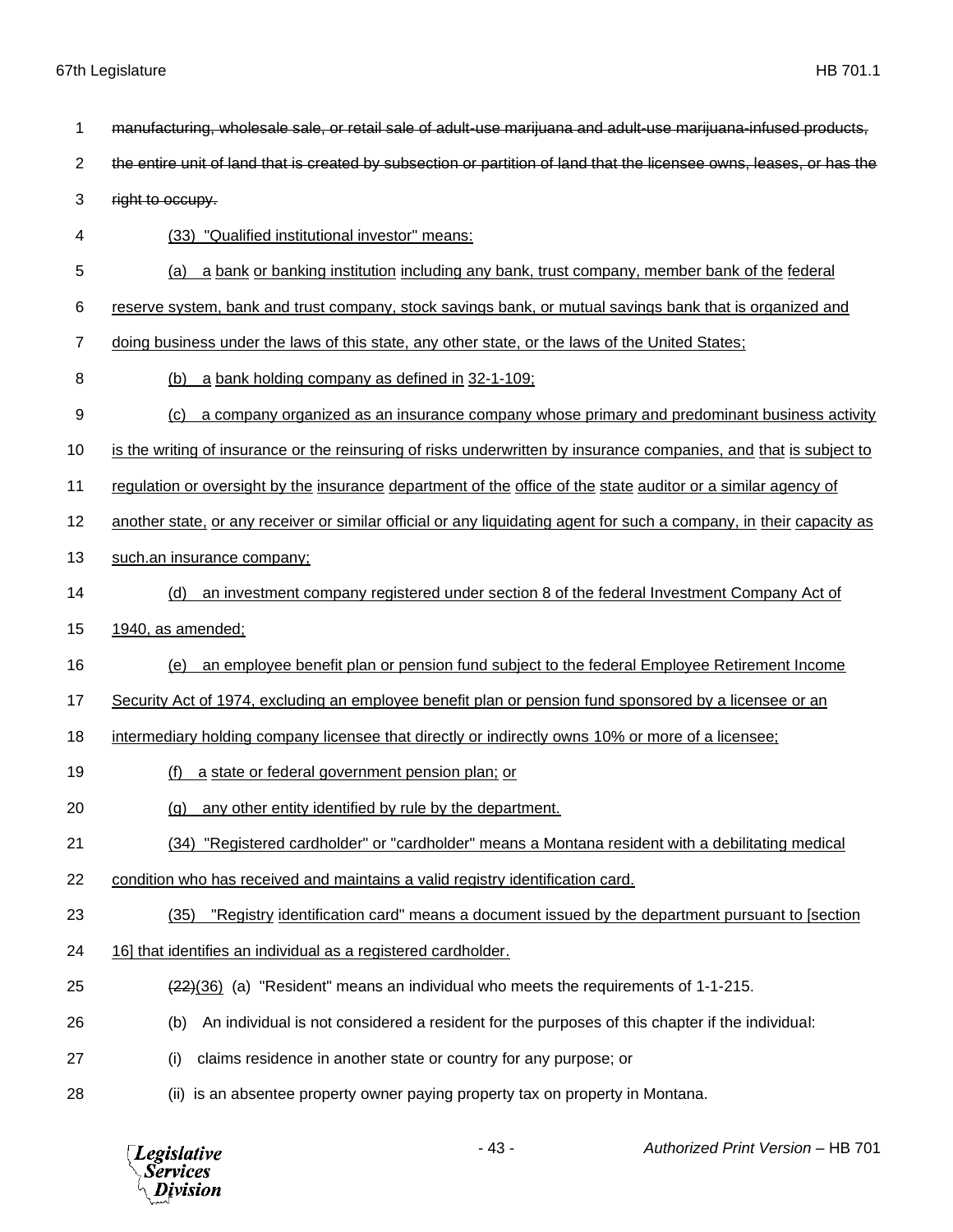~~manufacturing, wholesale sale, or retail sale of adult-use marijuana and adult-use marijuana-infused products, the entire unit of land that is created by subsection or partition of land that the licensee owns, leases, or has the right to occupy.~~

(33) "Qualified institutional investor" means:

(a) a bank or banking institution including any bank, trust company, member bank of the federal reserve system, bank and trust company, stock savings bank, or mutual savings bank that is organized and doing business under the laws of this state, any other state, or the laws of the United States;

(b) a bank holding company as defined in 32-1-109;

(c) a company organized as an insurance company whose primary and predominant business activity is the writing of insurance or the reinsuring of risks underwritten by insurance companies, and that is subject to regulation or oversight by the insurance department of the office of the state auditor or a similar agency of another state, or any receiver or similar official or any liquidating agent for such a company, in their capacity as such.an insurance company;

(d) an investment company registered under section 8 of the federal Investment Company Act of 1940, as amended;

(e) an employee benefit plan or pension fund subject to the federal Employee Retirement Income Security Act of 1974, excluding an employee benefit plan or pension fund sponsored by a licensee or an intermediary holding company licensee that directly or indirectly owns 10% or more of a licensee;

(f) a state or federal government pension plan; or

(g) any other entity identified by rule by the department.

(34) "Registered cardholder" or "cardholder" means a Montana resident with a debilitating medical condition who has received and maintains a valid registry identification card.

(35) "Registry identification card" means a document issued by the department pursuant to [section 16] that identifies an individual as a registered cardholder.

~~(22)~~(36) (a) "Resident" means an individual who meets the requirements of 1-1-215.

(b) An individual is not considered a resident for the purposes of this chapter if the individual:

(i) claims residence in another state or country for any purpose; or

(ii) is an absentee property owner paying property tax on property in Montana.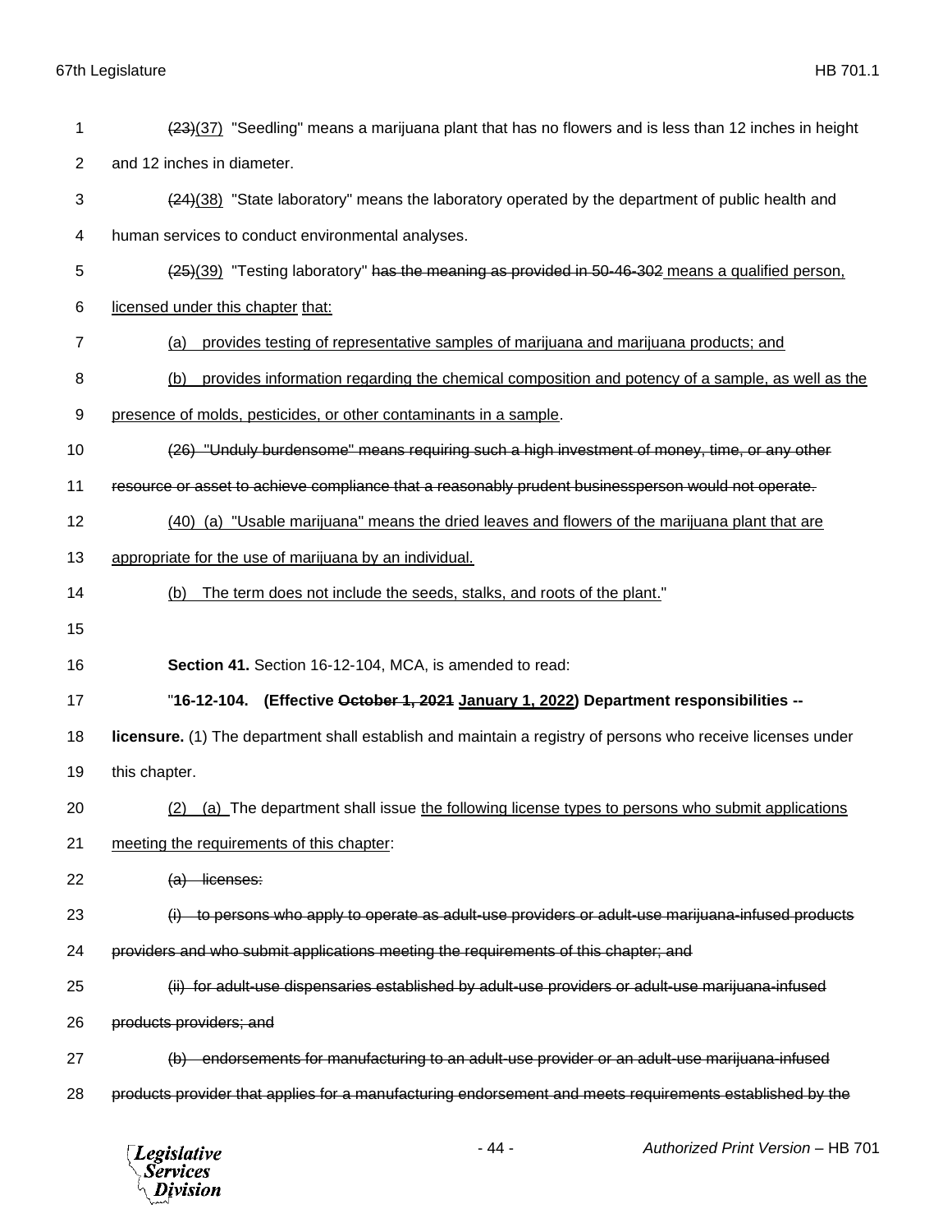~~(23)~~(37) "Seedling" means a marijuana plant that has no flowers and is less than 12 inches in height and 12 inches in diameter.

~~(24)~~(38) "State laboratory" means the laboratory operated by the department of public health and human services to conduct environmental analyses.

~~(25)~~(39) "Testing laboratory" ~~has the meaning as provided in 50-46-302~~ <u>means a qualified person, licensed under this chapter</u> <u>that:</u>

<u>(a) provides testing of representative samples of marijuana and marijuana products; and</u>

<u>(b) provides information regarding the chemical composition and potency of a sample, as well as the presence of molds, pesticides, or other contaminants in a sample</u>.

~~(26) "Unduly burdensome" means requiring such a high investment of money, time, or any other resource or asset to achieve compliance that a reasonably prudent businessperson would not operate.~~

<u>(40) (a) "Usable marijuana" means the dried leaves and flowers of the marijuana plant that are appropriate for the use of marijuana by an individual.</u>

<u>(b) The term does not include the seeds, stalks, and roots of the plant.</u>"

**Section 41.** Section 16-12-104, MCA, is amended to read:

"**16-12-104. (Effective ~~October 1, 2021~~ <u>January 1, 2022</u>) Department responsibilities -- licensure.** (1) The department shall establish and maintain a registry of persons who receive licenses under this chapter.

<u>(2) (a)</u> The department shall issue <u>the following license types to persons who submit applications meeting the requirements of this chapter</u>:

~~(a) licenses:~~

~~(i) to persons who apply to operate as adult-use providers or adult-use marijuana-infused products providers and who submit applications meeting the requirements of this chapter; and~~

~~(ii) for adult-use dispensaries established by adult-use providers or adult-use marijuana-infused products providers; and~~

~~(b) endorsements for manufacturing to an adult-use provider or an adult-use marijuana-infused products provider that applies for a manufacturing endorsement and meets requirements established by the~~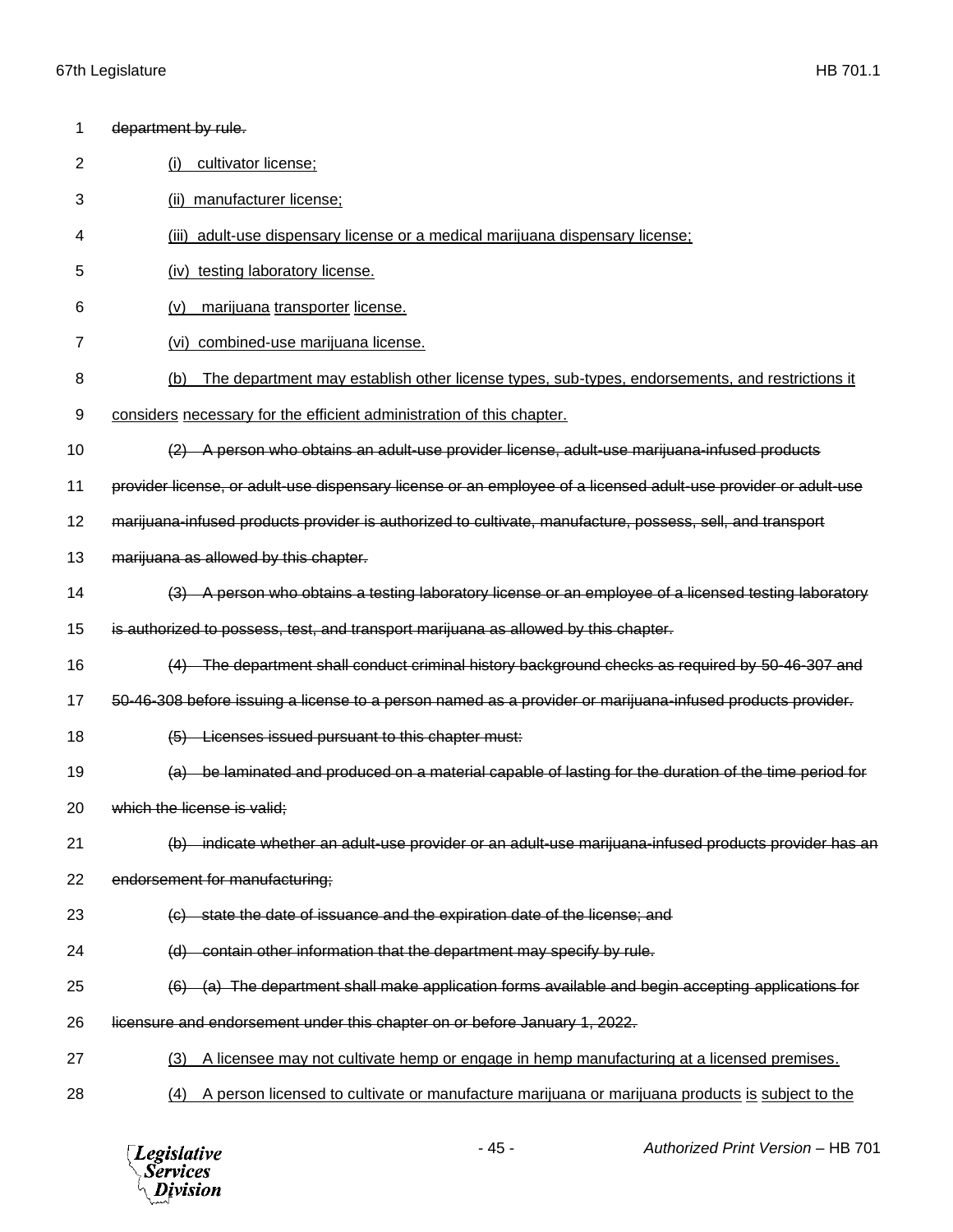~~department by rule.~~

(i) cultivator license;

(ii) manufacturer license;

(iii) adult-use dispensary license or a medical marijuana dispensary license;

(iv) testing laboratory license.

(v) marijuana transporter license.

(vi) combined-use marijuana license.

(b) The department may establish other license types, sub-types, endorsements, and restrictions it considers necessary for the efficient administration of this chapter.

~~(2) A person who obtains an adult-use provider license, adult-use marijuana-infused products provider license, or adult-use dispensary license or an employee of a licensed adult-use provider or adult-use marijuana-infused products provider is authorized to cultivate, manufacture, possess, sell, and transport marijuana as allowed by this chapter.~~

~~(3) A person who obtains a testing laboratory license or an employee of a licensed testing laboratory is authorized to possess, test, and transport marijuana as allowed by this chapter.~~

~~(4) The department shall conduct criminal history background checks as required by 50-46-307 and 50-46-308 before issuing a license to a person named as a provider or marijuana-infused products provider.~~

~~(5) Licenses issued pursuant to this chapter must:~~

~~(a) be laminated and produced on a material capable of lasting for the duration of the time period for which the license is valid;~~

~~(b) indicate whether an adult-use provider or an adult-use marijuana-infused products provider has an endorsement for manufacturing;~~

~~(c) state the date of issuance and the expiration date of the license; and~~

~~(d) contain other information that the department may specify by rule.~~

~~(6) (a) The department shall make application forms available and begin accepting applications for licensure and endorsement under this chapter on or before January 1, 2022.~~

(3) A licensee may not cultivate hemp or engage in hemp manufacturing at a licensed premises.

(4) A person licensed to cultivate or manufacture marijuana or marijuana products is subject to the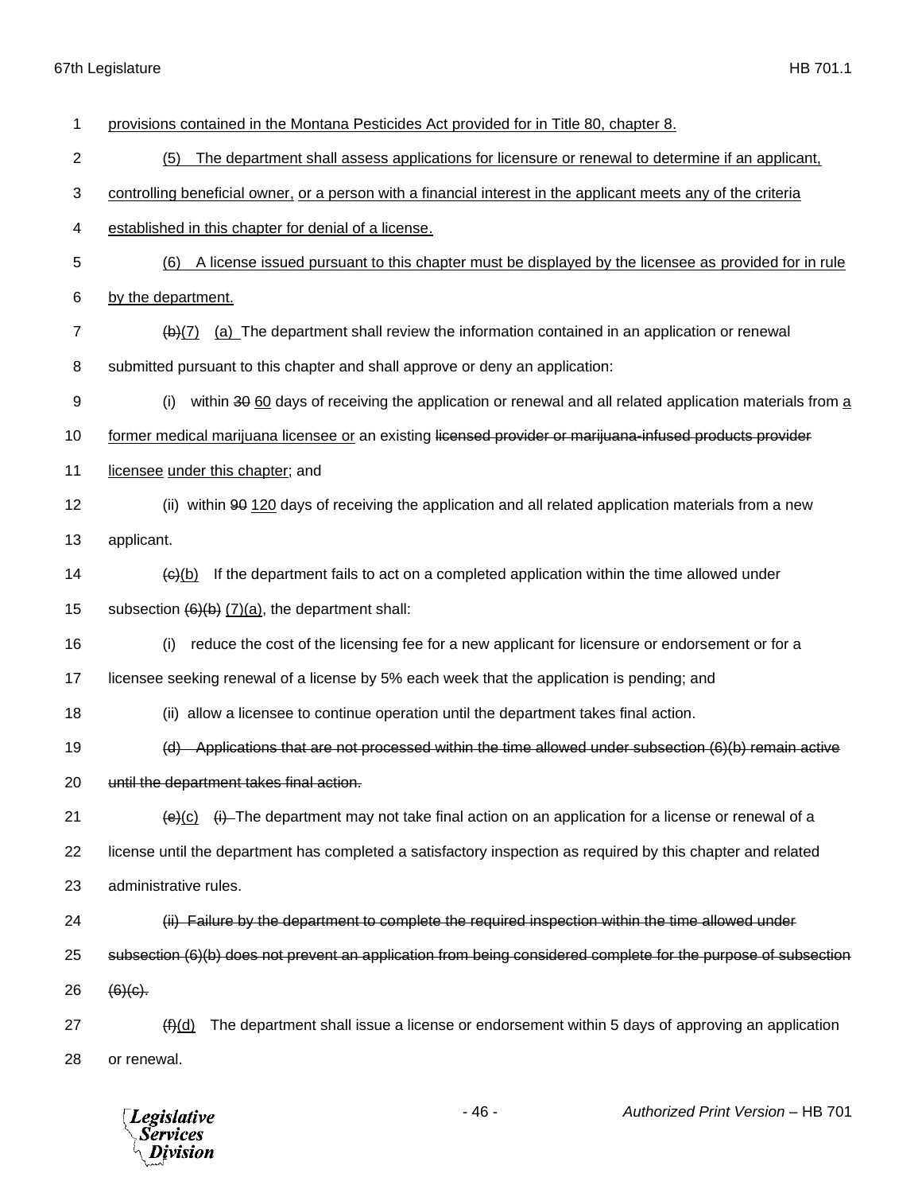provisions contained in the Montana Pesticides Act provided for in Title 80, chapter 8.

(5) The department shall assess applications for licensure or renewal to determine if an applicant, controlling beneficial owner, or a person with a financial interest in the applicant meets any of the criteria established in this chapter for denial of a license.

(6) A license issued pursuant to this chapter must be displayed by the licensee as provided for in rule by the department.

~~(b)~~(7) (a) The department shall review the information contained in an application or renewal submitted pursuant to this chapter and shall approve or deny an application:

(i) within ~~30~~ 60 days of receiving the application or renewal and all related application materials from a former medical marijuana licensee or an existing ~~licensed provider or marijuana-infused products provider~~ licensee under this chapter; and

(ii) within ~~90~~ 120 days of receiving the application and all related application materials from a new applicant.

~~(c)~~(b) If the department fails to act on a completed application within the time allowed under subsection ~~(6)(b)~~ (7)(a), the department shall:

(i) reduce the cost of the licensing fee for a new applicant for licensure or endorsement or for a licensee seeking renewal of a license by 5% each week that the application is pending; and

(ii) allow a licensee to continue operation until the department takes final action.

~~(d) Applications that are not processed within the time allowed under subsection (6)(b) remain active until the department takes final action.~~

~~(e)~~(c) ~~(i)~~ The department may not take final action on an application for a license or renewal of a license until the department has completed a satisfactory inspection as required by this chapter and related administrative rules.

~~(ii) Failure by the department to complete the required inspection within the time allowed under subsection (6)(b) does not prevent an application from being considered complete for the purpose of subsection (6)(c).~~

~~(f)~~(d) The department shall issue a license or endorsement within 5 days of approving an application or renewal.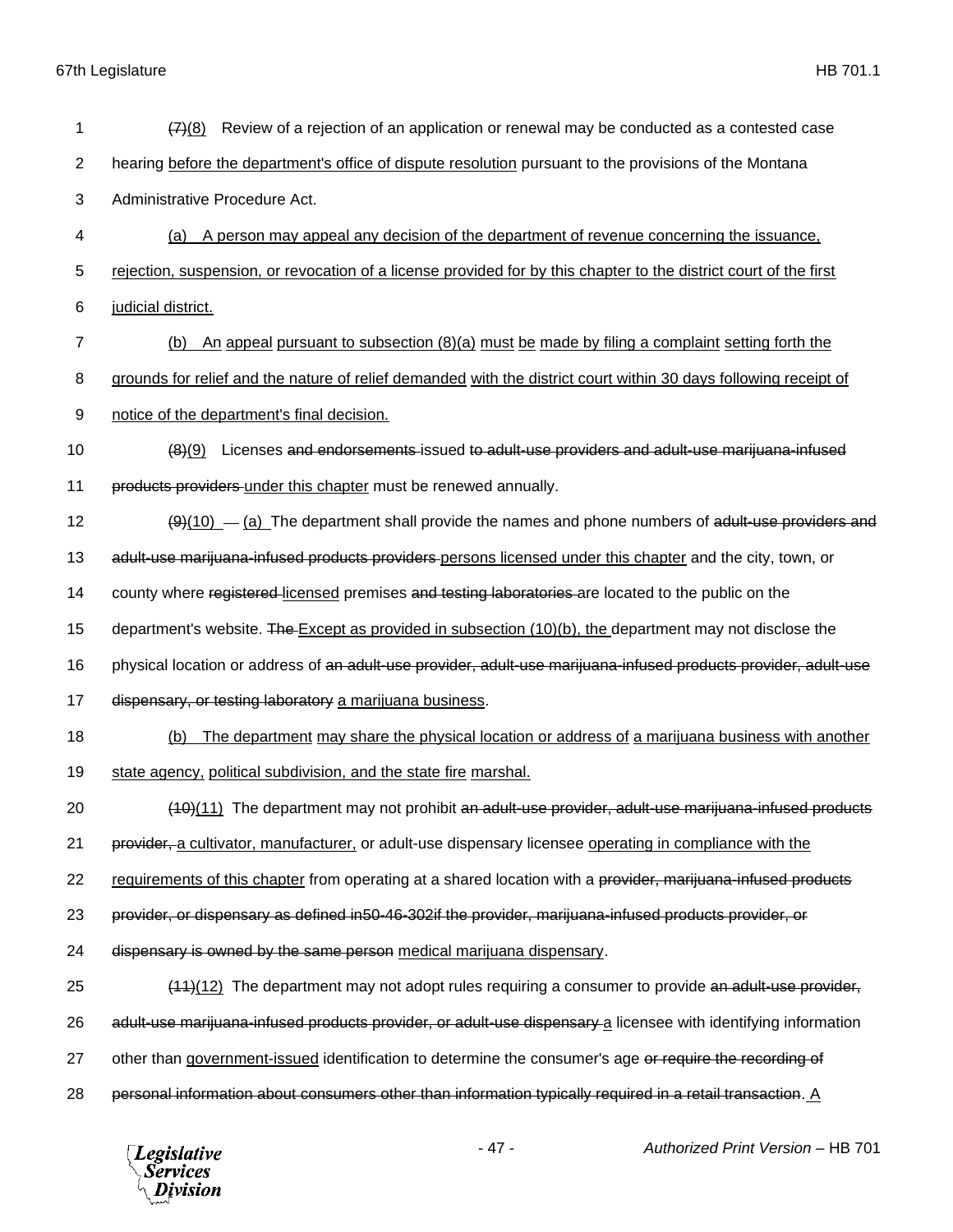(7)(8) Review of a rejection of an application or renewal may be conducted as a contested case hearing before the department's office of dispute resolution pursuant to the provisions of the Montana Administrative Procedure Act.

(a) A person may appeal any decision of the department of revenue concerning the issuance, rejection, suspension, or revocation of a license provided for by this chapter to the district court of the first judicial district.

(b) An appeal pursuant to subsection (8)(a) must be made by filing a complaint setting forth the grounds for relief and the nature of relief demanded with the district court within 30 days following receipt of notice of the department's final decision.

(8)(9) Licenses and endorsements issued to adult-use providers and adult-use marijuana-infused products providers under this chapter must be renewed annually.

(9)(10) (a) The department shall provide the names and phone numbers of adult-use providers and adult-use marijuana-infused products providers persons licensed under this chapter and the city, town, or county where registered licensed premises and testing laboratories are located to the public on the department's website. The Except as provided in subsection (10)(b), the department may not disclose the physical location or address of an adult-use provider, adult-use marijuana-infused products provider, adult-use dispensary, or testing laboratory a marijuana business.

(b) The department may share the physical location or address of a marijuana business with another state agency, political subdivision, and the state fire marshal.

(10)(11) The department may not prohibit an adult-use provider, adult-use marijuana-infused products provider, a cultivator, manufacturer, or adult-use dispensary licensee operating in compliance with the requirements of this chapter from operating at a shared location with a provider, marijuana-infused products provider, or dispensary as defined in50-46-302if the provider, marijuana-infused products provider, or dispensary is owned by the same person medical marijuana dispensary.

(11)(12) The department may not adopt rules requiring a consumer to provide an adult-use provider, adult-use marijuana-infused products provider, or adult-use dispensary a licensee with identifying information other than government-issued identification to determine the consumer's age or require the recording of personal information about consumers other than information typically required in a retail transaction. A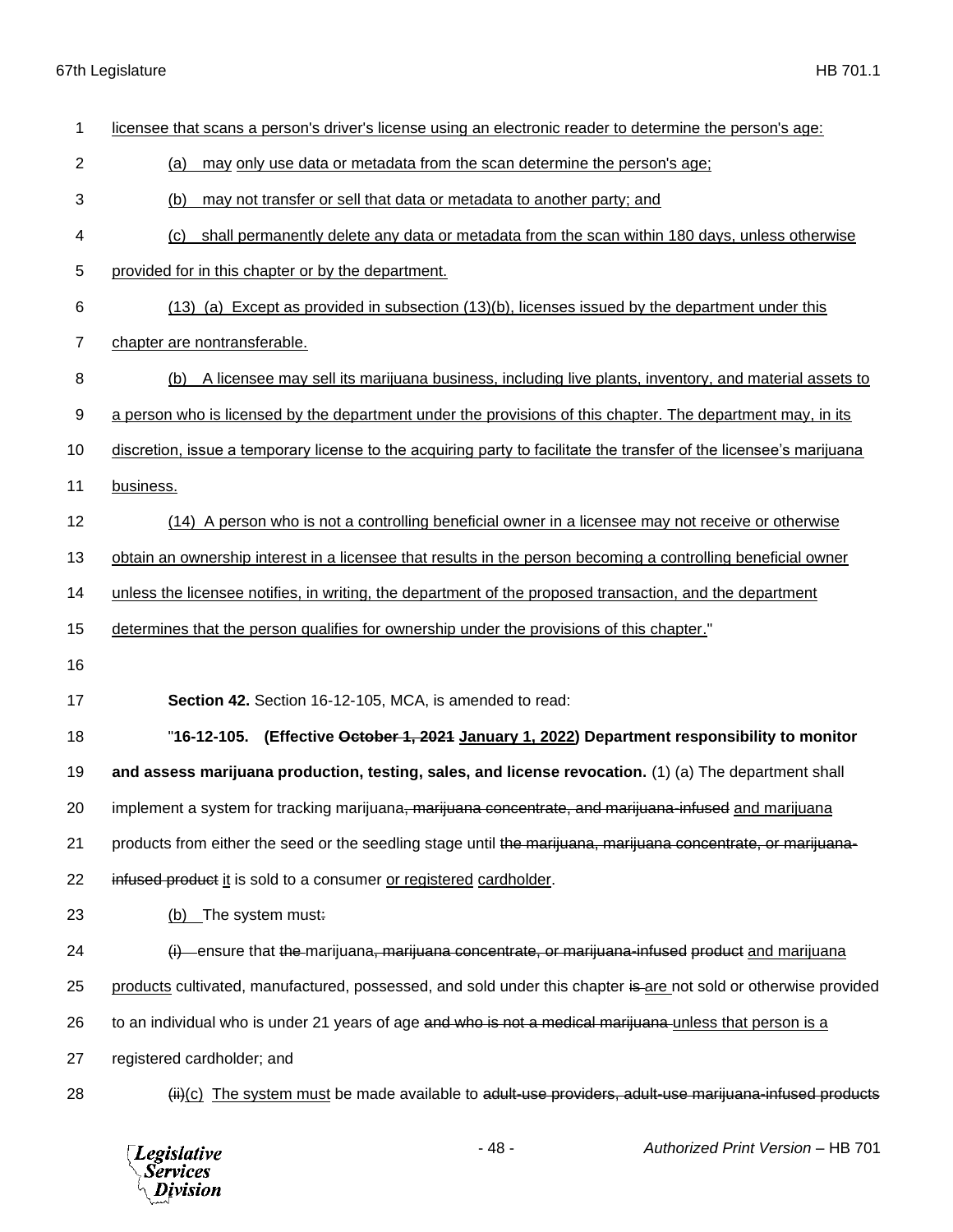licensee that scans a person's driver's license using an electronic reader to determine the person's age:

(a) may only use data or metadata from the scan determine the person's age;

(b) may not transfer or sell that data or metadata to another party; and

(c) shall permanently delete any data or metadata from the scan within 180 days, unless otherwise provided for in this chapter or by the department.

(13) (a) Except as provided in subsection (13)(b), licenses issued by the department under this chapter are nontransferable.

(b) A licensee may sell its marijuana business, including live plants, inventory, and material assets to a person who is licensed by the department under the provisions of this chapter. The department may, in its discretion, issue a temporary license to the acquiring party to facilitate the transfer of the licensee's marijuana business.

(14) A person who is not a controlling beneficial owner in a licensee may not receive or otherwise obtain an ownership interest in a licensee that results in the person becoming a controlling beneficial owner unless the licensee notifies, in writing, the department of the proposed transaction, and the department determines that the person qualifies for ownership under the provisions of this chapter."

**Section 42.** Section 16-12-105, MCA, is amended to read:

"**16-12-105. (Effective ~~October 1, 2021~~ January 1, 2022) Department responsibility to monitor and assess marijuana production, testing, sales, and license revocation.** (1) (a) The department shall implement a system for tracking marijuana~~, marijuana concentrate, and marijuana-infused~~ and marijuana products from either the seed or the seedling stage until ~~the marijuana, marijuana concentrate, or marijuana-infused product~~ it is sold to a consumer or registered cardholder.

(b) The system must~~:~~

~~(i)~~ ensure that ~~the~~ marijuana~~, marijuana concentrate, or marijuana-infused product~~ and marijuana products cultivated, manufactured, possessed, and sold under this chapter ~~is~~ are not sold or otherwise provided to an individual who is under 21 years of age ~~and who is not a medical marijuana~~ unless that person is a registered cardholder; and

~~(ii)~~(c) The system must be made available to ~~adult-use providers, adult-use marijuana-infused products~~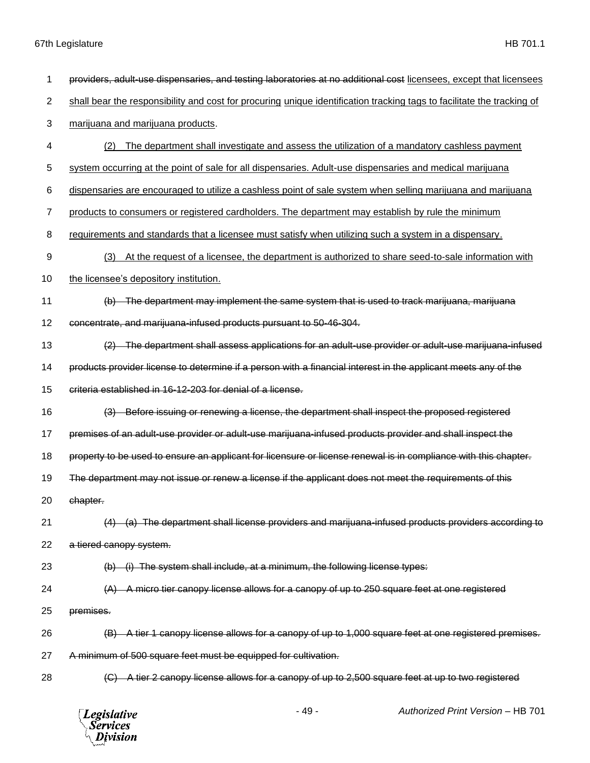1 ~~providers, adult-use dispensaries, and testing laboratories at no additional cost~~ <u>licensees, except that licensees</u>

2 <u>shall bear the responsibility and cost for procuring</u> <u>unique identification tracking tags to facilitate the tracking of</u>

3 <u>marijuana and marijuana products</u>.

4 <u>(2) The department shall investigate and assess the utilization of a mandatory cashless payment</u>

5 <u>system occurring at the point of sale for all dispensaries. Adult-use dispensaries and medical marijuana</u>

6 <u>dispensaries are encouraged to utilize a cashless point of sale system when selling marijuana and marijuana</u>

7 <u>products to consumers or registered cardholders. The department may establish by rule the minimum</u>

8 <u>requirements and standards that a licensee must satisfy when utilizing such a system in a dispensary</u>.

9 <u>(3) At the request of a licensee, the department is authorized to share seed-to-sale information with</u>

10 <u>the licensee's depository institution.</u>

11 ~~(b) The department may implement the same system that is used to track marijuana, marijuana~~

12 ~~concentrate, and marijuana-infused products pursuant to 50-46-304.~~

13 ~~(2) The department shall assess applications for an adult-use provider or adult-use marijuana-infused~~

14 ~~products provider license to determine if a person with a financial interest in the applicant meets any of the~~

15 ~~criteria established in 16-12-203 for denial of a license.~~

16 ~~(3) Before issuing or renewing a license, the department shall inspect the proposed registered~~

17 ~~premises of an adult-use provider or adult-use marijuana-infused products provider and shall inspect the~~

18 ~~property to be used to ensure an applicant for licensure or license renewal is in compliance with this chapter.~~

19 ~~The department may not issue or renew a license if the applicant does not meet the requirements of this~~

20 ~~chapter.~~

21 ~~(4) (a) The department shall license providers and marijuana-infused products providers according to~~

22 ~~a tiered canopy system.~~

23 ~~(b) (i) The system shall include, at a minimum, the following license types:~~

24 ~~(A) A micro tier canopy license allows for a canopy of up to 250 square feet at one registered~~

25 ~~premises.~~

26 ~~(B) A tier 1 canopy license allows for a canopy of up to 1,000 square feet at one registered premises.~~

27 ~~A minimum of 500 square feet must be equipped for cultivation.~~

28 ~~(C) A tier 2 canopy license allows for a canopy of up to 2,500 square feet at up to two registered~~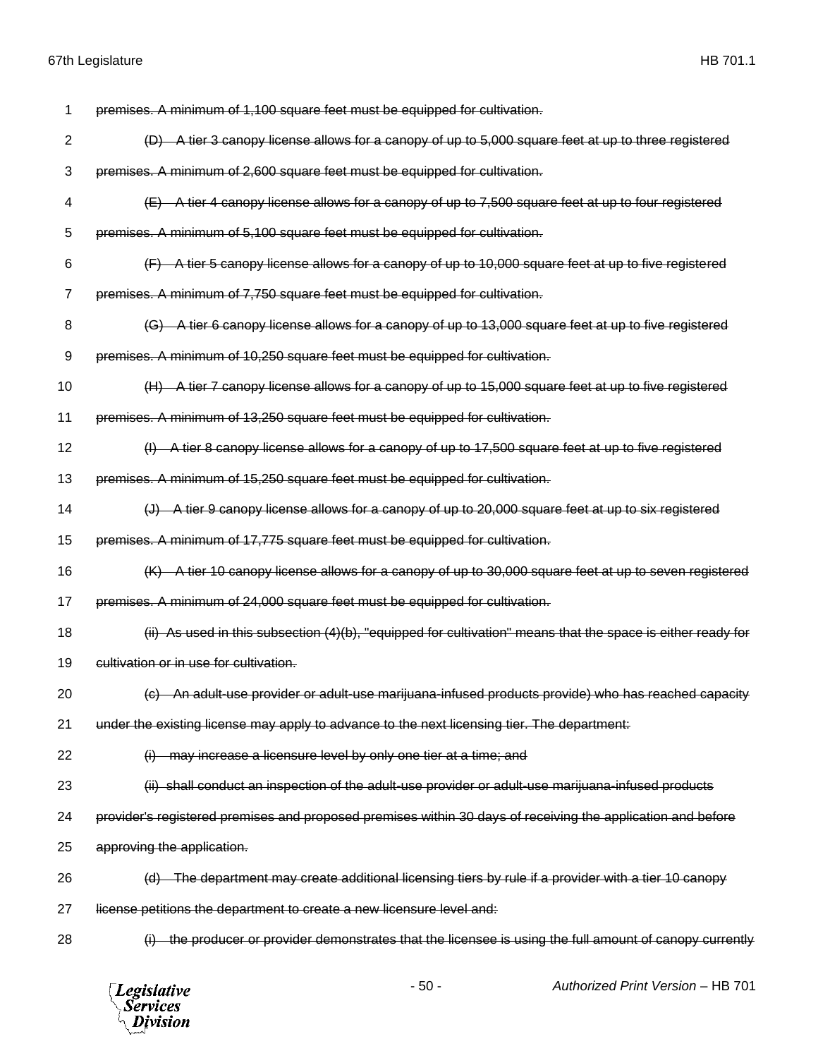~~premises. A minimum of 1,100 square feet must be equipped for cultivation.~~

~~(D) A tier 3 canopy license allows for a canopy of up to 5,000 square feet at up to three registered premises. A minimum of 2,600 square feet must be equipped for cultivation.~~

~~(E) A tier 4 canopy license allows for a canopy of up to 7,500 square feet at up to four registered premises. A minimum of 5,100 square feet must be equipped for cultivation.~~

~~(F) A tier 5 canopy license allows for a canopy of up to 10,000 square feet at up to five registered premises. A minimum of 7,750 square feet must be equipped for cultivation.~~

~~(G) A tier 6 canopy license allows for a canopy of up to 13,000 square feet at up to five registered premises. A minimum of 10,250 square feet must be equipped for cultivation.~~

~~(H) A tier 7 canopy license allows for a canopy of up to 15,000 square feet at up to five registered premises. A minimum of 13,250 square feet must be equipped for cultivation.~~

~~(I) A tier 8 canopy license allows for a canopy of up to 17,500 square feet at up to five registered premises. A minimum of 15,250 square feet must be equipped for cultivation.~~

~~(J) A tier 9 canopy license allows for a canopy of up to 20,000 square feet at up to six registered premises. A minimum of 17,775 square feet must be equipped for cultivation.~~

~~(K) A tier 10 canopy license allows for a canopy of up to 30,000 square feet at up to seven registered premises. A minimum of 24,000 square feet must be equipped for cultivation.~~

~~(ii) As used in this subsection (4)(b), "equipped for cultivation" means that the space is either ready for cultivation or in use for cultivation.~~

~~(c) An adult-use provider or adult-use marijuana-infused products provide) who has reached capacity under the existing license may apply to advance to the next licensing tier. The department:~~

~~(i) may increase a licensure level by only one tier at a time; and~~

~~(ii) shall conduct an inspection of the adult-use provider or adult-use marijuana-infused products provider's registered premises and proposed premises within 30 days of receiving the application and before approving the application.~~

~~(d) The department may create additional licensing tiers by rule if a provider with a tier 10 canopy license petitions the department to create a new licensure level and:~~

~~(i) the producer or provider demonstrates that the licensee is using the full amount of canopy currently~~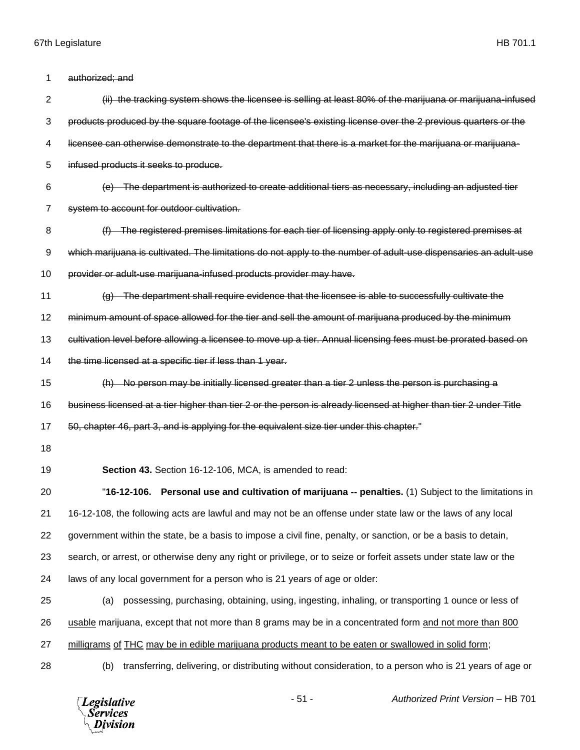~~authorized; and~~

~~(ii) the tracking system shows the licensee is selling at least 80% of the marijuana or marijuana-infused products produced by the square footage of the licensee's existing license over the 2 previous quarters or the licensee can otherwise demonstrate to the department that there is a market for the marijuana or marijuana-infused products it seeks to produce.~~

~~(e) The department is authorized to create additional tiers as necessary, including an adjusted tier system to account for outdoor cultivation.~~

~~(f) The registered premises limitations for each tier of licensing apply only to registered premises at which marijuana is cultivated. The limitations do not apply to the number of adult-use dispensaries an adult-use provider or adult-use marijuana-infused products provider may have.~~

~~(g) The department shall require evidence that the licensee is able to successfully cultivate the minimum amount of space allowed for the tier and sell the amount of marijuana produced by the minimum cultivation level before allowing a licensee to move up a tier. Annual licensing fees must be prorated based on the time licensed at a specific tier if less than 1 year.~~

~~(h) No person may be initially licensed greater than a tier 2 unless the person is purchasing a business licensed at a tier higher than tier 2 or the person is already licensed at higher than tier 2 under Title 50, chapter 46, part 3, and is applying for the equivalent size tier under this chapter.~~"

**Section 43.** Section 16-12-106, MCA, is amended to read:

"**16-12-106. Personal use and cultivation of marijuana -- penalties.** (1) Subject to the limitations in 16-12-108, the following acts are lawful and may not be an offense under state law or the laws of any local government within the state, be a basis to impose a civil fine, penalty, or sanction, or be a basis to detain, search, or arrest, or otherwise deny any right or privilege, or to seize or forfeit assets under state law or the laws of any local government for a person who is 21 years of age or older:

(a) possessing, purchasing, obtaining, using, ingesting, inhaling, or transporting 1 ounce or less of <u>usable</u> marijuana, except that not more than 8 grams may be in a concentrated form <u>and not more than 800 milligrams</u> <u>of</u> <u>THC</u> <u>may be in edible marijuana products meant to be eaten or swallowed in solid form</u>;

(b) transferring, delivering, or distributing without consideration, to a person who is 21 years of age or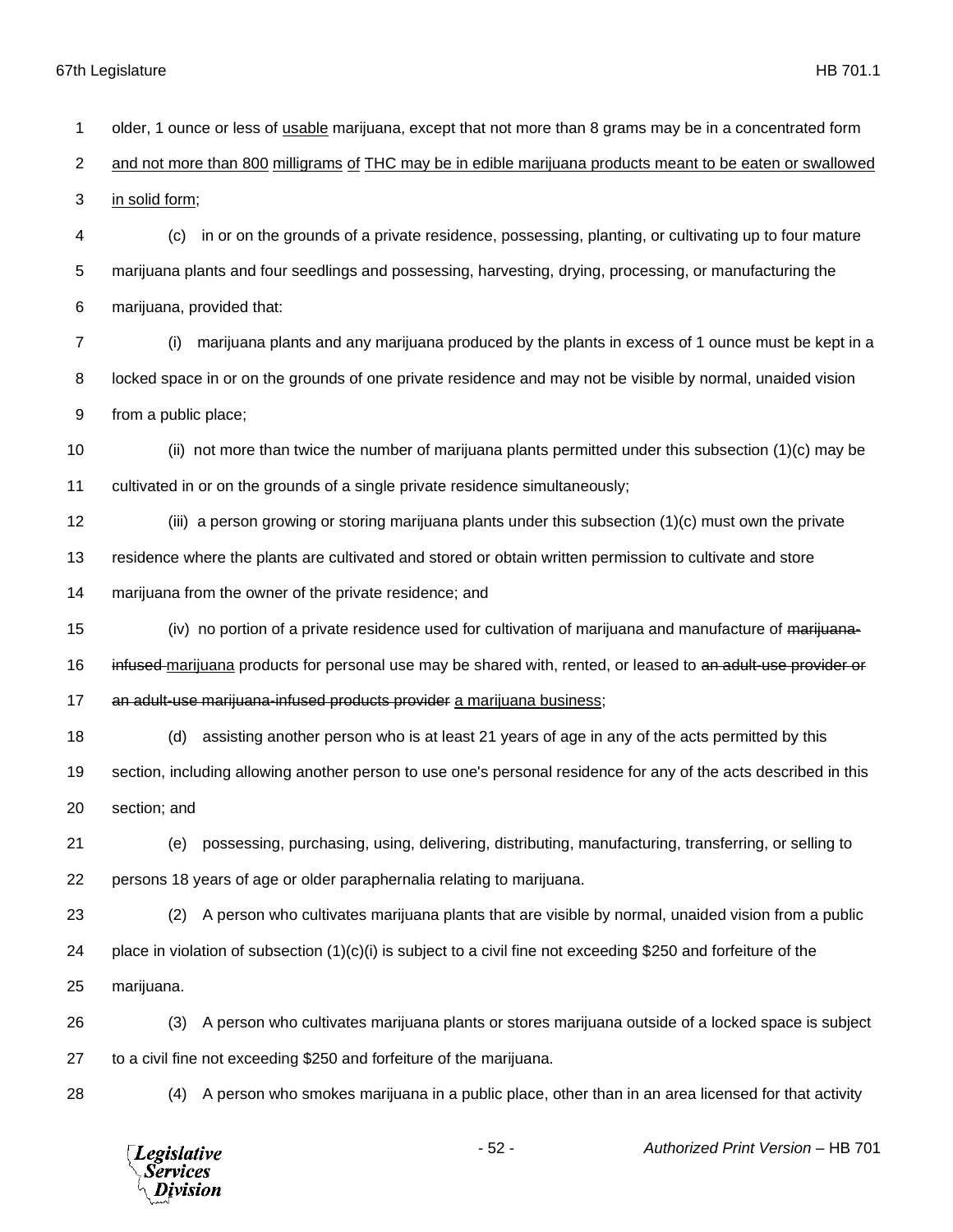older, 1 ounce or less of <u>usable</u> marijuana, except that not more than 8 grams may be in a concentrated form <u>and not more than 800 milligrams of THC may be in edible marijuana products meant to be eaten or swallowed in solid form</u>;

(c) in or on the grounds of a private residence, possessing, planting, or cultivating up to four mature marijuana plants and four seedlings and possessing, harvesting, drying, processing, or manufacturing the marijuana, provided that:

(i) marijuana plants and any marijuana produced by the plants in excess of 1 ounce must be kept in a locked space in or on the grounds of one private residence and may not be visible by normal, unaided vision from a public place;

(ii) not more than twice the number of marijuana plants permitted under this subsection (1)(c) may be cultivated in or on the grounds of a single private residence simultaneously;

(iii) a person growing or storing marijuana plants under this subsection (1)(c) must own the private residence where the plants are cultivated and stored or obtain written permission to cultivate and store marijuana from the owner of the private residence; and

(iv) no portion of a private residence used for cultivation of marijuana and manufacture of ~~marijuana-infused~~ <u>marijuana</u> products for personal use may be shared with, rented, or leased to ~~an adult-use provider or an adult-use marijuana-infused products provider~~ <u>a marijuana business</u>;

(d) assisting another person who is at least 21 years of age in any of the acts permitted by this section, including allowing another person to use one's personal residence for any of the acts described in this section; and

(e) possessing, purchasing, using, delivering, distributing, manufacturing, transferring, or selling to persons 18 years of age or older paraphernalia relating to marijuana.

(2) A person who cultivates marijuana plants that are visible by normal, unaided vision from a public place in violation of subsection (1)(c)(i) is subject to a civil fine not exceeding $250 and forfeiture of the marijuana.

(3) A person who cultivates marijuana plants or stores marijuana outside of a locked space is subject to a civil fine not exceeding $250 and forfeiture of the marijuana.

(4) A person who smokes marijuana in a public place, other than in an area licensed for that activity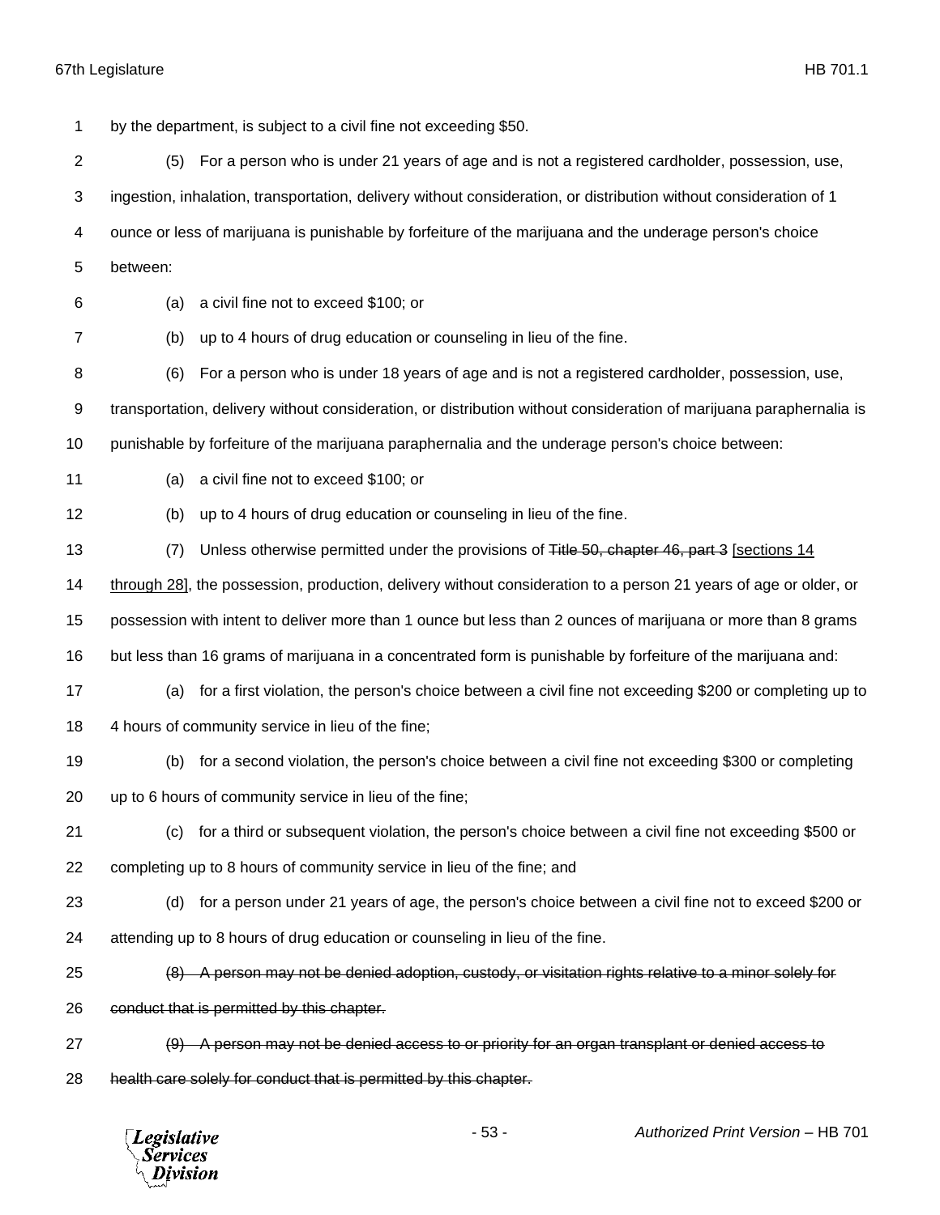by the department, is subject to a civil fine not exceeding $50.

(5) For a person who is under 21 years of age and is not a registered cardholder, possession, use, ingestion, inhalation, transportation, delivery without consideration, or distribution without consideration of 1 ounce or less of marijuana is punishable by forfeiture of the marijuana and the underage person's choice between:

(a) a civil fine not to exceed $100; or

(b) up to 4 hours of drug education or counseling in lieu of the fine.

(6) For a person who is under 18 years of age and is not a registered cardholder, possession, use, transportation, delivery without consideration, or distribution without consideration of marijuana paraphernalia is punishable by forfeiture of the marijuana paraphernalia and the underage person's choice between:

(a) a civil fine not to exceed $100; or

(b) up to 4 hours of drug education or counseling in lieu of the fine.

(7) Unless otherwise permitted under the provisions of ~~Title 50, chapter 46, part 3~~ [sections 14 through 28], the possession, production, delivery without consideration to a person 21 years of age or older, or possession with intent to deliver more than 1 ounce but less than 2 ounces of marijuana or more than 8 grams but less than 16 grams of marijuana in a concentrated form is punishable by forfeiture of the marijuana and:

(a) for a first violation, the person's choice between a civil fine not exceeding $200 or completing up to 4 hours of community service in lieu of the fine;

(b) for a second violation, the person's choice between a civil fine not exceeding $300 or completing up to 6 hours of community service in lieu of the fine;

(c) for a third or subsequent violation, the person's choice between a civil fine not exceeding $500 or completing up to 8 hours of community service in lieu of the fine; and

(d) for a person under 21 years of age, the person's choice between a civil fine not to exceed $200 or attending up to 8 hours of drug education or counseling in lieu of the fine.

~~(8) A person may not be denied adoption, custody, or visitation rights relative to a minor solely for conduct that is permitted by this chapter.~~

~~(9) A person may not be denied access to or priority for an organ transplant or denied access to health care solely for conduct that is permitted by this chapter.~~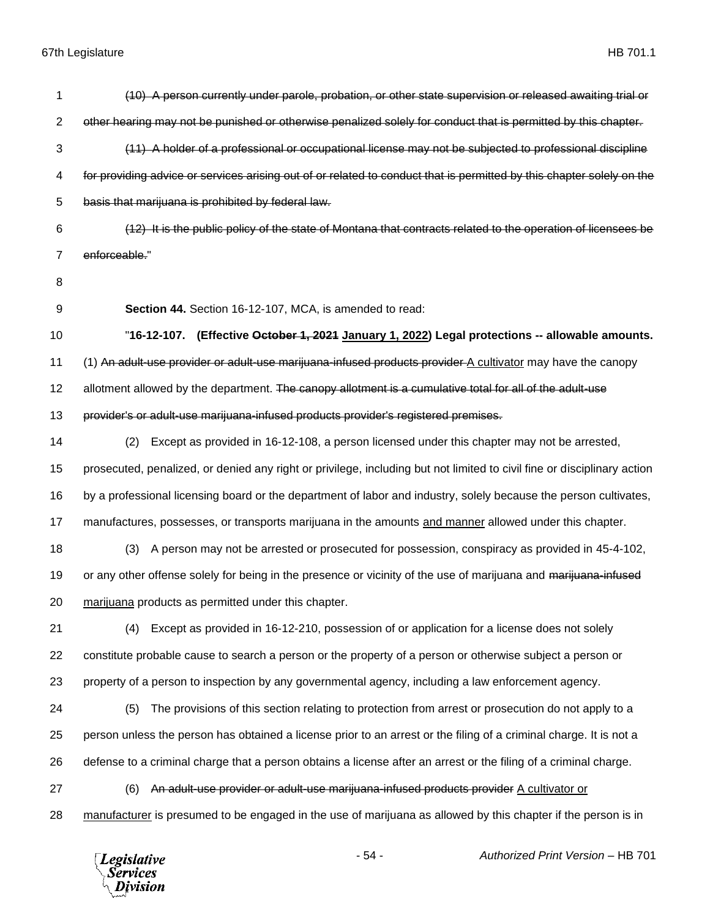~~(10) A person currently under parole, probation, or other state supervision or released awaiting trial or other hearing may not be punished or otherwise penalized solely for conduct that is permitted by this chapter.~~

~~(11) A holder of a professional or occupational license may not be subjected to professional discipline for providing advice or services arising out of or related to conduct that is permitted by this chapter solely on the basis that marijuana is prohibited by federal law.~~

~~(12) It is the public policy of the state of Montana that contracts related to the operation of licensees be enforceable.~~"

**Section 44.** Section 16-12-107, MCA, is amended to read:

"**16-12-107. (Effective ~~October 1, 2021~~ <u>January 1, 2022</u>) Legal protections -- allowable amounts.** (1) ~~An adult-use provider or adult-use marijuana-infused products provider~~ <u>A cultivator</u> may have the canopy allotment allowed by the department. ~~The canopy allotment is a cumulative total for all of the adult-use provider's or adult-use marijuana-infused products provider's registered premises.~~

(2) Except as provided in 16-12-108, a person licensed under this chapter may not be arrested, prosecuted, penalized, or denied any right or privilege, including but not limited to civil fine or disciplinary action by a professional licensing board or the department of labor and industry, solely because the person cultivates, manufactures, possesses, or transports marijuana in the amounts <u>and manner</u> allowed under this chapter.

(3) A person may not be arrested or prosecuted for possession, conspiracy as provided in 45-4-102, or any other offense solely for being in the presence or vicinity of the use of marijuana and ~~marijuana-infused~~ <u>marijuana</u> products as permitted under this chapter.

(4) Except as provided in 16-12-210, possession of or application for a license does not solely constitute probable cause to search a person or the property of a person or otherwise subject a person or property of a person to inspection by any governmental agency, including a law enforcement agency.

(5) The provisions of this section relating to protection from arrest or prosecution do not apply to a person unless the person has obtained a license prior to an arrest or the filing of a criminal charge. It is not a defense to a criminal charge that a person obtains a license after an arrest or the filing of a criminal charge.

(6) ~~An adult-use provider or adult-use marijuana-infused products provider~~ <u>A cultivator or manufacturer</u> is presumed to be engaged in the use of marijuana as allowed by this chapter if the person is in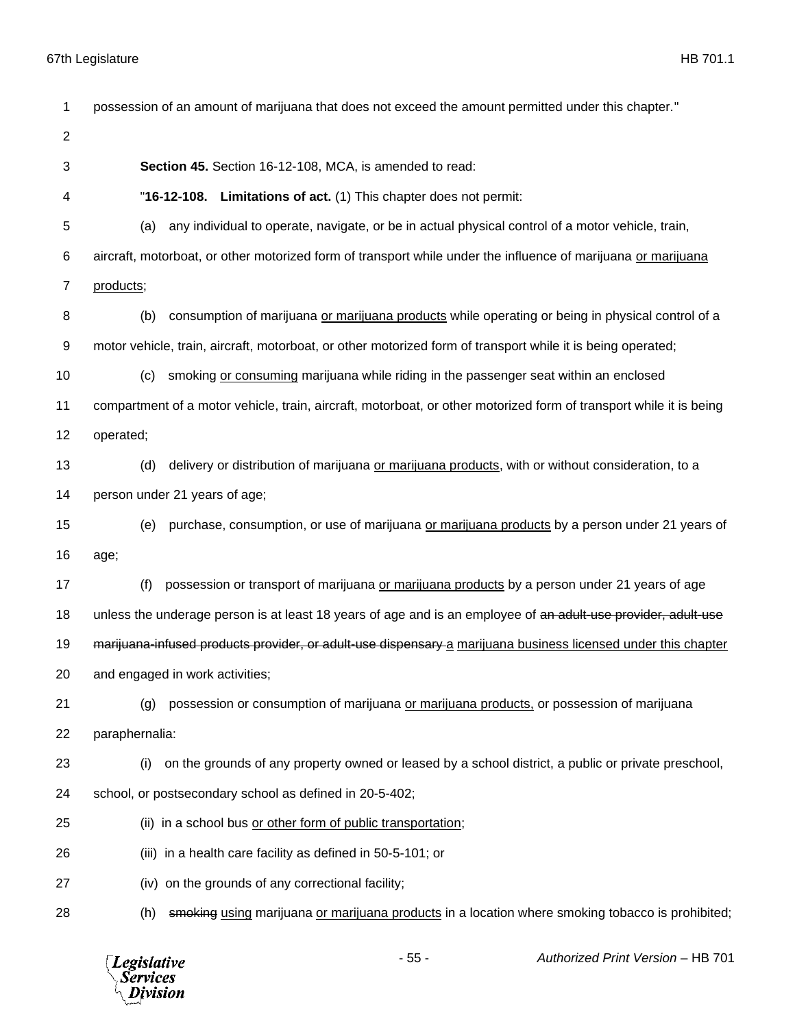possession of an amount of marijuana that does not exceed the amount permitted under this chapter."

**Section 45.** Section 16-12-108, MCA, is amended to read:

"**16-12-108. Limitations of act.** (1) This chapter does not permit:

(a) any individual to operate, navigate, or be in actual physical control of a motor vehicle, train, aircraft, motorboat, or other motorized form of transport while under the influence of marijuana <u>or marijuana products</u>;

(b) consumption of marijuana <u>or marijuana products</u> while operating or being in physical control of a motor vehicle, train, aircraft, motorboat, or other motorized form of transport while it is being operated;

(c) smoking <u>or consuming</u> marijuana while riding in the passenger seat within an enclosed compartment of a motor vehicle, train, aircraft, motorboat, or other motorized form of transport while it is being operated;

(d) delivery or distribution of marijuana <u>or marijuana products</u>, with or without consideration, to a person under 21 years of age;

(e) purchase, consumption, or use of marijuana <u>or marijuana products</u> by a person under 21 years of age;

(f) possession or transport of marijuana <u>or marijuana products</u> by a person under 21 years of age unless the underage person is at least 18 years of age and is an employee of ~~an adult-use provider, adult-use marijuana-infused products provider, or adult-use dispensary~~ <u>a marijuana business licensed under this chapter</u> and engaged in work activities;

(g) possession or consumption of marijuana <u>or marijuana products,</u> or possession of marijuana paraphernalia:

(i) on the grounds of any property owned or leased by a school district, a public or private preschool, school, or postsecondary school as defined in 20-5-402;

(ii) in a school bus <u>or other form of public transportation</u>;

(iii) in a health care facility as defined in 50-5-101; or

(iv) on the grounds of any correctional facility;

(h) ~~smoking~~ <u>using</u> marijuana <u>or marijuana products</u> in a location where smoking tobacco is prohibited;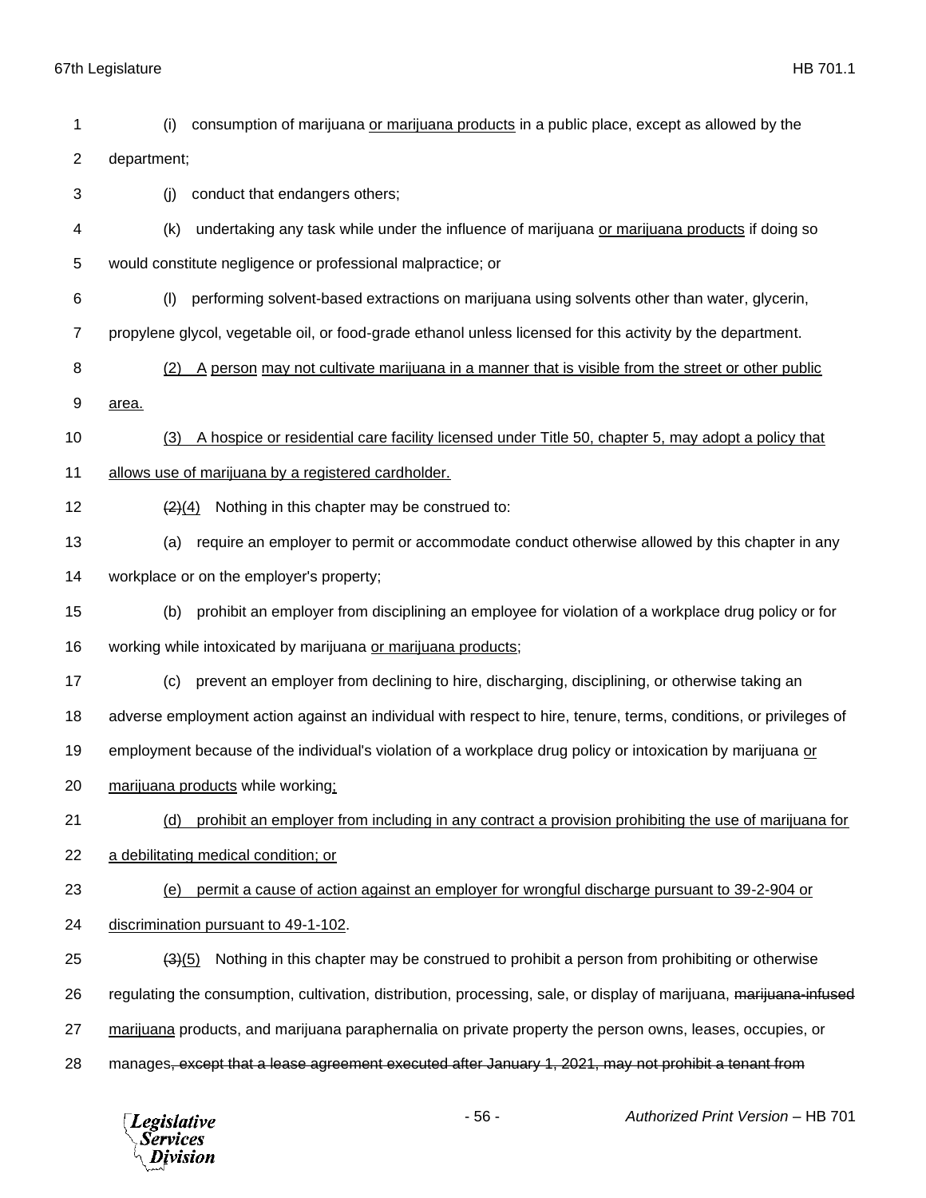(i) consumption of marijuana or marijuana products in a public place, except as allowed by the department;

(j) conduct that endangers others;

(k) undertaking any task while under the influence of marijuana or marijuana products if doing so would constitute negligence or professional malpractice; or

(l) performing solvent-based extractions on marijuana using solvents other than water, glycerin, propylene glycol, vegetable oil, or food-grade ethanol unless licensed for this activity by the department.

(2) A person may not cultivate marijuana in a manner that is visible from the street or other public area.

(3) A hospice or residential care facility licensed under Title 50, chapter 5, may adopt a policy that allows use of marijuana by a registered cardholder.

~~(2)~~(4) Nothing in this chapter may be construed to:

(a) require an employer to permit or accommodate conduct otherwise allowed by this chapter in any workplace or on the employer's property;

(b) prohibit an employer from disciplining an employee for violation of a workplace drug policy or for working while intoxicated by marijuana or marijuana products;

(c) prevent an employer from declining to hire, discharging, disciplining, or otherwise taking an adverse employment action against an individual with respect to hire, tenure, terms, conditions, or privileges of employment because of the individual's violation of a workplace drug policy or intoxication by marijuana or marijuana products while working;

(d) prohibit an employer from including in any contract a provision prohibiting the use of marijuana for a debilitating medical condition; or

(e) permit a cause of action against an employer for wrongful discharge pursuant to 39-2-904 or discrimination pursuant to 49-1-102.

~~(3)~~(5) Nothing in this chapter may be construed to prohibit a person from prohibiting or otherwise regulating the consumption, cultivation, distribution, processing, sale, or display of marijuana, ~~marijuana-infused~~ marijuana products, and marijuana paraphernalia on private property the person owns, leases, occupies, or manages~~, except that a lease agreement executed after January 1, 2021, may not prohibit a tenant from~~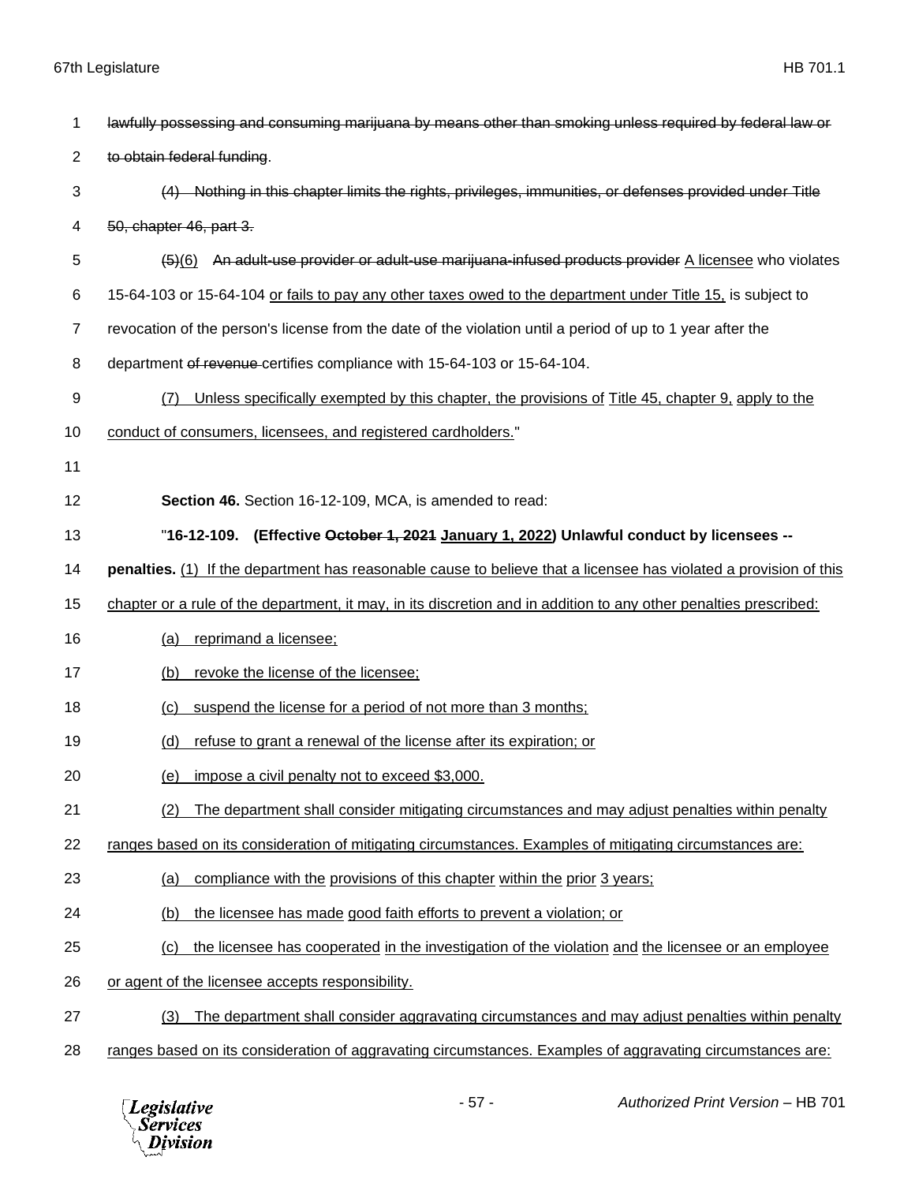~~lawfully possessing and consuming marijuana by means other than smoking unless required by federal law or to obtain federal funding~~.

~~(4) Nothing in this chapter limits the rights, privileges, immunities, or defenses provided under Title 50, chapter 46, part 3.~~

~~(5)~~<u>(6)</u> ~~An adult-use provider or adult-use marijuana-infused products provider~~ <u>A licensee</u> who violates 15-64-103 or 15-64-104 <u>or fails to pay any other taxes owed to the department under Title 15,</u> is subject to revocation of the person's license from the date of the violation until a period of up to 1 year after the department ~~of revenue~~ certifies compliance with 15-64-103 or 15-64-104.

<u>(7) Unless specifically exempted by this chapter, the provisions of Title 45, chapter 9, apply to the conduct of consumers, licensees, and registered cardholders.</u>"

**Section 46.** Section 16-12-109, MCA, is amended to read:

"**16-12-109. (Effective ~~October 1, 2021~~ <u>January 1, 2022</u>) Unlawful conduct by licensees -- penalties.** <u>(1) If the department has reasonable cause to believe that a licensee has violated a provision of this chapter or a rule of the department, it may, in its discretion and in addition to any other penalties prescribed:</u>

<u>(a) reprimand a licensee;</u>

<u>(b) revoke the license of the licensee;</u>

<u>(c) suspend the license for a period of not more than 3 months;</u>

<u>(d) refuse to grant a renewal of the license after its expiration; or</u>

<u>(e) impose a civil penalty not to exceed $3,000.</u>

<u>(2) The department shall consider mitigating circumstances and may adjust penalties within penalty ranges based on its consideration of mitigating circumstances. Examples of mitigating circumstances are:</u>

<u>(a) compliance with the provisions of this chapter within the prior 3 years;</u>

<u>(b) the licensee has made good faith efforts to prevent a violation; or</u>

<u>(c) the licensee has cooperated in the investigation of the violation and the licensee or an employee or agent of the licensee accepts responsibility.</u>

<u>(3) The department shall consider aggravating circumstances and may adjust penalties within penalty ranges based on its consideration of aggravating circumstances. Examples of aggravating circumstances are:</u>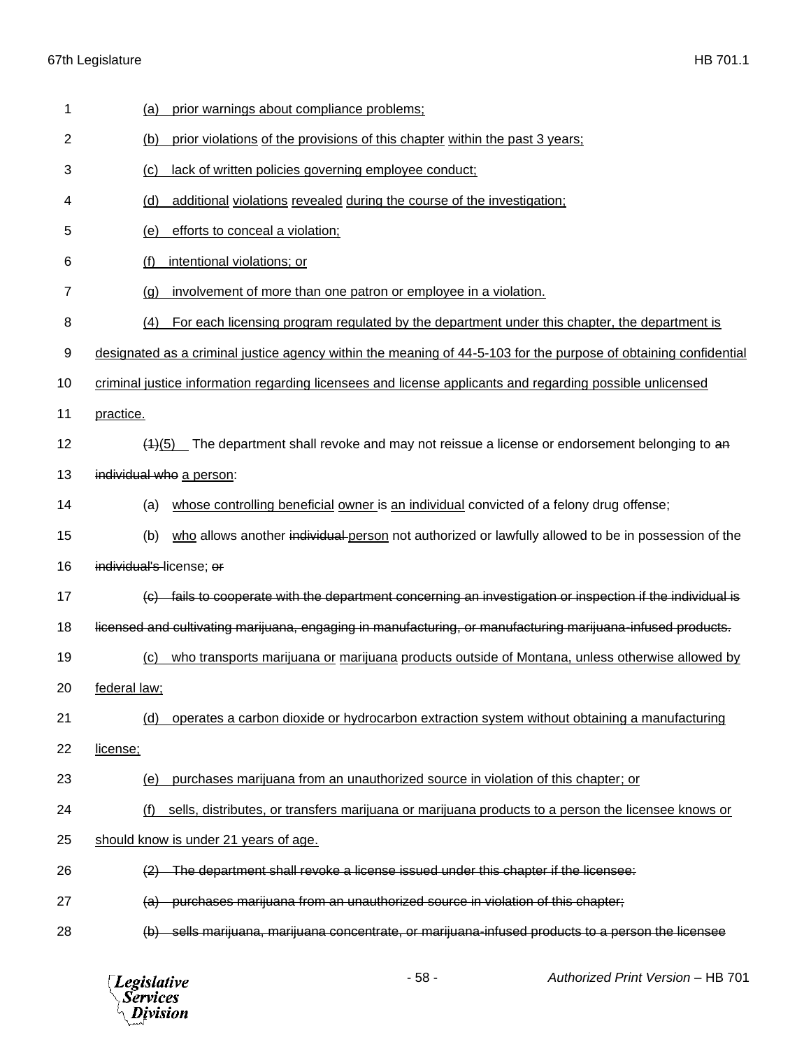(a) prior warnings about compliance problems;

(b) prior violations of the provisions of this chapter within the past 3 years;

(c) lack of written policies governing employee conduct;

(d) additional violations revealed during the course of the investigation;

(e) efforts to conceal a violation;

(f) intentional violations; or

(g) involvement of more than one patron or employee in a violation.

(4) For each licensing program regulated by the department under this chapter, the department is designated as a criminal justice agency within the meaning of 44-5-103 for the purpose of obtaining confidential criminal justice information regarding licensees and license applicants and regarding possible unlicensed practice.

~~(1)~~(5) The department shall revoke and may not reissue a license or endorsement belonging to ~~an individual who~~ a person:

(a) whose controlling beneficial owner is an individual convicted of a felony drug offense;

(b) who allows another ~~individual~~ person not authorized or lawfully allowed to be in possession of the ~~individual's~~ license; ~~or~~

~~(c) fails to cooperate with the department concerning an investigation or inspection if the individual is licensed and cultivating marijuana, engaging in manufacturing, or manufacturing marijuana-infused products.~~

(c) who transports marijuana or marijuana products outside of Montana, unless otherwise allowed by federal law;

(d) operates a carbon dioxide or hydrocarbon extraction system without obtaining a manufacturing license;

(e) purchases marijuana from an unauthorized source in violation of this chapter; or

(f) sells, distributes, or transfers marijuana or marijuana products to a person the licensee knows or should know is under 21 years of age.

~~(2) The department shall revoke a license issued under this chapter if the licensee:~~

~~(a) purchases marijuana from an unauthorized source in violation of this chapter;~~

~~(b) sells marijuana, marijuana concentrate, or marijuana-infused products to a person the licensee~~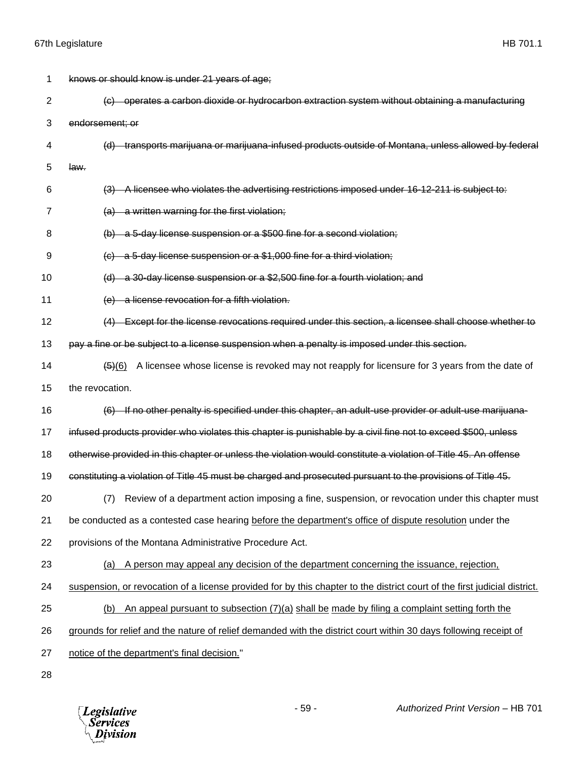~~knows or should know is under 21 years of age;~~

~~(c) operates a carbon dioxide or hydrocarbon extraction system without obtaining a manufacturing endorsement; or~~

~~(d) transports marijuana or marijuana-infused products outside of Montana, unless allowed by federal law.~~

~~(3) A licensee who violates the advertising restrictions imposed under 16-12-211 is subject to:~~

~~(a) a written warning for the first violation;~~

~~(b) a 5-day license suspension or a $500 fine for a second violation;~~

~~(c) a 5-day license suspension or a $1,000 fine for a third violation;~~

~~(d) a 30-day license suspension or a $2,500 fine for a fourth violation; and~~

~~(e) a license revocation for a fifth violation.~~

~~(4) Except for the license revocations required under this section, a licensee shall choose whether to pay a fine or be subject to a license suspension when a penalty is imposed under this section.~~

~~(5)~~<u>(6)</u> A licensee whose license is revoked may not reapply for licensure for 3 years from the date of the revocation.

~~(6) If no other penalty is specified under this chapter, an adult-use provider or adult-use marijuana-infused products provider who violates this chapter is punishable by a civil fine not to exceed $500, unless otherwise provided in this chapter or unless the violation would constitute a violation of Title 45. An offense constituting a violation of Title 45 must be charged and prosecuted pursuant to the provisions of Title 45.~~

(7) Review of a department action imposing a fine, suspension, or revocation under this chapter must be conducted as a contested case hearing <u>before the department's office of dispute resolution</u> under the provisions of the Montana Administrative Procedure Act.

<u>(a) A person may appeal any decision of the department concerning the issuance, rejection, suspension, or revocation of a license provided for by this chapter to the district court of the first judicial district.</u>

<u>(b) An appeal pursuant to subsection (7)(a) shall be made by filing a complaint setting forth the grounds for relief and the nature of relief demanded with the district court within 30 days following receipt of notice of the department's final decision.</u>"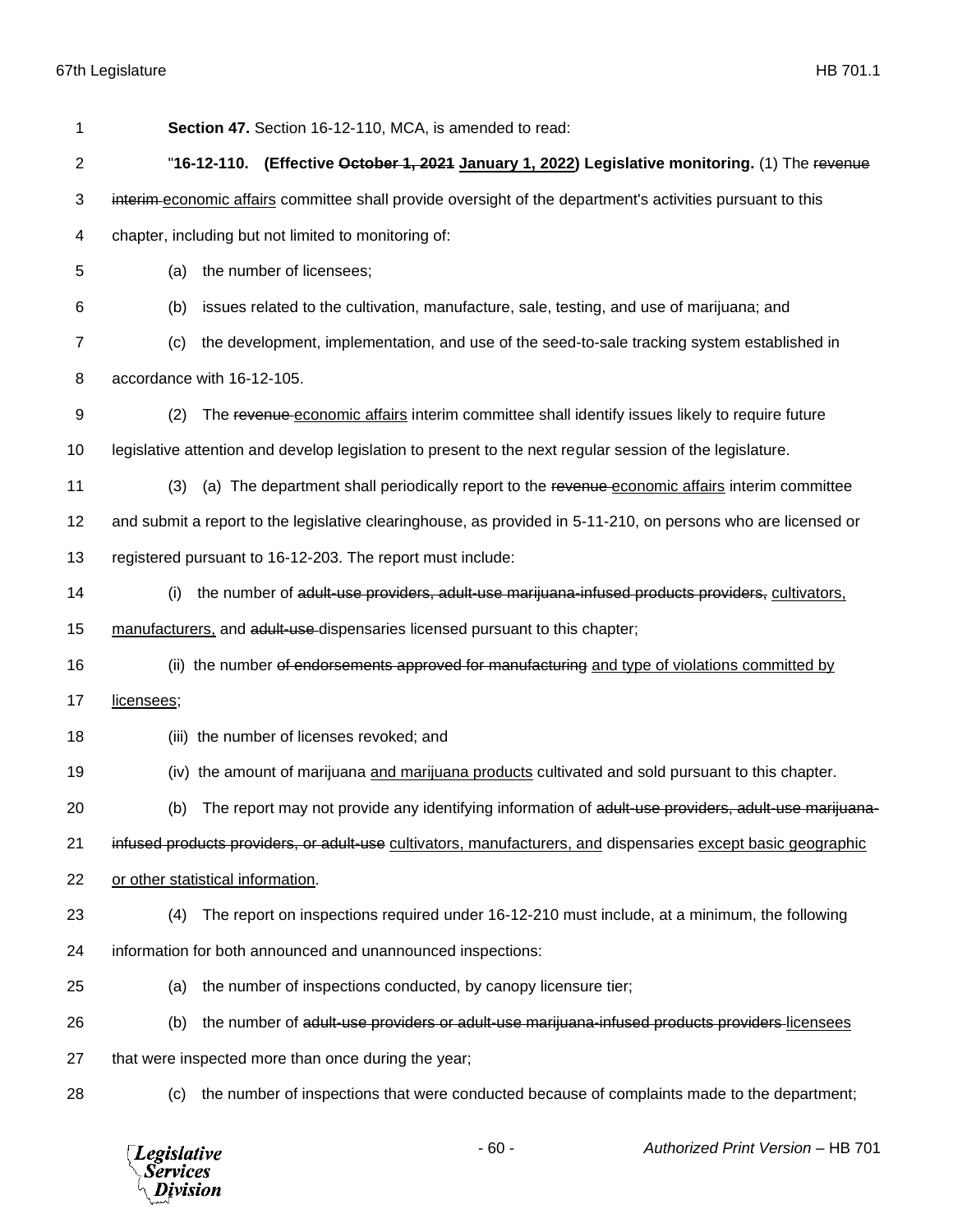**Section 47.** Section 16-12-110, MCA, is amended to read:

"**16-12-110. (Effective ~~October 1, 2021~~ January 1, 2022) Legislative monitoring.** (1) The ~~revenue interim~~ economic affairs committee shall provide oversight of the department's activities pursuant to this chapter, including but not limited to monitoring of:

(a) the number of licensees;

(b) issues related to the cultivation, manufacture, sale, testing, and use of marijuana; and

(c) the development, implementation, and use of the seed-to-sale tracking system established in accordance with 16-12-105.

(2) The ~~revenue~~ economic affairs interim committee shall identify issues likely to require future legislative attention and develop legislation to present to the next regular session of the legislature.

(3) (a) The department shall periodically report to the ~~revenue~~ economic affairs interim committee and submit a report to the legislative clearinghouse, as provided in 5-11-210, on persons who are licensed or registered pursuant to 16-12-203. The report must include:

(i) the number of ~~adult-use providers, adult-use marijuana-infused products providers,~~ cultivators, manufacturers, and ~~adult-use~~ dispensaries licensed pursuant to this chapter;

(ii) the number ~~of endorsements approved for manufacturing~~ and type of violations committed by licensees;

(iii) the number of licenses revoked; and

(iv) the amount of marijuana and marijuana products cultivated and sold pursuant to this chapter.

(b) The report may not provide any identifying information of ~~adult-use providers, adult-use marijuana-infused products providers, or adult-use~~ cultivators, manufacturers, and dispensaries except basic geographic or other statistical information.

(4) The report on inspections required under 16-12-210 must include, at a minimum, the following information for both announced and unannounced inspections:

(a) the number of inspections conducted, by canopy licensure tier;

(b) the number of ~~adult-use providers or adult-use marijuana-infused products providers~~ licensees that were inspected more than once during the year;

(c) the number of inspections that were conducted because of complaints made to the department;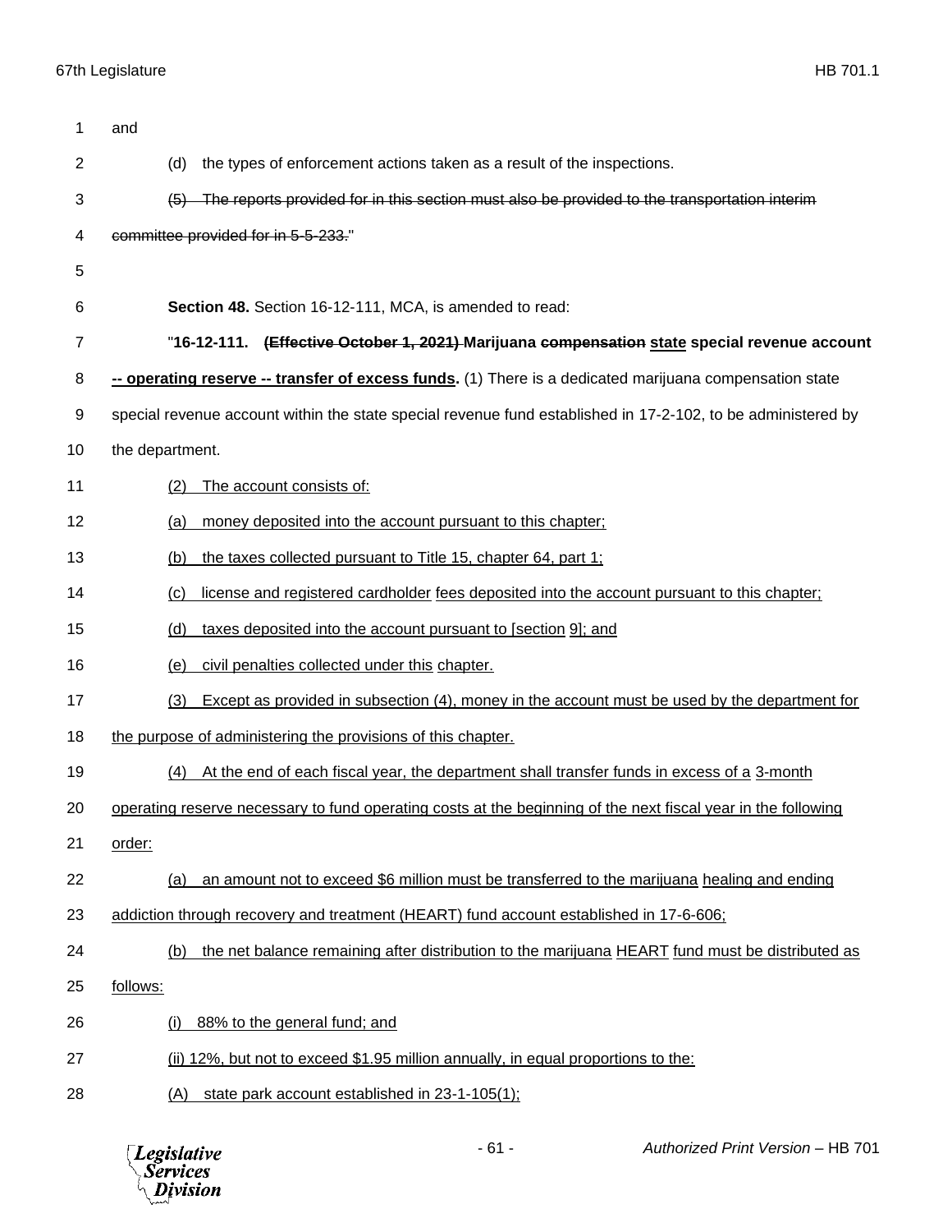and

(d) the types of enforcement actions taken as a result of the inspections.

~~(5) The reports provided for in this section must also be provided to the transportation interim committee provided for in 5-5-233.~~"

**Section 48.** Section 16-12-111, MCA, is amended to read:

"**16-12-111. ~~(Effective October 1, 2021)~~ Marijuana ~~compensation~~ state special revenue account -- operating reserve -- transfer of excess funds.** (1) There is a dedicated marijuana compensation state special revenue account within the state special revenue fund established in 17-2-102, to be administered by the department.

(2) The account consists of:

(a) money deposited into the account pursuant to this chapter;

(b) the taxes collected pursuant to Title 15, chapter 64, part 1;

(c) license and registered cardholder fees deposited into the account pursuant to this chapter;

(d) taxes deposited into the account pursuant to [section 9]; and

(e) civil penalties collected under this chapter.

(3) Except as provided in subsection (4), money in the account must be used by the department for the purpose of administering the provisions of this chapter.

(4) At the end of each fiscal year, the department shall transfer funds in excess of a 3-month operating reserve necessary to fund operating costs at the beginning of the next fiscal year in the following order:

(a) an amount not to exceed $6 million must be transferred to the marijuana healing and ending addiction through recovery and treatment (HEART) fund account established in 17-6-606;

(b) the net balance remaining after distribution to the marijuana HEART fund must be distributed as follows:

(i) 88% to the general fund; and

(ii) 12%, but not to exceed $1.95 million annually, in equal proportions to the:

(A) state park account established in 23-1-105(1);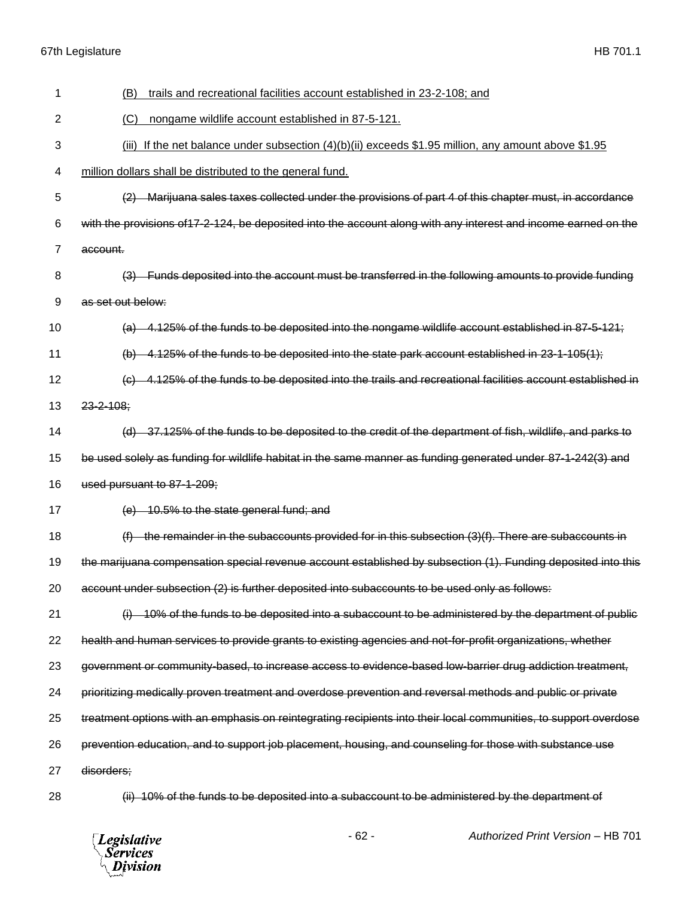(B) trails and recreational facilities account established in 23-2-108; and

(C) nongame wildlife account established in 87-5-121.

(iii) If the net balance under subsection (4)(b)(ii) exceeds $1.95 million, any amount above $1.95 million dollars shall be distributed to the general fund.

~~(2) Marijuana sales taxes collected under the provisions of part 4 of this chapter must, in accordance with the provisions of17-2-124, be deposited into the account along with any interest and income earned on the account.~~

~~(3) Funds deposited into the account must be transferred in the following amounts to provide funding as set out below:~~

~~(a) 4.125% of the funds to be deposited into the nongame wildlife account established in 87-5-121;~~

~~(b) 4.125% of the funds to be deposited into the state park account established in 23-1-105(1);~~

~~(c) 4.125% of the funds to be deposited into the trails and recreational facilities account established in 23-2-108;~~

~~(d) 37.125% of the funds to be deposited to the credit of the department of fish, wildlife, and parks to be used solely as funding for wildlife habitat in the same manner as funding generated under 87-1-242(3) and used pursuant to 87-1-209;~~

~~(e) 10.5% to the state general fund; and~~

~~(f) the remainder in the subaccounts provided for in this subsection (3)(f). There are subaccounts in the marijuana compensation special revenue account established by subsection (1). Funding deposited into this account under subsection (2) is further deposited into subaccounts to be used only as follows:~~

~~(i) 10% of the funds to be deposited into a subaccount to be administered by the department of public health and human services to provide grants to existing agencies and not-for-profit organizations, whether government or community-based, to increase access to evidence-based low-barrier drug addiction treatment, prioritizing medically proven treatment and overdose prevention and reversal methods and public or private treatment options with an emphasis on reintegrating recipients into their local communities, to support overdose prevention education, and to support job placement, housing, and counseling for those with substance use disorders;~~

~~(ii) 10% of the funds to be deposited into a subaccount to be administered by the department of~~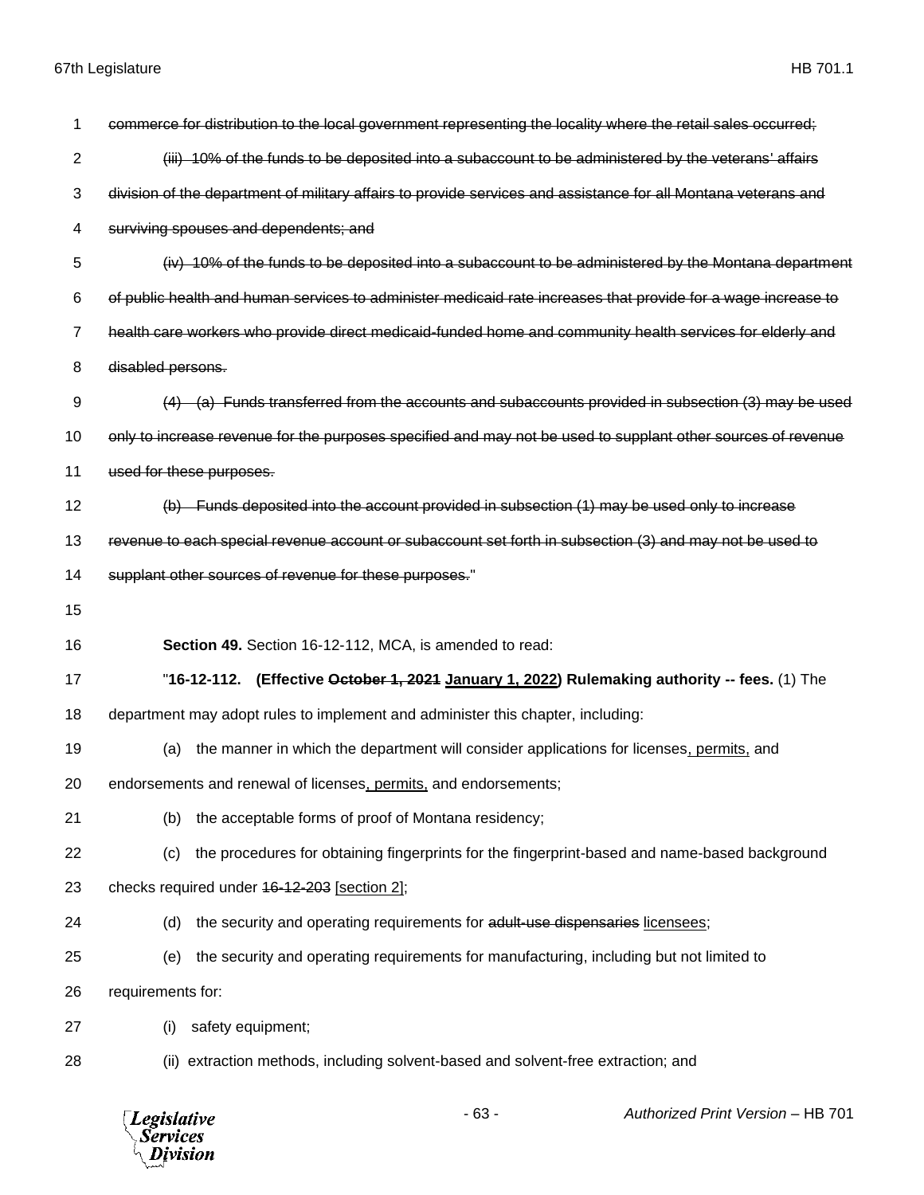~~commerce for distribution to the local government representing the locality where the retail sales occurred;~~

~~(iii) 10% of the funds to be deposited into a subaccount to be administered by the veterans' affairs division of the department of military affairs to provide services and assistance for all Montana veterans and surviving spouses and dependents; and~~

~~(iv) 10% of the funds to be deposited into a subaccount to be administered by the Montana department of public health and human services to administer medicaid rate increases that provide for a wage increase to health care workers who provide direct medicaid-funded home and community health services for elderly and disabled persons.~~

~~(4) (a) Funds transferred from the accounts and subaccounts provided in subsection (3) may be used only to increase revenue for the purposes specified and may not be used to supplant other sources of revenue used for these purposes.~~

~~(b) Funds deposited into the account provided in subsection (1) may be used only to increase revenue to each special revenue account or subaccount set forth in subsection (3) and may not be used to supplant other sources of revenue for these purposes.~~"

**Section 49.** Section 16-12-112, MCA, is amended to read:

"**16-12-112. (Effective ~~October 1, 2021~~ <u>January 1, 2022</u>) Rulemaking authority -- fees.** (1) The department may adopt rules to implement and administer this chapter, including:

(a) the manner in which the department will consider applications for licenses<u>, permits,</u> and endorsements and renewal of licenses<u>, permits,</u> and endorsements;

(b) the acceptable forms of proof of Montana residency;

(c) the procedures for obtaining fingerprints for the fingerprint-based and name-based background checks required under ~~16-12-203~~ <u>[section 2]</u>;

(d) the security and operating requirements for ~~adult-use dispensaries~~ <u>licensees</u>;

(e) the security and operating requirements for manufacturing, including but not limited to requirements for:

(i) safety equipment;

(ii) extraction methods, including solvent-based and solvent-free extraction; and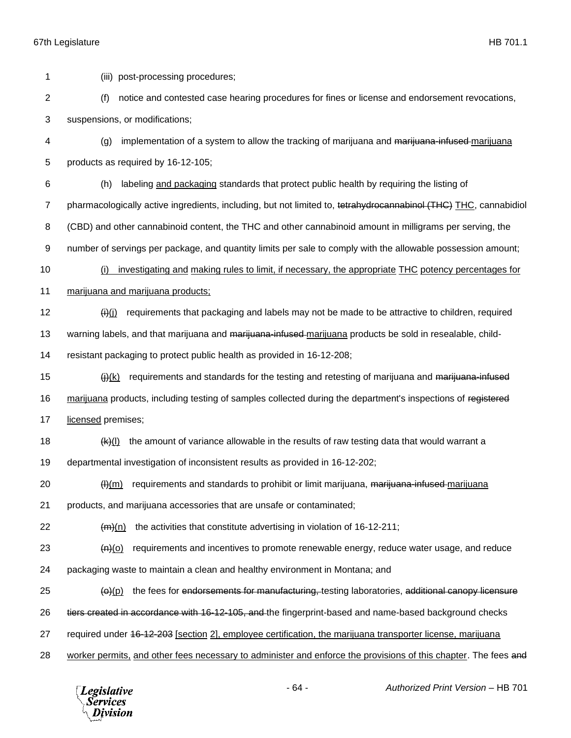(iii) post-processing procedures;

(f) notice and contested case hearing procedures for fines or license and endorsement revocations, suspensions, or modifications;

(g) implementation of a system to allow the tracking of marijuana and ~~marijuana-infused~~ marijuana products as required by 16-12-105;

(h) labeling and packaging standards that protect public health by requiring the listing of pharmacologically active ingredients, including, but not limited to, ~~tetrahydrocannabinol (THC)~~ THC, cannabidiol (CBD) and other cannabinoid content, the THC and other cannabinoid amount in milligrams per serving, the number of servings per package, and quantity limits per sale to comply with the allowable possession amount;

(i) investigating and making rules to limit, if necessary, the appropriate THC potency percentages for marijuana and marijuana products;

~~(i)~~(j) requirements that packaging and labels may not be made to be attractive to children, required warning labels, and that marijuana and ~~marijuana-infused~~ marijuana products be sold in resealable, child-resistant packaging to protect public health as provided in 16-12-208;

~~(j)~~(k) requirements and standards for the testing and retesting of marijuana and ~~marijuana-infused~~ marijuana products, including testing of samples collected during the department's inspections of ~~registered~~ licensed premises;

~~(k)~~(l) the amount of variance allowable in the results of raw testing data that would warrant a departmental investigation of inconsistent results as provided in 16-12-202;

~~(l)~~(m) requirements and standards to prohibit or limit marijuana, ~~marijuana-infused~~ marijuana products, and marijuana accessories that are unsafe or contaminated;

~~(m)~~(n) the activities that constitute advertising in violation of 16-12-211;

~~(n)~~(o) requirements and incentives to promote renewable energy, reduce water usage, and reduce packaging waste to maintain a clean and healthy environment in Montana; and

~~(o)~~(p) the fees for ~~endorsements for manufacturing,~~ testing laboratories, ~~additional canopy licensure tiers created in accordance with 16-12-105, and~~ the fingerprint-based and name-based background checks required under ~~16-12-203~~ [section 2], employee certification, the marijuana transporter license, marijuana worker permits, and other fees necessary to administer and enforce the provisions of this chapter. The fees ~~and~~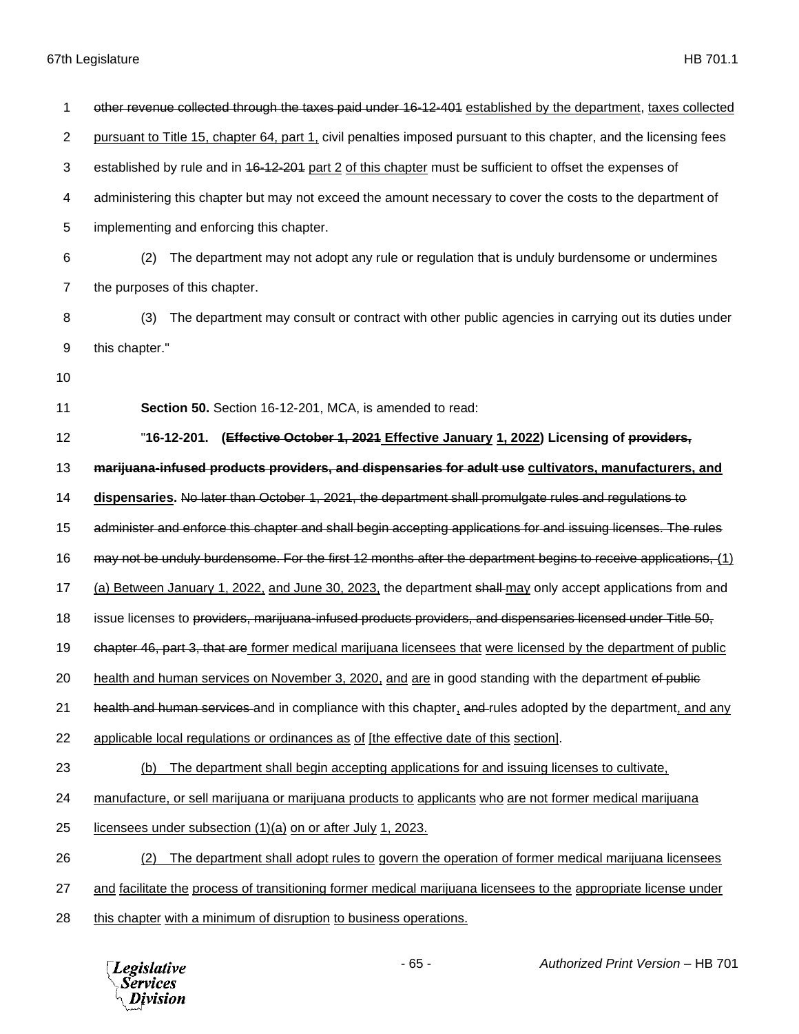other revenue collected through the taxes paid under 16-12-401 established by the department, taxes collected pursuant to Title 15, chapter 64, part 1, civil penalties imposed pursuant to this chapter, and the licensing fees established by rule and in 16-12-201 part 2 of this chapter must be sufficient to offset the expenses of administering this chapter but may not exceed the amount necessary to cover the costs to the department of implementing and enforcing this chapter.

(2) The department may not adopt any rule or regulation that is unduly burdensome or undermines the purposes of this chapter.

(3) The department may consult or contract with other public agencies in carrying out its duties under this chapter."

**Section 50.** Section 16-12-201, MCA, is amended to read:

"**16-12-201. (Effective October 1, 2021 Effective January 1, 2022) Licensing of providers, marijuana-infused products providers, and dispensaries for adult use cultivators, manufacturers, and dispensaries.** No later than October 1, 2021, the department shall promulgate rules and regulations to administer and enforce this chapter and shall begin accepting applications for and issuing licenses. The rules may not be unduly burdensome. For the first 12 months after the department begins to receive applications, (1) (a) Between January 1, 2022, and June 30, 2023, the department shall may only accept applications from and issue licenses to providers, marijuana-infused products providers, and dispensaries licensed under Title 50, chapter 46, part 3, that are former medical marijuana licensees that were licensed by the department of public health and human services on November 3, 2020, and are in good standing with the department of public health and human services and in compliance with this chapter, and rules adopted by the department, and any applicable local regulations or ordinances as of [the effective date of this section].

(b) The department shall begin accepting applications for and issuing licenses to cultivate, manufacture, or sell marijuana or marijuana products to applicants who are not former medical marijuana licensees under subsection (1)(a) on or after July 1, 2023.

(2) The department shall adopt rules to govern the operation of former medical marijuana licensees and facilitate the process of transitioning former medical marijuana licensees to the appropriate license under this chapter with a minimum of disruption to business operations.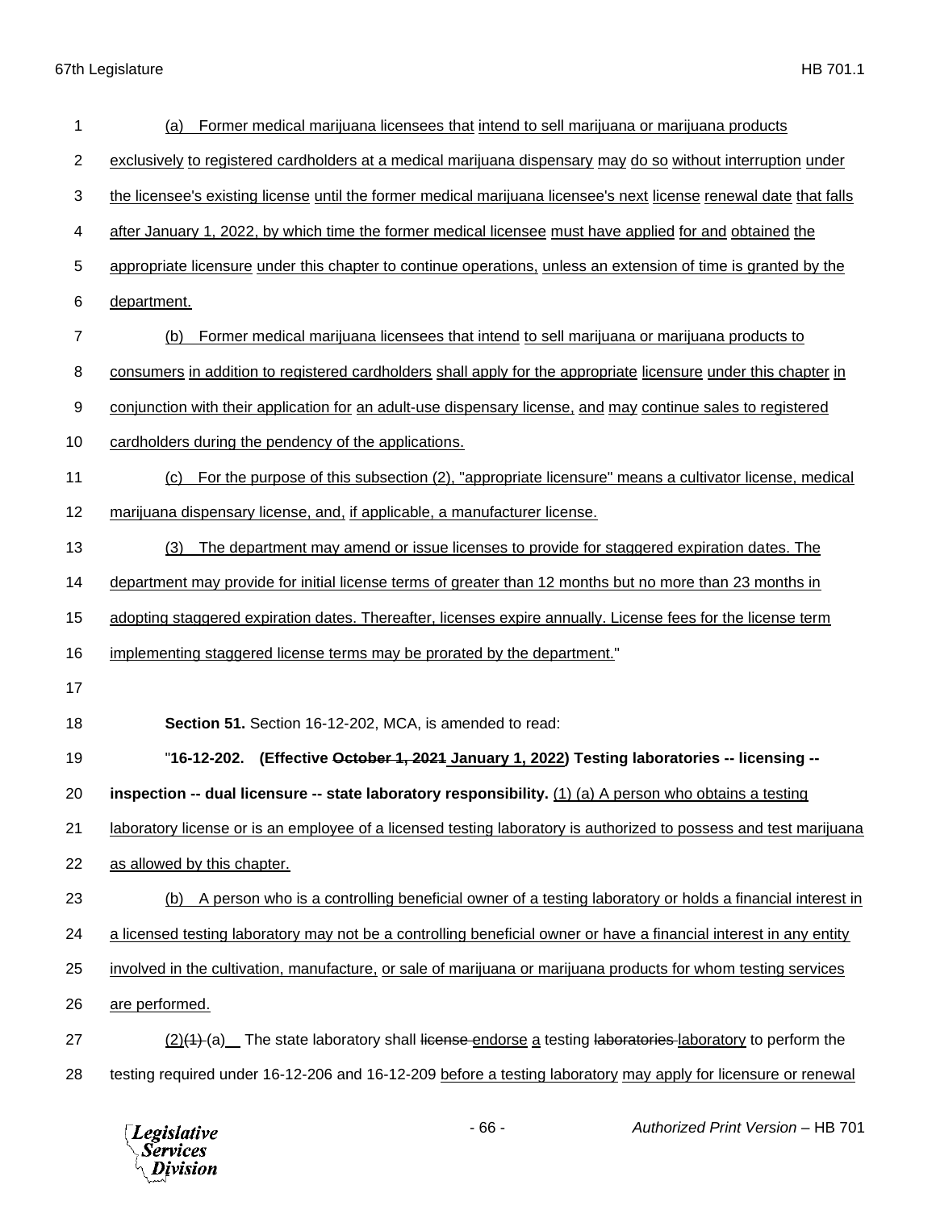(a) Former medical marijuana licensees that intend to sell marijuana or marijuana products exclusively to registered cardholders at a medical marijuana dispensary may do so without interruption under the licensee's existing license until the former medical marijuana licensee's next license renewal date that falls after January 1, 2022, by which time the former medical licensee must have applied for and obtained the appropriate licensure under this chapter to continue operations, unless an extension of time is granted by the department.

(b) Former medical marijuana licensees that intend to sell marijuana or marijuana products to consumers in addition to registered cardholders shall apply for the appropriate licensure under this chapter in conjunction with their application for an adult-use dispensary license, and may continue sales to registered cardholders during the pendency of the applications.

(c) For the purpose of this subsection (2), "appropriate licensure" means a cultivator license, medical marijuana dispensary license, and, if applicable, a manufacturer license.

(3) The department may amend or issue licenses to provide for staggered expiration dates. The department may provide for initial license terms of greater than 12 months but no more than 23 months in adopting staggered expiration dates. Thereafter, licenses expire annually. License fees for the license term implementing staggered license terms may be prorated by the department."

**Section 51.** Section 16-12-202, MCA, is amended to read:

"**16-12-202. (Effective ~~October 1, 2021~~ January 1, 2022) Testing laboratories -- licensing -- inspection -- dual licensure -- state laboratory responsibility.** (1) (a) A person who obtains a testing laboratory license or is an employee of a licensed testing laboratory is authorized to possess and test marijuana as allowed by this chapter.

(b) A person who is a controlling beneficial owner of a testing laboratory or holds a financial interest in a licensed testing laboratory may not be a controlling beneficial owner or have a financial interest in any entity involved in the cultivation, manufacture, or sale of marijuana or marijuana products for whom testing services are performed.

(2)~~(1)~~ (a) The state laboratory shall ~~license~~ endorse a testing ~~laboratories~~ laboratory to perform the testing required under 16-12-206 and 16-12-209 before a testing laboratory may apply for licensure or renewal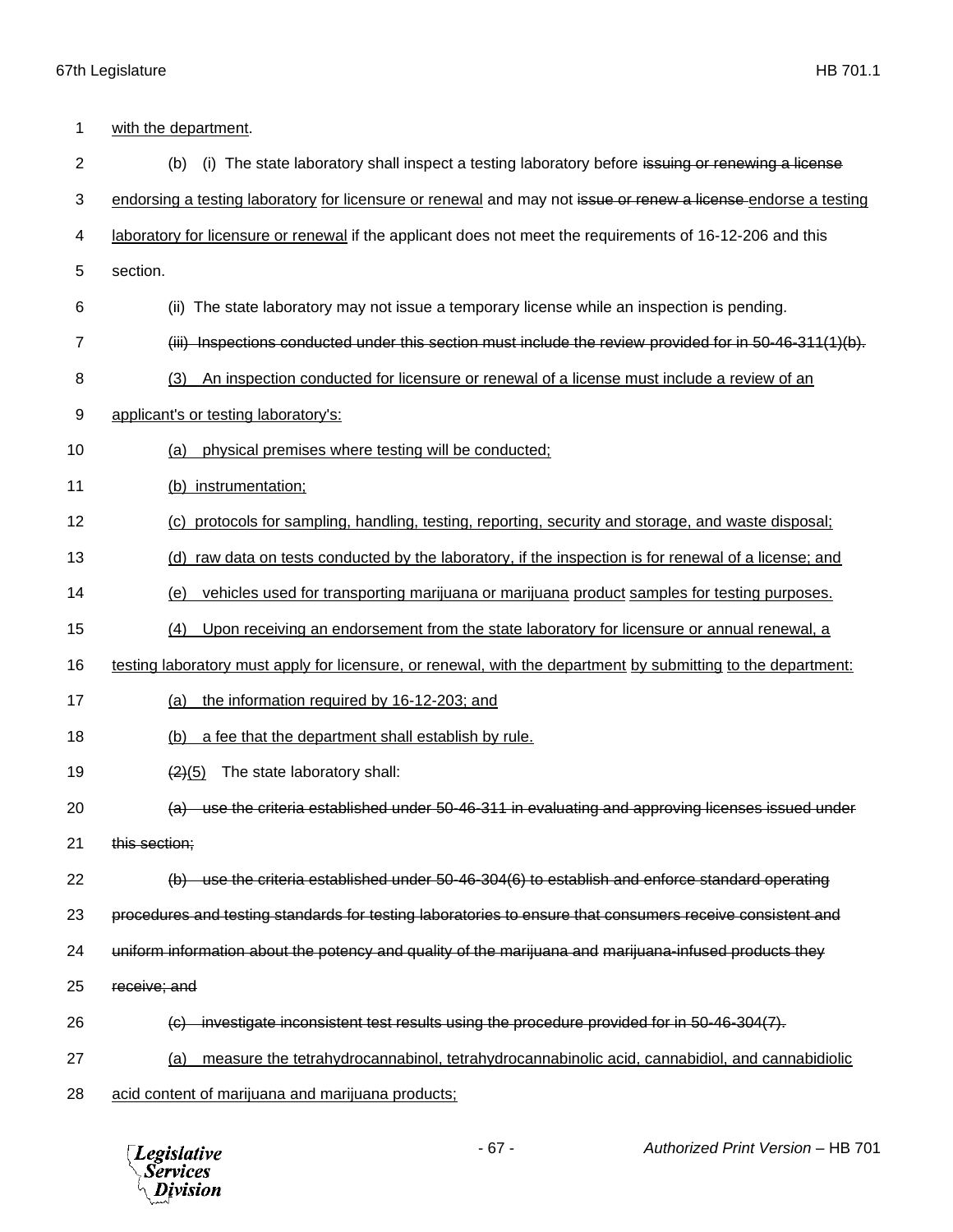with the department.

(b) (i) The state laboratory shall inspect a testing laboratory before ~~issuing or renewing a license~~ endorsing a testing laboratory for licensure or renewal and may not ~~issue or renew a license~~ endorse a testing laboratory for licensure or renewal if the applicant does not meet the requirements of 16-12-206 and this section.

(ii) The state laboratory may not issue a temporary license while an inspection is pending.

~~(iii) Inspections conducted under this section must include the review provided for in 50-46-311(1)(b).~~

(3) An inspection conducted for licensure or renewal of a license must include a review of an applicant's or testing laboratory's:

(a) physical premises where testing will be conducted;

(b) instrumentation;

(c) protocols for sampling, handling, testing, reporting, security and storage, and waste disposal;

(d) raw data on tests conducted by the laboratory, if the inspection is for renewal of a license; and

(e) vehicles used for transporting marijuana or marijuana product samples for testing purposes.

(4) Upon receiving an endorsement from the state laboratory for licensure or annual renewal, a testing laboratory must apply for licensure, or renewal, with the department by submitting to the department:

(a) the information required by 16-12-203; and

(b) a fee that the department shall establish by rule.

~~(2)~~(5) The state laboratory shall:

~~(a) use the criteria established under 50-46-311 in evaluating and approving licenses issued under this section;~~

~~(b) use the criteria established under 50-46-304(6) to establish and enforce standard operating procedures and testing standards for testing laboratories to ensure that consumers receive consistent and uniform information about the potency and quality of the marijuana and marijuana-infused products they receive; and~~

~~(c) investigate inconsistent test results using the procedure provided for in 50-46-304(7).~~

(a) measure the tetrahydrocannabinol, tetrahydrocannabinolic acid, cannabidiol, and cannabidiolic acid content of marijuana and marijuana products;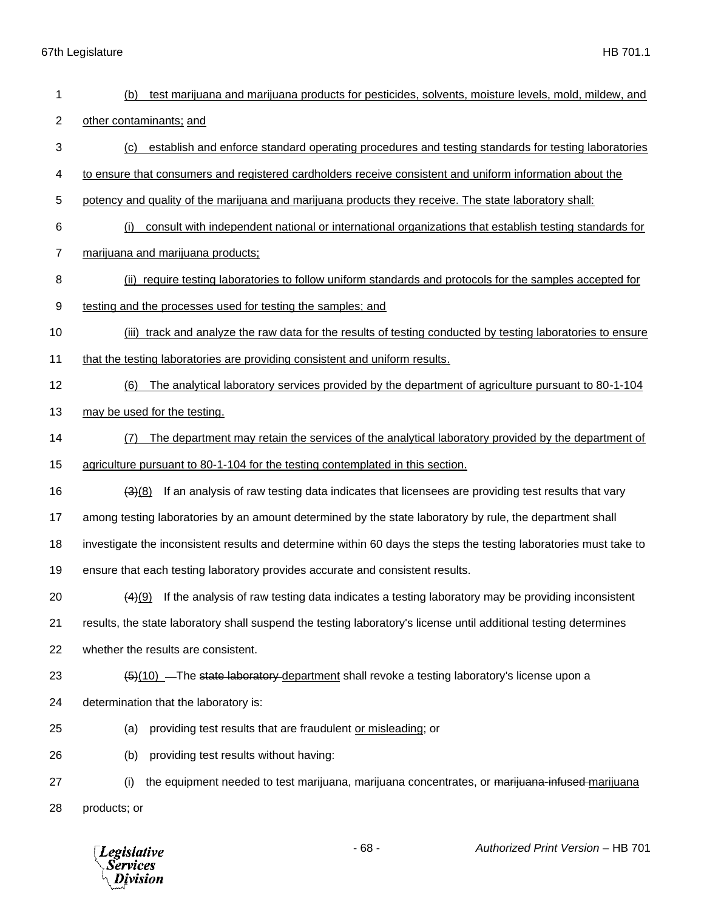(b) test marijuana and marijuana products for pesticides, solvents, moisture levels, mold, mildew, and other contaminants; and

(c) establish and enforce standard operating procedures and testing standards for testing laboratories to ensure that consumers and registered cardholders receive consistent and uniform information about the potency and quality of the marijuana and marijuana products they receive. The state laboratory shall:

(i) consult with independent national or international organizations that establish testing standards for marijuana and marijuana products;

(ii) require testing laboratories to follow uniform standards and protocols for the samples accepted for testing and the processes used for testing the samples; and

(iii) track and analyze the raw data for the results of testing conducted by testing laboratories to ensure that the testing laboratories are providing consistent and uniform results.

(6) The analytical laboratory services provided by the department of agriculture pursuant to 80-1-104 may be used for the testing.

(7) The department may retain the services of the analytical laboratory provided by the department of agriculture pursuant to 80-1-104 for the testing contemplated in this section.

~~(3)~~(8) If an analysis of raw testing data indicates that licensees are providing test results that vary among testing laboratories by an amount determined by the state laboratory by rule, the department shall investigate the inconsistent results and determine within 60 days the steps the testing laboratories must take to ensure that each testing laboratory provides accurate and consistent results.

~~(4)~~(9) If the analysis of raw testing data indicates a testing laboratory may be providing inconsistent results, the state laboratory shall suspend the testing laboratory's license until additional testing determines whether the results are consistent.

~~(5)~~(10) The ~~state laboratory~~ department shall revoke a testing laboratory's license upon a determination that the laboratory is:

(a) providing test results that are fraudulent or misleading; or

(b) providing test results without having:

(i) the equipment needed to test marijuana, marijuana concentrates, or ~~marijuana-infused~~ marijuana products; or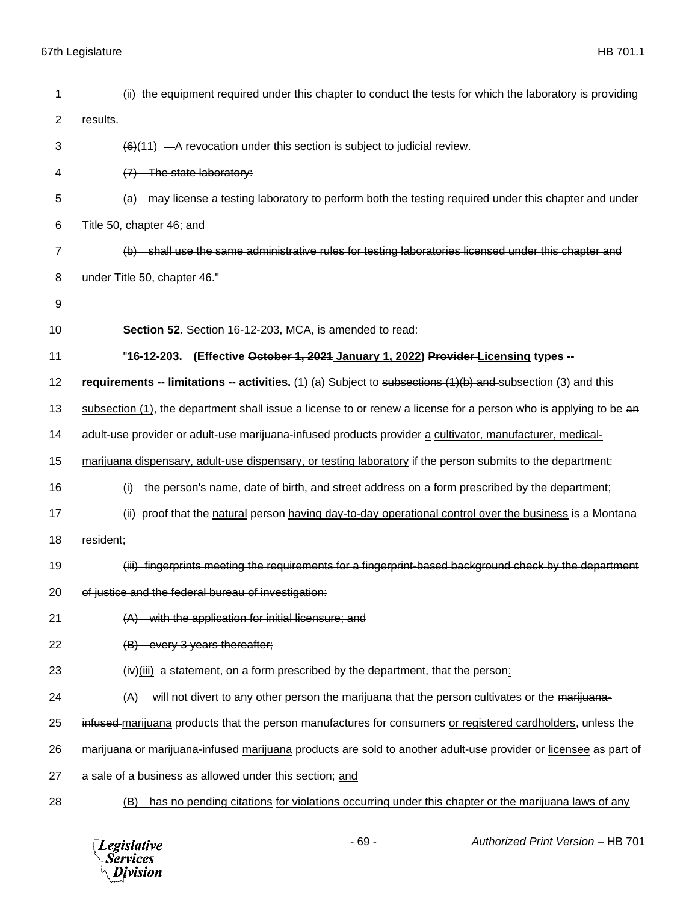(ii) the equipment required under this chapter to conduct the tests for which the laboratory is providing results.

~~(6)~~<u>(11)</u> A revocation under this section is subject to judicial review.

~~(7) The state laboratory:~~

~~(a) may license a testing laboratory to perform both the testing required under this chapter and under Title 50, chapter 46; and~~

~~(b) shall use the same administrative rules for testing laboratories licensed under this chapter and under Title 50, chapter 46.~~"

**Section 52.** Section 16-12-203, MCA, is amended to read:

"**16-12-203. (Effective ~~October 1, 2021~~ <u>January 1, 2022</u>) ~~Provider~~ <u>Licensing</u> types -- requirements -- limitations -- activities.** (1) (a) Subject to ~~subsections (1)(b) and~~ <u>subsection</u> (3) <u>and this subsection (1)</u>, the department shall issue a license to or renew a license for a person who is applying to be ~~an adult-use provider or adult-use marijuana-infused products provider~~ <u>a cultivator, manufacturer, medical-marijuana dispensary, adult-use dispensary, or testing laboratory</u> if the person submits to the department:

(i) the person's name, date of birth, and street address on a form prescribed by the department;

(ii) proof that the <u>natural</u> person <u>having day-to-day operational control over the business</u> is a Montana resident;

~~(iii) fingerprints meeting the requirements for a fingerprint-based background check by the department of justice and the federal bureau of investigation:~~

~~(A) with the application for initial licensure; and~~

~~(B) every 3 years thereafter;~~

~~(iv)~~<u>(iii)</u> a statement, on a form prescribed by the department, that the person<u>:</u>

<u>(A)</u> will not divert to any other person the marijuana that the person cultivates or the ~~marijuana-infused~~ <u>marijuana</u> products that the person manufactures for consumers <u>or registered cardholders</u>, unless the marijuana or ~~marijuana-infused~~ <u>marijuana</u> products are sold to another ~~adult-use provider or~~ <u>licensee</u> as part of a sale of a business as allowed under this section; <u>and</u>

<u>(B) has no pending citations for violations occurring under this chapter or the marijuana laws of any</u>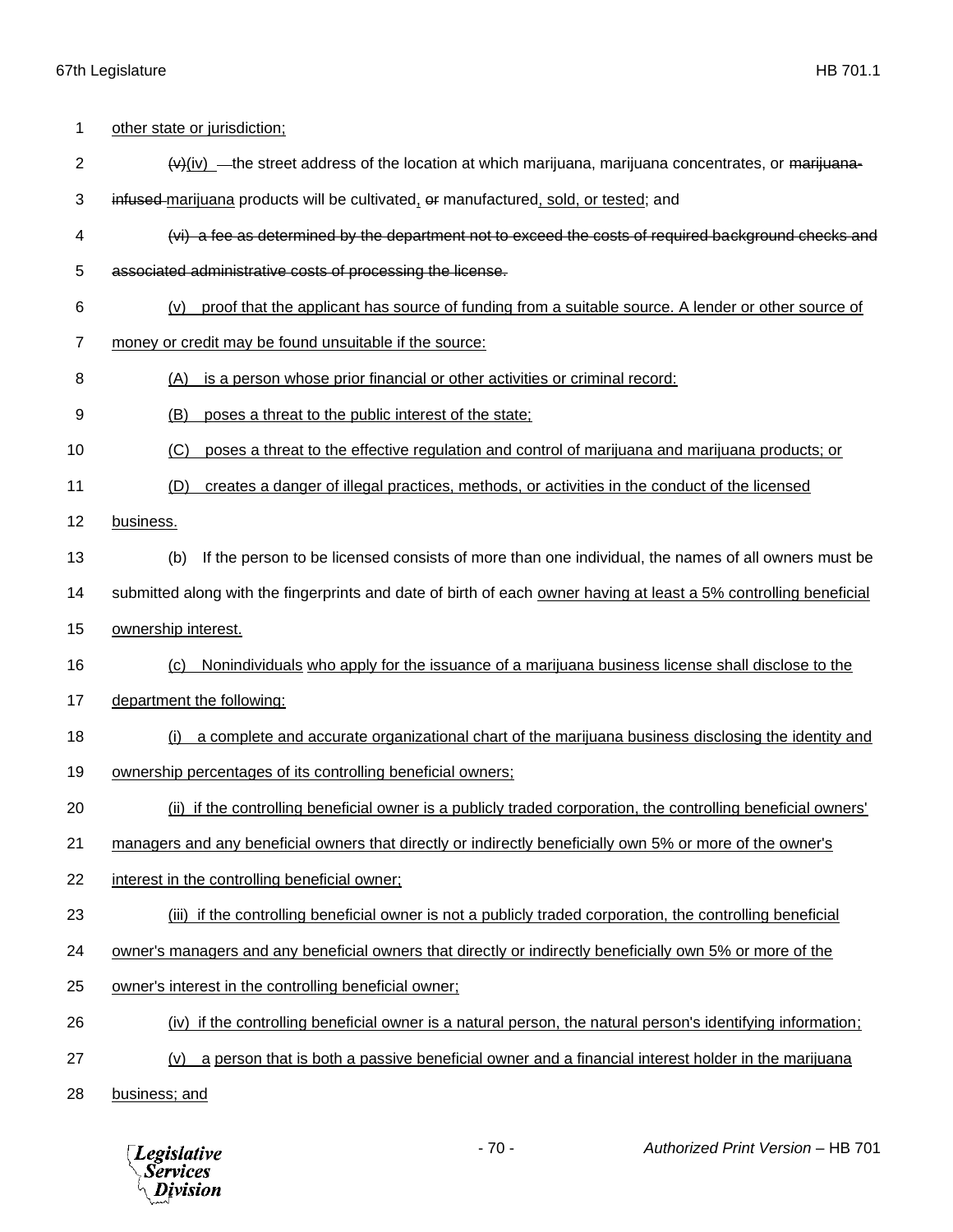other state or jurisdiction;

~~(v)~~(iv) the street address of the location at which marijuana, marijuana concentrates, or ~~marijuana-infused~~ marijuana products will be cultivated, ~~or~~ manufactured, sold, or tested; and

~~(vi) a fee as determined by the department not to exceed the costs of required background checks and associated administrative costs of processing the license.~~

(v) proof that the applicant has source of funding from a suitable source. A lender or other source of money or credit may be found unsuitable if the source:

(A) is a person whose prior financial or other activities or criminal record:

(B) poses a threat to the public interest of the state;

(C) poses a threat to the effective regulation and control of marijuana and marijuana products; or

(D) creates a danger of illegal practices, methods, or activities in the conduct of the licensed business.

(b) If the person to be licensed consists of more than one individual, the names of all owners must be submitted along with the fingerprints and date of birth of each owner having at least a 5% controlling beneficial ownership interest.

(c) Nonindividuals who apply for the issuance of a marijuana business license shall disclose to the department the following:

(i) a complete and accurate organizational chart of the marijuana business disclosing the identity and ownership percentages of its controlling beneficial owners;

(ii) if the controlling beneficial owner is a publicly traded corporation, the controlling beneficial owners' managers and any beneficial owners that directly or indirectly beneficially own 5% or more of the owner's interest in the controlling beneficial owner;

(iii) if the controlling beneficial owner is not a publicly traded corporation, the controlling beneficial owner's managers and any beneficial owners that directly or indirectly beneficially own 5% or more of the owner's interest in the controlling beneficial owner;

(iv) if the controlling beneficial owner is a natural person, the natural person's identifying information;

(v) a person that is both a passive beneficial owner and a financial interest holder in the marijuana business; and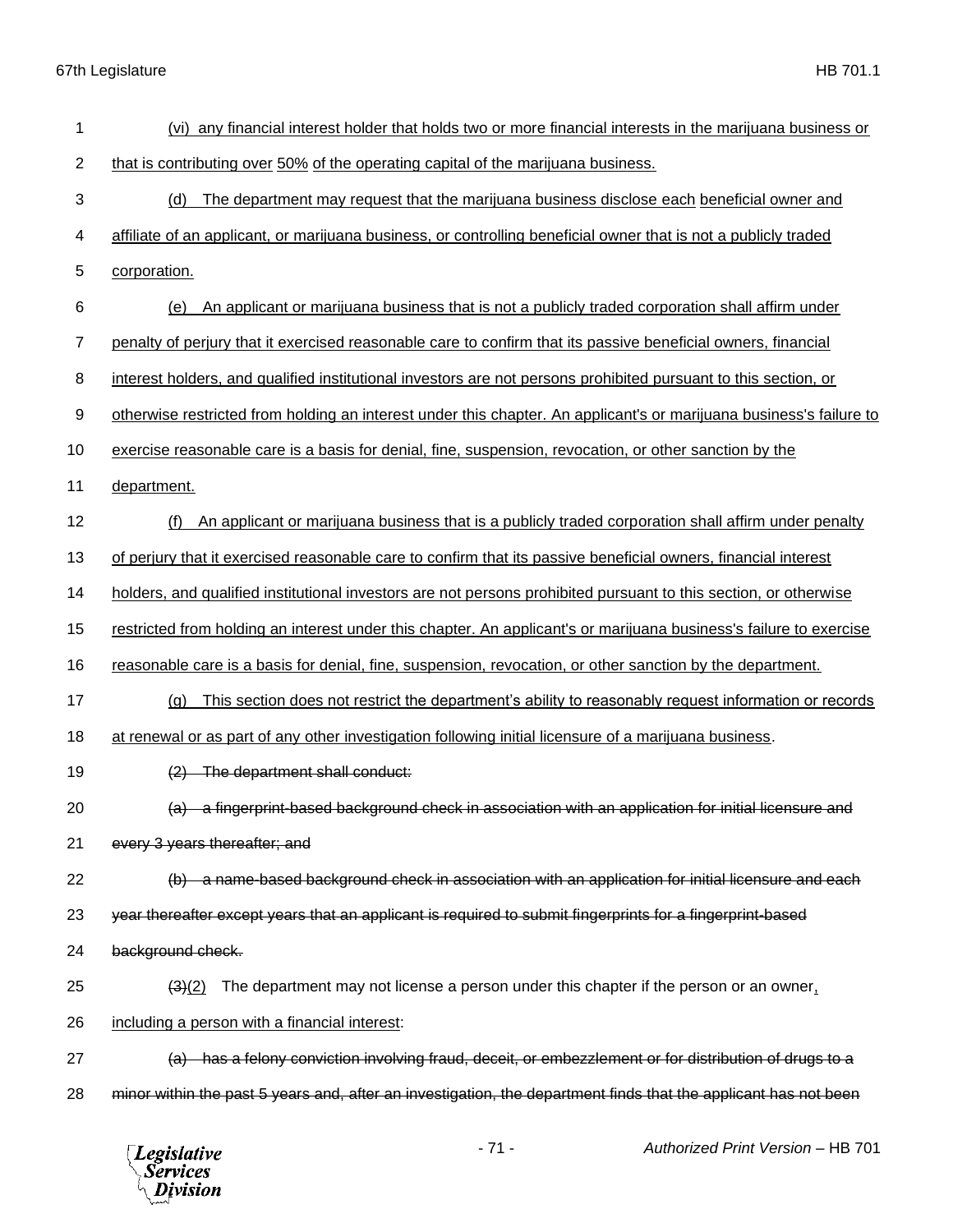(vi) any financial interest holder that holds two or more financial interests in the marijuana business or that is contributing over 50% of the operating capital of the marijuana business.

(d) The department may request that the marijuana business disclose each beneficial owner and affiliate of an applicant, or marijuana business, or controlling beneficial owner that is not a publicly traded corporation.

(e) An applicant or marijuana business that is not a publicly traded corporation shall affirm under penalty of perjury that it exercised reasonable care to confirm that its passive beneficial owners, financial interest holders, and qualified institutional investors are not persons prohibited pursuant to this section, or otherwise restricted from holding an interest under this chapter. An applicant's or marijuana business's failure to exercise reasonable care is a basis for denial, fine, suspension, revocation, or other sanction by the department.

(f) An applicant or marijuana business that is a publicly traded corporation shall affirm under penalty of perjury that it exercised reasonable care to confirm that its passive beneficial owners, financial interest holders, and qualified institutional investors are not persons prohibited pursuant to this section, or otherwise restricted from holding an interest under this chapter. An applicant's or marijuana business's failure to exercise reasonable care is a basis for denial, fine, suspension, revocation, or other sanction by the department.

(g) This section does not restrict the department's ability to reasonably request information or records at renewal or as part of any other investigation following initial licensure of a marijuana business.

~~(2) The department shall conduct:~~

~~(a) a fingerprint-based background check in association with an application for initial licensure and every 3 years thereafter; and~~

~~(b) a name-based background check in association with an application for initial licensure and each year thereafter except years that an applicant is required to submit fingerprints for a fingerprint-based background check.~~

~~(3)~~(2) The department may not license a person under this chapter if the person or an owner, including a person with a financial interest:

~~(a) has a felony conviction involving fraud, deceit, or embezzlement or for distribution of drugs to a minor within the past 5 years and, after an investigation, the department finds that the applicant has not been~~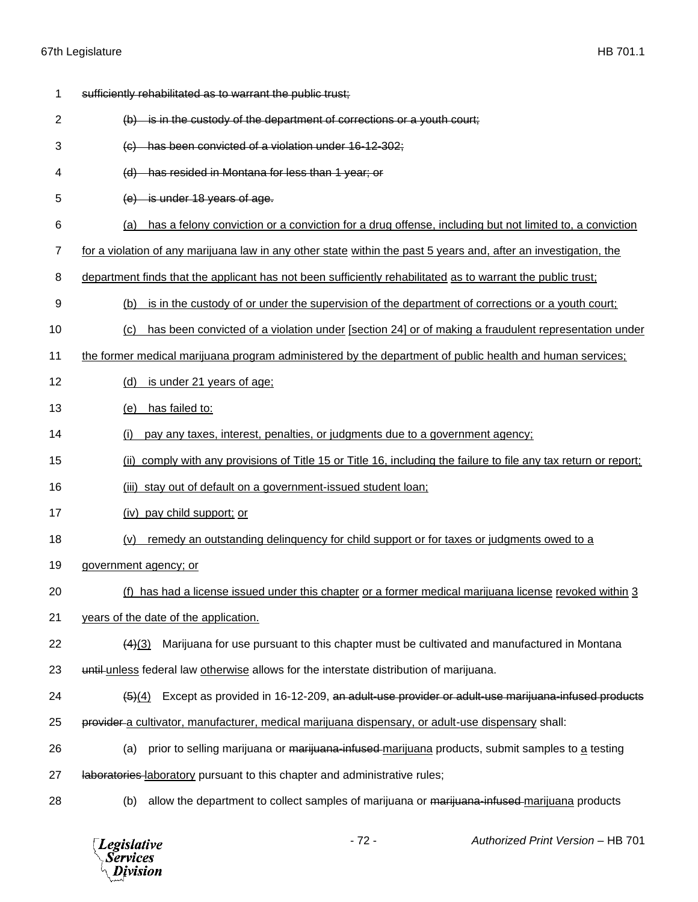1 ~~sufficiently rehabilitated as to warrant the public trust;~~

2 ~~(b) is in the custody of the department of corrections or a youth court;~~

3 ~~(c) has been convicted of a violation under 16-12-302;~~

4 ~~(d) has resided in Montana for less than 1 year; or~~

5 ~~(e) is under 18 years of age.~~

6 <u>(a) has a felony conviction or a conviction for a drug offense, including but not limited to, a conviction</u>

7 <u>for a violation of any marijuana law in any other state</u> <u>within the past 5 years and, after an investigation, the</u>

8 <u>department finds that the applicant has not been sufficiently rehabilitated</u> <u>as to warrant the public trust;</u>

9 <u>(b) is in the custody of or under the supervision of the department of corrections or a youth court;</u>

10 <u>(c) has been convicted of a violation under</u> <u>[section 24] or of making a fraudulent representation under</u>

11 <u>the former medical marijuana program administered by the department of public health and human services;</u>

12 <u>(d) is under 21 years of age;</u>

13 <u>(e) has failed to:</u>

14 <u>(i) pay any taxes, interest, penalties, or judgments due to a government agency;</u>

15 <u>(ii) comply with any provisions of Title 15 or Title 16, including the failure to file any tax return or report;</u>

16 <u>(iii) stay out of default on a government-issued student loan;</u>

17 <u>(iv) pay child support;</u> <u>or</u>

18 <u>(v) remedy an outstanding delinquency for child support or for taxes or judgments owed to a</u>

19 <u>government agency; or</u>

20 <u>(f) has had a license issued under this chapter</u> <u>or a former medical marijuana license</u> <u>revoked within</u> <u>3</u>

21 <u>years of the date of the application.</u>

22 ~~(4)~~<u>(3)</u> Marijuana for use pursuant to this chapter must be cultivated and manufactured in Montana

23 ~~until~~ <u>unless</u> federal law <u>otherwise</u> allows for the interstate distribution of marijuana.

24 ~~(5)~~<u>(4)</u> Except as provided in 16-12-209, ~~an adult-use provider or adult-use marijuana-infused products~~

25 ~~provider~~ <u>a cultivator, manufacturer, medical marijuana dispensary, or adult-use dispensary</u> shall:

26 (a) prior to selling marijuana or ~~marijuana-infused~~ <u>marijuana</u> products, submit samples to <u>a</u> testing

27 ~~laboratories~~ <u>laboratory</u> pursuant to this chapter and administrative rules;

28 (b) allow the department to collect samples of marijuana or ~~marijuana-infused~~ <u>marijuana</u> products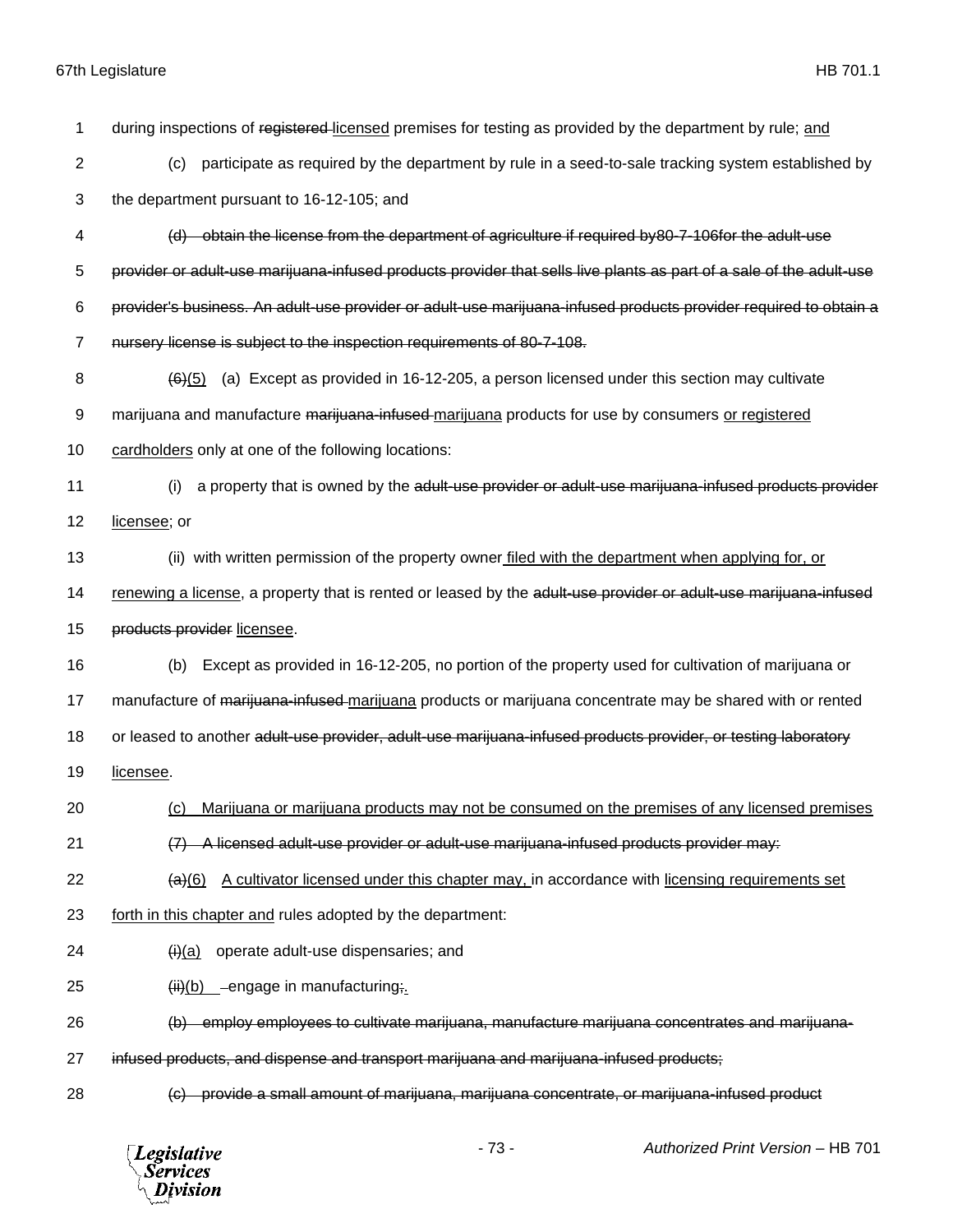1 during inspections of ~~registered~~ <u>licensed</u> premises for testing as provided by the department by rule; <u>and</u>

2 (c) participate as required by the department by rule in a seed-to-sale tracking system established by

3 the department pursuant to 16-12-105; and

4 ~~(d) obtain the license from the department of agriculture if required by80-7-106for the adult-use~~

5 ~~provider or adult-use marijuana-infused products provider that sells live plants as part of a sale of the adult-use~~

6 ~~provider's business. An adult-use provider or adult-use marijuana-infused products provider required to obtain a~~

7 ~~nursery license is subject to the inspection requirements of 80-7-108.~~

8 ~~(6)~~<u>(5)</u> (a) Except as provided in 16-12-205, a person licensed under this section may cultivate

9 marijuana and manufacture ~~marijuana-infused~~ <u>marijuana</u> products for use by consumers <u>or registered</u>

10 <u>cardholders</u> only at one of the following locations:

11 (i) a property that is owned by the ~~adult-use provider or adult-use marijuana-infused products provider~~

12 <u>licensee</u>; or

13 (ii) with written permission of the property owner <u>filed with the department when applying for, or</u>

14 <u>renewing a license</u>, a property that is rented or leased by the ~~adult-use provider or adult-use marijuana-infused~~

15 ~~products provider~~ <u>licensee</u>.

16 (b) Except as provided in 16-12-205, no portion of the property used for cultivation of marijuana or

17 manufacture of ~~marijuana-infused~~ <u>marijuana</u> products or marijuana concentrate may be shared with or rented

18 or leased to another ~~adult-use provider, adult-use marijuana-infused products provider, or testing laboratory~~

19 <u>licensee</u>.

20 <u>(c) Marijuana or marijuana products may not be consumed on the premises of any licensed premises</u>

21 ~~(7) A licensed adult-use provider or adult-use marijuana-infused products provider may:~~

22 ~~(a)~~<u>(6)</u> <u>A cultivator licensed under this chapter may,</u> in accordance with <u>licensing requirements set</u>

23 <u>forth in this chapter and</u> rules adopted by the department:

24 ~~(i)~~<u>(a)</u> operate adult-use dispensaries; and

25 ~~(ii)~~<u>(b)</u> engage in manufacturing~~;~~<u>.</u>

26 ~~(b) employ employees to cultivate marijuana, manufacture marijuana concentrates and marijuana-~~

27 ~~infused products, and dispense and transport marijuana and marijuana-infused products;~~

28 ~~(c) provide a small amount of marijuana, marijuana concentrate, or marijuana-infused product~~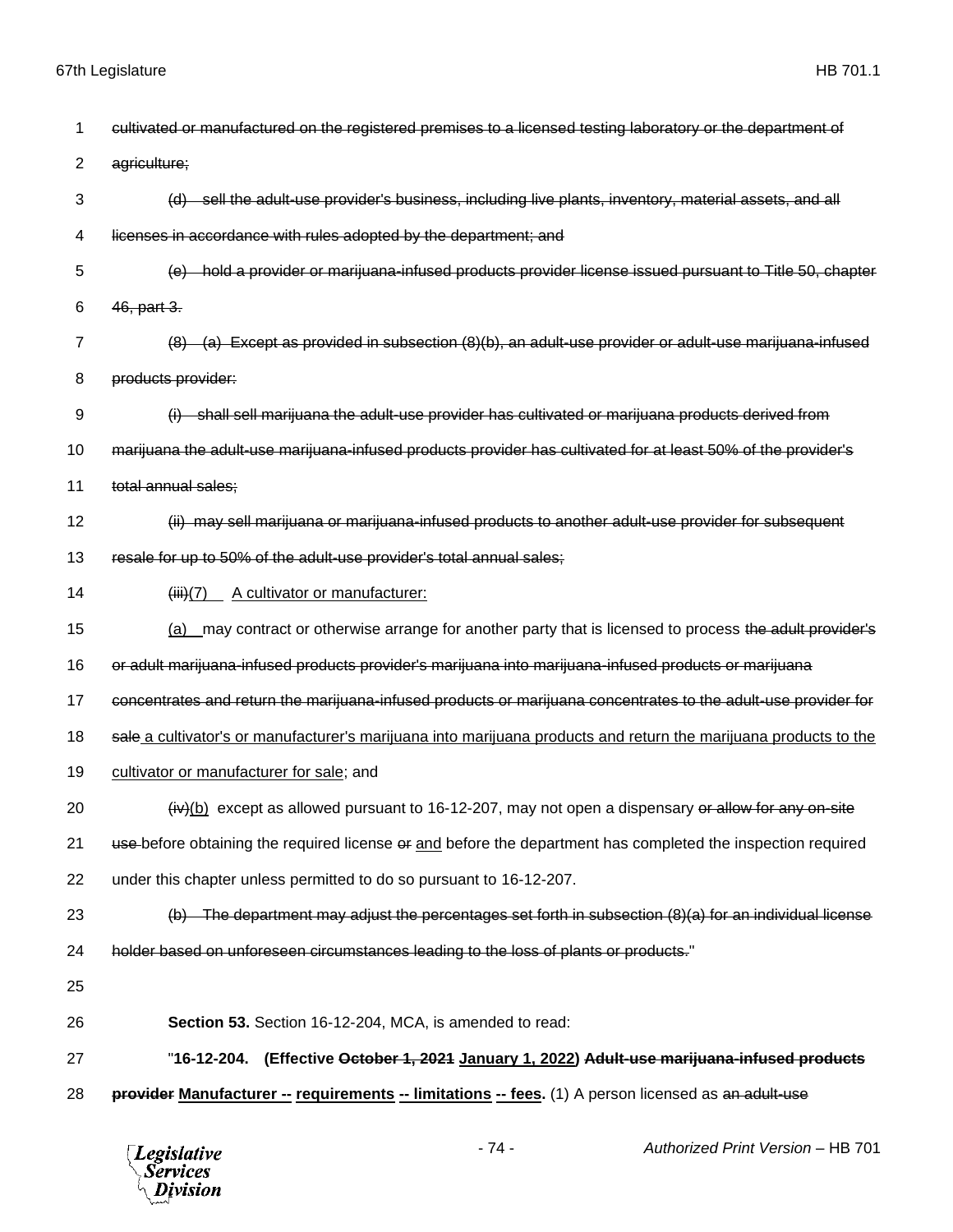~~cultivated or manufactured on the registered premises to a licensed testing laboratory or the department of agriculture;~~

~~(d) sell the adult-use provider's business, including live plants, inventory, material assets, and all licenses in accordance with rules adopted by the department; and~~

~~(e) hold a provider or marijuana-infused products provider license issued pursuant to Title 50, chapter 46, part 3.~~

~~(8) (a) Except as provided in subsection (8)(b), an adult-use provider or adult-use marijuana-infused products provider:~~

~~(i) shall sell marijuana the adult-use provider has cultivated or marijuana products derived from marijuana the adult-use marijuana-infused products provider has cultivated for at least 50% of the provider's total annual sales;~~

~~(ii) may sell marijuana or marijuana-infused products to another adult-use provider for subsequent resale for up to 50% of the adult-use provider's total annual sales;~~

~~(iii)~~<u>(7) A cultivator or manufacturer:</u>

<u>(a)</u> may contract or otherwise arrange for another party that is licensed to process ~~the adult provider's or adult marijuana-infused products provider's marijuana into marijuana-infused products or marijuana concentrates and return the marijuana-infused products or marijuana concentrates to the adult-use provider for sale~~ <u>a cultivator's or manufacturer's marijuana into marijuana products and return the marijuana products to the cultivator or manufacturer for sale</u>; and

~~(iv)~~<u>(b)</u> except as allowed pursuant to 16-12-207, may not open a dispensary ~~or allow for any on-site use~~ before obtaining the required license ~~or~~ <u>and</u> before the department has completed the inspection required under this chapter unless permitted to do so pursuant to 16-12-207.

~~(b) The department may adjust the percentages set forth in subsection (8)(a) for an individual license holder based on unforeseen circumstances leading to the loss of plants or products.~~"

**Section 53.** Section 16-12-204, MCA, is amended to read:

"**16-12-204. (Effective ~~October 1, 2021~~ <u>January 1, 2022</u>) ~~Adult-use marijuana-infused products provider~~ <u>Manufacturer --</u> <u>requirements</u> <u>-- limitations</u> <u>-- fees</u>.** (1) A person licensed as ~~an adult-use~~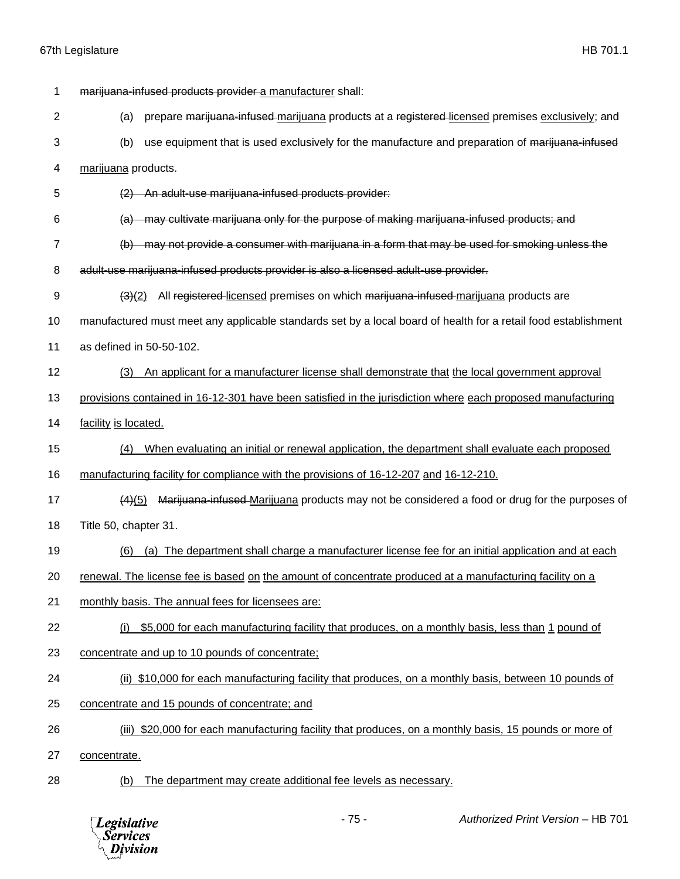~~marijuana-infused products provider~~ a manufacturer shall:

(a) prepare ~~marijuana-infused~~ marijuana products at a ~~registered~~ licensed premises exclusively; and

(b) use equipment that is used exclusively for the manufacture and preparation of ~~marijuana-infused~~ marijuana products.

~~(2) An adult-use marijuana-infused products provider:~~

~~(a) may cultivate marijuana only for the purpose of making marijuana-infused products; and~~

~~(b) may not provide a consumer with marijuana in a form that may be used for smoking unless the adult-use marijuana-infused products provider is also a licensed adult-use provider.~~

~~(3)~~(2) All ~~registered~~ licensed premises on which ~~marijuana-infused~~ marijuana products are manufactured must meet any applicable standards set by a local board of health for a retail food establishment as defined in 50-50-102.

(3) An applicant for a manufacturer license shall demonstrate that the local government approval provisions contained in 16-12-301 have been satisfied in the jurisdiction where each proposed manufacturing facility is located.

(4) When evaluating an initial or renewal application, the department shall evaluate each proposed manufacturing facility for compliance with the provisions of 16-12-207 and 16-12-210.

~~(4)~~(5) ~~Marijuana-infused~~ Marijuana products may not be considered a food or drug for the purposes of Title 50, chapter 31.

(6) (a) The department shall charge a manufacturer license fee for an initial application and at each renewal. The license fee is based on the amount of concentrate produced at a manufacturing facility on a monthly basis. The annual fees for licensees are:

(i) $5,000 for each manufacturing facility that produces, on a monthly basis, less than 1 pound of concentrate and up to 10 pounds of concentrate;

(ii) $10,000 for each manufacturing facility that produces, on a monthly basis, between 10 pounds of concentrate and 15 pounds of concentrate; and

(iii) $20,000 for each manufacturing facility that produces, on a monthly basis, 15 pounds or more of concentrate.

(b) The department may create additional fee levels as necessary.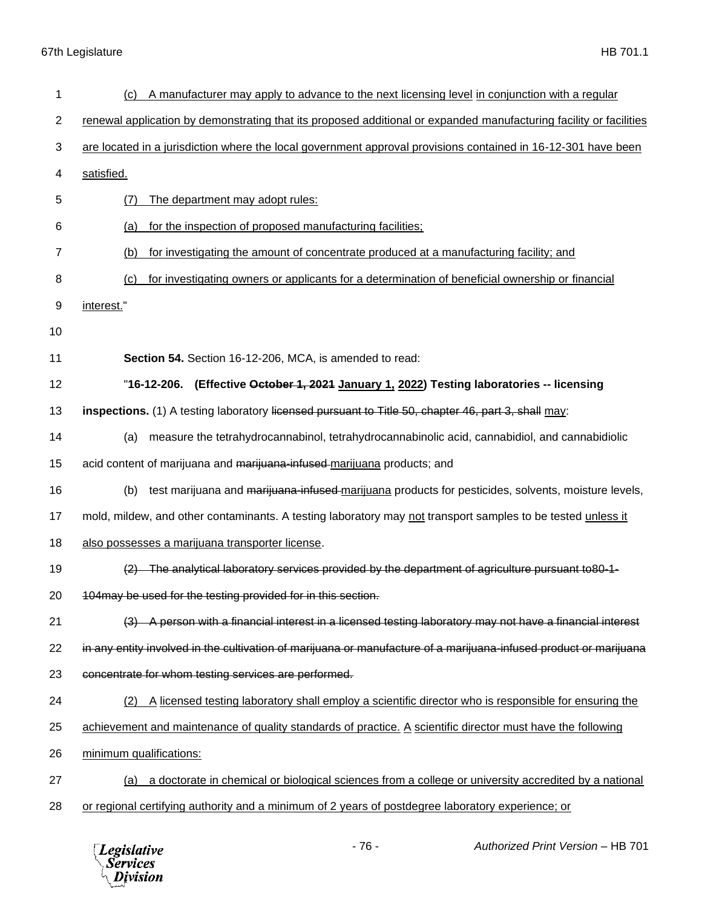(c) A manufacturer may apply to advance to the next licensing level in conjunction with a regular renewal application by demonstrating that its proposed additional or expanded manufacturing facility or facilities are located in a jurisdiction where the local government approval provisions contained in 16-12-301 have been satisfied.

(7) The department may adopt rules:

(a) for the inspection of proposed manufacturing facilities;

(b) for investigating the amount of concentrate produced at a manufacturing facility; and

(c) for investigating owners or applicants for a determination of beneficial ownership or financial interest."

**Section 54.** Section 16-12-206, MCA, is amended to read:

"**16-12-206. (Effective ~~October 1, 2021~~ January 1, 2022) Testing laboratories -- licensing inspections.** (1) A testing laboratory ~~licensed pursuant to Title 50, chapter 46, part 3, shall~~ may:

(a) measure the tetrahydrocannabinol, tetrahydrocannabinolic acid, cannabidiol, and cannabidiolic acid content of marijuana and ~~marijuana-infused~~ marijuana products; and

(b) test marijuana and ~~marijuana-infused~~ marijuana products for pesticides, solvents, moisture levels, mold, mildew, and other contaminants. A testing laboratory may not transport samples to be tested unless it also possesses a marijuana transporter license.

~~(2) The analytical laboratory services provided by the department of agriculture pursuant to80-1-104may be used for the testing provided for in this section.~~

~~(3) A person with a financial interest in a licensed testing laboratory may not have a financial interest in any entity involved in the cultivation of marijuana or manufacture of a marijuana-infused product or marijuana concentrate for whom testing services are performed.~~

(2) A licensed testing laboratory shall employ a scientific director who is responsible for ensuring the achievement and maintenance of quality standards of practice. A scientific director must have the following minimum qualifications:

(a) a doctorate in chemical or biological sciences from a college or university accredited by a national or regional certifying authority and a minimum of 2 years of postdegree laboratory experience; or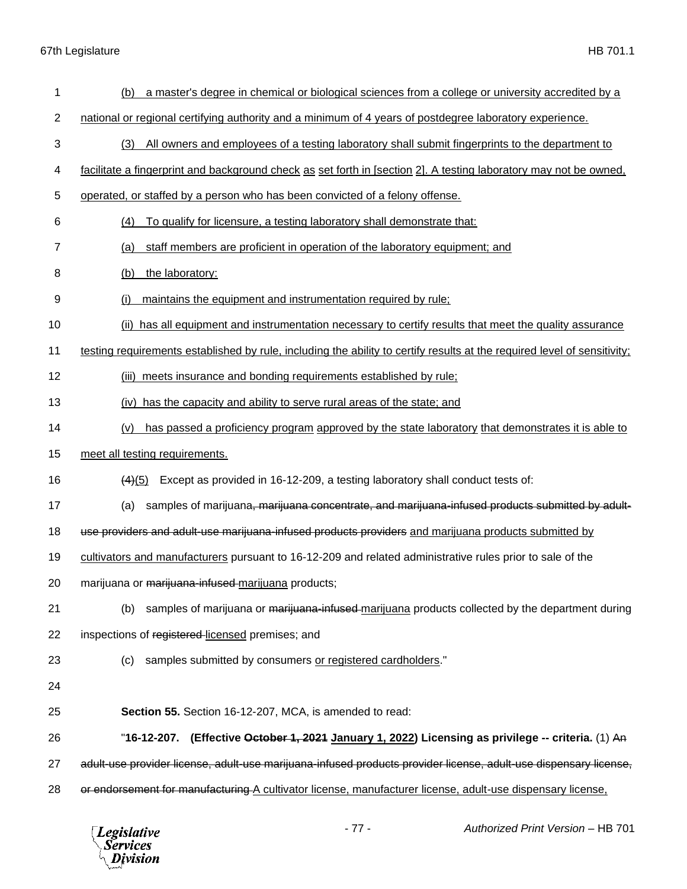(b) a master's degree in chemical or biological sciences from a college or university accredited by a national or regional certifying authority and a minimum of 4 years of postdegree laboratory experience.

(3) All owners and employees of a testing laboratory shall submit fingerprints to the department to facilitate a fingerprint and background check as set forth in [section 2]. A testing laboratory may not be owned, operated, or staffed by a person who has been convicted of a felony offense.

(4) To qualify for licensure, a testing laboratory shall demonstrate that:

(a) staff members are proficient in operation of the laboratory equipment; and

(b) the laboratory:

(i) maintains the equipment and instrumentation required by rule;

(ii) has all equipment and instrumentation necessary to certify results that meet the quality assurance testing requirements established by rule, including the ability to certify results at the required level of sensitivity;

(iii) meets insurance and bonding requirements established by rule;

(iv) has the capacity and ability to serve rural areas of the state; and

(v) has passed a proficiency program approved by the state laboratory that demonstrates it is able to meet all testing requirements.

~~(4)~~(5) Except as provided in 16-12-209, a testing laboratory shall conduct tests of:

(a) samples of marijuana~~, marijuana concentrate, and marijuana-infused products submitted by adult-use providers and adult-use marijuana-infused products providers~~ and marijuana products submitted by cultivators and manufacturers pursuant to 16-12-209 and related administrative rules prior to sale of the marijuana or ~~marijuana-infused~~ marijuana products;

(b) samples of marijuana or ~~marijuana-infused~~ marijuana products collected by the department during inspections of ~~registered~~ licensed premises; and

(c) samples submitted by consumers or registered cardholders."

**Section 55.** Section 16-12-207, MCA, is amended to read:

"**16-12-207. (Effective ~~October 1, 2021~~ January 1, 2022) Licensing as privilege -- criteria.** (1) ~~An adult-use provider license, adult-use marijuana-infused products provider license, adult-use dispensary license, or endorsement for manufacturing~~ A cultivator license, manufacturer license, adult-use dispensary license,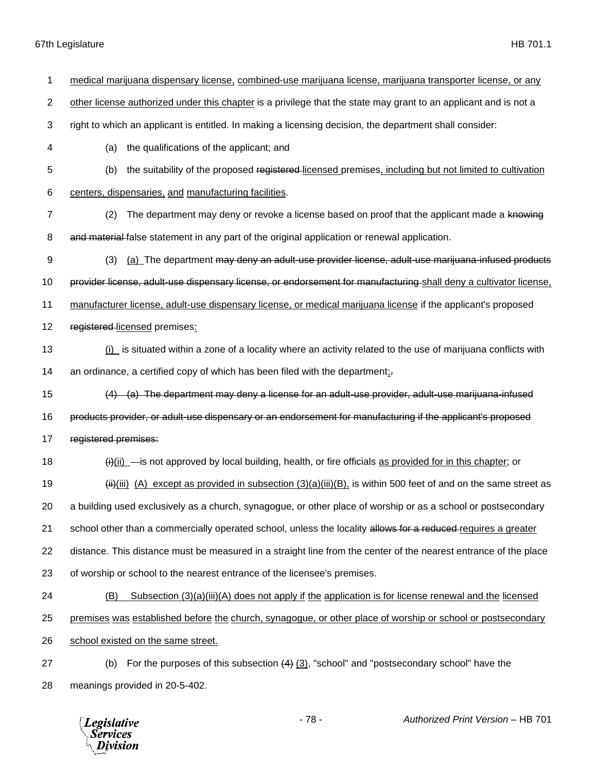medical marijuana dispensary license, combined-use marijuana license, marijuana transporter license, or any other license authorized under this chapter is a privilege that the state may grant to an applicant and is not a right to which an applicant is entitled. In making a licensing decision, the department shall consider:

(a) the qualifications of the applicant; and

(b) the suitability of the proposed ~~registered~~ licensed premises, including but not limited to cultivation centers, dispensaries, and manufacturing facilities.

(2) The department may deny or revoke a license based on proof that the applicant made a ~~knowing and material~~ false statement in any part of the original application or renewal application.

(3) (a) The department ~~may deny an adult-use provider license, adult-use marijuana-infused products provider license, adult-use dispensary license, or endorsement for manufacturing~~ shall deny a cultivator license, manufacturer license, adult-use dispensary license, or medical marijuana license if the applicant's proposed ~~registered~~ licensed premises:

(i) is situated within a zone of a locality where an activity related to the use of marijuana conflicts with an ordinance, a certified copy of which has been filed with the department;~~.~~

~~(4) (a) The department may deny a license for an adult-use provider, adult-use marijuana-infused products provider, or adult-use dispensary or an endorsement for manufacturing if the applicant's proposed registered premises:~~

~~(i)~~(ii) is not approved by local building, health, or fire officials as provided for in this chapter; or

~~(ii)~~(iii) (A) except as provided in subsection (3)(a)(iii)(B), is within 500 feet of and on the same street as a building used exclusively as a church, synagogue, or other place of worship or as a school or postsecondary school other than a commercially operated school, unless the locality ~~allows for a reduced~~ requires a greater distance. This distance must be measured in a straight line from the center of the nearest entrance of the place of worship or school to the nearest entrance of the licensee's premises.

(B) Subsection (3)(a)(iii)(A) does not apply if the application is for license renewal and the licensed premises was established before the church, synagogue, or other place of worship or school or postsecondary school existed on the same street.

(b) For the purposes of this subsection ~~(4)~~ (3), "school" and "postsecondary school" have the meanings provided in 20-5-402.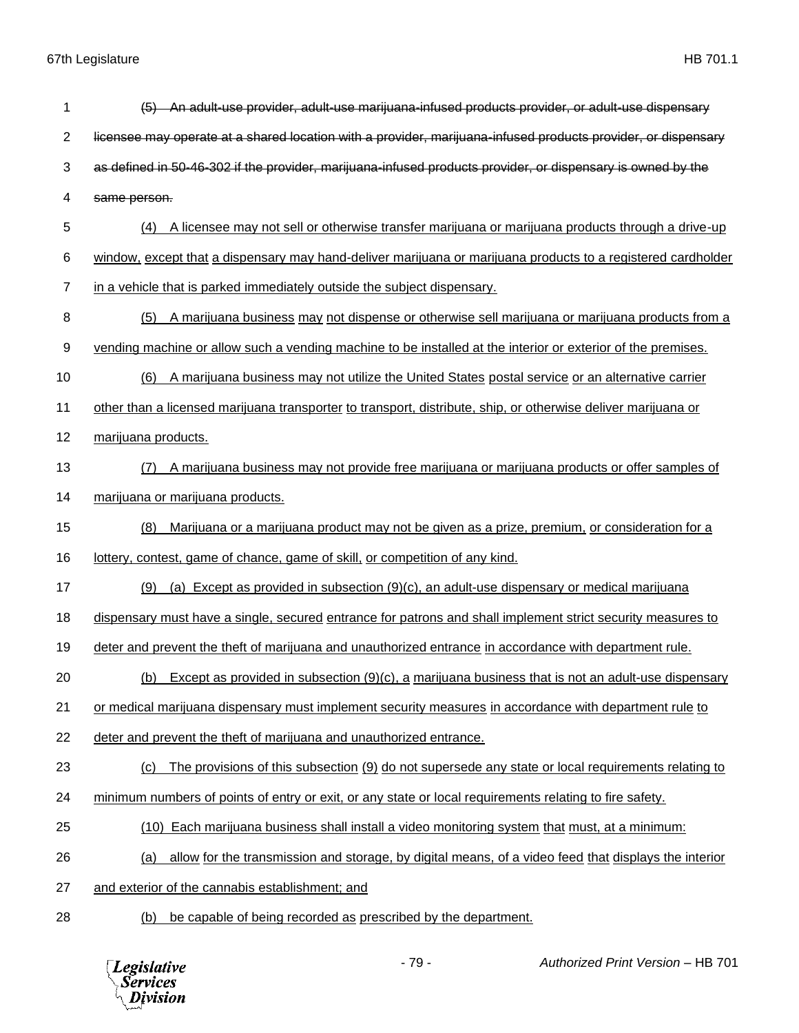~~(5) An adult-use provider, adult-use marijuana-infused products provider, or adult-use dispensary licensee may operate at a shared location with a provider, marijuana-infused products provider, or dispensary as defined in 50-46-302 if the provider, marijuana-infused products provider, or dispensary is owned by the same person.~~

(4) A licensee may not sell or otherwise transfer marijuana or marijuana products through a drive-up window, except that a dispensary may hand-deliver marijuana or marijuana products to a registered cardholder in a vehicle that is parked immediately outside the subject dispensary.

(5) A marijuana business may not dispense or otherwise sell marijuana or marijuana products from a vending machine or allow such a vending machine to be installed at the interior or exterior of the premises.

(6) A marijuana business may not utilize the United States postal service or an alternative carrier other than a licensed marijuana transporter to transport, distribute, ship, or otherwise deliver marijuana or marijuana products.

(7) A marijuana business may not provide free marijuana or marijuana products or offer samples of marijuana or marijuana products.

(8) Marijuana or a marijuana product may not be given as a prize, premium, or consideration for a lottery, contest, game of chance, game of skill, or competition of any kind.

(9) (a) Except as provided in subsection (9)(c), an adult-use dispensary or medical marijuana dispensary must have a single, secured entrance for patrons and shall implement strict security measures to deter and prevent the theft of marijuana and unauthorized entrance in accordance with department rule.

(b) Except as provided in subsection (9)(c), a marijuana business that is not an adult-use dispensary or medical marijuana dispensary must implement security measures in accordance with department rule to deter and prevent the theft of marijuana and unauthorized entrance.

(c) The provisions of this subsection (9) do not supersede any state or local requirements relating to minimum numbers of points of entry or exit, or any state or local requirements relating to fire safety.

(10) Each marijuana business shall install a video monitoring system that must, at a minimum:

(a) allow for the transmission and storage, by digital means, of a video feed that displays the interior and exterior of the cannabis establishment; and

(b) be capable of being recorded as prescribed by the department.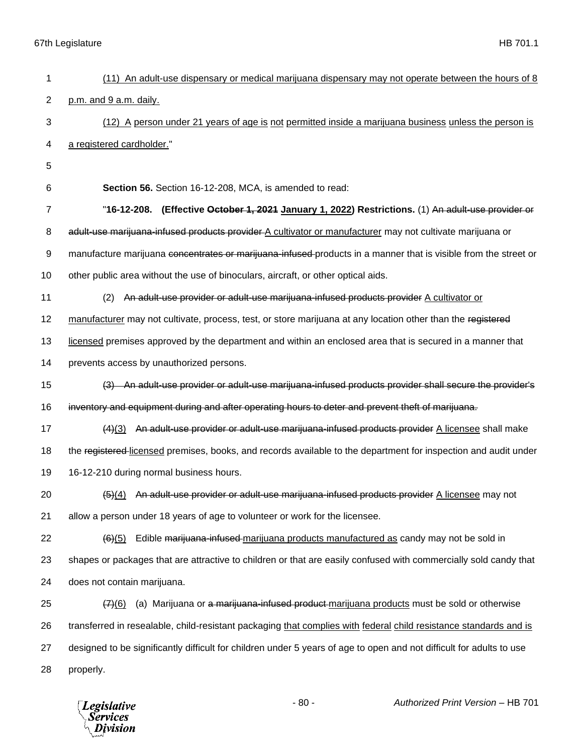(11) An adult-use dispensary or medical marijuana dispensary may not operate between the hours of 8 p.m. and 9 a.m. daily.

(12) A person under 21 years of age is not permitted inside a marijuana business unless the person is a registered cardholder."

**Section 56.** Section 16-12-208, MCA, is amended to read:

"**16-12-208. (Effective ~~October 1, 2021~~ January 1, 2022) Restrictions.** (1) ~~An adult-use provider or adult-use marijuana-infused products provider~~ A cultivator or manufacturer may not cultivate marijuana or manufacture marijuana ~~concentrates or marijuana-infused~~ products in a manner that is visible from the street or other public area without the use of binoculars, aircraft, or other optical aids.

(2) ~~An adult-use provider or adult-use marijuana-infused products provider~~ A cultivator or manufacturer may not cultivate, process, test, or store marijuana at any location other than the ~~registered~~ licensed premises approved by the department and within an enclosed area that is secured in a manner that prevents access by unauthorized persons.

~~(3) An adult-use provider or adult-use marijuana-infused products provider shall secure the provider's inventory and equipment during and after operating hours to deter and prevent theft of marijuana.~~

~~(4)~~(3) ~~An adult-use provider or adult-use marijuana-infused products provider~~ A licensee shall make the ~~registered~~ licensed premises, books, and records available to the department for inspection and audit under 16-12-210 during normal business hours.

~~(5)~~(4) ~~An adult-use provider or adult-use marijuana-infused products provider~~ A licensee may not allow a person under 18 years of age to volunteer or work for the licensee.

~~(6)~~(5) Edible ~~marijuana-infused~~ marijuana products manufactured as candy may not be sold in shapes or packages that are attractive to children or that are easily confused with commercially sold candy that does not contain marijuana.

~~(7)~~(6) (a) Marijuana or ~~a marijuana-infused product~~ marijuana products must be sold or otherwise transferred in resealable, child-resistant packaging that complies with federal child resistance standards and is designed to be significantly difficult for children under 5 years of age to open and not difficult for adults to use properly.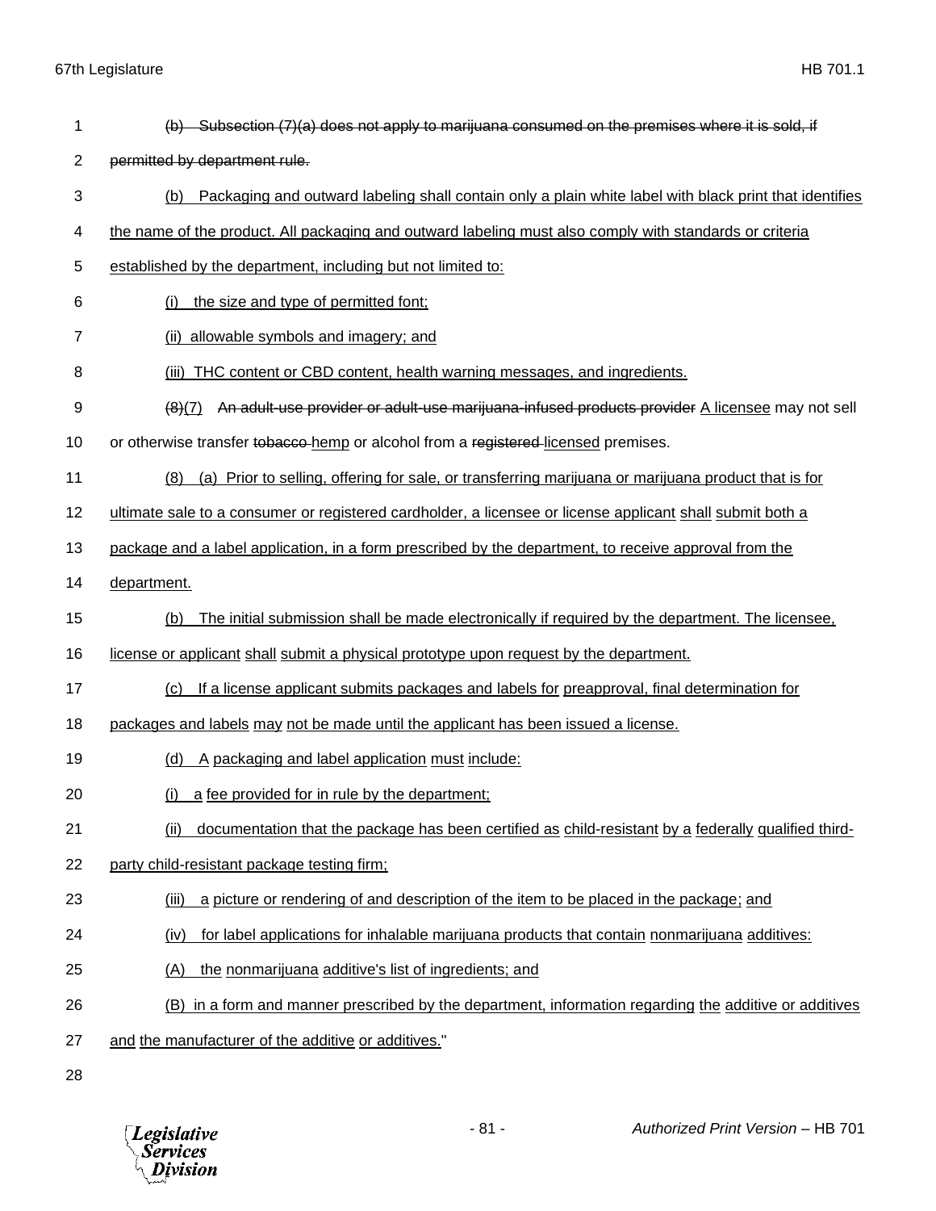(b) Subsection (7)(a) does not apply to marijuana consumed on the premises where it is sold, if permitted by department rule.

(b) Packaging and outward labeling shall contain only a plain white label with black print that identifies the name of the product. All packaging and outward labeling must also comply with standards or criteria established by the department, including but not limited to:

(i) the size and type of permitted font;

(ii) allowable symbols and imagery; and

(iii) THC content or CBD content, health warning messages, and ingredients.

(8)(7) An adult-use provider or adult-use marijuana-infused products provider A licensee may not sell or otherwise transfer tobacco hemp or alcohol from a registered licensed premises.

(8) (a) Prior to selling, offering for sale, or transferring marijuana or marijuana product that is for ultimate sale to a consumer or registered cardholder, a licensee or license applicant shall submit both a package and a label application, in a form prescribed by the department, to receive approval from the department.

(b) The initial submission shall be made electronically if required by the department. The licensee, license or applicant shall submit a physical prototype upon request by the department.

(c) If a license applicant submits packages and labels for preapproval, final determination for packages and labels may not be made until the applicant has been issued a license.

(d) A packaging and label application must include:

(i) a fee provided for in rule by the department;

(ii) documentation that the package has been certified as child-resistant by a federally qualified third-party child-resistant package testing firm;

(iii) a picture or rendering of and description of the item to be placed in the package; and

(iv) for label applications for inhalable marijuana products that contain nonmarijuana additives:

(A) the nonmarijuana additive's list of ingredients; and

(B) in a form and manner prescribed by the department, information regarding the additive or additives and the manufacturer of the additive or additives."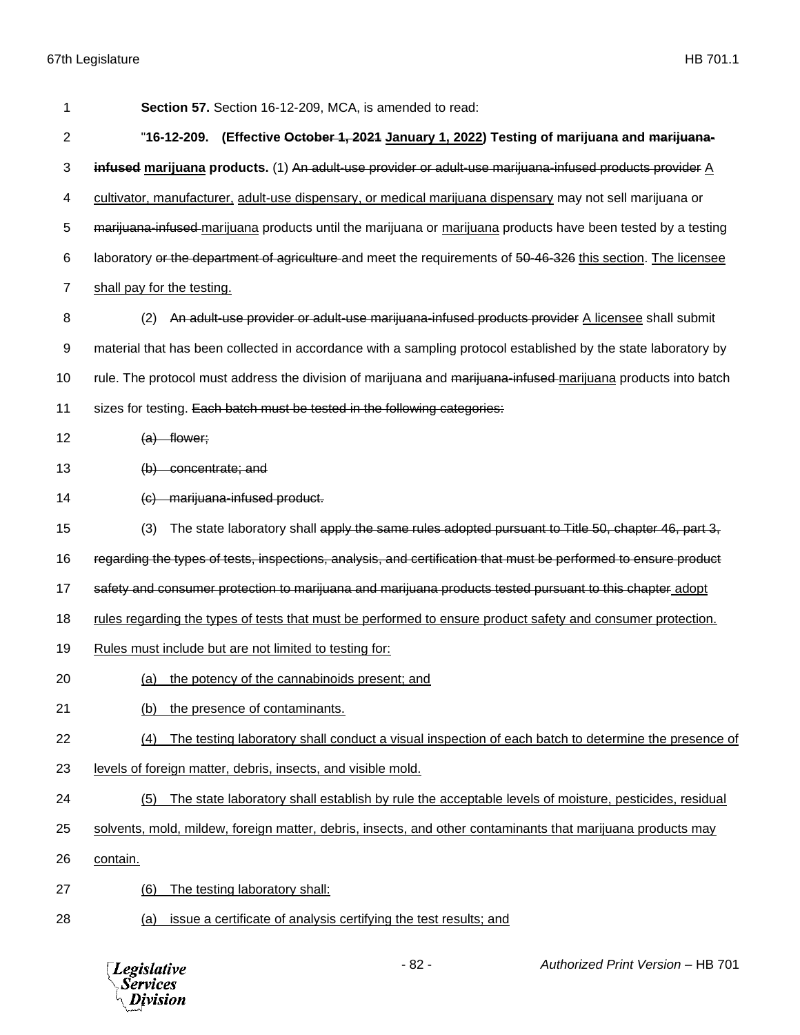**Section 57.** Section 16-12-209, MCA, is amended to read:

"**16-12-209. (Effective ~~October 1, 2021~~ <u>January 1, 2022</u>) Testing of marijuana and ~~marijuana-infused~~ <u>marijuana</u> products.** (1) ~~An adult-use provider or adult-use marijuana-infused products provider~~ <u>A cultivator, manufacturer,</u> <u>adult-use dispensary, or medical marijuana dispensary</u> may not sell marijuana or ~~marijuana-infused~~ <u>marijuana</u> products until the marijuana or <u>marijuana</u> products have been tested by a testing laboratory ~~or the department of agriculture~~ and meet the requirements of ~~50-46-326~~ <u>this section</u>. <u>The licensee shall pay for the testing.</u>

(2) ~~An adult-use provider or adult-use marijuana-infused products provider~~ <u>A licensee</u> shall submit material that has been collected in accordance with a sampling protocol established by the state laboratory by rule. The protocol must address the division of marijuana and ~~marijuana-infused~~ <u>marijuana</u> products into batch sizes for testing. ~~Each batch must be tested in the following categories:~~

~~(a) flower;~~

~~(b) concentrate; and~~

~~(c) marijuana-infused product.~~

(3) The state laboratory shall ~~apply the same rules adopted pursuant to Title 50, chapter 46, part 3, regarding the types of tests, inspections, analysis, and certification that must be performed to ensure product safety and consumer protection to marijuana and marijuana products tested pursuant to this chapter~~ <u>adopt rules regarding the types of tests that must be performed to ensure product safety and consumer protection. Rules must include but are not limited to testing for:</u>

<u>(a) the potency of the cannabinoids present; and</u>

<u>(b) the presence of contaminants.</u>

<u>(4) The testing laboratory shall conduct a visual inspection of each batch to determine the presence of levels of foreign matter, debris, insects, and visible mold.</u>

<u>(5) The state laboratory shall establish by rule the acceptable levels of moisture, pesticides, residual solvents, mold, mildew, foreign matter, debris, insects, and other contaminants that marijuana products may contain.</u>

<u>(6) The testing laboratory shall:</u>

<u>(a) issue a certificate of analysis certifying the test results; and</u>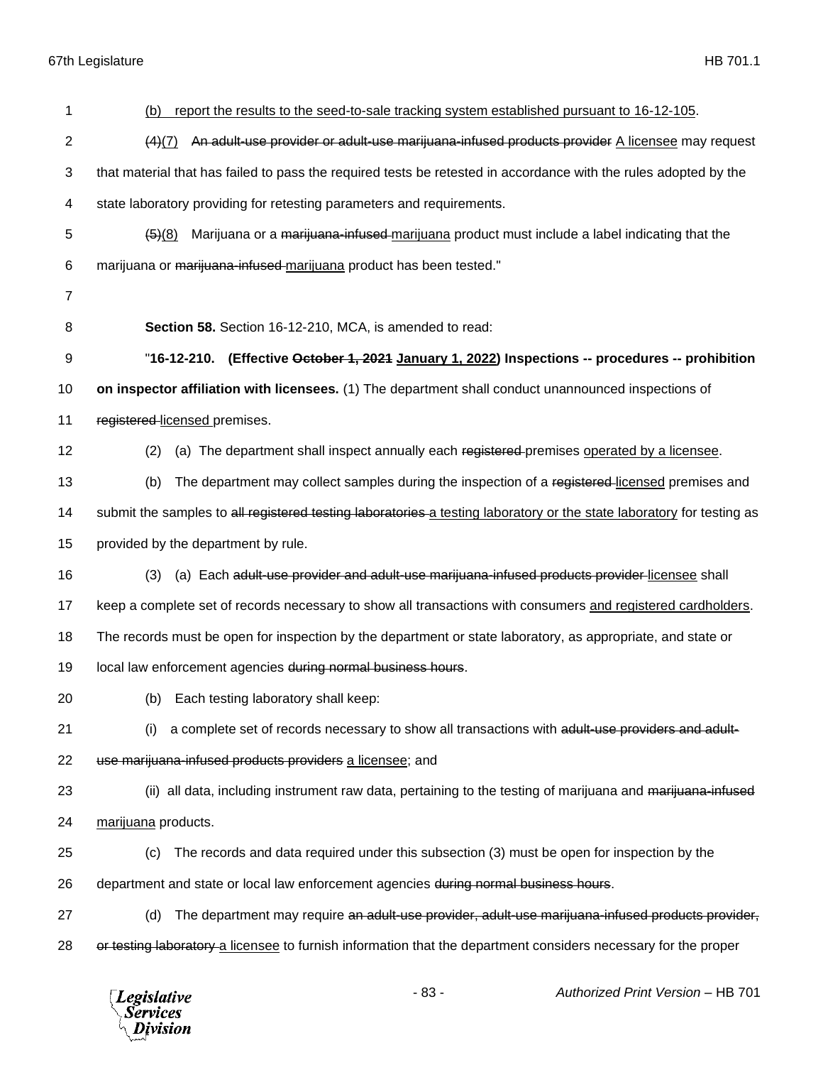(b) report the results to the seed-to-sale tracking system established pursuant to 16-12-105.

~~(4)~~(7) ~~An adult-use provider or adult-use marijuana-infused products provider~~ A licensee may request that material that has failed to pass the required tests be retested in accordance with the rules adopted by the state laboratory providing for retesting parameters and requirements.

~~(5)~~(8) Marijuana or a ~~marijuana-infused~~ marijuana product must include a label indicating that the marijuana or ~~marijuana-infused~~ marijuana product has been tested."

**Section 58.** Section 16-12-210, MCA, is amended to read:

"**16-12-210. (Effective ~~October 1, 2021~~ January 1, 2022) Inspections -- procedures -- prohibition on inspector affiliation with licensees.** (1) The department shall conduct unannounced inspections of ~~registered~~ licensed premises.

(2) (a) The department shall inspect annually each ~~registered~~ premises operated by a licensee.

(b) The department may collect samples during the inspection of a ~~registered~~ licensed premises and submit the samples to ~~all registered testing laboratories~~ a testing laboratory or the state laboratory for testing as provided by the department by rule.

(3) (a) Each ~~adult-use provider and adult-use marijuana-infused products provider~~ licensee shall keep a complete set of records necessary to show all transactions with consumers and registered cardholders. The records must be open for inspection by the department or state laboratory, as appropriate, and state or local law enforcement agencies ~~during normal business hours~~.

(b) Each testing laboratory shall keep:

(i) a complete set of records necessary to show all transactions with ~~adult-use providers and adult-use marijuana-infused products providers~~ a licensee; and

(ii) all data, including instrument raw data, pertaining to the testing of marijuana and ~~marijuana-infused~~ marijuana products.

(c) The records and data required under this subsection (3) must be open for inspection by the department and state or local law enforcement agencies ~~during normal business hours~~.

(d) The department may require ~~an adult-use provider, adult-use marijuana-infused products provider, or testing laboratory~~ a licensee to furnish information that the department considers necessary for the proper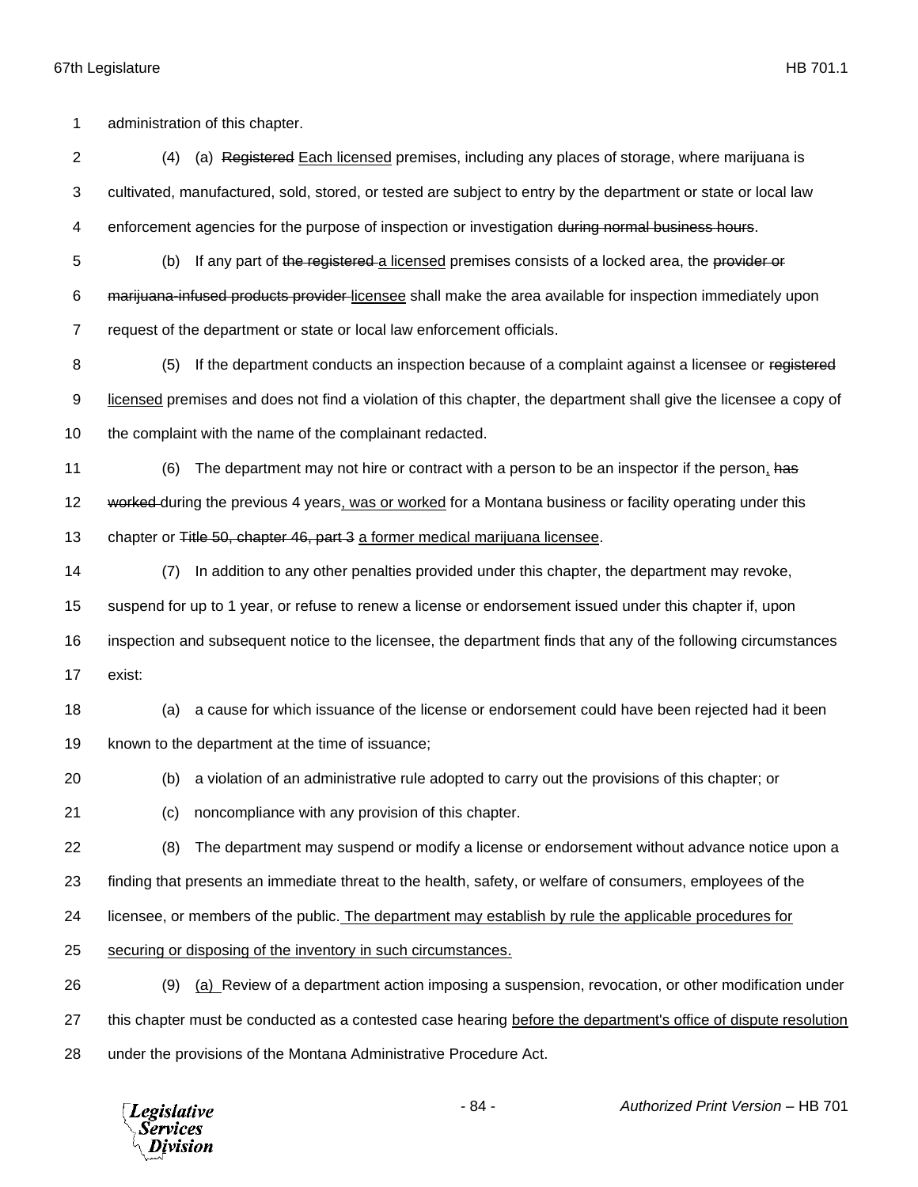administration of this chapter.

(4) (a) ~~Registered~~ Each licensed premises, including any places of storage, where marijuana is cultivated, manufactured, sold, stored, or tested are subject to entry by the department or state or local law enforcement agencies for the purpose of inspection or investigation ~~during normal business hours~~.

(b) If any part of ~~the registered~~ a licensed premises consists of a locked area, the ~~provider or marijuana-infused products provider~~ licensee shall make the area available for inspection immediately upon request of the department or state or local law enforcement officials.

(5) If the department conducts an inspection because of a complaint against a licensee or ~~registered~~ licensed premises and does not find a violation of this chapter, the department shall give the licensee a copy of the complaint with the name of the complainant redacted.

(6) The department may not hire or contract with a person to be an inspector if the person, ~~has worked~~ during the previous 4 years, was or worked for a Montana business or facility operating under this chapter or ~~Title 50, chapter 46, part 3~~ a former medical marijuana licensee.

(7) In addition to any other penalties provided under this chapter, the department may revoke, suspend for up to 1 year, or refuse to renew a license or endorsement issued under this chapter if, upon inspection and subsequent notice to the licensee, the department finds that any of the following circumstances exist:

(a) a cause for which issuance of the license or endorsement could have been rejected had it been known to the department at the time of issuance;

(b) a violation of an administrative rule adopted to carry out the provisions of this chapter; or

(c) noncompliance with any provision of this chapter.

(8) The department may suspend or modify a license or endorsement without advance notice upon a finding that presents an immediate threat to the health, safety, or welfare of consumers, employees of the licensee, or members of the public. The department may establish by rule the applicable procedures for securing or disposing of the inventory in such circumstances.

(9) (a) Review of a department action imposing a suspension, revocation, or other modification under this chapter must be conducted as a contested case hearing before the department's office of dispute resolution under the provisions of the Montana Administrative Procedure Act.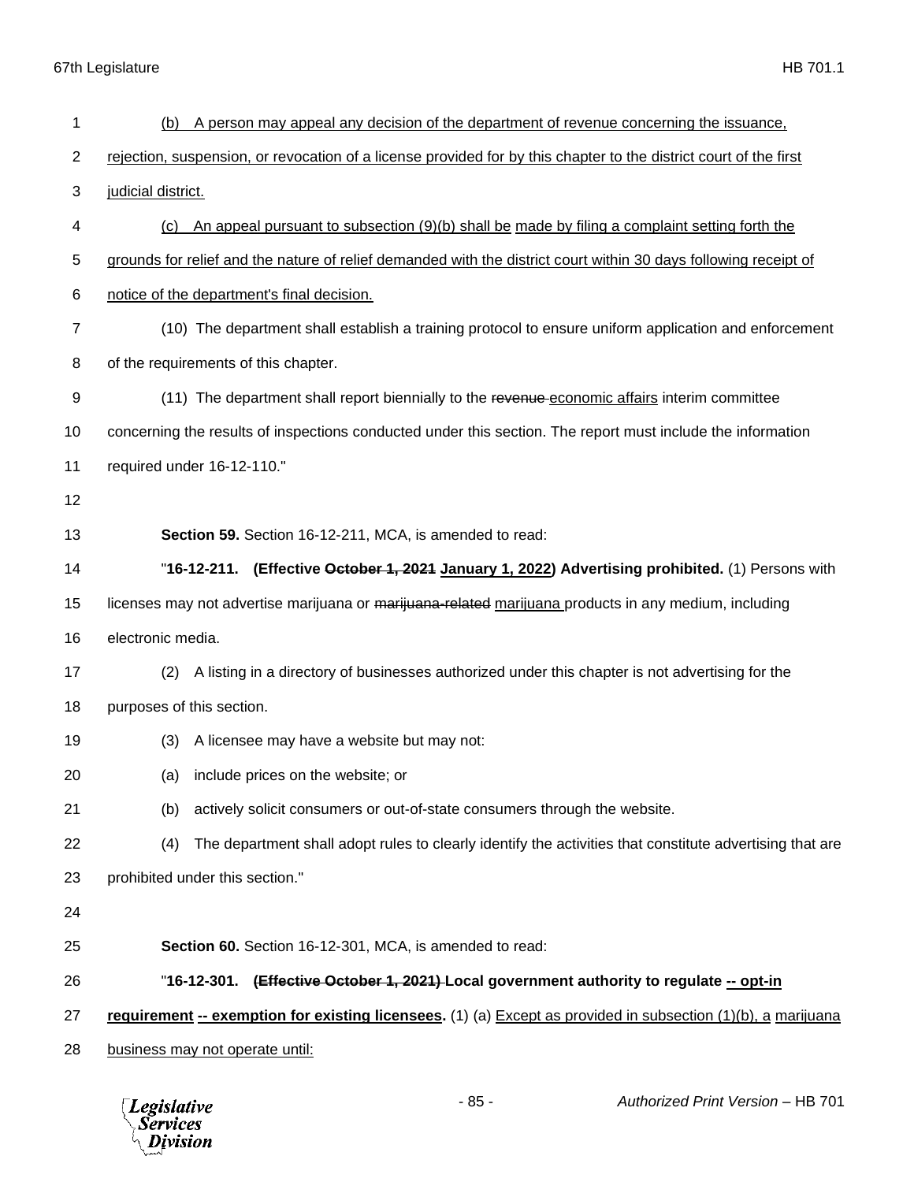(b) A person may appeal any decision of the department of revenue concerning the issuance, rejection, suspension, or revocation of a license provided for by this chapter to the district court of the first judicial district.

(c) An appeal pursuant to subsection (9)(b) shall be made by filing a complaint setting forth the grounds for relief and the nature of relief demanded with the district court within 30 days following receipt of notice of the department's final decision.

(10) The department shall establish a training protocol to ensure uniform application and enforcement of the requirements of this chapter.

(11) The department shall report biennially to the ~~revenue~~ economic affairs interim committee concerning the results of inspections conducted under this section. The report must include the information required under 16-12-110."

**Section 59.** Section 16-12-211, MCA, is amended to read:

"**16-12-211. (Effective ~~October 1, 2021~~ January 1, 2022) Advertising prohibited.** (1) Persons with licenses may not advertise marijuana or ~~marijuana-related~~ marijuana products in any medium, including electronic media.

(2) A listing in a directory of businesses authorized under this chapter is not advertising for the purposes of this section.

(3) A licensee may have a website but may not:

(a) include prices on the website; or

(b) actively solicit consumers or out-of-state consumers through the website.

(4) The department shall adopt rules to clearly identify the activities that constitute advertising that are prohibited under this section."

**Section 60.** Section 16-12-301, MCA, is amended to read:

"**16-12-301. ~~(Effective October 1, 2021)~~ Local government authority to regulate -- opt-in requirement -- exemption for existing licensees.** (1) (a) Except as provided in subsection (1)(b), a marijuana business may not operate until: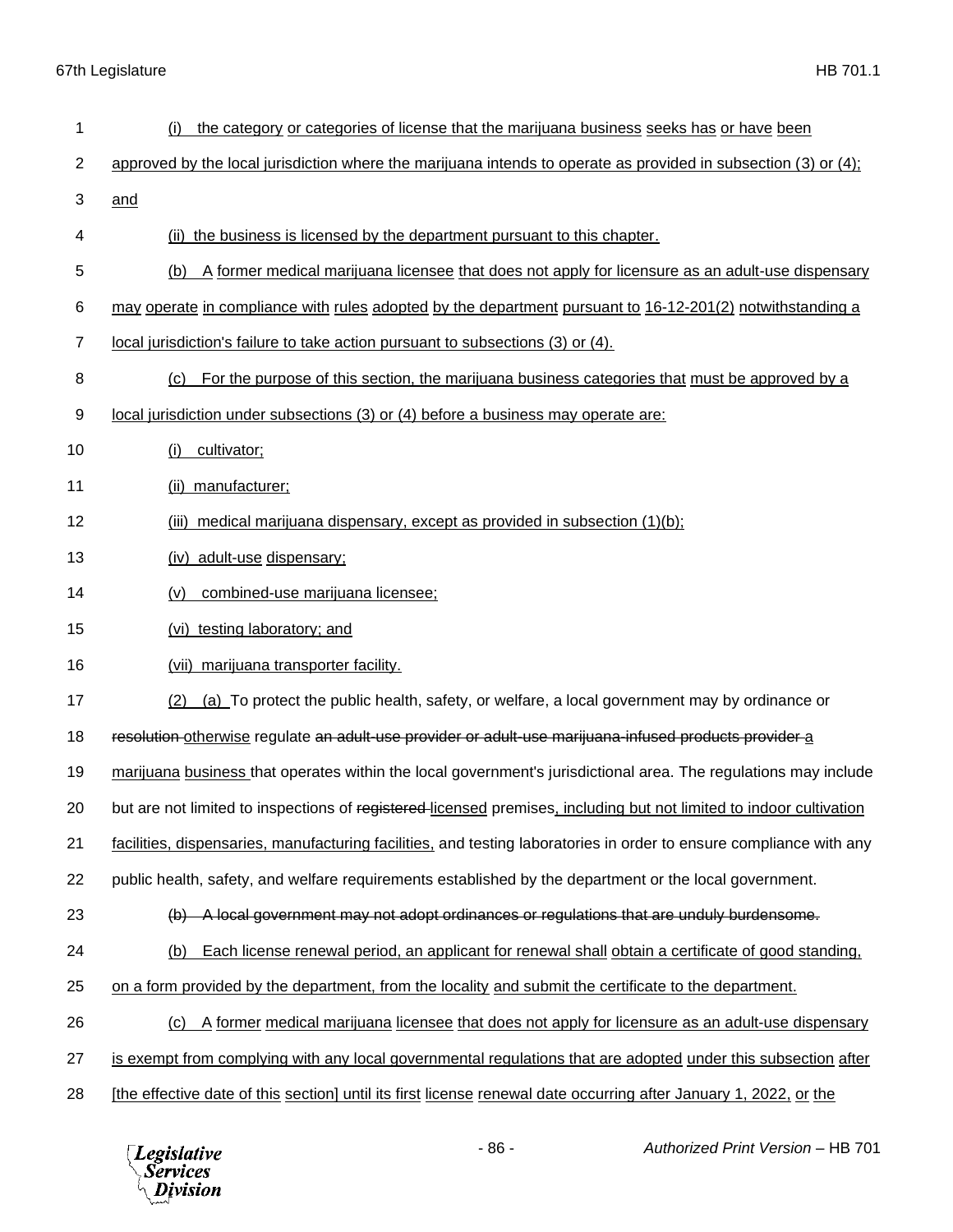(i) the category or categories of license that the marijuana business seeks has or have been approved by the local jurisdiction where the marijuana intends to operate as provided in subsection (3) or (4); and

(ii) the business is licensed by the department pursuant to this chapter.

(b) A former medical marijuana licensee that does not apply for licensure as an adult-use dispensary may operate in compliance with rules adopted by the department pursuant to 16-12-201(2) notwithstanding a local jurisdiction's failure to take action pursuant to subsections (3) or (4).

(c) For the purpose of this section, the marijuana business categories that must be approved by a local jurisdiction under subsections (3) or (4) before a business may operate are:

(i) cultivator;

(ii) manufacturer;

(iii) medical marijuana dispensary, except as provided in subsection (1)(b);

(iv) adult-use dispensary;

(v) combined-use marijuana licensee;

(vi) testing laboratory; and

(vii) marijuana transporter facility.

(2) (a) To protect the public health, safety, or welfare, a local government may by ordinance or ~~resolution~~ otherwise regulate ~~an adult-use provider or adult-use marijuana-infused products provider~~ a marijuana business that operates within the local government's jurisdictional area. The regulations may include but are not limited to inspections of ~~registered~~ licensed premises, including but not limited to indoor cultivation facilities, dispensaries, manufacturing facilities, and testing laboratories in order to ensure compliance with any public health, safety, and welfare requirements established by the department or the local government.

~~(b) A local government may not adopt ordinances or regulations that are unduly burdensome.~~

(b) Each license renewal period, an applicant for renewal shall obtain a certificate of good standing, on a form provided by the department, from the locality and submit the certificate to the department.

(c) A former medical marijuana licensee that does not apply for licensure as an adult-use dispensary is exempt from complying with any local governmental regulations that are adopted under this subsection after [the effective date of this section] until its first license renewal date occurring after January 1, 2022, or the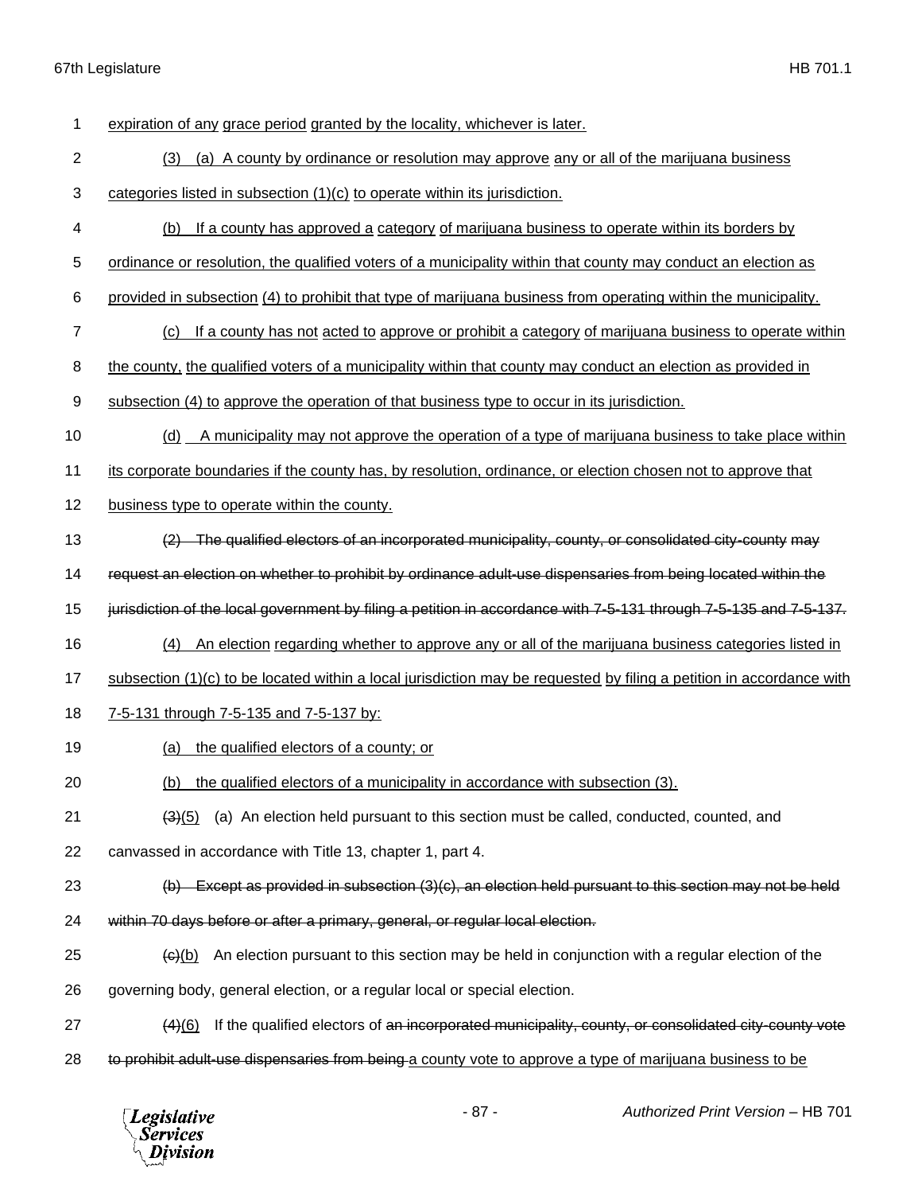1 expiration of any grace period granted by the locality, whichever is later.

2 (3) (a) A county by ordinance or resolution may approve any or all of the marijuana business

3 categories listed in subsection (1)(c) to operate within its jurisdiction.

4 (b) If a county has approved a category of marijuana business to operate within its borders by

5 ordinance or resolution, the qualified voters of a municipality within that county may conduct an election as

6 provided in subsection (4) to prohibit that type of marijuana business from operating within the municipality.

7 (c) If a county has not acted to approve or prohibit a category of marijuana business to operate within

8 the county, the qualified voters of a municipality within that county may conduct an election as provided in

9 subsection (4) to approve the operation of that business type to occur in its jurisdiction.

10 (d) A municipality may not approve the operation of a type of marijuana business to take place within

11 its corporate boundaries if the county has, by resolution, ordinance, or election chosen not to approve that

12 business type to operate within the county.

13 ~~(2) The qualified electors of an incorporated municipality, county, or consolidated city-county may~~

14 ~~request an election on whether to prohibit by ordinance adult-use dispensaries from being located within the~~

15 ~~jurisdiction of the local government by filing a petition in accordance with 7-5-131 through 7-5-135 and 7-5-137.~~

16 (4) An election regarding whether to approve any or all of the marijuana business categories listed in

17 subsection (1)(c) to be located within a local jurisdiction may be requested by filing a petition in accordance with

18 7-5-131 through 7-5-135 and 7-5-137 by:

19 (a) the qualified electors of a county; or

20 (b) the qualified electors of a municipality in accordance with subsection (3).

21 ~~(3)~~(5) (a) An election held pursuant to this section must be called, conducted, counted, and

22 canvassed in accordance with Title 13, chapter 1, part 4.

23 ~~(b) Except as provided in subsection (3)(c), an election held pursuant to this section may not be held~~

24 ~~within 70 days before or after a primary, general, or regular local election.~~

25 ~~(c)~~(b) An election pursuant to this section may be held in conjunction with a regular election of the

26 governing body, general election, or a regular local or special election.

27 ~~(4)~~(6) If the qualified electors of ~~an incorporated municipality, county, or consolidated city-county vote~~

28 ~~to prohibit adult-use dispensaries from being~~ a county vote to approve a type of marijuana business to be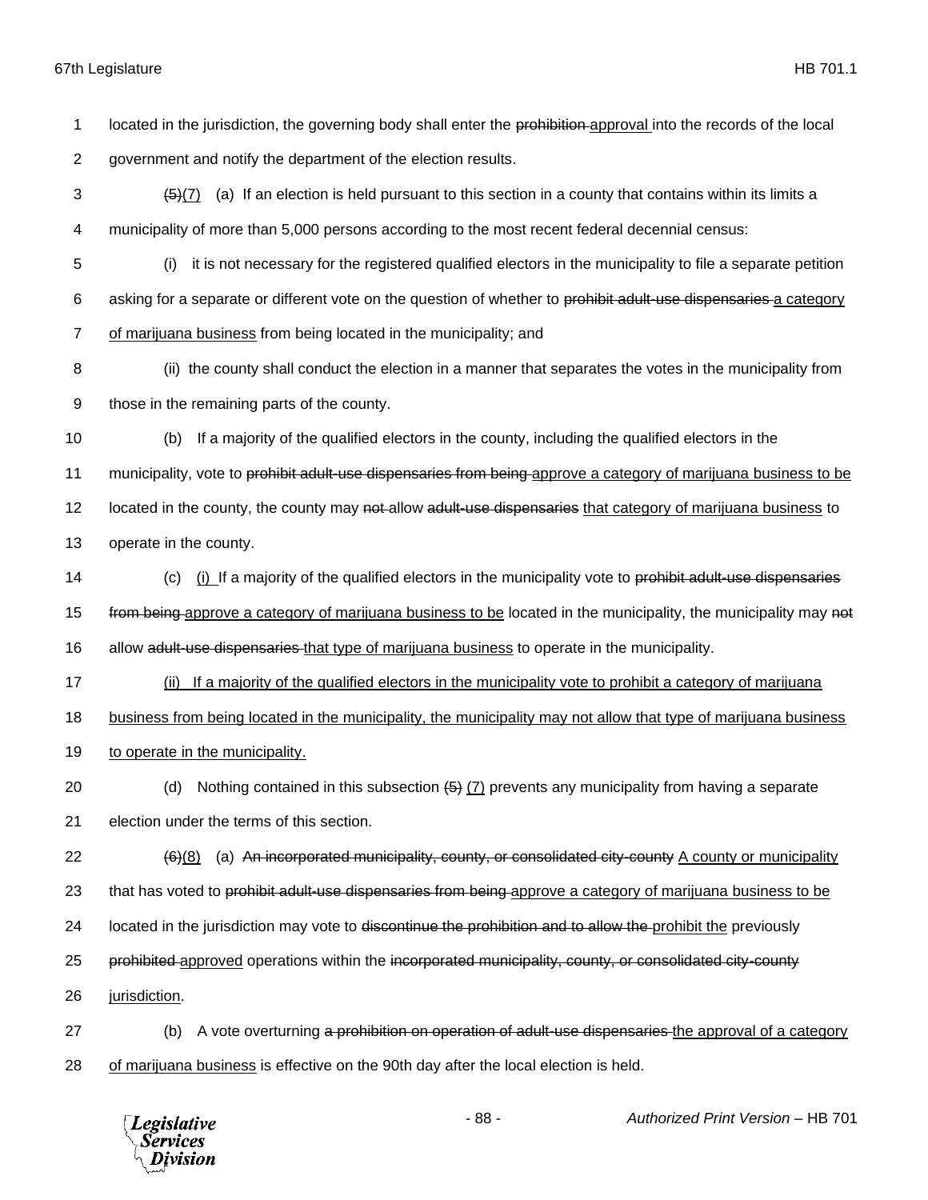located in the jurisdiction, the governing body shall enter the ~~prohibition~~ approval into the records of the local government and notify the department of the election results.

~~(5)~~(7) (a) If an election is held pursuant to this section in a county that contains within its limits a municipality of more than 5,000 persons according to the most recent federal decennial census:

(i) it is not necessary for the registered qualified electors in the municipality to file a separate petition asking for a separate or different vote on the question of whether to ~~prohibit adult-use dispensaries~~ a category of marijuana business from being located in the municipality; and

(ii) the county shall conduct the election in a manner that separates the votes in the municipality from those in the remaining parts of the county.

(b) If a majority of the qualified electors in the county, including the qualified electors in the municipality, vote to ~~prohibit adult-use dispensaries from being~~ approve a category of marijuana business to be located in the county, the county may ~~not~~ allow ~~adult-use dispensaries~~ that category of marijuana business to operate in the county.

(c) (i) If a majority of the qualified electors in the municipality vote to ~~prohibit adult-use dispensaries from being~~ approve a category of marijuana business to be located in the municipality, the municipality may ~~not~~ allow ~~adult-use dispensaries~~ that type of marijuana business to operate in the municipality.

(ii) If a majority of the qualified electors in the municipality vote to prohibit a category of marijuana business from being located in the municipality, the municipality may not allow that type of marijuana business to operate in the municipality.

(d) Nothing contained in this subsection ~~(5)~~ (7) prevents any municipality from having a separate election under the terms of this section.

~~(6)~~(8) (a) ~~An incorporated municipality, county, or consolidated city-county~~ A county or municipality that has voted to ~~prohibit adult-use dispensaries from being~~ approve a category of marijuana business to be located in the jurisdiction may vote to ~~discontinue the prohibition and to allow the~~ prohibit the previously ~~prohibited~~ approved operations within the ~~incorporated municipality, county, or consolidated city-county~~ jurisdiction.

(b) A vote overturning ~~a prohibition on operation of adult-use dispensaries~~ the approval of a category of marijuana business is effective on the 90th day after the local election is held.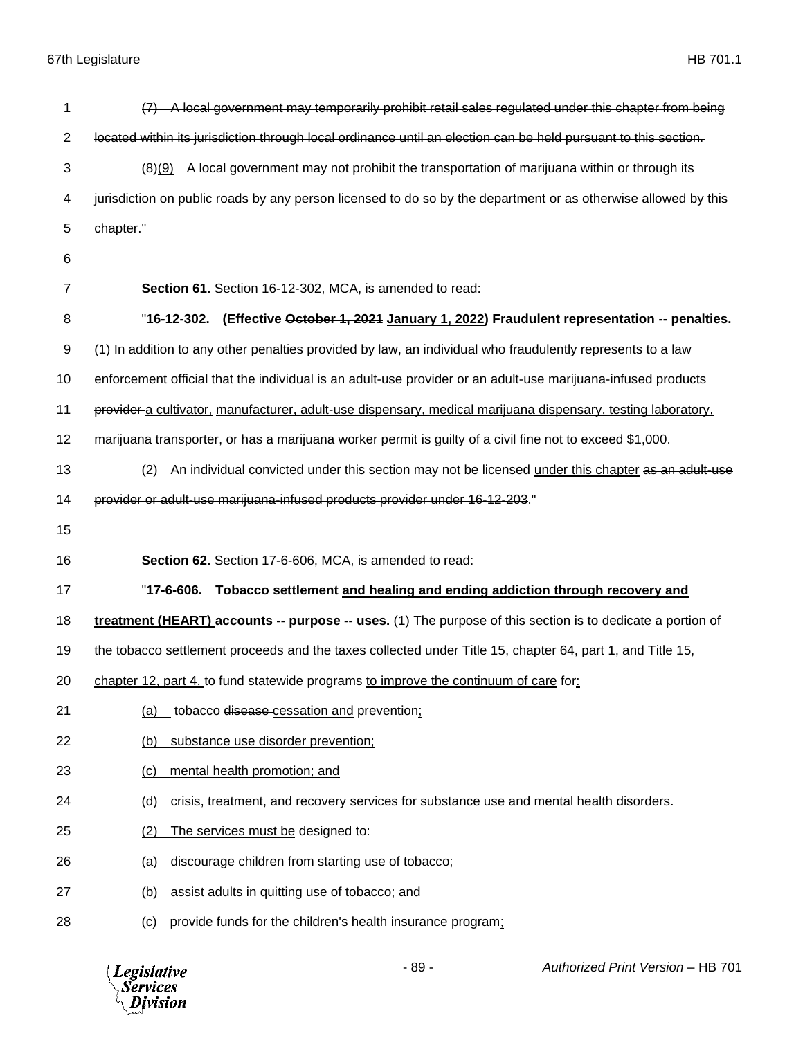~~(7) A local government may temporarily prohibit retail sales regulated under this chapter from being located within its jurisdiction through local ordinance until an election can be held pursuant to this section.~~

~~(8)~~<u>(9)</u> A local government may not prohibit the transportation of marijuana within or through its jurisdiction on public roads by any person licensed to do so by the department or as otherwise allowed by this chapter."

**Section 61.** Section 16-12-302, MCA, is amended to read:

"**16-12-302. (Effective ~~October 1, 2021~~ <u>January 1, 2022</u>) Fraudulent representation -- penalties.** (1) In addition to any other penalties provided by law, an individual who fraudulently represents to a law enforcement official that the individual is ~~an adult-use provider or an adult-use marijuana-infused products provider~~ <u>a cultivator, manufacturer, adult-use dispensary, medical marijuana dispensary, testing laboratory, marijuana transporter, or has a marijuana worker permit</u> is guilty of a civil fine not to exceed $1,000.

(2) An individual convicted under this section may not be licensed <u>under this chapter</u> ~~as an adult-use provider or adult-use marijuana-infused products provider under 16-12-203~~."

**Section 62.** Section 17-6-606, MCA, is amended to read:

"**17-6-606. Tobacco settlement <u>and healing and ending addiction through recovery and treatment (HEART)</u> accounts -- purpose -- uses.** (1) The purpose of this section is to dedicate a portion of the tobacco settlement proceeds <u>and the taxes collected under Title 15, chapter 64, part 1, and Title 15, chapter 12, part 4,</u> to fund statewide programs <u>to improve the continuum of care</u> for<u>:</u>

<u>(a)</u> tobacco ~~disease~~ <u>cessation and</u> prevention<u>;</u>

<u>(b) substance use disorder prevention;</u>

<u>(c) mental health promotion; and</u>

<u>(d) crisis, treatment, and recovery services for substance use and mental health disorders.</u>

<u>(2) The services must be</u> designed to:

(a) discourage children from starting use of tobacco;

(b) assist adults in quitting use of tobacco; ~~and~~

(c) provide funds for the children's health insurance program<u>;</u>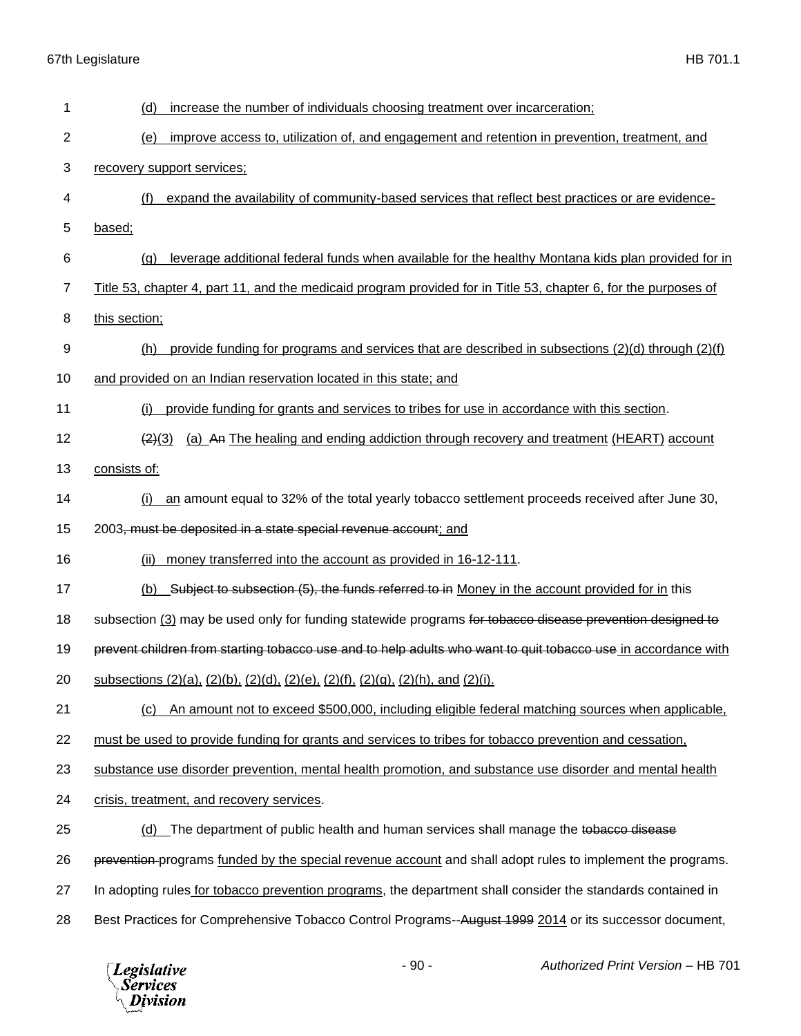(d) increase the number of individuals choosing treatment over incarceration;

(e) improve access to, utilization of, and engagement and retention in prevention, treatment, and recovery support services;

(f) expand the availability of community-based services that reflect best practices or are evidence-based;

(g) leverage additional federal funds when available for the healthy Montana kids plan provided for in Title 53, chapter 4, part 11, and the medicaid program provided for in Title 53, chapter 6, for the purposes of this section;

(h) provide funding for programs and services that are described in subsections (2)(d) through (2)(f) and provided on an Indian reservation located in this state; and

(i) provide funding for grants and services to tribes for use in accordance with this section.

~~(2)~~(3) (a) ~~An~~ The healing and ending addiction through recovery and treatment (HEART) account consists of:

(i) an amount equal to 32% of the total yearly tobacco settlement proceeds received after June 30, 2003~~, must be deposited in a state special revenue account~~; and

(ii) money transferred into the account as provided in 16-12-111.

(b) ~~Subject to subsection (5), the funds referred to in~~ Money in the account provided for in this subsection (3) may be used only for funding statewide programs ~~for tobacco disease prevention designed to prevent children from starting tobacco use and to help adults who want to quit tobacco use~~ in accordance with subsections (2)(a), (2)(b), (2)(d), (2)(e), (2)(f), (2)(g), (2)(h), and (2)(i).

(c) An amount not to exceed $500,000, including eligible federal matching sources when applicable, must be used to provide funding for grants and services to tribes for tobacco prevention and cessation, substance use disorder prevention, mental health promotion, and substance use disorder and mental health crisis, treatment, and recovery services.

(d) The department of public health and human services shall manage the ~~tobacco disease prevention~~ programs funded by the special revenue account and shall adopt rules to implement the programs. In adopting rules for tobacco prevention programs, the department shall consider the standards contained in Best Practices for Comprehensive Tobacco Control Programs--~~August 1999~~ 2014 or its successor document,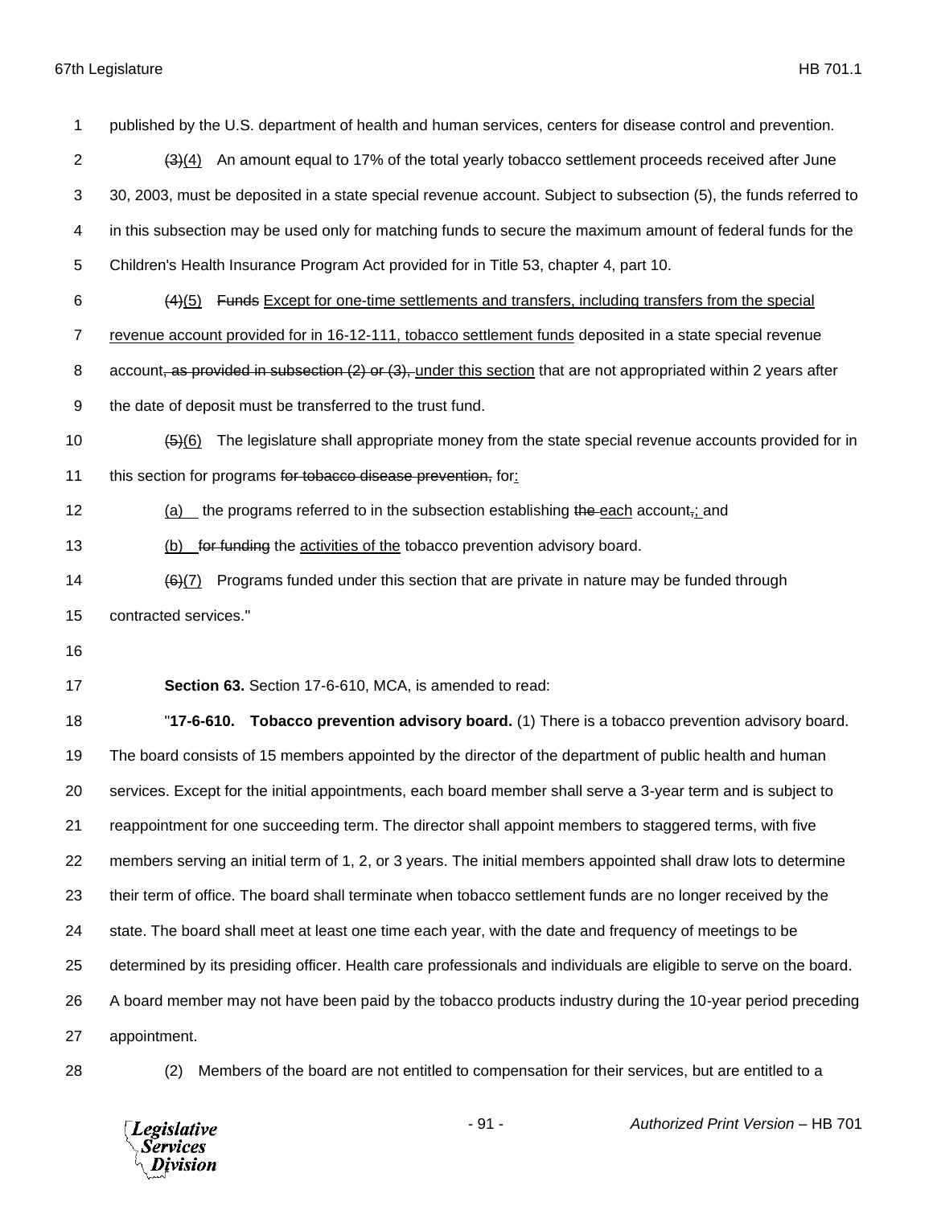published by the U.S. department of health and human services, centers for disease control and prevention.

~~(3)~~(4) An amount equal to 17% of the total yearly tobacco settlement proceeds received after June 30, 2003, must be deposited in a state special revenue account. Subject to subsection (5), the funds referred to in this subsection may be used only for matching funds to secure the maximum amount of federal funds for the Children's Health Insurance Program Act provided for in Title 53, chapter 4, part 10.

~~(4)~~(5) ~~Funds~~ Except for one-time settlements and transfers, including transfers from the special revenue account provided for in 16-12-111, tobacco settlement funds deposited in a state special revenue account~~, as provided in subsection (2) or (3),~~ under this section that are not appropriated within 2 years after the date of deposit must be transferred to the trust fund.

~~(5)~~(6) The legislature shall appropriate money from the state special revenue accounts provided for in this section for programs ~~for tobacco disease prevention,~~ for:

(a) the programs referred to in the subsection establishing ~~the~~ each account~~,~~; and

(b) ~~for funding~~ the activities of the tobacco prevention advisory board.

~~(6)~~(7) Programs funded under this section that are private in nature may be funded through contracted services."

**Section 63.** Section 17-6-610, MCA, is amended to read:

"**17-6-610. Tobacco prevention advisory board.** (1) There is a tobacco prevention advisory board. The board consists of 15 members appointed by the director of the department of public health and human services. Except for the initial appointments, each board member shall serve a 3-year term and is subject to reappointment for one succeeding term. The director shall appoint members to staggered terms, with five members serving an initial term of 1, 2, or 3 years. The initial members appointed shall draw lots to determine their term of office. The board shall terminate when tobacco settlement funds are no longer received by the state. The board shall meet at least one time each year, with the date and frequency of meetings to be determined by its presiding officer. Health care professionals and individuals are eligible to serve on the board. A board member may not have been paid by the tobacco products industry during the 10-year period preceding appointment.

(2) Members of the board are not entitled to compensation for their services, but are entitled to a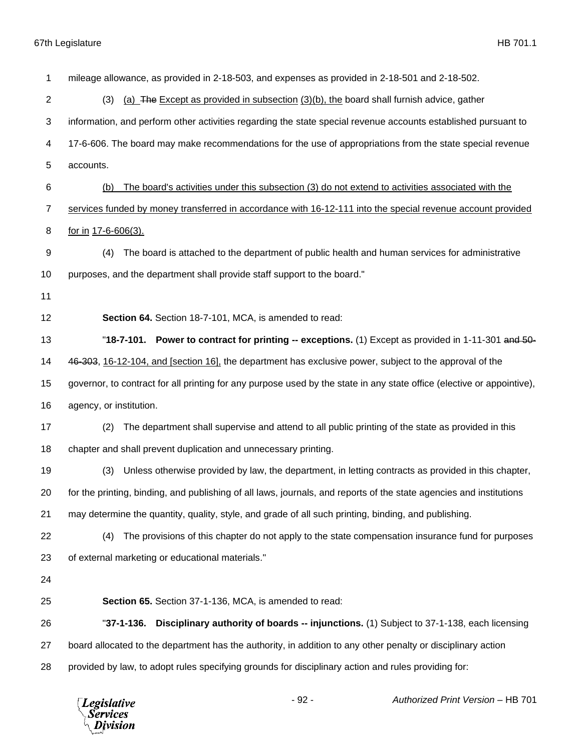mileage allowance, as provided in 2-18-503, and expenses as provided in 2-18-501 and 2-18-502.

(3) (a) ~~The~~ Except as provided in subsection (3)(b), the board shall furnish advice, gather information, and perform other activities regarding the state special revenue accounts established pursuant to 17-6-606. The board may make recommendations for the use of appropriations from the state special revenue accounts.

(b) The board's activities under this subsection (3) do not extend to activities associated with the services funded by money transferred in accordance with 16-12-111 into the special revenue account provided for in 17-6-606(3).

(4) The board is attached to the department of public health and human services for administrative purposes, and the department shall provide staff support to the board."

**Section 64.** Section 18-7-101, MCA, is amended to read:

"**18-7-101. Power to contract for printing -- exceptions.** (1) Except as provided in 1-11-301 ~~and 50-46-303~~, 16-12-104, and [section 16], the department has exclusive power, subject to the approval of the governor, to contract for all printing for any purpose used by the state in any state office (elective or appointive), agency, or institution.

(2) The department shall supervise and attend to all public printing of the state as provided in this chapter and shall prevent duplication and unnecessary printing.

(3) Unless otherwise provided by law, the department, in letting contracts as provided in this chapter, for the printing, binding, and publishing of all laws, journals, and reports of the state agencies and institutions may determine the quantity, quality, style, and grade of all such printing, binding, and publishing.

(4) The provisions of this chapter do not apply to the state compensation insurance fund for purposes of external marketing or educational materials."

**Section 65.** Section 37-1-136, MCA, is amended to read:

"**37-1-136. Disciplinary authority of boards -- injunctions.** (1) Subject to 37-1-138, each licensing board allocated to the department has the authority, in addition to any other penalty or disciplinary action provided by law, to adopt rules specifying grounds for disciplinary action and rules providing for: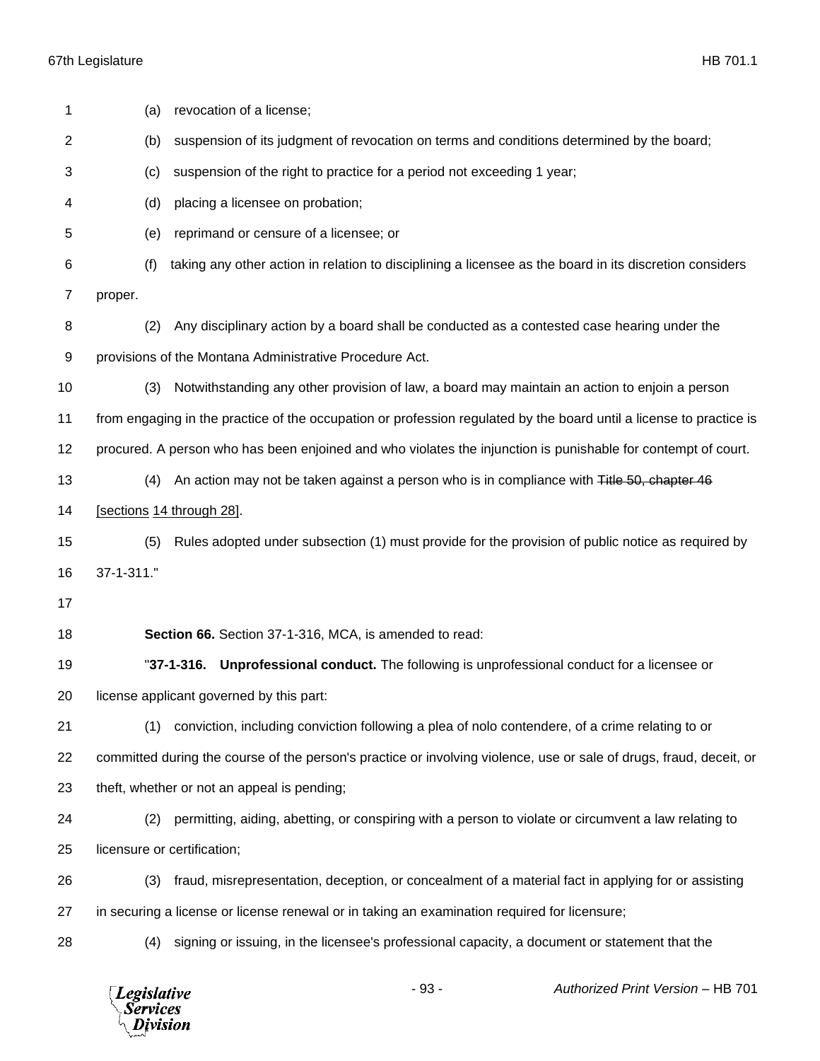(a) revocation of a license;

(b) suspension of its judgment of revocation on terms and conditions determined by the board;

(c) suspension of the right to practice for a period not exceeding 1 year;

(d) placing a licensee on probation;

(e) reprimand or censure of a licensee; or

(f) taking any other action in relation to disciplining a licensee as the board in its discretion considers proper.

(2) Any disciplinary action by a board shall be conducted as a contested case hearing under the provisions of the Montana Administrative Procedure Act.

(3) Notwithstanding any other provision of law, a board may maintain an action to enjoin a person from engaging in the practice of the occupation or profession regulated by the board until a license to practice is procured. A person who has been enjoined and who violates the injunction is punishable for contempt of court.

(4) An action may not be taken against a person who is in compliance with ~~Title 50, chapter 46~~ [sections 14 through 28].

(5) Rules adopted under subsection (1) must provide for the provision of public notice as required by 37-1-311."

**Section 66.** Section 37-1-316, MCA, is amended to read:

"**37-1-316. Unprofessional conduct.** The following is unprofessional conduct for a licensee or license applicant governed by this part:

(1) conviction, including conviction following a plea of nolo contendere, of a crime relating to or committed during the course of the person's practice or involving violence, use or sale of drugs, fraud, deceit, or theft, whether or not an appeal is pending;

(2) permitting, aiding, abetting, or conspiring with a person to violate or circumvent a law relating to licensure or certification;

(3) fraud, misrepresentation, deception, or concealment of a material fact in applying for or assisting in securing a license or license renewal or in taking an examination required for licensure;

(4) signing or issuing, in the licensee's professional capacity, a document or statement that the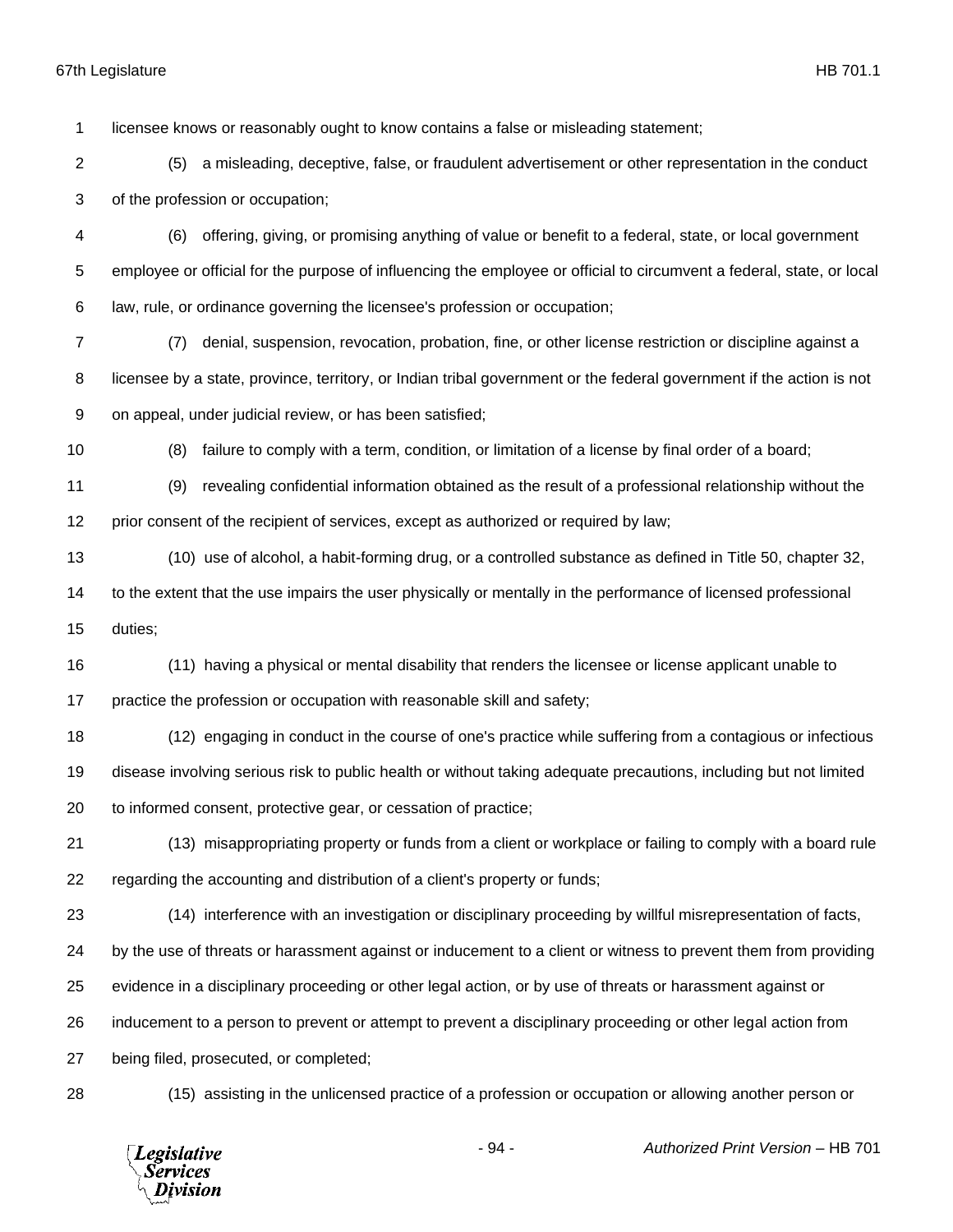licensee knows or reasonably ought to know contains a false or misleading statement;

(5) a misleading, deceptive, false, or fraudulent advertisement or other representation in the conduct of the profession or occupation;

(6) offering, giving, or promising anything of value or benefit to a federal, state, or local government employee or official for the purpose of influencing the employee or official to circumvent a federal, state, or local law, rule, or ordinance governing the licensee's profession or occupation;

(7) denial, suspension, revocation, probation, fine, or other license restriction or discipline against a licensee by a state, province, territory, or Indian tribal government or the federal government if the action is not on appeal, under judicial review, or has been satisfied;

(8) failure to comply with a term, condition, or limitation of a license by final order of a board;

(9) revealing confidential information obtained as the result of a professional relationship without the prior consent of the recipient of services, except as authorized or required by law;

(10) use of alcohol, a habit-forming drug, or a controlled substance as defined in Title 50, chapter 32, to the extent that the use impairs the user physically or mentally in the performance of licensed professional duties;

(11) having a physical or mental disability that renders the licensee or license applicant unable to practice the profession or occupation with reasonable skill and safety;

(12) engaging in conduct in the course of one's practice while suffering from a contagious or infectious disease involving serious risk to public health or without taking adequate precautions, including but not limited to informed consent, protective gear, or cessation of practice;

(13) misappropriating property or funds from a client or workplace or failing to comply with a board rule regarding the accounting and distribution of a client's property or funds;

(14) interference with an investigation or disciplinary proceeding by willful misrepresentation of facts, by the use of threats or harassment against or inducement to a client or witness to prevent them from providing evidence in a disciplinary proceeding or other legal action, or by use of threats or harassment against or inducement to a person to prevent or attempt to prevent a disciplinary proceeding or other legal action from being filed, prosecuted, or completed;

(15) assisting in the unlicensed practice of a profession or occupation or allowing another person or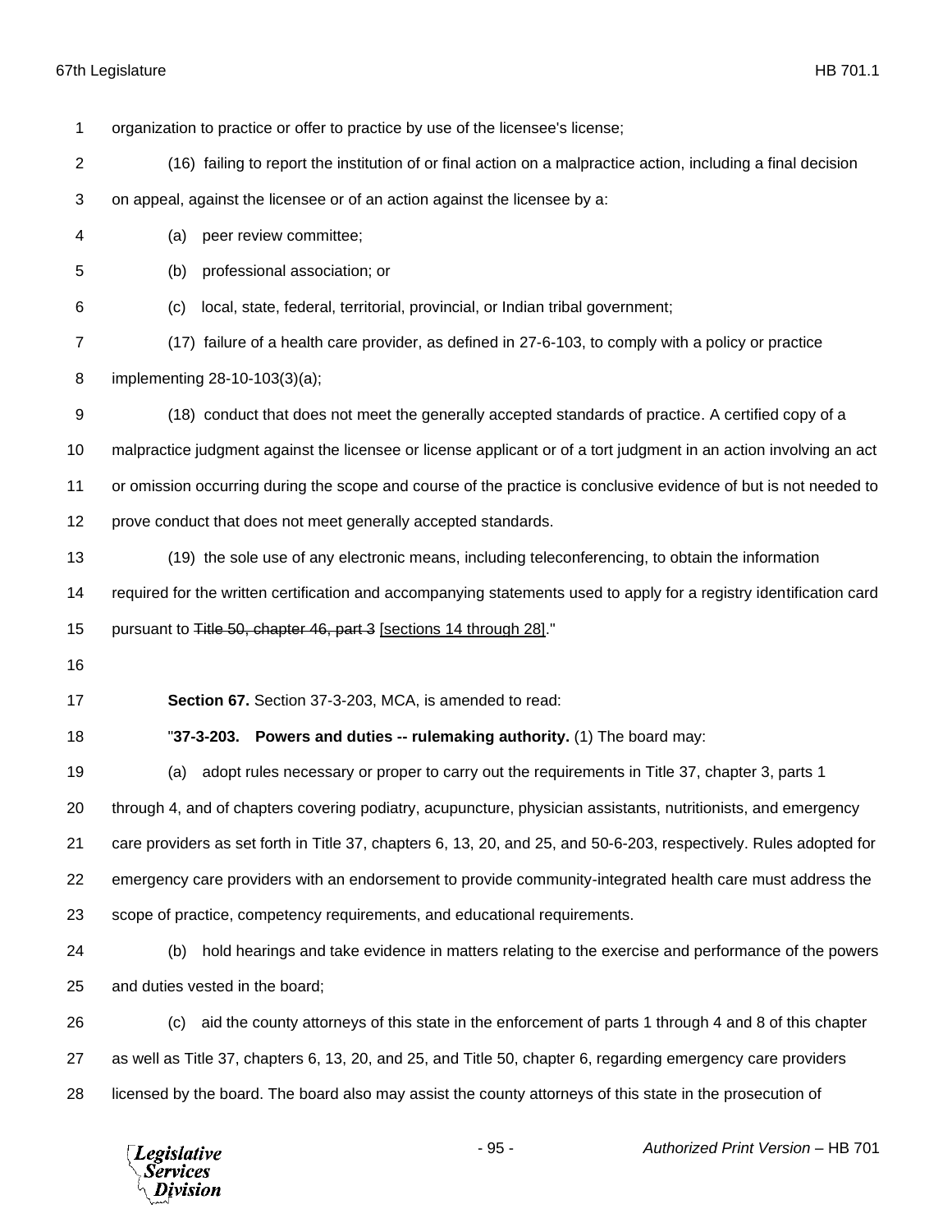organization to practice or offer to practice by use of the licensee's license;

(16) failing to report the institution of or final action on a malpractice action, including a final decision on appeal, against the licensee or of an action against the licensee by a:

(a) peer review committee;

(b) professional association; or

(c) local, state, federal, territorial, provincial, or Indian tribal government;

(17) failure of a health care provider, as defined in 27-6-103, to comply with a policy or practice implementing 28-10-103(3)(a);

(18) conduct that does not meet the generally accepted standards of practice. A certified copy of a malpractice judgment against the licensee or license applicant or of a tort judgment in an action involving an act or omission occurring during the scope and course of the practice is conclusive evidence of but is not needed to prove conduct that does not meet generally accepted standards.

(19) the sole use of any electronic means, including teleconferencing, to obtain the information required for the written certification and accompanying statements used to apply for a registry identification card pursuant to ~~Title 50, chapter 46, part 3~~ <u>[sections 14 through 28]</u>."

**Section 67.** Section 37-3-203, MCA, is amended to read:

"**37-3-203. Powers and duties -- rulemaking authority.** (1) The board may:

(a) adopt rules necessary or proper to carry out the requirements in Title 37, chapter 3, parts 1 through 4, and of chapters covering podiatry, acupuncture, physician assistants, nutritionists, and emergency care providers as set forth in Title 37, chapters 6, 13, 20, and 25, and 50-6-203, respectively. Rules adopted for emergency care providers with an endorsement to provide community-integrated health care must address the scope of practice, competency requirements, and educational requirements.

(b) hold hearings and take evidence in matters relating to the exercise and performance of the powers and duties vested in the board;

(c) aid the county attorneys of this state in the enforcement of parts 1 through 4 and 8 of this chapter as well as Title 37, chapters 6, 13, 20, and 25, and Title 50, chapter 6, regarding emergency care providers licensed by the board. The board also may assist the county attorneys of this state in the prosecution of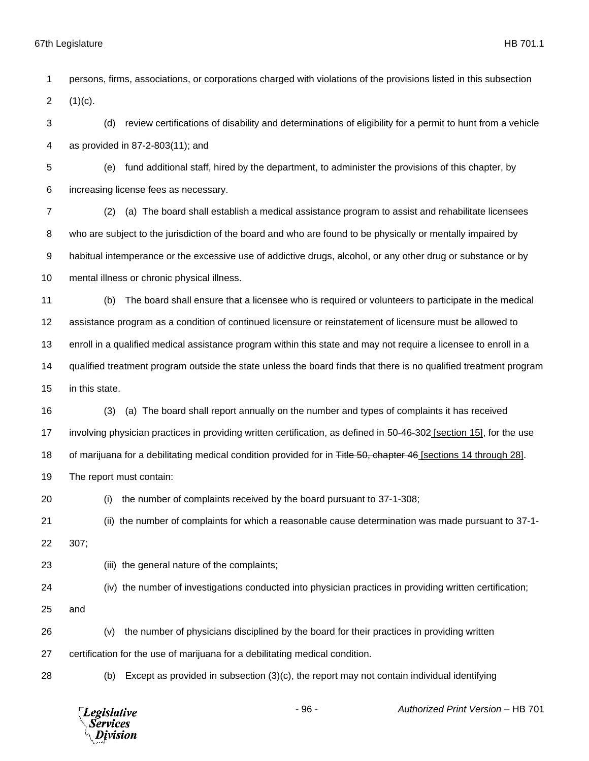persons, firms, associations, or corporations charged with violations of the provisions listed in this subsection (1)(c).

(d) review certifications of disability and determinations of eligibility for a permit to hunt from a vehicle as provided in 87-2-803(11); and

(e) fund additional staff, hired by the department, to administer the provisions of this chapter, by increasing license fees as necessary.

(2) (a) The board shall establish a medical assistance program to assist and rehabilitate licensees who are subject to the jurisdiction of the board and who are found to be physically or mentally impaired by habitual intemperance or the excessive use of addictive drugs, alcohol, or any other drug or substance or by mental illness or chronic physical illness.

(b) The board shall ensure that a licensee who is required or volunteers to participate in the medical assistance program as a condition of continued licensure or reinstatement of licensure must be allowed to enroll in a qualified medical assistance program within this state and may not require a licensee to enroll in a qualified treatment program outside the state unless the board finds that there is no qualified treatment program in this state.

(3) (a) The board shall report annually on the number and types of complaints it has received involving physician practices in providing written certification, as defined in ~~50-46-302~~ [section 15], for the use of marijuana for a debilitating medical condition provided for in ~~Title 50, chapter 46~~ [sections 14 through 28]. The report must contain:

(i) the number of complaints received by the board pursuant to 37-1-308;

(ii) the number of complaints for which a reasonable cause determination was made pursuant to 37-1-307;

(iii) the general nature of the complaints;

(iv) the number of investigations conducted into physician practices in providing written certification; and

(v) the number of physicians disciplined by the board for their practices in providing written certification for the use of marijuana for a debilitating medical condition.

(b) Except as provided in subsection (3)(c), the report may not contain individual identifying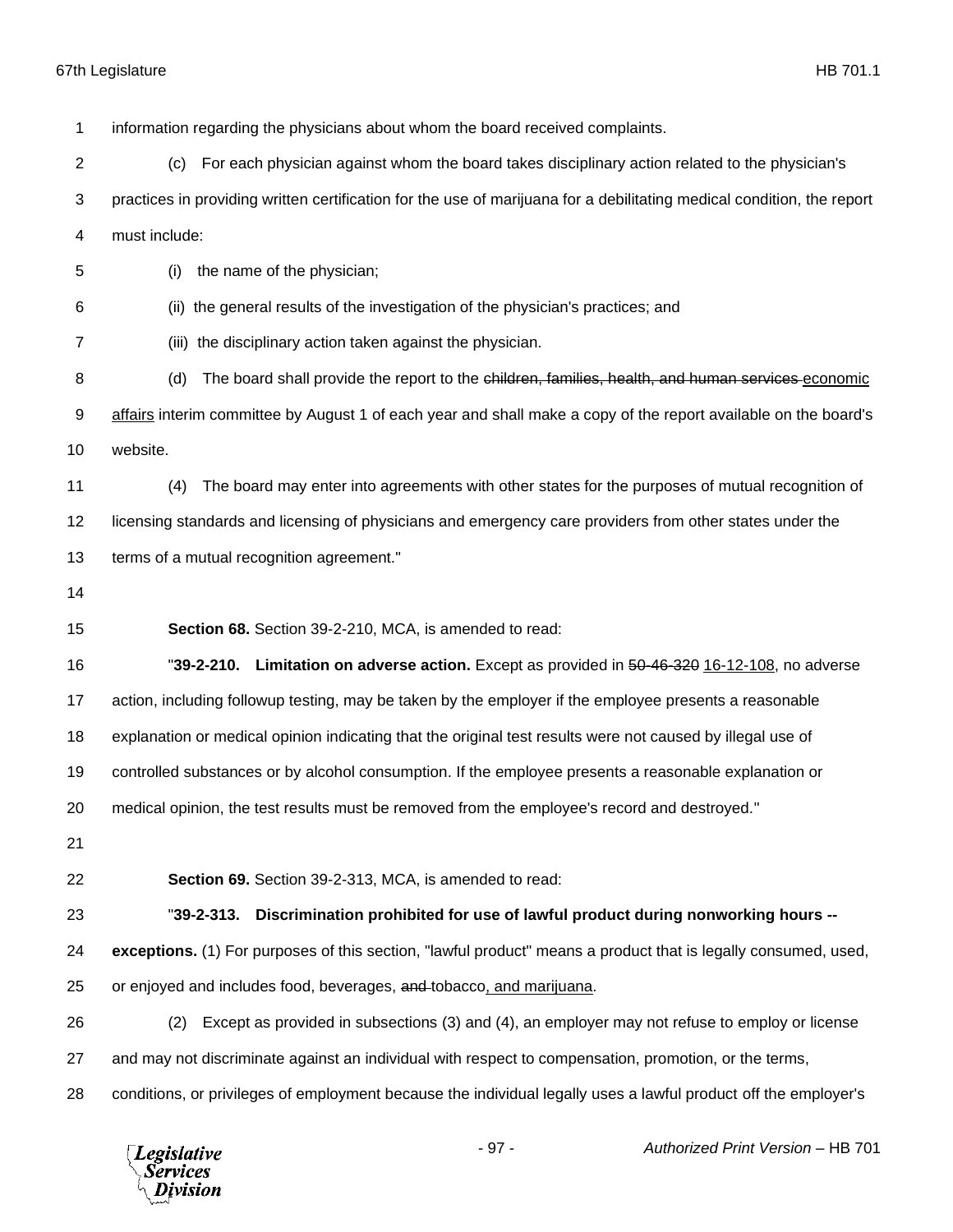information regarding the physicians about whom the board received complaints.

(c) For each physician against whom the board takes disciplinary action related to the physician's practices in providing written certification for the use of marijuana for a debilitating medical condition, the report must include:

(i) the name of the physician;

(ii) the general results of the investigation of the physician's practices; and

(iii) the disciplinary action taken against the physician.

(d) The board shall provide the report to the ~~children, families, health, and human services~~ economic affairs interim committee by August 1 of each year and shall make a copy of the report available on the board's website.

(4) The board may enter into agreements with other states for the purposes of mutual recognition of licensing standards and licensing of physicians and emergency care providers from other states under the terms of a mutual recognition agreement."

**Section 68.** Section 39-2-210, MCA, is amended to read:

"**39-2-210. Limitation on adverse action.** Except as provided in ~~50-46-320~~ 16-12-108, no adverse action, including followup testing, may be taken by the employer if the employee presents a reasonable explanation or medical opinion indicating that the original test results were not caused by illegal use of controlled substances or by alcohol consumption. If the employee presents a reasonable explanation or medical opinion, the test results must be removed from the employee's record and destroyed."

**Section 69.** Section 39-2-313, MCA, is amended to read:

"**39-2-313. Discrimination prohibited for use of lawful product during nonworking hours -- exceptions.** (1) For purposes of this section, "lawful product" means a product that is legally consumed, used, or enjoyed and includes food, beverages, ~~and~~ tobacco, and marijuana.

(2) Except as provided in subsections (3) and (4), an employer may not refuse to employ or license and may not discriminate against an individual with respect to compensation, promotion, or the terms, conditions, or privileges of employment because the individual legally uses a lawful product off the employer's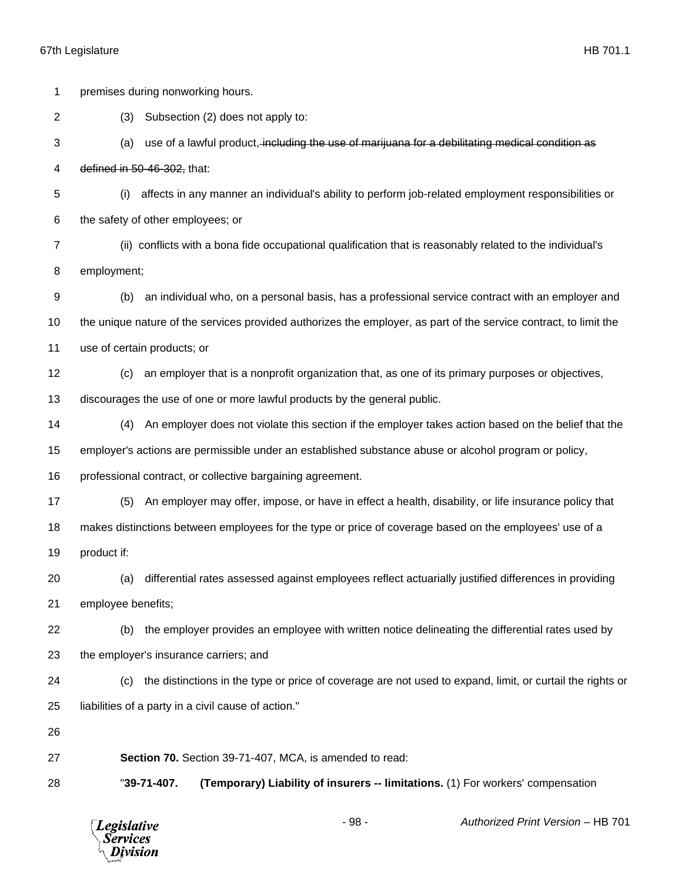premises during nonworking hours.

(3) Subsection (2) does not apply to:

(a) use of a lawful product~~, including the use of marijuana for a debilitating medical condition as defined in 50-46-302,~~ that:

(i) affects in any manner an individual's ability to perform job-related employment responsibilities or the safety of other employees; or

(ii) conflicts with a bona fide occupational qualification that is reasonably related to the individual's employment;

(b) an individual who, on a personal basis, has a professional service contract with an employer and the unique nature of the services provided authorizes the employer, as part of the service contract, to limit the use of certain products; or

(c) an employer that is a nonprofit organization that, as one of its primary purposes or objectives, discourages the use of one or more lawful products by the general public.

(4) An employer does not violate this section if the employer takes action based on the belief that the employer's actions are permissible under an established substance abuse or alcohol program or policy, professional contract, or collective bargaining agreement.

(5) An employer may offer, impose, or have in effect a health, disability, or life insurance policy that makes distinctions between employees for the type or price of coverage based on the employees' use of a product if:

(a) differential rates assessed against employees reflect actuarially justified differences in providing employee benefits;

(b) the employer provides an employee with written notice delineating the differential rates used by the employer's insurance carriers; and

(c) the distinctions in the type or price of coverage are not used to expand, limit, or curtail the rights or liabilities of a party in a civil cause of action."

**Section 70.** Section 39-71-407, MCA, is amended to read:

"**39-71-407. (Temporary) Liability of insurers -- limitations.** (1) For workers' compensation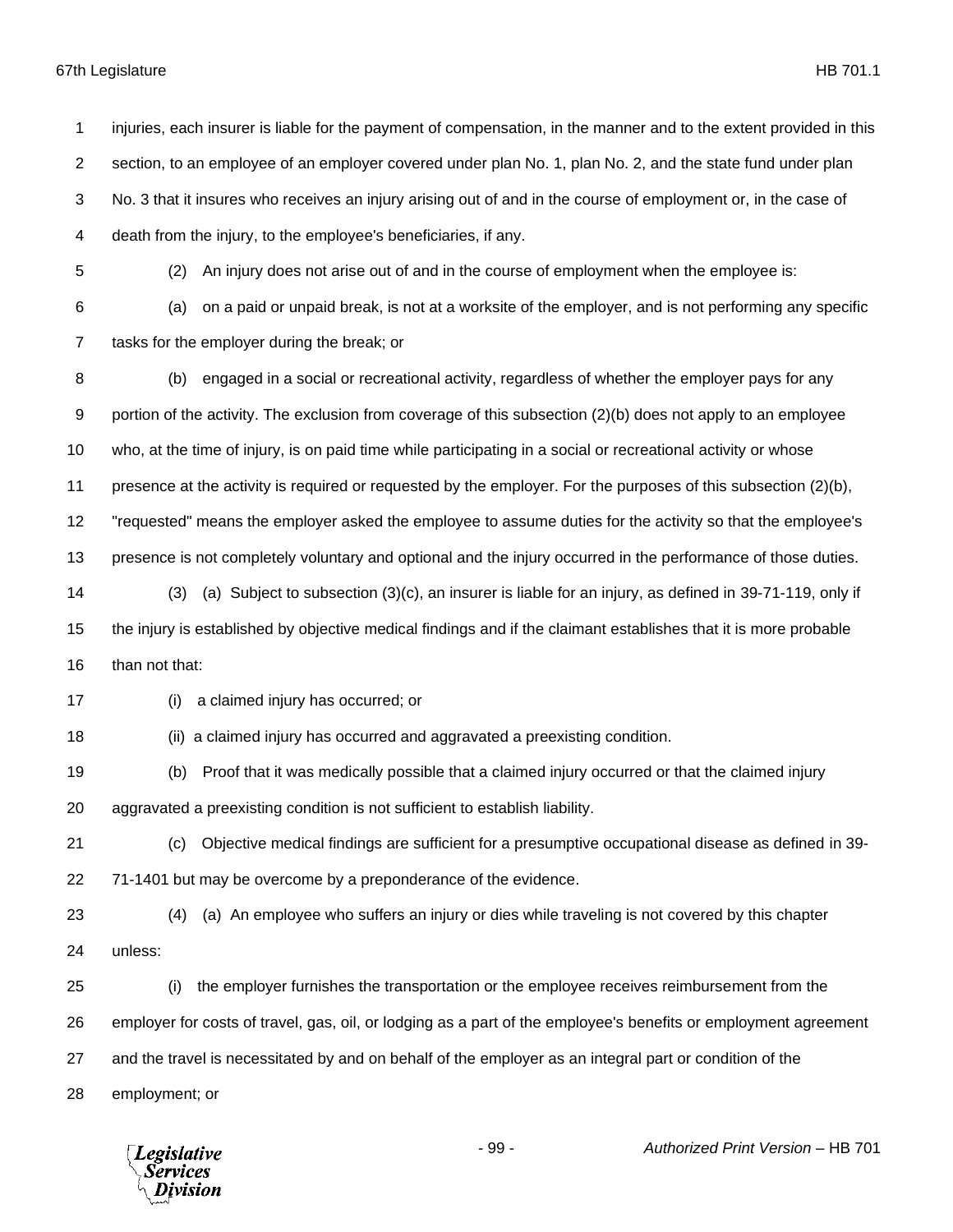injuries, each insurer is liable for the payment of compensation, in the manner and to the extent provided in this section, to an employee of an employer covered under plan No. 1, plan No. 2, and the state fund under plan No. 3 that it insures who receives an injury arising out of and in the course of employment or, in the case of death from the injury, to the employee's beneficiaries, if any.

(2) An injury does not arise out of and in the course of employment when the employee is:

(a) on a paid or unpaid break, is not at a worksite of the employer, and is not performing any specific tasks for the employer during the break; or

(b) engaged in a social or recreational activity, regardless of whether the employer pays for any portion of the activity. The exclusion from coverage of this subsection (2)(b) does not apply to an employee who, at the time of injury, is on paid time while participating in a social or recreational activity or whose presence at the activity is required or requested by the employer. For the purposes of this subsection (2)(b), "requested" means the employer asked the employee to assume duties for the activity so that the employee's presence is not completely voluntary and optional and the injury occurred in the performance of those duties.

(3) (a) Subject to subsection (3)(c), an insurer is liable for an injury, as defined in 39-71-119, only if the injury is established by objective medical findings and if the claimant establishes that it is more probable than not that:

(i) a claimed injury has occurred; or

(ii) a claimed injury has occurred and aggravated a preexisting condition.

(b) Proof that it was medically possible that a claimed injury occurred or that the claimed injury aggravated a preexisting condition is not sufficient to establish liability.

(c) Objective medical findings are sufficient for a presumptive occupational disease as defined in 39-71-1401 but may be overcome by a preponderance of the evidence.

(4) (a) An employee who suffers an injury or dies while traveling is not covered by this chapter unless:

(i) the employer furnishes the transportation or the employee receives reimbursement from the employer for costs of travel, gas, oil, or lodging as a part of the employee's benefits or employment agreement and the travel is necessitated by and on behalf of the employer as an integral part or condition of the employment; or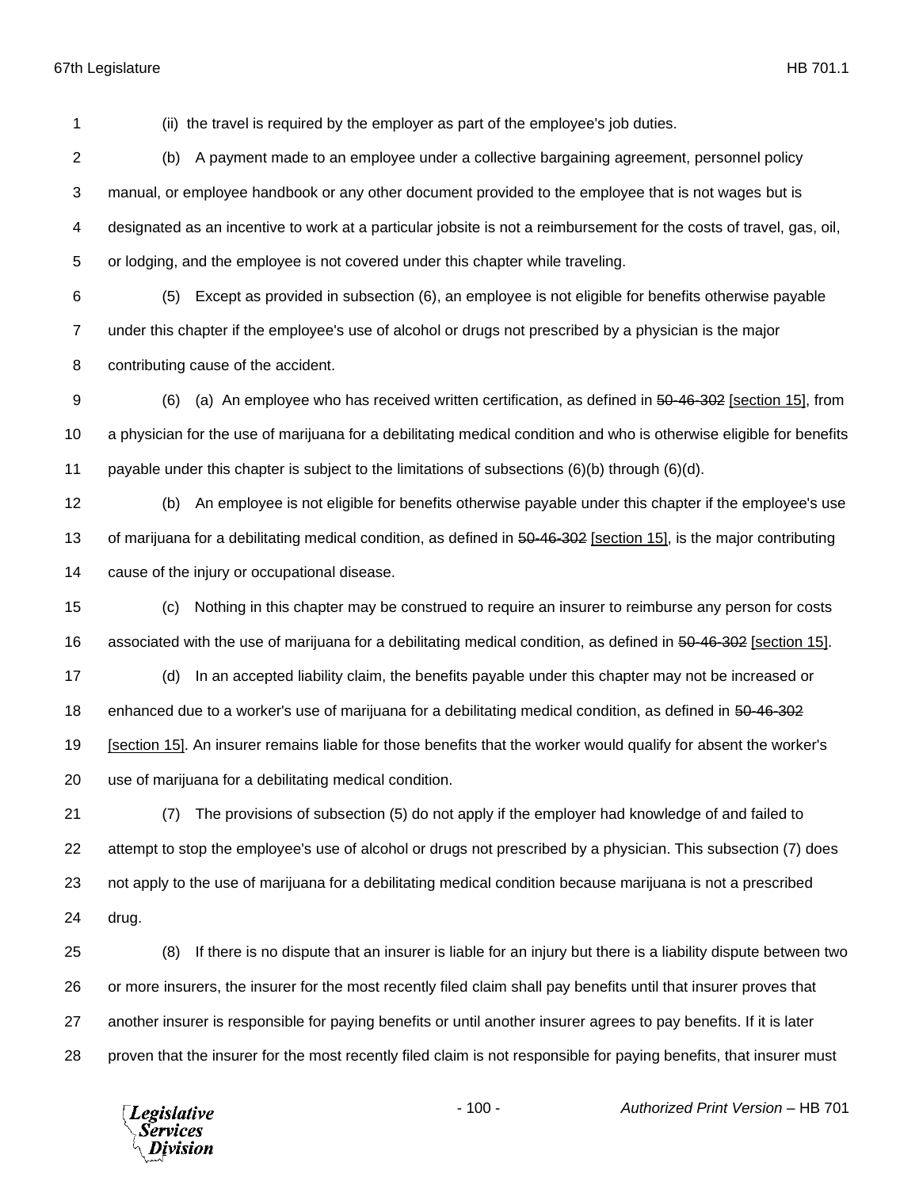(ii) the travel is required by the employer as part of the employee's job duties.

(b) A payment made to an employee under a collective bargaining agreement, personnel policy manual, or employee handbook or any other document provided to the employee that is not wages but is designated as an incentive to work at a particular jobsite is not a reimbursement for the costs of travel, gas, oil, or lodging, and the employee is not covered under this chapter while traveling.

(5) Except as provided in subsection (6), an employee is not eligible for benefits otherwise payable under this chapter if the employee's use of alcohol or drugs not prescribed by a physician is the major contributing cause of the accident.

(6) (a) An employee who has received written certification, as defined in ~~50-46-302~~ [section 15], from a physician for the use of marijuana for a debilitating medical condition and who is otherwise eligible for benefits payable under this chapter is subject to the limitations of subsections (6)(b) through (6)(d).

(b) An employee is not eligible for benefits otherwise payable under this chapter if the employee's use of marijuana for a debilitating medical condition, as defined in ~~50-46-302~~ [section 15], is the major contributing cause of the injury or occupational disease.

(c) Nothing in this chapter may be construed to require an insurer to reimburse any person for costs associated with the use of marijuana for a debilitating medical condition, as defined in ~~50-46-302~~ [section 15].

(d) In an accepted liability claim, the benefits payable under this chapter may not be increased or enhanced due to a worker's use of marijuana for a debilitating medical condition, as defined in ~~50-46-302~~ [section 15]. An insurer remains liable for those benefits that the worker would qualify for absent the worker's use of marijuana for a debilitating medical condition.

(7) The provisions of subsection (5) do not apply if the employer had knowledge of and failed to attempt to stop the employee's use of alcohol or drugs not prescribed by a physician. This subsection (7) does not apply to the use of marijuana for a debilitating medical condition because marijuana is not a prescribed drug.

(8) If there is no dispute that an insurer is liable for an injury but there is a liability dispute between two or more insurers, the insurer for the most recently filed claim shall pay benefits until that insurer proves that another insurer is responsible for paying benefits or until another insurer agrees to pay benefits. If it is later proven that the insurer for the most recently filed claim is not responsible for paying benefits, that insurer must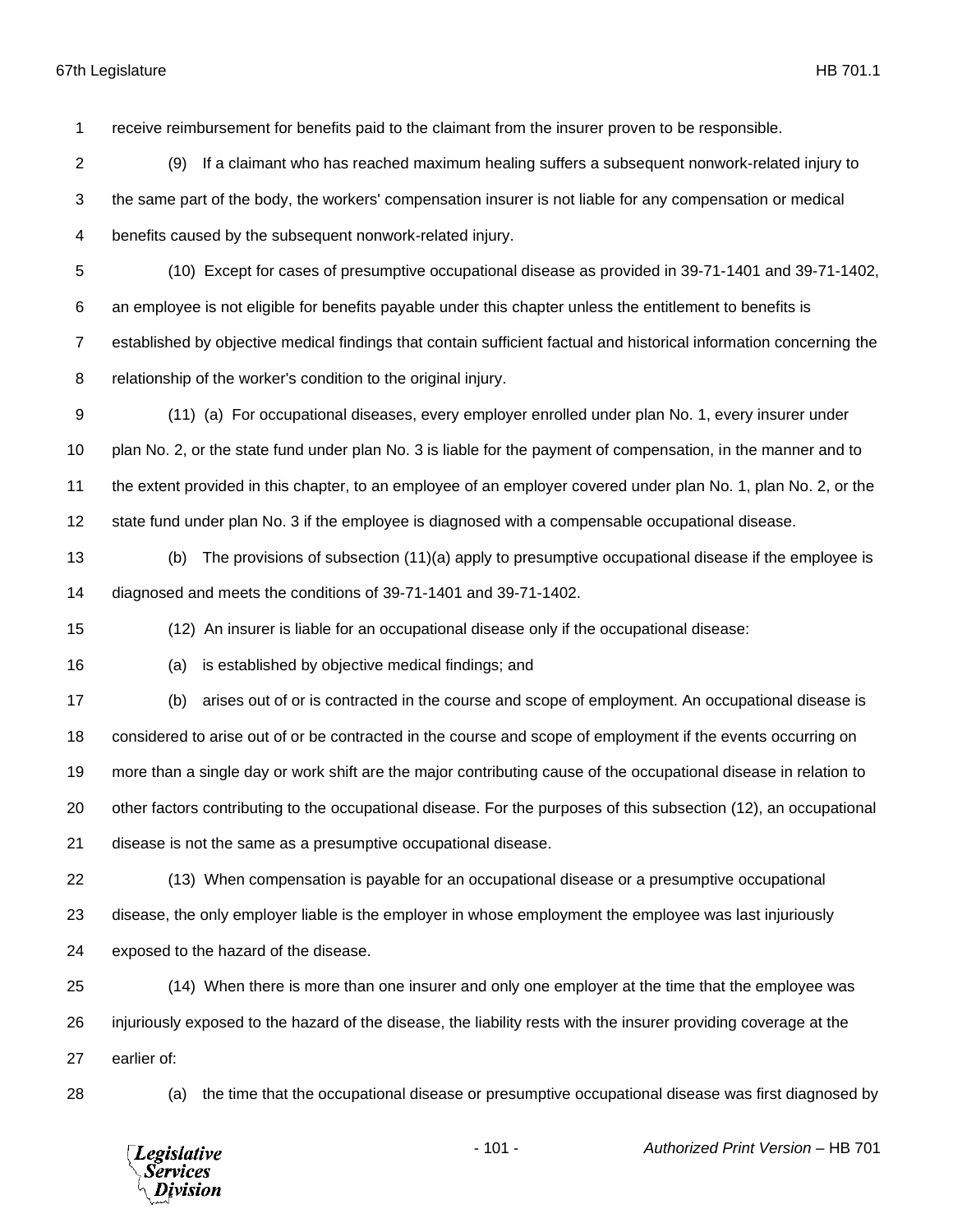receive reimbursement for benefits paid to the claimant from the insurer proven to be responsible.

(9) If a claimant who has reached maximum healing suffers a subsequent nonwork-related injury to the same part of the body, the workers' compensation insurer is not liable for any compensation or medical benefits caused by the subsequent nonwork-related injury.

(10) Except for cases of presumptive occupational disease as provided in 39-71-1401 and 39-71-1402, an employee is not eligible for benefits payable under this chapter unless the entitlement to benefits is established by objective medical findings that contain sufficient factual and historical information concerning the relationship of the worker's condition to the original injury.

(11) (a) For occupational diseases, every employer enrolled under plan No. 1, every insurer under plan No. 2, or the state fund under plan No. 3 is liable for the payment of compensation, in the manner and to the extent provided in this chapter, to an employee of an employer covered under plan No. 1, plan No. 2, or the state fund under plan No. 3 if the employee is diagnosed with a compensable occupational disease.

(b) The provisions of subsection (11)(a) apply to presumptive occupational disease if the employee is diagnosed and meets the conditions of 39-71-1401 and 39-71-1402.

(12) An insurer is liable for an occupational disease only if the occupational disease:

(a) is established by objective medical findings; and

(b) arises out of or is contracted in the course and scope of employment. An occupational disease is considered to arise out of or be contracted in the course and scope of employment if the events occurring on more than a single day or work shift are the major contributing cause of the occupational disease in relation to other factors contributing to the occupational disease. For the purposes of this subsection (12), an occupational disease is not the same as a presumptive occupational disease.

(13) When compensation is payable for an occupational disease or a presumptive occupational disease, the only employer liable is the employer in whose employment the employee was last injuriously exposed to the hazard of the disease.

(14) When there is more than one insurer and only one employer at the time that the employee was injuriously exposed to the hazard of the disease, the liability rests with the insurer providing coverage at the earlier of:

(a) the time that the occupational disease or presumptive occupational disease was first diagnosed by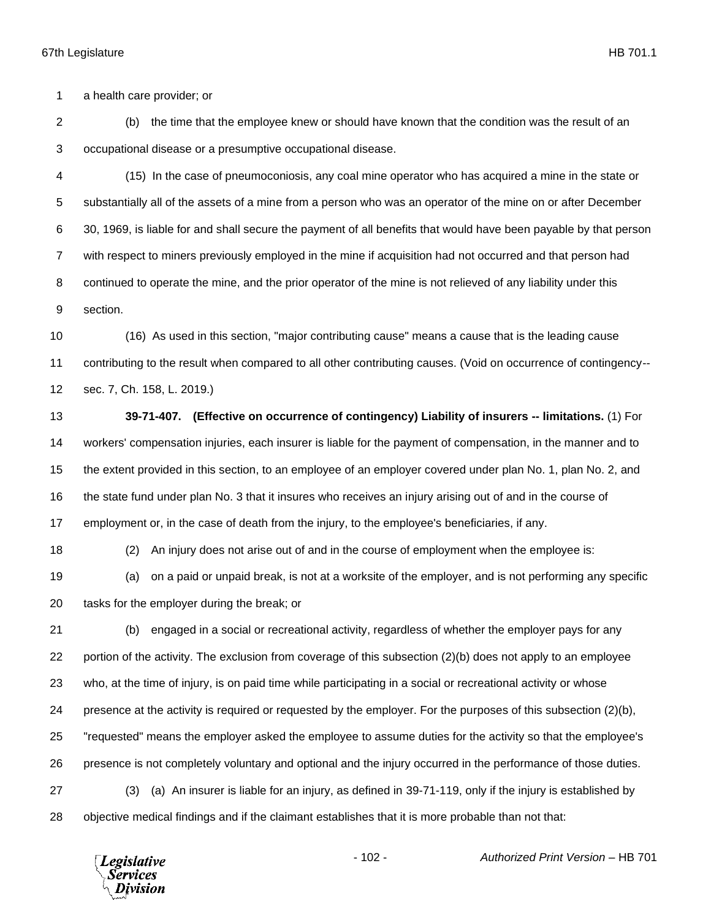a health care provider; or

(b) the time that the employee knew or should have known that the condition was the result of an occupational disease or a presumptive occupational disease.

(15) In the case of pneumoconiosis, any coal mine operator who has acquired a mine in the state or substantially all of the assets of a mine from a person who was an operator of the mine on or after December 30, 1969, is liable for and shall secure the payment of all benefits that would have been payable by that person with respect to miners previously employed in the mine if acquisition had not occurred and that person had continued to operate the mine, and the prior operator of the mine is not relieved of any liability under this section.

(16) As used in this section, "major contributing cause" means a cause that is the leading cause contributing to the result when compared to all other contributing causes. (Void on occurrence of contingency--sec. 7, Ch. 158, L. 2019.)

**39-71-407. (Effective on occurrence of contingency) Liability of insurers -- limitations.** (1) For workers' compensation injuries, each insurer is liable for the payment of compensation, in the manner and to the extent provided in this section, to an employee of an employer covered under plan No. 1, plan No. 2, and the state fund under plan No. 3 that it insures who receives an injury arising out of and in the course of employment or, in the case of death from the injury, to the employee's beneficiaries, if any.

(2) An injury does not arise out of and in the course of employment when the employee is:

(a) on a paid or unpaid break, is not at a worksite of the employer, and is not performing any specific tasks for the employer during the break; or

(b) engaged in a social or recreational activity, regardless of whether the employer pays for any portion of the activity. The exclusion from coverage of this subsection (2)(b) does not apply to an employee who, at the time of injury, is on paid time while participating in a social or recreational activity or whose presence at the activity is required or requested by the employer. For the purposes of this subsection (2)(b), "requested" means the employer asked the employee to assume duties for the activity so that the employee's presence is not completely voluntary and optional and the injury occurred in the performance of those duties.

(3) (a) An insurer is liable for an injury, as defined in 39-71-119, only if the injury is established by objective medical findings and if the claimant establishes that it is more probable than not that: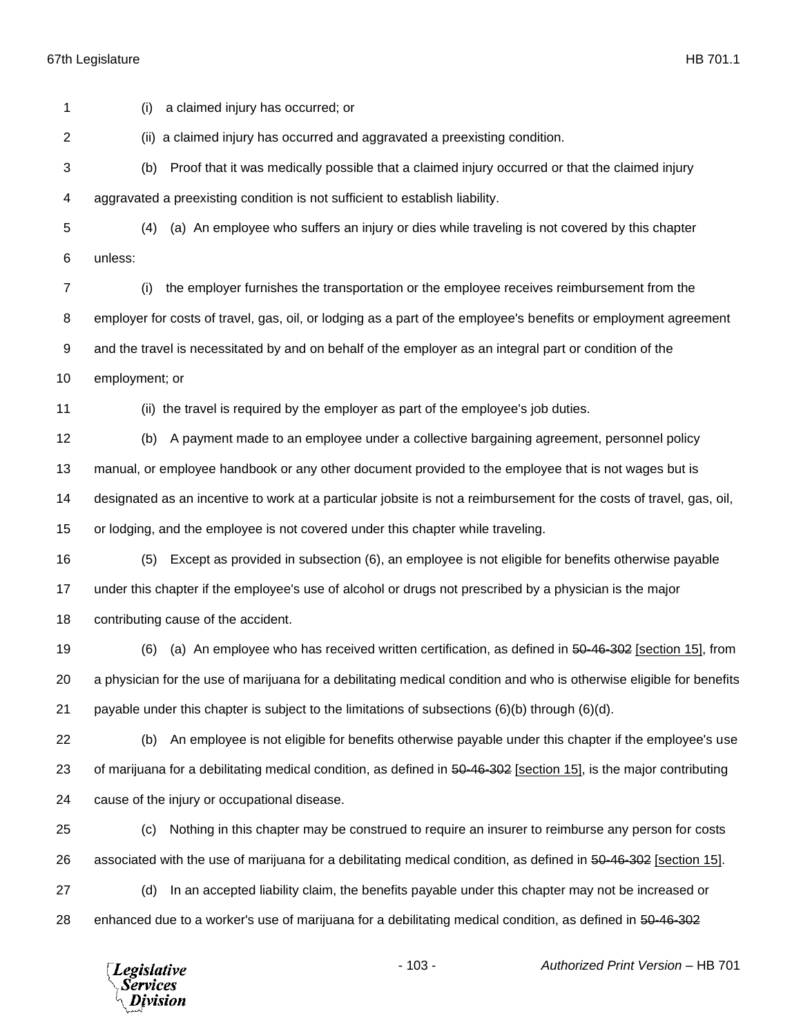(i) a claimed injury has occurred; or

(ii) a claimed injury has occurred and aggravated a preexisting condition.

(b) Proof that it was medically possible that a claimed injury occurred or that the claimed injury aggravated a preexisting condition is not sufficient to establish liability.

(4) (a) An employee who suffers an injury or dies while traveling is not covered by this chapter unless:

(i) the employer furnishes the transportation or the employee receives reimbursement from the employer for costs of travel, gas, oil, or lodging as a part of the employee's benefits or employment agreement and the travel is necessitated by and on behalf of the employer as an integral part or condition of the employment; or

(ii) the travel is required by the employer as part of the employee's job duties.

(b) A payment made to an employee under a collective bargaining agreement, personnel policy manual, or employee handbook or any other document provided to the employee that is not wages but is designated as an incentive to work at a particular jobsite is not a reimbursement for the costs of travel, gas, oil, or lodging, and the employee is not covered under this chapter while traveling.

(5) Except as provided in subsection (6), an employee is not eligible for benefits otherwise payable under this chapter if the employee's use of alcohol or drugs not prescribed by a physician is the major contributing cause of the accident.

(6) (a) An employee who has received written certification, as defined in ~~50-46-302~~ [section 15], from a physician for the use of marijuana for a debilitating medical condition and who is otherwise eligible for benefits payable under this chapter is subject to the limitations of subsections (6)(b) through (6)(d).

(b) An employee is not eligible for benefits otherwise payable under this chapter if the employee's use of marijuana for a debilitating medical condition, as defined in ~~50-46-302~~ [section 15], is the major contributing cause of the injury or occupational disease.

(c) Nothing in this chapter may be construed to require an insurer to reimburse any person for costs associated with the use of marijuana for a debilitating medical condition, as defined in ~~50-46-302~~ [section 15].

(d) In an accepted liability claim, the benefits payable under this chapter may not be increased or enhanced due to a worker's use of marijuana for a debilitating medical condition, as defined in ~~50-46-302~~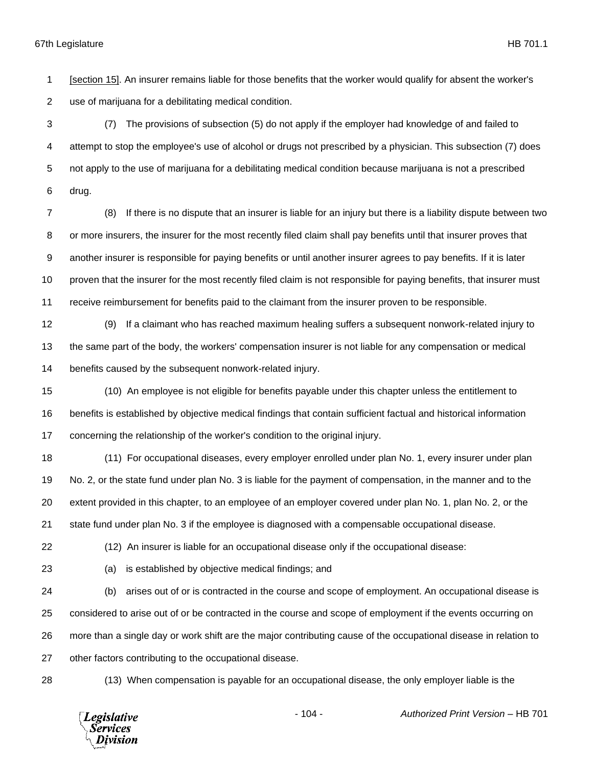[section 15]. An insurer remains liable for those benefits that the worker would qualify for absent the worker's use of marijuana for a debilitating medical condition.

(7) The provisions of subsection (5) do not apply if the employer had knowledge of and failed to attempt to stop the employee's use of alcohol or drugs not prescribed by a physician. This subsection (7) does not apply to the use of marijuana for a debilitating medical condition because marijuana is not a prescribed drug.

(8) If there is no dispute that an insurer is liable for an injury but there is a liability dispute between two or more insurers, the insurer for the most recently filed claim shall pay benefits until that insurer proves that another insurer is responsible for paying benefits or until another insurer agrees to pay benefits. If it is later proven that the insurer for the most recently filed claim is not responsible for paying benefits, that insurer must receive reimbursement for benefits paid to the claimant from the insurer proven to be responsible.

(9) If a claimant who has reached maximum healing suffers a subsequent nonwork-related injury to the same part of the body, the workers' compensation insurer is not liable for any compensation or medical benefits caused by the subsequent nonwork-related injury.

(10) An employee is not eligible for benefits payable under this chapter unless the entitlement to benefits is established by objective medical findings that contain sufficient factual and historical information concerning the relationship of the worker's condition to the original injury.

(11) For occupational diseases, every employer enrolled under plan No. 1, every insurer under plan No. 2, or the state fund under plan No. 3 is liable for the payment of compensation, in the manner and to the extent provided in this chapter, to an employee of an employer covered under plan No. 1, plan No. 2, or the state fund under plan No. 3 if the employee is diagnosed with a compensable occupational disease.

(12) An insurer is liable for an occupational disease only if the occupational disease:

(a) is established by objective medical findings; and

(b) arises out of or is contracted in the course and scope of employment. An occupational disease is considered to arise out of or be contracted in the course and scope of employment if the events occurring on more than a single day or work shift are the major contributing cause of the occupational disease in relation to other factors contributing to the occupational disease.

(13) When compensation is payable for an occupational disease, the only employer liable is the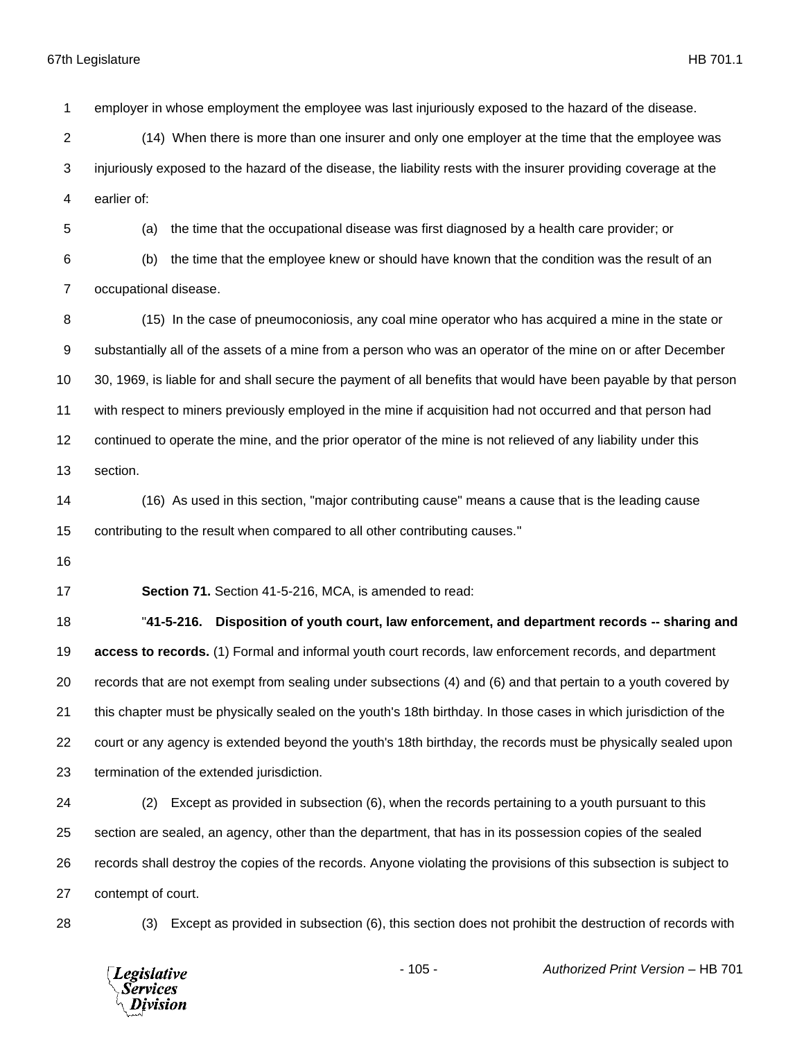employer in whose employment the employee was last injuriously exposed to the hazard of the disease.

(14) When there is more than one insurer and only one employer at the time that the employee was injuriously exposed to the hazard of the disease, the liability rests with the insurer providing coverage at the earlier of:

(a) the time that the occupational disease was first diagnosed by a health care provider; or

(b) the time that the employee knew or should have known that the condition was the result of an occupational disease.

(15) In the case of pneumoconiosis, any coal mine operator who has acquired a mine in the state or substantially all of the assets of a mine from a person who was an operator of the mine on or after December 30, 1969, is liable for and shall secure the payment of all benefits that would have been payable by that person with respect to miners previously employed in the mine if acquisition had not occurred and that person had continued to operate the mine, and the prior operator of the mine is not relieved of any liability under this section.

(16) As used in this section, "major contributing cause" means a cause that is the leading cause contributing to the result when compared to all other contributing causes."

**Section 71.** Section 41-5-216, MCA, is amended to read:

"**41-5-216. Disposition of youth court, law enforcement, and department records -- sharing and access to records.** (1) Formal and informal youth court records, law enforcement records, and department records that are not exempt from sealing under subsections (4) and (6) and that pertain to a youth covered by this chapter must be physically sealed on the youth's 18th birthday. In those cases in which jurisdiction of the court or any agency is extended beyond the youth's 18th birthday, the records must be physically sealed upon termination of the extended jurisdiction.

(2) Except as provided in subsection (6), when the records pertaining to a youth pursuant to this section are sealed, an agency, other than the department, that has in its possession copies of the sealed records shall destroy the copies of the records. Anyone violating the provisions of this subsection is subject to contempt of court.

(3) Except as provided in subsection (6), this section does not prohibit the destruction of records with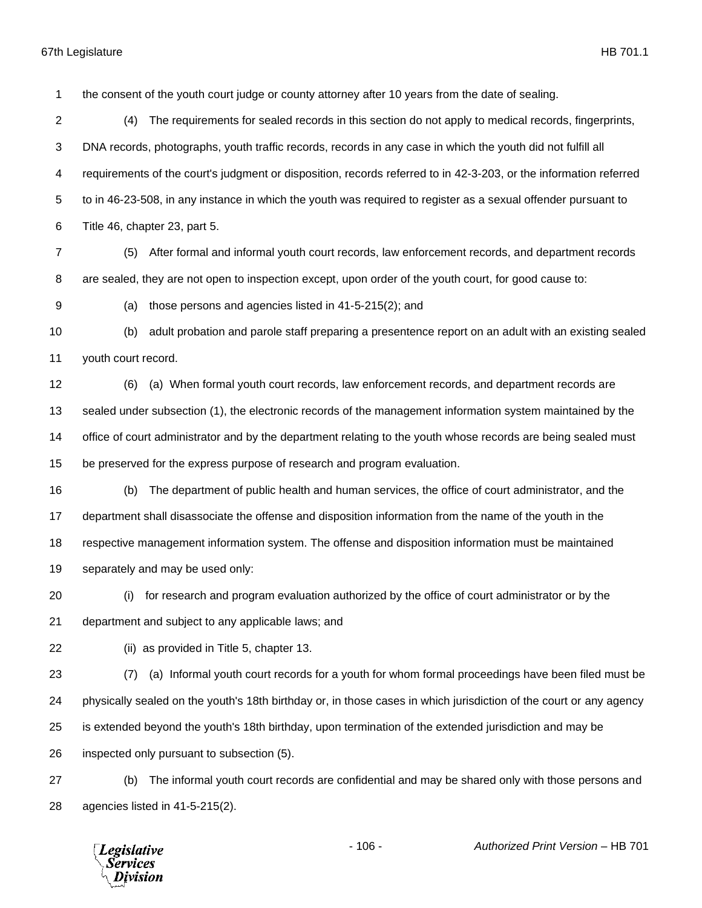the consent of the youth court judge or county attorney after 10 years from the date of sealing.

(4) The requirements for sealed records in this section do not apply to medical records, fingerprints, DNA records, photographs, youth traffic records, records in any case in which the youth did not fulfill all requirements of the court's judgment or disposition, records referred to in 42-3-203, or the information referred to in 46-23-508, in any instance in which the youth was required to register as a sexual offender pursuant to Title 46, chapter 23, part 5.

(5) After formal and informal youth court records, law enforcement records, and department records are sealed, they are not open to inspection except, upon order of the youth court, for good cause to:

(a) those persons and agencies listed in 41-5-215(2); and

(b) adult probation and parole staff preparing a presentence report on an adult with an existing sealed youth court record.

(6) (a) When formal youth court records, law enforcement records, and department records are sealed under subsection (1), the electronic records of the management information system maintained by the office of court administrator and by the department relating to the youth whose records are being sealed must be preserved for the express purpose of research and program evaluation.

(b) The department of public health and human services, the office of court administrator, and the department shall disassociate the offense and disposition information from the name of the youth in the respective management information system. The offense and disposition information must be maintained separately and may be used only:

(i) for research and program evaluation authorized by the office of court administrator or by the department and subject to any applicable laws; and

(ii) as provided in Title 5, chapter 13.

(7) (a) Informal youth court records for a youth for whom formal proceedings have been filed must be physically sealed on the youth's 18th birthday or, in those cases in which jurisdiction of the court or any agency is extended beyond the youth's 18th birthday, upon termination of the extended jurisdiction and may be inspected only pursuant to subsection (5).

(b) The informal youth court records are confidential and may be shared only with those persons and agencies listed in 41-5-215(2).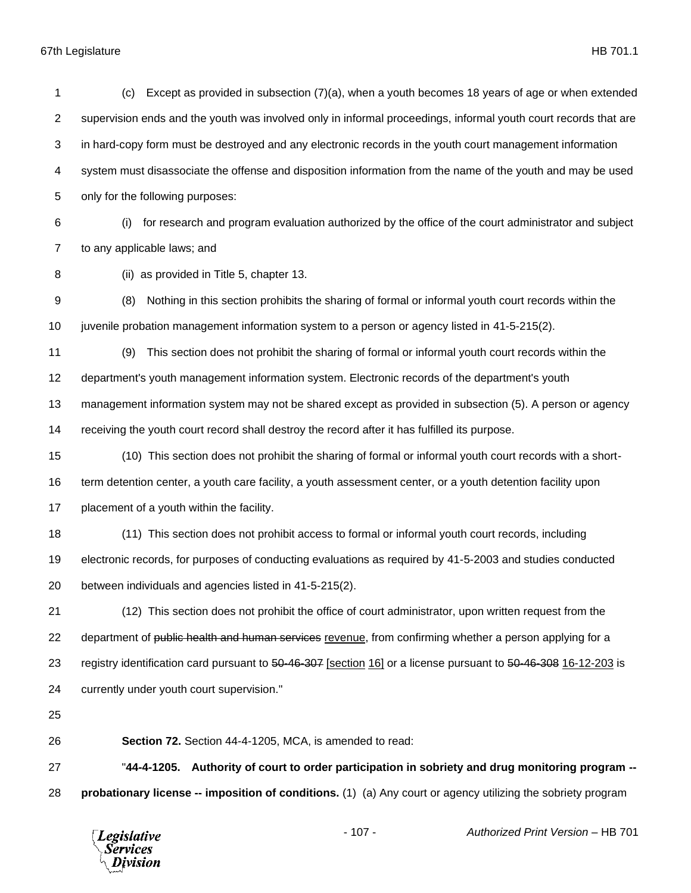(c) Except as provided in subsection (7)(a), when a youth becomes 18 years of age or when extended supervision ends and the youth was involved only in informal proceedings, informal youth court records that are in hard-copy form must be destroyed and any electronic records in the youth court management information system must disassociate the offense and disposition information from the name of the youth and may be used only for the following purposes:

(i) for research and program evaluation authorized by the office of the court administrator and subject to any applicable laws; and

(ii) as provided in Title 5, chapter 13.

(8) Nothing in this section prohibits the sharing of formal or informal youth court records within the juvenile probation management information system to a person or agency listed in 41-5-215(2).

(9) This section does not prohibit the sharing of formal or informal youth court records within the department's youth management information system. Electronic records of the department's youth management information system may not be shared except as provided in subsection (5). A person or agency receiving the youth court record shall destroy the record after it has fulfilled its purpose.

(10) This section does not prohibit the sharing of formal or informal youth court records with a short-term detention center, a youth care facility, a youth assessment center, or a youth detention facility upon placement of a youth within the facility.

(11) This section does not prohibit access to formal or informal youth court records, including electronic records, for purposes of conducting evaluations as required by 41-5-2003 and studies conducted between individuals and agencies listed in 41-5-215(2).

(12) This section does not prohibit the office of court administrator, upon written request from the department of ~~public health and human services~~ <u>revenue</u>, from confirming whether a person applying for a registry identification card pursuant to ~~50-46-307~~ <u>[section 16]</u> or a license pursuant to ~~50-46-308~~ <u>16-12-203</u> is currently under youth court supervision."

**Section 72.** Section 44-4-1205, MCA, is amended to read:

"**44-4-1205. Authority of court to order participation in sobriety and drug monitoring program -- probationary license -- imposition of conditions.** (1) (a) Any court or agency utilizing the sobriety program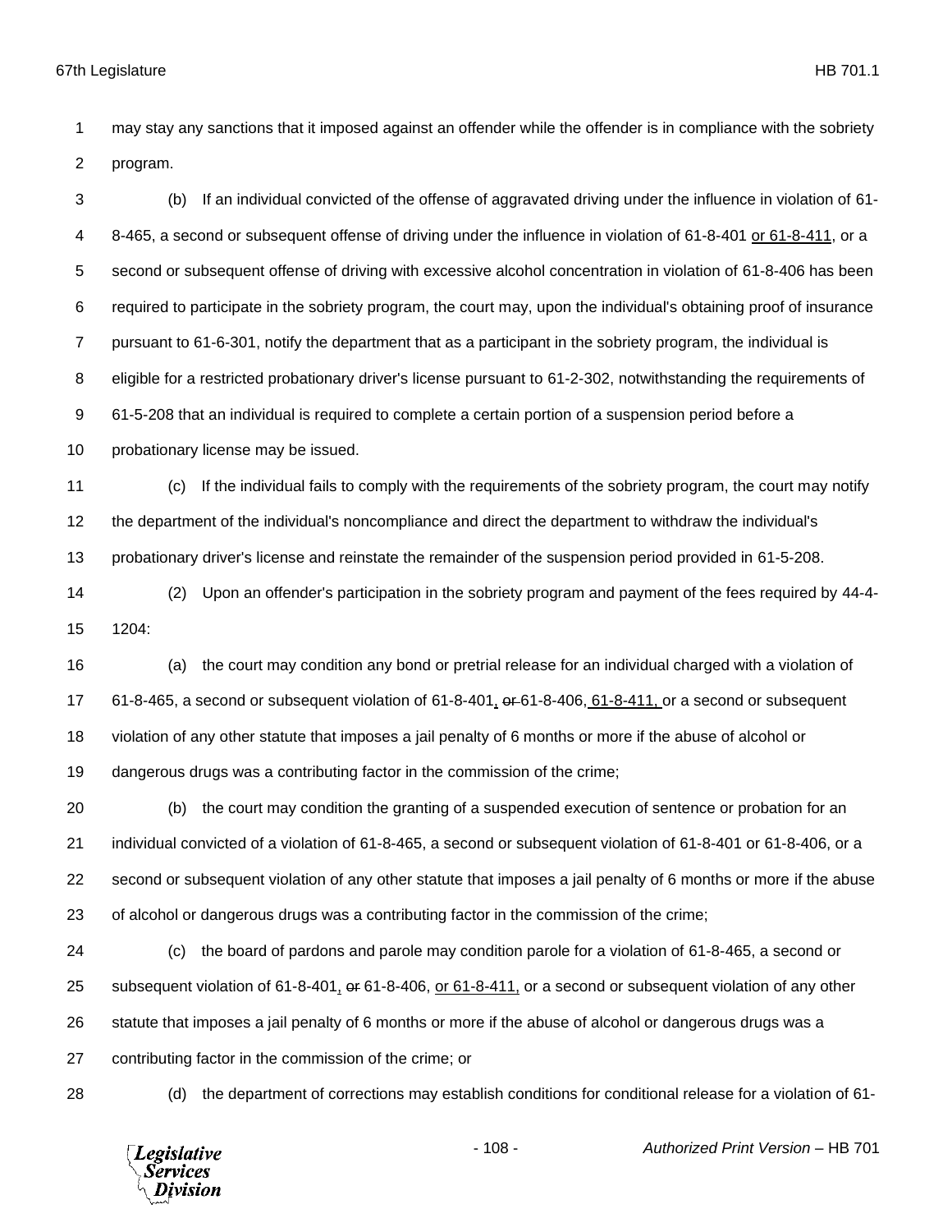may stay any sanctions that it imposed against an offender while the offender is in compliance with the sobriety program.

(b) If an individual convicted of the offense of aggravated driving under the influence in violation of 61-8-465, a second or subsequent offense of driving under the influence in violation of 61-8-401 or 61-8-411, or a second or subsequent offense of driving with excessive alcohol concentration in violation of 61-8-406 has been required to participate in the sobriety program, the court may, upon the individual's obtaining proof of insurance pursuant to 61-6-301, notify the department that as a participant in the sobriety program, the individual is eligible for a restricted probationary driver's license pursuant to 61-2-302, notwithstanding the requirements of 61-5-208 that an individual is required to complete a certain portion of a suspension period before a probationary license may be issued.

(c) If the individual fails to comply with the requirements of the sobriety program, the court may notify the department of the individual's noncompliance and direct the department to withdraw the individual's probationary driver's license and reinstate the remainder of the suspension period provided in 61-5-208.

(2) Upon an offender's participation in the sobriety program and payment of the fees required by 44-4-1204:

(a) the court may condition any bond or pretrial release for an individual charged with a violation of 61-8-465, a second or subsequent violation of 61-8-401, ~~or~~ 61-8-406, 61-8-411, or a second or subsequent violation of any other statute that imposes a jail penalty of 6 months or more if the abuse of alcohol or dangerous drugs was a contributing factor in the commission of the crime;

(b) the court may condition the granting of a suspended execution of sentence or probation for an individual convicted of a violation of 61-8-465, a second or subsequent violation of 61-8-401 or 61-8-406, or a second or subsequent violation of any other statute that imposes a jail penalty of 6 months or more if the abuse of alcohol or dangerous drugs was a contributing factor in the commission of the crime;

(c) the board of pardons and parole may condition parole for a violation of 61-8-465, a second or subsequent violation of 61-8-401, ~~or~~ 61-8-406, or 61-8-411, or a second or subsequent violation of any other statute that imposes a jail penalty of 6 months or more if the abuse of alcohol or dangerous drugs was a contributing factor in the commission of the crime; or

(d) the department of corrections may establish conditions for conditional release for a violation of 61-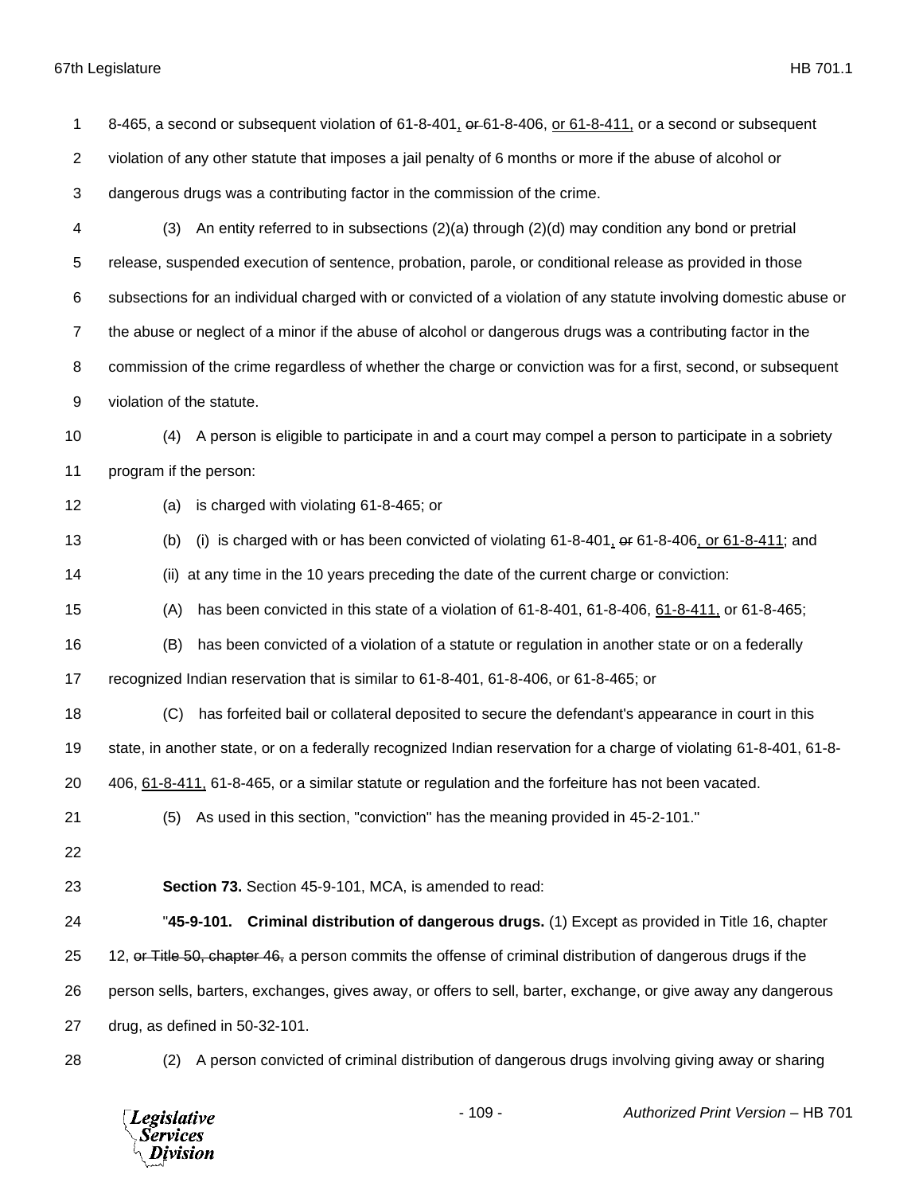8-465, a second or subsequent violation of 61-8-401, ~~or~~ 61-8-406, or 61-8-411, or a second or subsequent violation of any other statute that imposes a jail penalty of 6 months or more if the abuse of alcohol or dangerous drugs was a contributing factor in the commission of the crime.

(3) An entity referred to in subsections (2)(a) through (2)(d) may condition any bond or pretrial release, suspended execution of sentence, probation, parole, or conditional release as provided in those subsections for an individual charged with or convicted of a violation of any statute involving domestic abuse or the abuse or neglect of a minor if the abuse of alcohol or dangerous drugs was a contributing factor in the commission of the crime regardless of whether the charge or conviction was for a first, second, or subsequent violation of the statute.

(4) A person is eligible to participate in and a court may compel a person to participate in a sobriety program if the person:

(a) is charged with violating 61-8-465; or

(b) (i) is charged with or has been convicted of violating 61-8-401, ~~or~~ 61-8-406, or 61-8-411; and

(ii) at any time in the 10 years preceding the date of the current charge or conviction:

(A) has been convicted in this state of a violation of 61-8-401, 61-8-406, 61-8-411, or 61-8-465;

(B) has been convicted of a violation of a statute or regulation in another state or on a federally recognized Indian reservation that is similar to 61-8-401, 61-8-406, or 61-8-465; or

(C) has forfeited bail or collateral deposited to secure the defendant's appearance in court in this state, in another state, or on a federally recognized Indian reservation for a charge of violating 61-8-401, 61-8-406, 61-8-411, 61-8-465, or a similar statute or regulation and the forfeiture has not been vacated.

(5) As used in this section, "conviction" has the meaning provided in 45-2-101."

**Section 73.** Section 45-9-101, MCA, is amended to read:

"**45-9-101. Criminal distribution of dangerous drugs.** (1) Except as provided in Title 16, chapter 12, ~~or Title 50, chapter 46,~~ a person commits the offense of criminal distribution of dangerous drugs if the person sells, barters, exchanges, gives away, or offers to sell, barter, exchange, or give away any dangerous drug, as defined in 50-32-101.

(2) A person convicted of criminal distribution of dangerous drugs involving giving away or sharing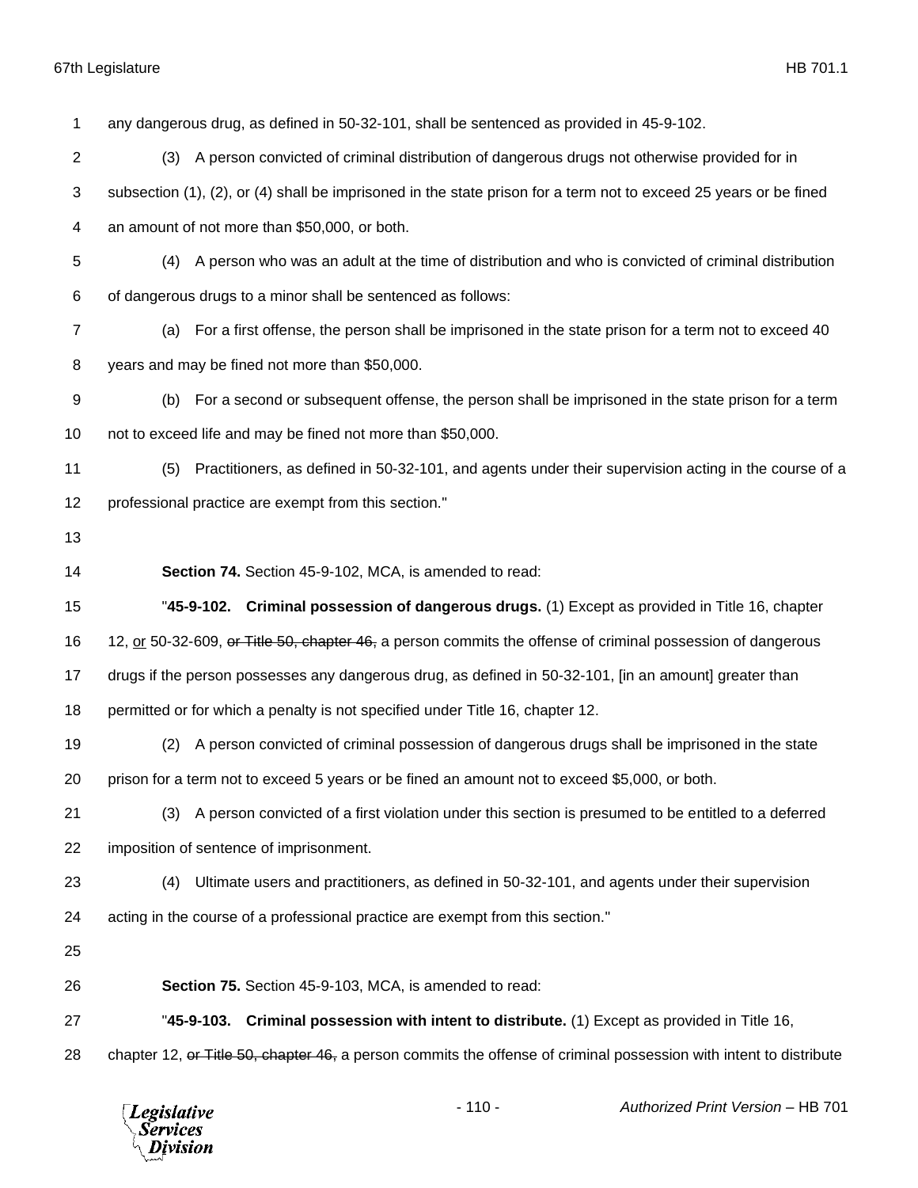any dangerous drug, as defined in 50-32-101, shall be sentenced as provided in 45-9-102.

(3) A person convicted of criminal distribution of dangerous drugs not otherwise provided for in subsection (1), (2), or (4) shall be imprisoned in the state prison for a term not to exceed 25 years or be fined an amount of not more than $50,000, or both.

(4) A person who was an adult at the time of distribution and who is convicted of criminal distribution of dangerous drugs to a minor shall be sentenced as follows:

(a) For a first offense, the person shall be imprisoned in the state prison for a term not to exceed 40 years and may be fined not more than $50,000.

(b) For a second or subsequent offense, the person shall be imprisoned in the state prison for a term not to exceed life and may be fined not more than $50,000.

(5) Practitioners, as defined in 50-32-101, and agents under their supervision acting in the course of a professional practice are exempt from this section."

**Section 74.** Section 45-9-102, MCA, is amended to read:

"**45-9-102. Criminal possession of dangerous drugs.** (1) Except as provided in Title 16, chapter 12, <u>or</u> 50-32-609, ~~or Title 50, chapter 46,~~ a person commits the offense of criminal possession of dangerous drugs if the person possesses any dangerous drug, as defined in 50-32-101, [in an amount] greater than permitted or for which a penalty is not specified under Title 16, chapter 12.

(2) A person convicted of criminal possession of dangerous drugs shall be imprisoned in the state prison for a term not to exceed 5 years or be fined an amount not to exceed $5,000, or both.

(3) A person convicted of a first violation under this section is presumed to be entitled to a deferred imposition of sentence of imprisonment.

(4) Ultimate users and practitioners, as defined in 50-32-101, and agents under their supervision acting in the course of a professional practice are exempt from this section."

**Section 75.** Section 45-9-103, MCA, is amended to read:

"**45-9-103. Criminal possession with intent to distribute.** (1) Except as provided in Title 16, chapter 12, ~~or Title 50, chapter 46,~~ a person commits the offense of criminal possession with intent to distribute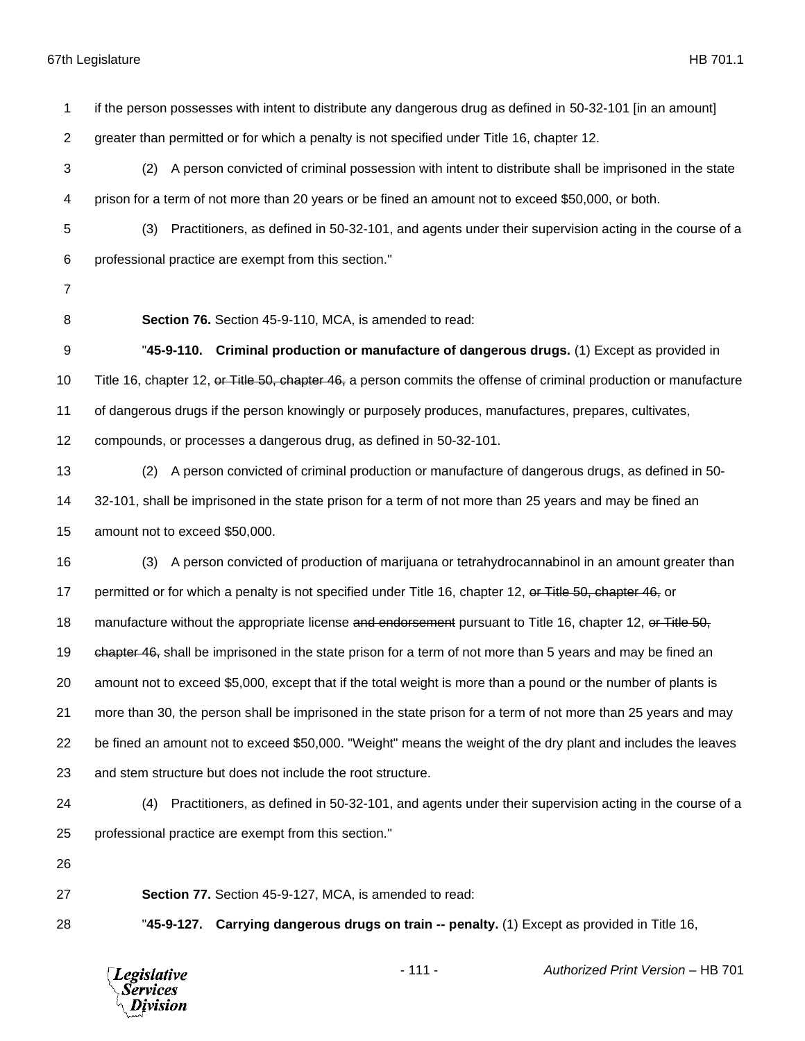if the person possesses with intent to distribute any dangerous drug as defined in 50-32-101 [in an amount] greater than permitted or for which a penalty is not specified under Title 16, chapter 12.

(2) A person convicted of criminal possession with intent to distribute shall be imprisoned in the state prison for a term of not more than 20 years or be fined an amount not to exceed $50,000, or both.

(3) Practitioners, as defined in 50-32-101, and agents under their supervision acting in the course of a professional practice are exempt from this section."

**Section 76.** Section 45-9-110, MCA, is amended to read:

"**45-9-110. Criminal production or manufacture of dangerous drugs.** (1) Except as provided in Title 16, chapter 12, ~~or Title 50, chapter 46,~~ a person commits the offense of criminal production or manufacture of dangerous drugs if the person knowingly or purposely produces, manufactures, prepares, cultivates, compounds, or processes a dangerous drug, as defined in 50-32-101.

(2) A person convicted of criminal production or manufacture of dangerous drugs, as defined in 50-32-101, shall be imprisoned in the state prison for a term of not more than 25 years and may be fined an amount not to exceed $50,000.

(3) A person convicted of production of marijuana or tetrahydrocannabinol in an amount greater than permitted or for which a penalty is not specified under Title 16, chapter 12, ~~or Title 50, chapter 46,~~ or manufacture without the appropriate license ~~and endorsement~~ pursuant to Title 16, chapter 12, ~~or Title 50, chapter 46,~~ shall be imprisoned in the state prison for a term of not more than 5 years and may be fined an amount not to exceed $5,000, except that if the total weight is more than a pound or the number of plants is more than 30, the person shall be imprisoned in the state prison for a term of not more than 25 years and may be fined an amount not to exceed $50,000. "Weight" means the weight of the dry plant and includes the leaves and stem structure but does not include the root structure.

(4) Practitioners, as defined in 50-32-101, and agents under their supervision acting in the course of a professional practice are exempt from this section."

**Section 77.** Section 45-9-127, MCA, is amended to read:

"**45-9-127. Carrying dangerous drugs on train -- penalty.** (1) Except as provided in Title 16,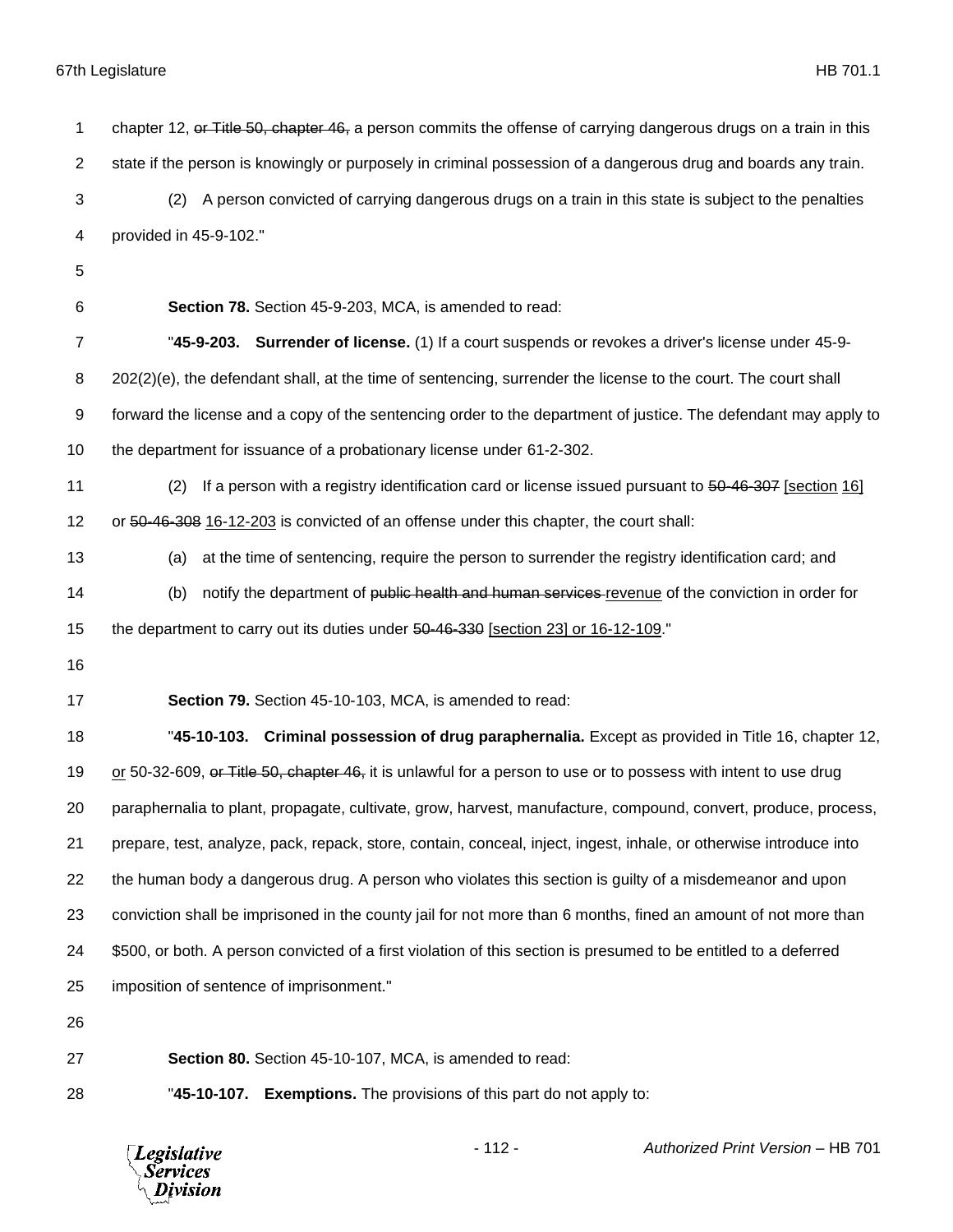chapter 12, ~~or Title 50, chapter 46,~~ a person commits the offense of carrying dangerous drugs on a train in this state if the person is knowingly or purposely in criminal possession of a dangerous drug and boards any train.

(2) A person convicted of carrying dangerous drugs on a train in this state is subject to the penalties provided in 45-9-102."

**Section 78.** Section 45-9-203, MCA, is amended to read:

"**45-9-203. Surrender of license.** (1) If a court suspends or revokes a driver's license under 45-9-202(2)(e), the defendant shall, at the time of sentencing, surrender the license to the court. The court shall forward the license and a copy of the sentencing order to the department of justice. The defendant may apply to the department for issuance of a probationary license under 61-2-302.

(2) If a person with a registry identification card or license issued pursuant to ~~50-46-307~~ <u>[section 16]</u> or ~~50-46-308~~ <u>16-12-203</u> is convicted of an offense under this chapter, the court shall:

(a) at the time of sentencing, require the person to surrender the registry identification card; and

(b) notify the department of ~~public health and human services~~ <u>revenue</u> of the conviction in order for the department to carry out its duties under ~~50-46-330~~ <u>[section 23] or 16-12-109</u>."

**Section 79.** Section 45-10-103, MCA, is amended to read:

"**45-10-103. Criminal possession of drug paraphernalia.** Except as provided in Title 16, chapter 12, <u>or</u> 50-32-609, ~~or Title 50, chapter 46,~~ it is unlawful for a person to use or to possess with intent to use drug paraphernalia to plant, propagate, cultivate, grow, harvest, manufacture, compound, convert, produce, process, prepare, test, analyze, pack, repack, store, contain, conceal, inject, ingest, inhale, or otherwise introduce into the human body a dangerous drug. A person who violates this section is guilty of a misdemeanor and upon conviction shall be imprisoned in the county jail for not more than 6 months, fined an amount of not more than $500, or both. A person convicted of a first violation of this section is presumed to be entitled to a deferred imposition of sentence of imprisonment."

**Section 80.** Section 45-10-107, MCA, is amended to read:

"**45-10-107. Exemptions.** The provisions of this part do not apply to: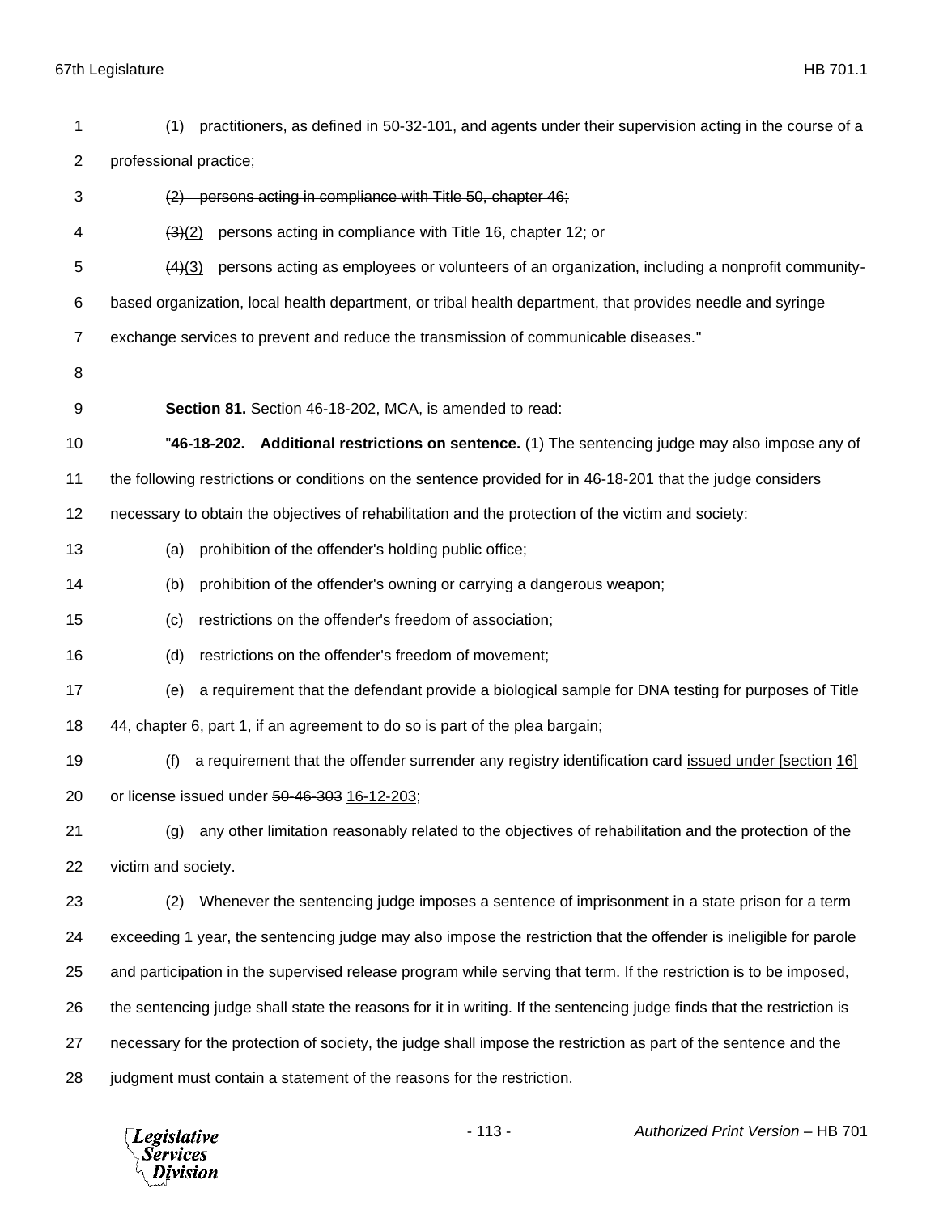(1) practitioners, as defined in 50-32-101, and agents under their supervision acting in the course of a professional practice;

~~(2) persons acting in compliance with Title 50, chapter 46;~~

~~(3)~~(2) persons acting in compliance with Title 16, chapter 12; or

~~(4)~~(3) persons acting as employees or volunteers of an organization, including a nonprofit community-based organization, local health department, or tribal health department, that provides needle and syringe exchange services to prevent and reduce the transmission of communicable diseases."

**Section 81.** Section 46-18-202, MCA, is amended to read:

"**46-18-202. Additional restrictions on sentence.** (1) The sentencing judge may also impose any of the following restrictions or conditions on the sentence provided for in 46-18-201 that the judge considers necessary to obtain the objectives of rehabilitation and the protection of the victim and society:

(a) prohibition of the offender's holding public office;

(b) prohibition of the offender's owning or carrying a dangerous weapon;

(c) restrictions on the offender's freedom of association;

(d) restrictions on the offender's freedom of movement;

(e) a requirement that the defendant provide a biological sample for DNA testing for purposes of Title 44, chapter 6, part 1, if an agreement to do so is part of the plea bargain;

(f) a requirement that the offender surrender any registry identification card issued under [section 16] or license issued under ~~50-46-303~~ 16-12-203;

(g) any other limitation reasonably related to the objectives of rehabilitation and the protection of the victim and society.

(2) Whenever the sentencing judge imposes a sentence of imprisonment in a state prison for a term exceeding 1 year, the sentencing judge may also impose the restriction that the offender is ineligible for parole and participation in the supervised release program while serving that term. If the restriction is to be imposed, the sentencing judge shall state the reasons for it in writing. If the sentencing judge finds that the restriction is necessary for the protection of society, the judge shall impose the restriction as part of the sentence and the judgment must contain a statement of the reasons for the restriction.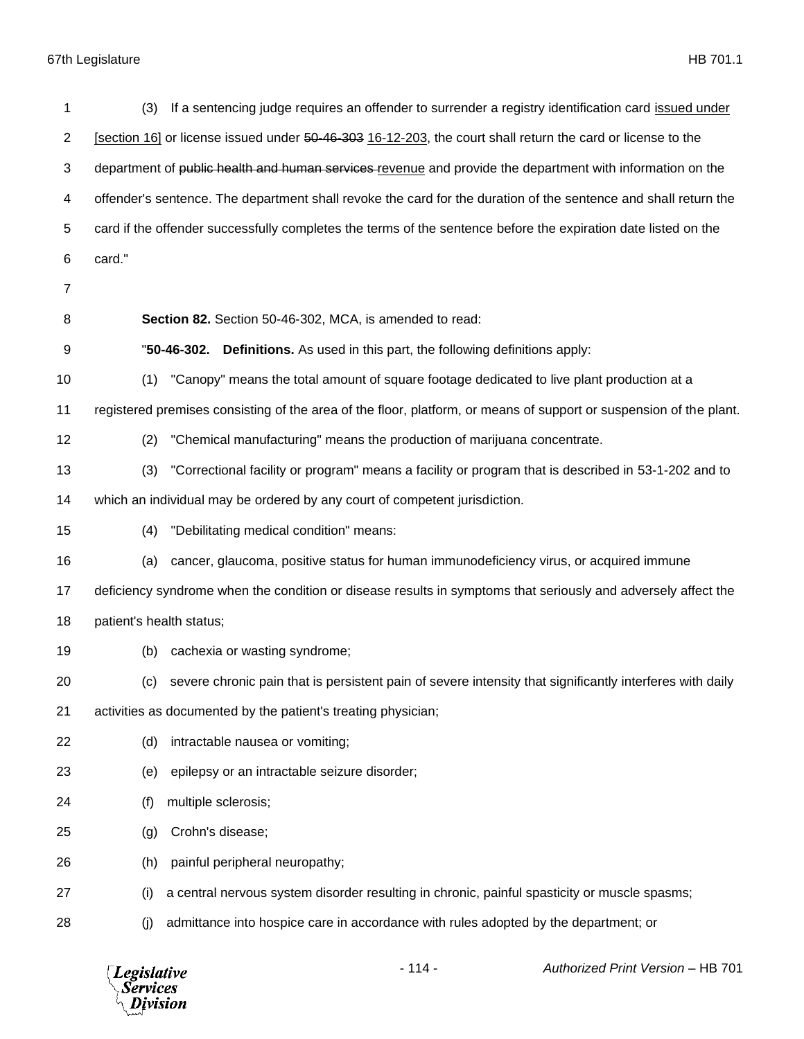(3) If a sentencing judge requires an offender to surrender a registry identification card <u>issued under [section 16]</u> or license issued under ~~50-46-303~~ <u>16-12-203</u>, the court shall return the card or license to the department of ~~public health and human services~~ <u>revenue</u> and provide the department with information on the offender's sentence. The department shall revoke the card for the duration of the sentence and shall return the card if the offender successfully completes the terms of the sentence before the expiration date listed on the card."

**Section 82.** Section 50-46-302, MCA, is amended to read:

"**50-46-302. Definitions.** As used in this part, the following definitions apply:

(1) "Canopy" means the total amount of square footage dedicated to live plant production at a registered premises consisting of the area of the floor, platform, or means of support or suspension of the plant.

(2) "Chemical manufacturing" means the production of marijuana concentrate.

(3) "Correctional facility or program" means a facility or program that is described in 53-1-202 and to which an individual may be ordered by any court of competent jurisdiction.

(4) "Debilitating medical condition" means:

(a) cancer, glaucoma, positive status for human immunodeficiency virus, or acquired immune deficiency syndrome when the condition or disease results in symptoms that seriously and adversely affect the patient's health status;

(b) cachexia or wasting syndrome;

(c) severe chronic pain that is persistent pain of severe intensity that significantly interferes with daily activities as documented by the patient's treating physician;

(d) intractable nausea or vomiting;

(e) epilepsy or an intractable seizure disorder;

(f) multiple sclerosis;

(g) Crohn's disease;

(h) painful peripheral neuropathy;

(i) a central nervous system disorder resulting in chronic, painful spasticity or muscle spasms;

(j) admittance into hospice care in accordance with rules adopted by the department; or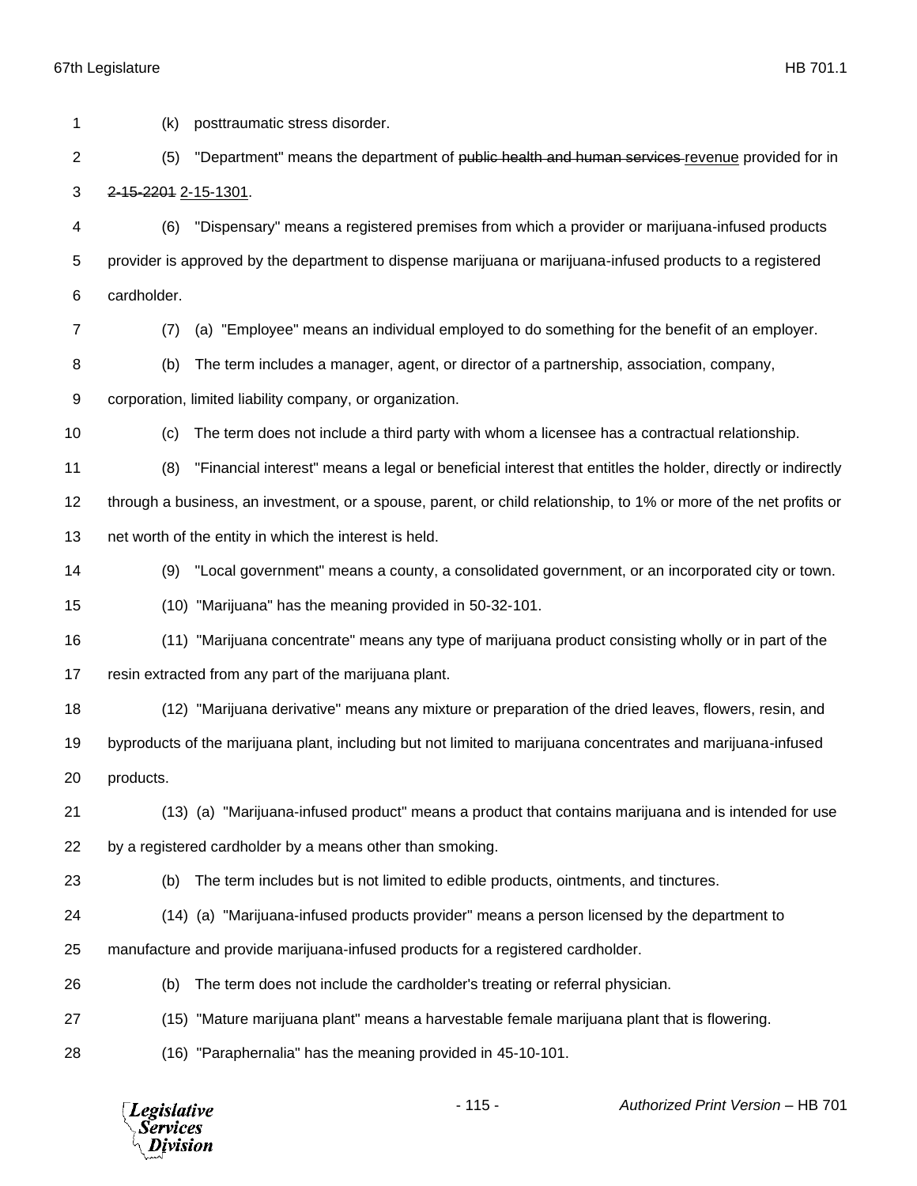(k) posttraumatic stress disorder.

(5) "Department" means the department of ~~public health and human services~~ revenue provided for in ~~2-15-2201~~ 2-15-1301.

(6) "Dispensary" means a registered premises from which a provider or marijuana-infused products provider is approved by the department to dispense marijuana or marijuana-infused products to a registered cardholder.

(7) (a) "Employee" means an individual employed to do something for the benefit of an employer.

(b) The term includes a manager, agent, or director of a partnership, association, company, corporation, limited liability company, or organization.

(c) The term does not include a third party with whom a licensee has a contractual relationship.

(8) "Financial interest" means a legal or beneficial interest that entitles the holder, directly or indirectly through a business, an investment, or a spouse, parent, or child relationship, to 1% or more of the net profits or net worth of the entity in which the interest is held.

(9) "Local government" means a county, a consolidated government, or an incorporated city or town.

(10) "Marijuana" has the meaning provided in 50-32-101.

(11) "Marijuana concentrate" means any type of marijuana product consisting wholly or in part of the resin extracted from any part of the marijuana plant.

(12) "Marijuana derivative" means any mixture or preparation of the dried leaves, flowers, resin, and byproducts of the marijuana plant, including but not limited to marijuana concentrates and marijuana-infused products.

(13) (a) "Marijuana-infused product" means a product that contains marijuana and is intended for use by a registered cardholder by a means other than smoking.

(b) The term includes but is not limited to edible products, ointments, and tinctures.

(14) (a) "Marijuana-infused products provider" means a person licensed by the department to manufacture and provide marijuana-infused products for a registered cardholder.

(b) The term does not include the cardholder's treating or referral physician.

(15) "Mature marijuana plant" means a harvestable female marijuana plant that is flowering.

(16) "Paraphernalia" has the meaning provided in 45-10-101.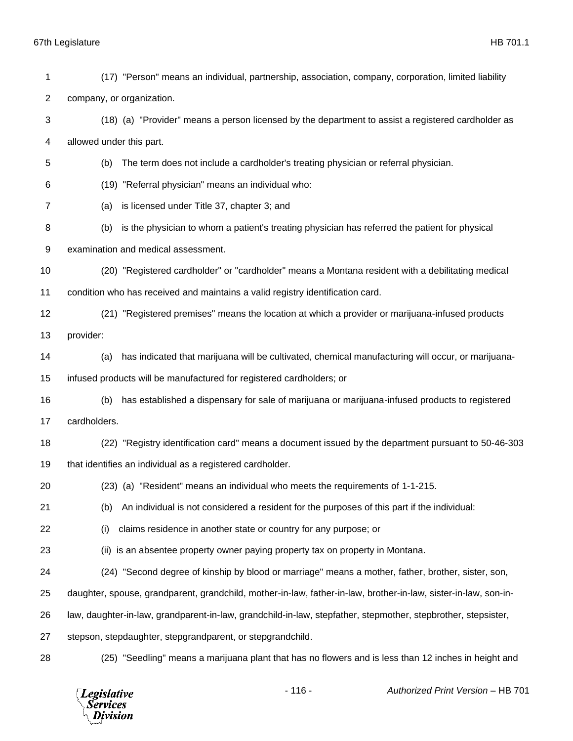(17) "Person" means an individual, partnership, association, company, corporation, limited liability company, or organization.

(18) (a) "Provider" means a person licensed by the department to assist a registered cardholder as allowed under this part.

(b) The term does not include a cardholder's treating physician or referral physician.

(19) "Referral physician" means an individual who:

(a) is licensed under Title 37, chapter 3; and

(b) is the physician to whom a patient's treating physician has referred the patient for physical examination and medical assessment.

(20) "Registered cardholder" or "cardholder" means a Montana resident with a debilitating medical condition who has received and maintains a valid registry identification card.

(21) "Registered premises" means the location at which a provider or marijuana-infused products provider:

(a) has indicated that marijuana will be cultivated, chemical manufacturing will occur, or marijuana-infused products will be manufactured for registered cardholders; or

(b) has established a dispensary for sale of marijuana or marijuana-infused products to registered cardholders.

(22) "Registry identification card" means a document issued by the department pursuant to 50-46-303 that identifies an individual as a registered cardholder.

(23) (a) "Resident" means an individual who meets the requirements of 1-1-215.

(b) An individual is not considered a resident for the purposes of this part if the individual:

(i) claims residence in another state or country for any purpose; or

(ii) is an absentee property owner paying property tax on property in Montana.

(24) "Second degree of kinship by blood or marriage" means a mother, father, brother, sister, son, daughter, spouse, grandparent, grandchild, mother-in-law, father-in-law, brother-in-law, sister-in-law, son-in-law, daughter-in-law, grandparent-in-law, grandchild-in-law, stepfather, stepmother, stepbrother, stepsister, stepson, stepdaughter, stepgrandparent, or stepgrandchild.

(25) "Seedling" means a marijuana plant that has no flowers and is less than 12 inches in height and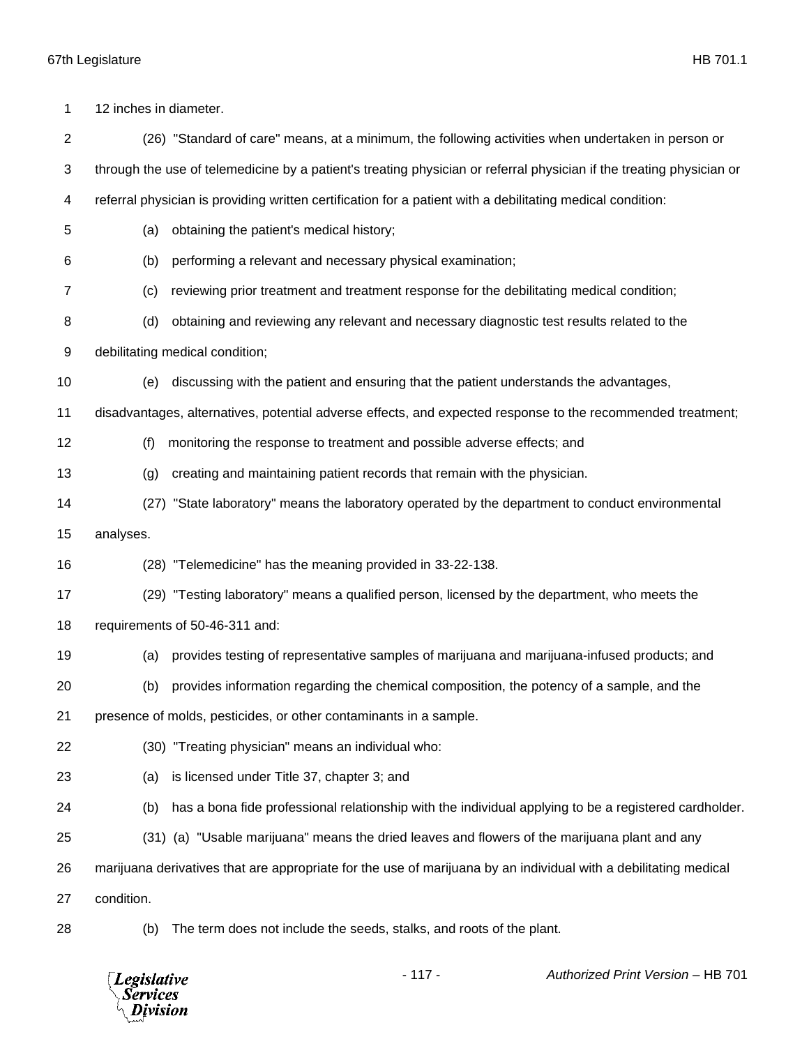12 inches in diameter.

(26) "Standard of care" means, at a minimum, the following activities when undertaken in person or through the use of telemedicine by a patient's treating physician or referral physician if the treating physician or referral physician is providing written certification for a patient with a debilitating medical condition:

(a) obtaining the patient's medical history;

(b) performing a relevant and necessary physical examination;

(c) reviewing prior treatment and treatment response for the debilitating medical condition;

(d) obtaining and reviewing any relevant and necessary diagnostic test results related to the debilitating medical condition;

(e) discussing with the patient and ensuring that the patient understands the advantages, disadvantages, alternatives, potential adverse effects, and expected response to the recommended treatment;

(f) monitoring the response to treatment and possible adverse effects; and

(g) creating and maintaining patient records that remain with the physician.

(27) "State laboratory" means the laboratory operated by the department to conduct environmental analyses.

(28) "Telemedicine" has the meaning provided in 33-22-138.

(29) "Testing laboratory" means a qualified person, licensed by the department, who meets the requirements of 50-46-311 and:

(a) provides testing of representative samples of marijuana and marijuana-infused products; and

(b) provides information regarding the chemical composition, the potency of a sample, and the presence of molds, pesticides, or other contaminants in a sample.

(30) "Treating physician" means an individual who:

(a) is licensed under Title 37, chapter 3; and

(b) has a bona fide professional relationship with the individual applying to be a registered cardholder.

(31) (a) "Usable marijuana" means the dried leaves and flowers of the marijuana plant and any marijuana derivatives that are appropriate for the use of marijuana by an individual with a debilitating medical condition.

(b) The term does not include the seeds, stalks, and roots of the plant.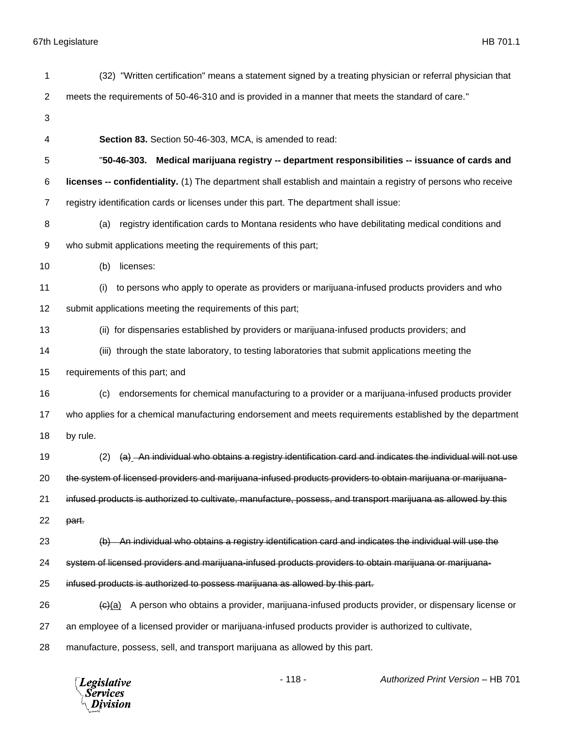(32) "Written certification" means a statement signed by a treating physician or referral physician that meets the requirements of 50-46-310 and is provided in a manner that meets the standard of care."

**Section 83.** Section 50-46-303, MCA, is amended to read:

"**50-46-303. Medical marijuana registry -- department responsibilities -- issuance of cards and licenses -- confidentiality.** (1) The department shall establish and maintain a registry of persons who receive registry identification cards or licenses under this part. The department shall issue:

(a) registry identification cards to Montana residents who have debilitating medical conditions and who submit applications meeting the requirements of this part;

(b) licenses:

(i) to persons who apply to operate as providers or marijuana-infused products providers and who submit applications meeting the requirements of this part;

(ii) for dispensaries established by providers or marijuana-infused products providers; and

(iii) through the state laboratory, to testing laboratories that submit applications meeting the requirements of this part; and

(c) endorsements for chemical manufacturing to a provider or a marijuana-infused products provider who applies for a chemical manufacturing endorsement and meets requirements established by the department by rule.

(2) ~~(a) An individual who obtains a registry identification card and indicates the individual will not use the system of licensed providers and marijuana-infused products providers to obtain marijuana or marijuana-infused products is authorized to cultivate, manufacture, possess, and transport marijuana as allowed by this part.~~

~~(b) An individual who obtains a registry identification card and indicates the individual will use the system of licensed providers and marijuana-infused products providers to obtain marijuana or marijuana-infused products is authorized to possess marijuana as allowed by this part.~~

~~(c)~~(a) A person who obtains a provider, marijuana-infused products provider, or dispensary license or an employee of a licensed provider or marijuana-infused products provider is authorized to cultivate, manufacture, possess, sell, and transport marijuana as allowed by this part.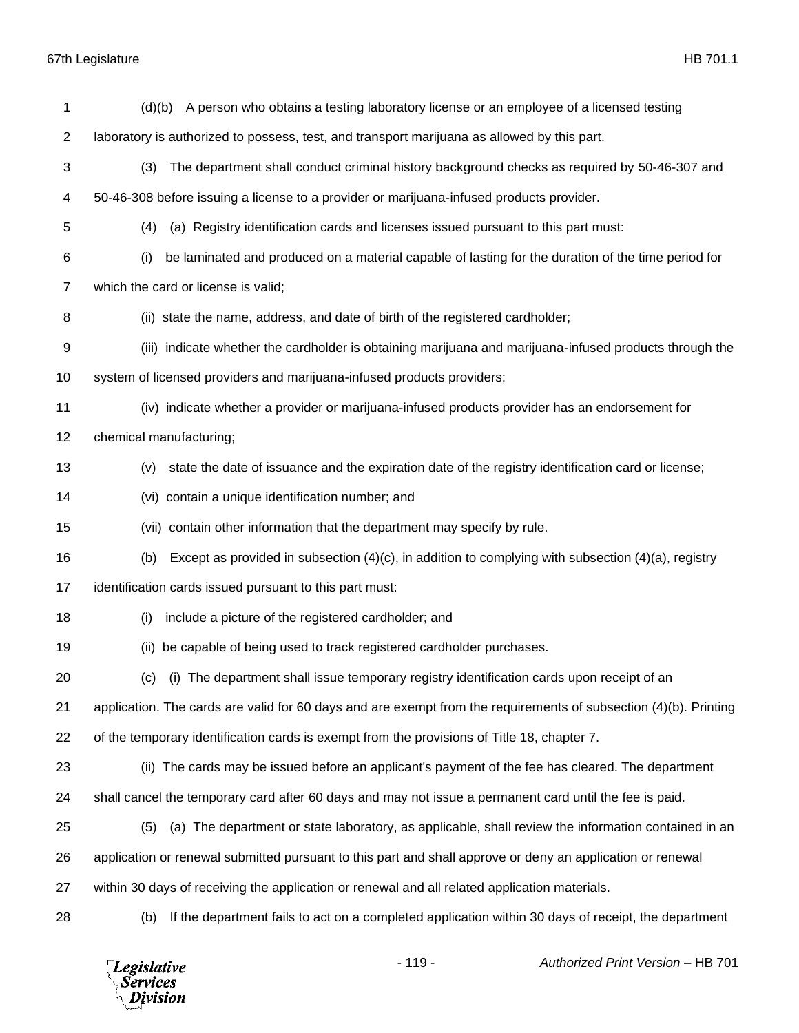~~(d)~~(b) A person who obtains a testing laboratory license or an employee of a licensed testing laboratory is authorized to possess, test, and transport marijuana as allowed by this part.

(3) The department shall conduct criminal history background checks as required by 50-46-307 and 50-46-308 before issuing a license to a provider or marijuana-infused products provider.

(4) (a) Registry identification cards and licenses issued pursuant to this part must:

(i) be laminated and produced on a material capable of lasting for the duration of the time period for which the card or license is valid;

(ii) state the name, address, and date of birth of the registered cardholder;

(iii) indicate whether the cardholder is obtaining marijuana and marijuana-infused products through the system of licensed providers and marijuana-infused products providers;

(iv) indicate whether a provider or marijuana-infused products provider has an endorsement for chemical manufacturing;

(v) state the date of issuance and the expiration date of the registry identification card or license;

(vi) contain a unique identification number; and

(vii) contain other information that the department may specify by rule.

(b) Except as provided in subsection (4)(c), in addition to complying with subsection (4)(a), registry identification cards issued pursuant to this part must:

(i) include a picture of the registered cardholder; and

(ii) be capable of being used to track registered cardholder purchases.

(c) (i) The department shall issue temporary registry identification cards upon receipt of an application. The cards are valid for 60 days and are exempt from the requirements of subsection (4)(b). Printing of the temporary identification cards is exempt from the provisions of Title 18, chapter 7.

(ii) The cards may be issued before an applicant's payment of the fee has cleared. The department shall cancel the temporary card after 60 days and may not issue a permanent card until the fee is paid.

(5) (a) The department or state laboratory, as applicable, shall review the information contained in an application or renewal submitted pursuant to this part and shall approve or deny an application or renewal within 30 days of receiving the application or renewal and all related application materials.

(b) If the department fails to act on a completed application within 30 days of receipt, the department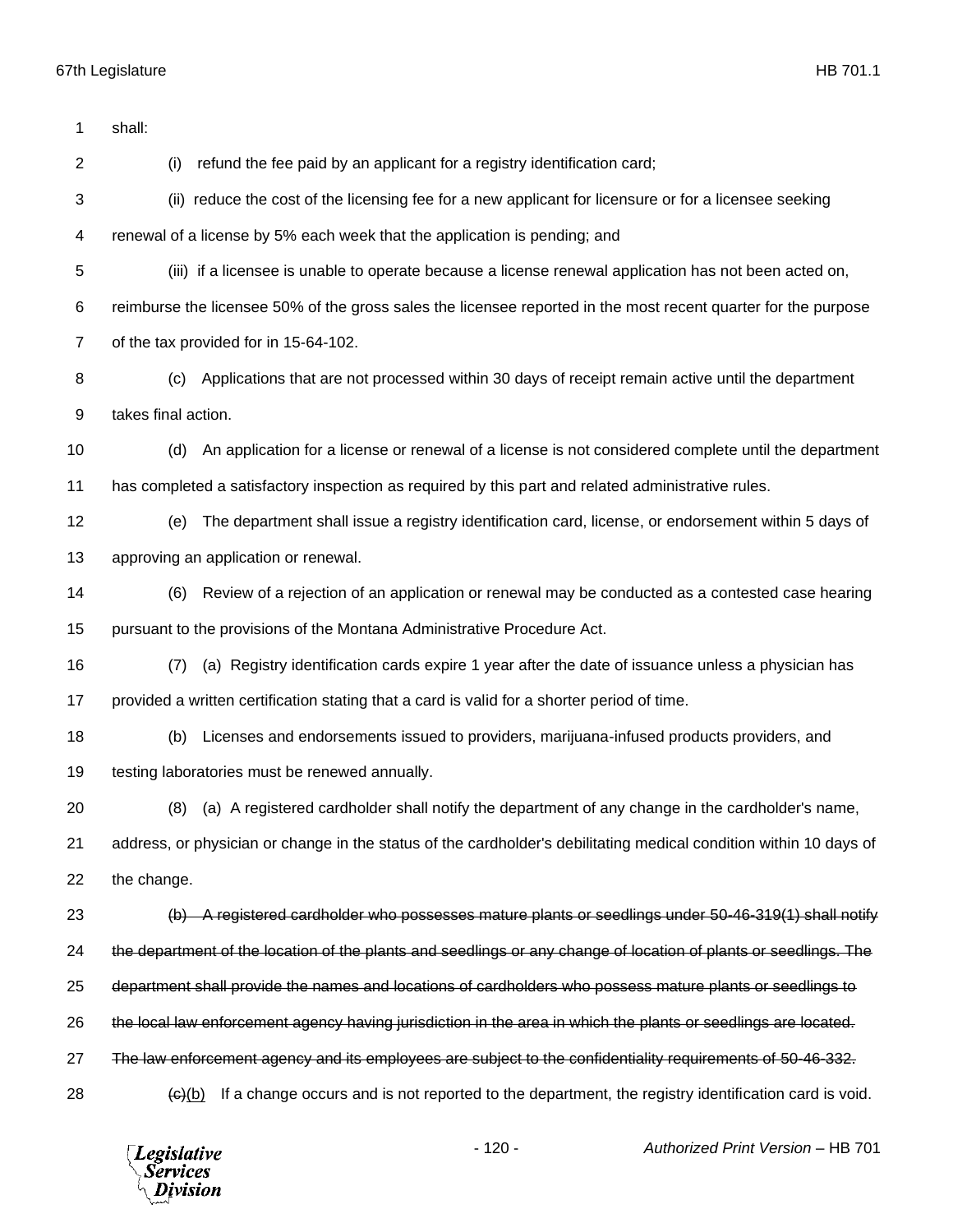shall:

(i) refund the fee paid by an applicant for a registry identification card;

(ii) reduce the cost of the licensing fee for a new applicant for licensure or for a licensee seeking renewal of a license by 5% each week that the application is pending; and

(iii) if a licensee is unable to operate because a license renewal application has not been acted on, reimburse the licensee 50% of the gross sales the licensee reported in the most recent quarter for the purpose of the tax provided for in 15-64-102.

(c) Applications that are not processed within 30 days of receipt remain active until the department takes final action.

(d) An application for a license or renewal of a license is not considered complete until the department has completed a satisfactory inspection as required by this part and related administrative rules.

(e) The department shall issue a registry identification card, license, or endorsement within 5 days of approving an application or renewal.

(6) Review of a rejection of an application or renewal may be conducted as a contested case hearing pursuant to the provisions of the Montana Administrative Procedure Act.

(7) (a) Registry identification cards expire 1 year after the date of issuance unless a physician has provided a written certification stating that a card is valid for a shorter period of time.

(b) Licenses and endorsements issued to providers, marijuana-infused products providers, and testing laboratories must be renewed annually.

(8) (a) A registered cardholder shall notify the department of any change in the cardholder's name, address, or physician or change in the status of the cardholder's debilitating medical condition within 10 days of the change.

~~(b) A registered cardholder who possesses mature plants or seedlings under 50-46-319(1) shall notify the department of the location of the plants and seedlings or any change of location of plants or seedlings. The department shall provide the names and locations of cardholders who possess mature plants or seedlings to the local law enforcement agency having jurisdiction in the area in which the plants or seedlings are located. The law enforcement agency and its employees are subject to the confidentiality requirements of 50-46-332.~~

~~(c)~~<u>(b)</u> If a change occurs and is not reported to the department, the registry identification card is void.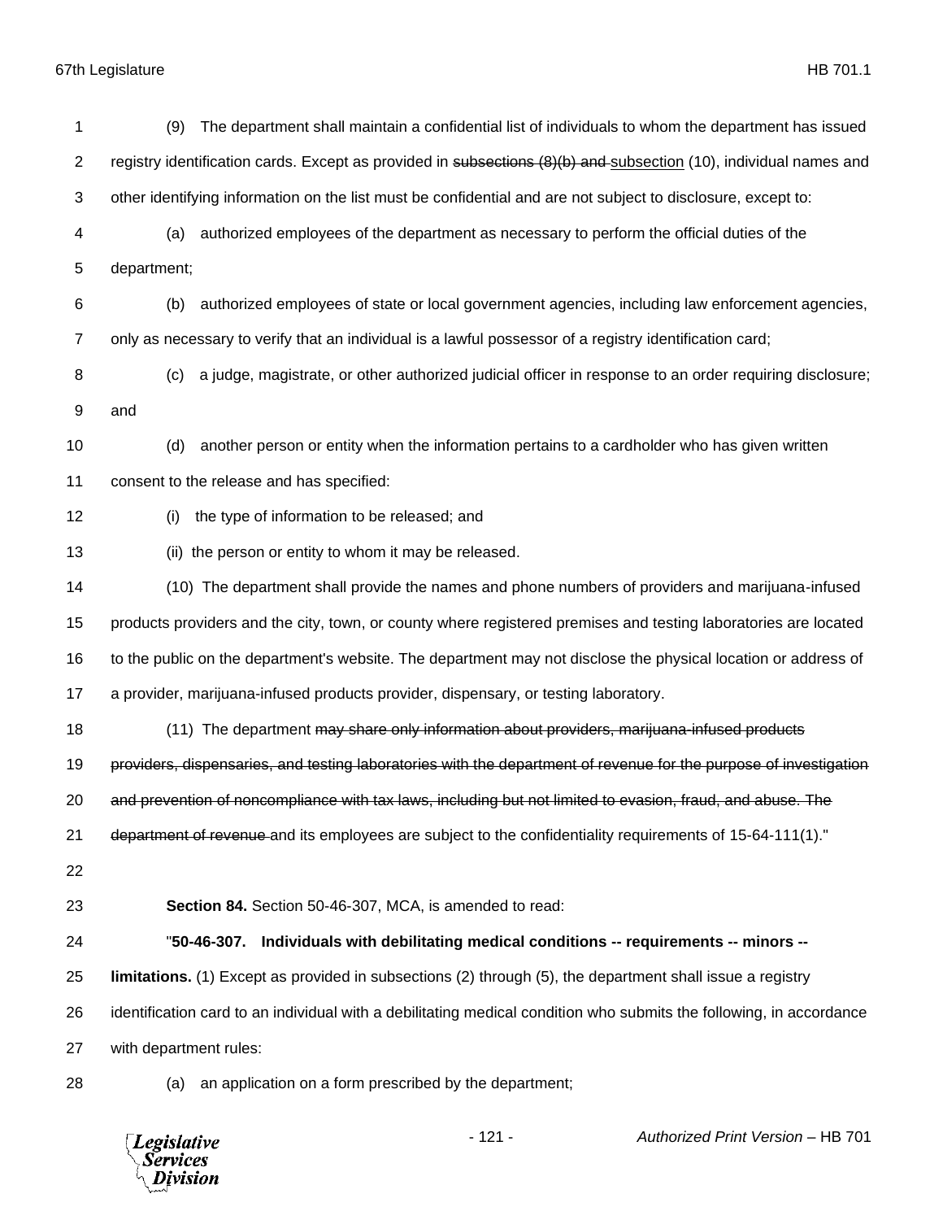(9) The department shall maintain a confidential list of individuals to whom the department has issued registry identification cards. Except as provided in ~~subsections (8)(b) and~~ <u>subsection</u> (10), individual names and other identifying information on the list must be confidential and are not subject to disclosure, except to:

(a) authorized employees of the department as necessary to perform the official duties of the department;

(b) authorized employees of state or local government agencies, including law enforcement agencies, only as necessary to verify that an individual is a lawful possessor of a registry identification card;

(c) a judge, magistrate, or other authorized judicial officer in response to an order requiring disclosure; and

(d) another person or entity when the information pertains to a cardholder who has given written consent to the release and has specified:

(i) the type of information to be released; and

(ii) the person or entity to whom it may be released.

(10) The department shall provide the names and phone numbers of providers and marijuana-infused products providers and the city, town, or county where registered premises and testing laboratories are located to the public on the department's website. The department may not disclose the physical location or address of a provider, marijuana-infused products provider, dispensary, or testing laboratory.

(11) The department ~~may share only information about providers, marijuana-infused products providers, dispensaries, and testing laboratories with the department of revenue for the purpose of investigation and prevention of noncompliance with tax laws, including but not limited to evasion, fraud, and abuse. The department of revenue~~ and its employees are subject to the confidentiality requirements of 15-64-111(1)."

**Section 84.** Section 50-46-307, MCA, is amended to read:

"**50-46-307. Individuals with debilitating medical conditions -- requirements -- minors -- limitations.** (1) Except as provided in subsections (2) through (5), the department shall issue a registry identification card to an individual with a debilitating medical condition who submits the following, in accordance with department rules:

(a) an application on a form prescribed by the department;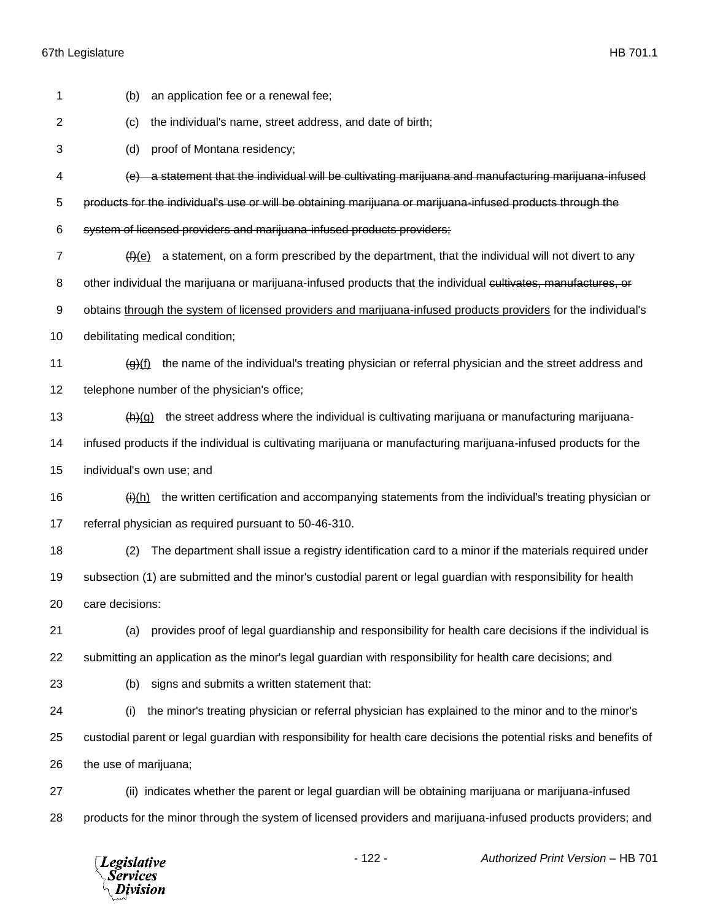(b) an application fee or a renewal fee;

(c) the individual's name, street address, and date of birth;

(d) proof of Montana residency;

~~(e) a statement that the individual will be cultivating marijuana and manufacturing marijuana-infused products for the individual's use or will be obtaining marijuana or marijuana-infused products through the system of licensed providers and marijuana-infused products providers;~~

~~(f)~~(e) a statement, on a form prescribed by the department, that the individual will not divert to any other individual the marijuana or marijuana-infused products that the individual ~~cultivates, manufactures, or~~ obtains through the system of licensed providers and marijuana-infused products providers for the individual's debilitating medical condition;

~~(g)~~(f) the name of the individual's treating physician or referral physician and the street address and telephone number of the physician's office;

~~(h)~~(g) the street address where the individual is cultivating marijuana or manufacturing marijuana-infused products if the individual is cultivating marijuana or manufacturing marijuana-infused products for the individual's own use; and

~~(i)~~(h) the written certification and accompanying statements from the individual's treating physician or referral physician as required pursuant to 50-46-310.

(2) The department shall issue a registry identification card to a minor if the materials required under subsection (1) are submitted and the minor's custodial parent or legal guardian with responsibility for health care decisions:

(a) provides proof of legal guardianship and responsibility for health care decisions if the individual is submitting an application as the minor's legal guardian with responsibility for health care decisions; and

(b) signs and submits a written statement that:

(i) the minor's treating physician or referral physician has explained to the minor and to the minor's custodial parent or legal guardian with responsibility for health care decisions the potential risks and benefits of the use of marijuana;

(ii) indicates whether the parent or legal guardian will be obtaining marijuana or marijuana-infused products for the minor through the system of licensed providers and marijuana-infused products providers; and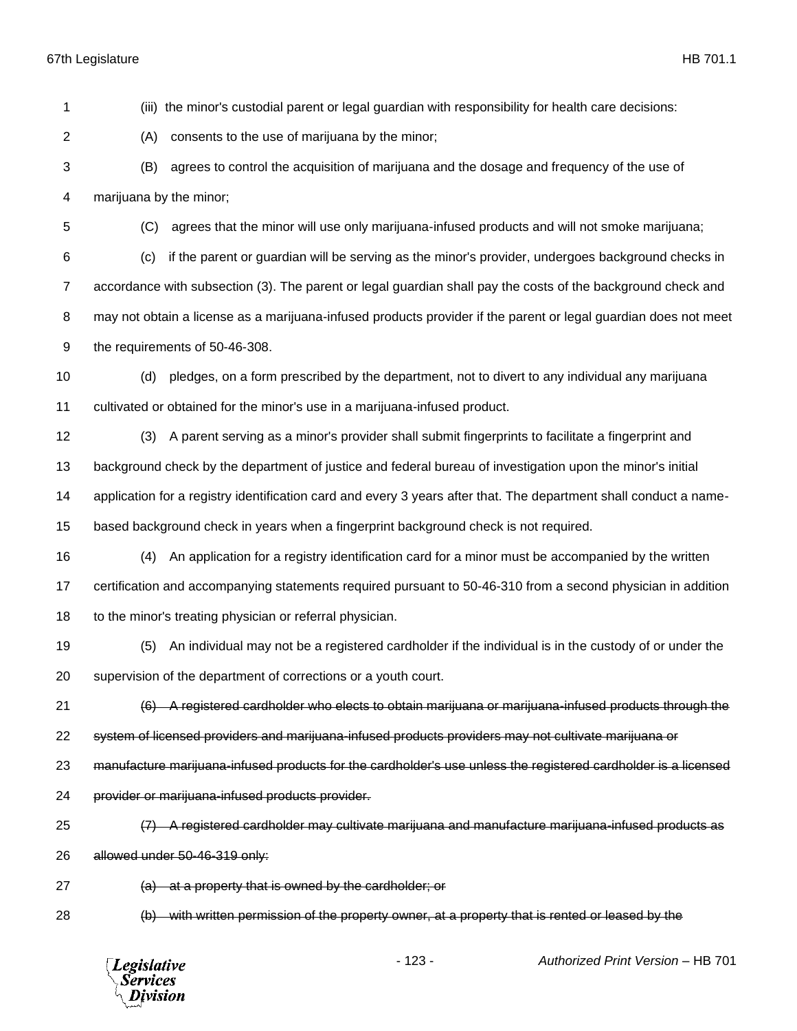(iii) the minor's custodial parent or legal guardian with responsibility for health care decisions:

(A) consents to the use of marijuana by the minor;

(B) agrees to control the acquisition of marijuana and the dosage and frequency of the use of marijuana by the minor;

(C) agrees that the minor will use only marijuana-infused products and will not smoke marijuana;

(c) if the parent or guardian will be serving as the minor's provider, undergoes background checks in accordance with subsection (3). The parent or legal guardian shall pay the costs of the background check and may not obtain a license as a marijuana-infused products provider if the parent or legal guardian does not meet the requirements of 50-46-308.

(d) pledges, on a form prescribed by the department, not to divert to any individual any marijuana cultivated or obtained for the minor's use in a marijuana-infused product.

(3) A parent serving as a minor's provider shall submit fingerprints to facilitate a fingerprint and background check by the department of justice and federal bureau of investigation upon the minor's initial application for a registry identification card and every 3 years after that. The department shall conduct a name-based background check in years when a fingerprint background check is not required.

(4) An application for a registry identification card for a minor must be accompanied by the written certification and accompanying statements required pursuant to 50-46-310 from a second physician in addition to the minor's treating physician or referral physician.

(5) An individual may not be a registered cardholder if the individual is in the custody of or under the supervision of the department of corrections or a youth court.

~~(6) A registered cardholder who elects to obtain marijuana or marijuana-infused products through the system of licensed providers and marijuana-infused products providers may not cultivate marijuana or manufacture marijuana-infused products for the cardholder's use unless the registered cardholder is a licensed provider or marijuana-infused products provider.~~

~~(7) A registered cardholder may cultivate marijuana and manufacture marijuana-infused products as allowed under 50-46-319 only:~~

~~(a) at a property that is owned by the cardholder; or~~

~~(b) with written permission of the property owner, at a property that is rented or leased by the~~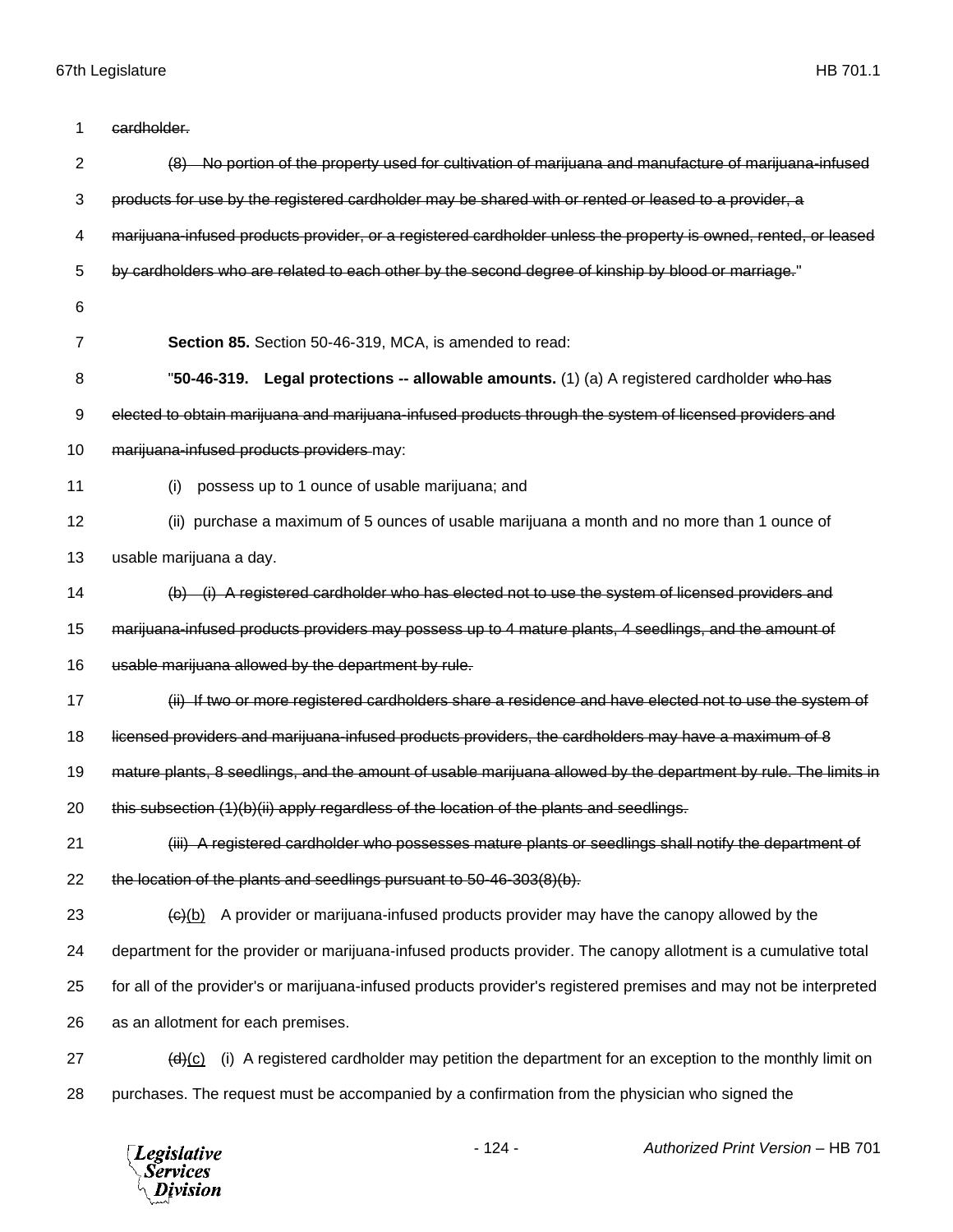~~cardholder.~~

~~(8) No portion of the property used for cultivation of marijuana and manufacture of marijuana-infused products for use by the registered cardholder may be shared with or rented or leased to a provider, a marijuana-infused products provider, or a registered cardholder unless the property is owned, rented, or leased by cardholders who are related to each other by the second degree of kinship by blood or marriage.~~"

**Section 85.** Section 50-46-319, MCA, is amended to read:

"**50-46-319. Legal protections -- allowable amounts.** (1) (a) A registered cardholder ~~who has elected to obtain marijuana and marijuana-infused products through the system of licensed providers and marijuana-infused products providers~~ may:

(i) possess up to 1 ounce of usable marijuana; and

(ii) purchase a maximum of 5 ounces of usable marijuana a month and no more than 1 ounce of usable marijuana a day.

~~(b) (i) A registered cardholder who has elected not to use the system of licensed providers and marijuana-infused products providers may possess up to 4 mature plants, 4 seedlings, and the amount of usable marijuana allowed by the department by rule.~~

~~(ii) If two or more registered cardholders share a residence and have elected not to use the system of licensed providers and marijuana-infused products providers, the cardholders may have a maximum of 8 mature plants, 8 seedlings, and the amount of usable marijuana allowed by the department by rule. The limits in this subsection (1)(b)(ii) apply regardless of the location of the plants and seedlings.~~

~~(iii) A registered cardholder who possesses mature plants or seedlings shall notify the department of the location of the plants and seedlings pursuant to 50-46-303(8)(b).~~

~~(c)~~<u>(b)</u> A provider or marijuana-infused products provider may have the canopy allowed by the department for the provider or marijuana-infused products provider. The canopy allotment is a cumulative total for all of the provider's or marijuana-infused products provider's registered premises and may not be interpreted as an allotment for each premises.

~~(d)~~<u>(c)</u> (i) A registered cardholder may petition the department for an exception to the monthly limit on purchases. The request must be accompanied by a confirmation from the physician who signed the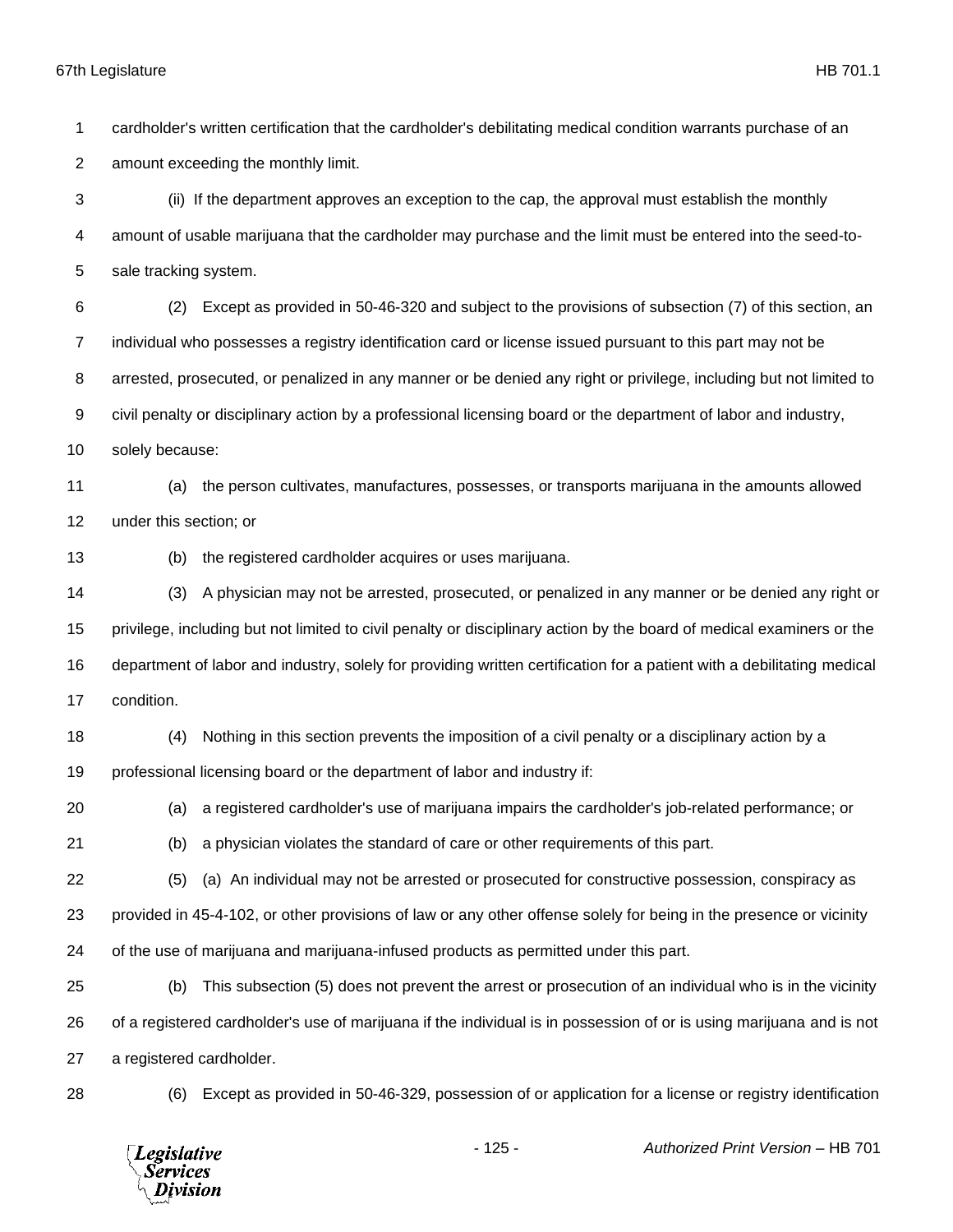cardholder's written certification that the cardholder's debilitating medical condition warrants purchase of an amount exceeding the monthly limit.

(ii) If the department approves an exception to the cap, the approval must establish the monthly amount of usable marijuana that the cardholder may purchase and the limit must be entered into the seed-to-sale tracking system.

(2) Except as provided in 50-46-320 and subject to the provisions of subsection (7) of this section, an individual who possesses a registry identification card or license issued pursuant to this part may not be arrested, prosecuted, or penalized in any manner or be denied any right or privilege, including but not limited to civil penalty or disciplinary action by a professional licensing board or the department of labor and industry, solely because:

(a) the person cultivates, manufactures, possesses, or transports marijuana in the amounts allowed under this section; or

(b) the registered cardholder acquires or uses marijuana.

(3) A physician may not be arrested, prosecuted, or penalized in any manner or be denied any right or privilege, including but not limited to civil penalty or disciplinary action by the board of medical examiners or the department of labor and industry, solely for providing written certification for a patient with a debilitating medical condition.

(4) Nothing in this section prevents the imposition of a civil penalty or a disciplinary action by a professional licensing board or the department of labor and industry if:

(a) a registered cardholder's use of marijuana impairs the cardholder's job-related performance; or

(b) a physician violates the standard of care or other requirements of this part.

(5) (a) An individual may not be arrested or prosecuted for constructive possession, conspiracy as provided in 45-4-102, or other provisions of law or any other offense solely for being in the presence or vicinity of the use of marijuana and marijuana-infused products as permitted under this part.

(b) This subsection (5) does not prevent the arrest or prosecution of an individual who is in the vicinity of a registered cardholder's use of marijuana if the individual is in possession of or is using marijuana and is not a registered cardholder.

(6) Except as provided in 50-46-329, possession of or application for a license or registry identification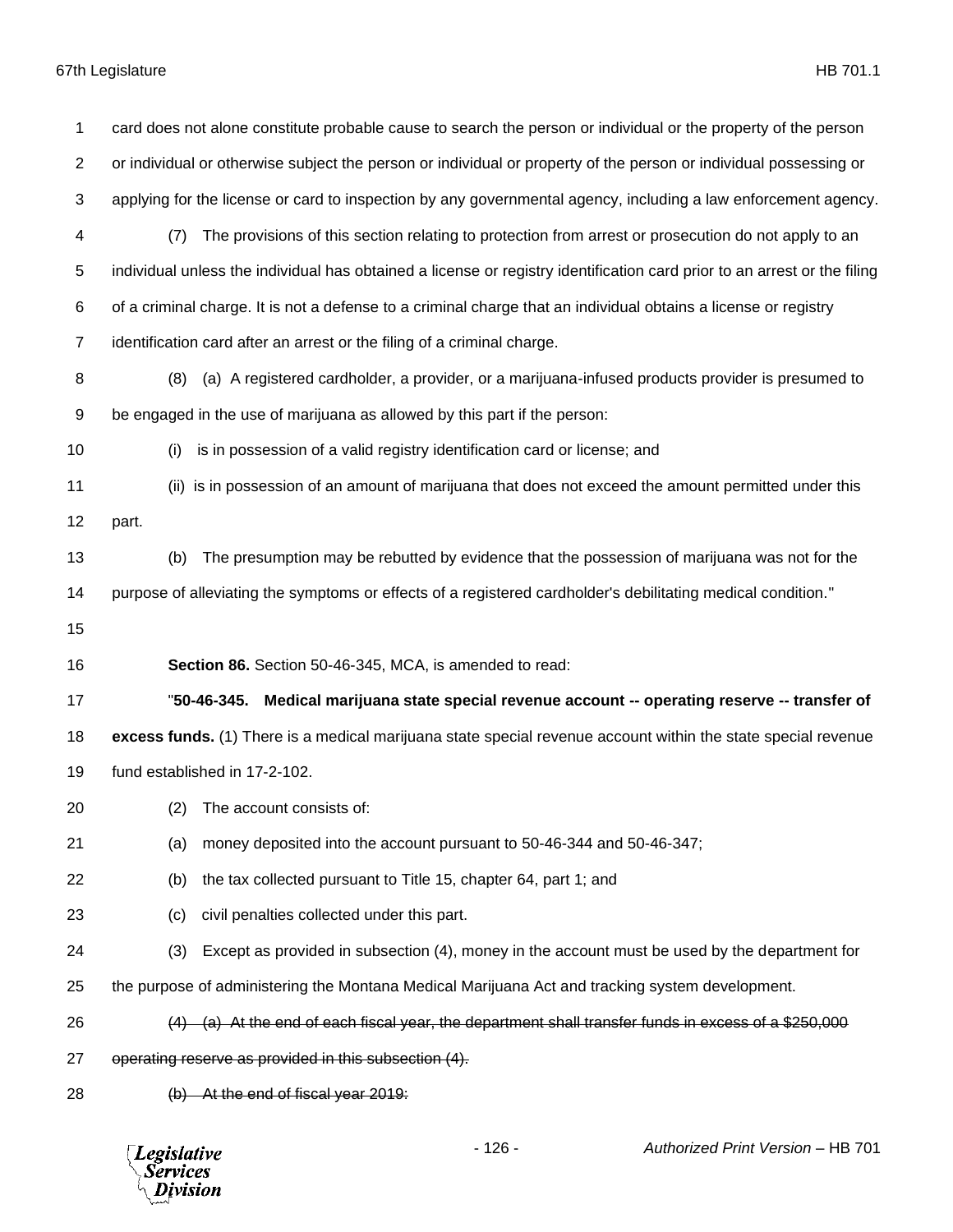card does not alone constitute probable cause to search the person or individual or the property of the person or individual or otherwise subject the person or individual or property of the person or individual possessing or applying for the license or card to inspection by any governmental agency, including a law enforcement agency.

(7) The provisions of this section relating to protection from arrest or prosecution do not apply to an individual unless the individual has obtained a license or registry identification card prior to an arrest or the filing of a criminal charge. It is not a defense to a criminal charge that an individual obtains a license or registry identification card after an arrest or the filing of a criminal charge.

(8) (a) A registered cardholder, a provider, or a marijuana-infused products provider is presumed to be engaged in the use of marijuana as allowed by this part if the person:

(i) is in possession of a valid registry identification card or license; and

(ii) is in possession of an amount of marijuana that does not exceed the amount permitted under this part.

(b) The presumption may be rebutted by evidence that the possession of marijuana was not for the purpose of alleviating the symptoms or effects of a registered cardholder's debilitating medical condition."

**Section 86.** Section 50-46-345, MCA, is amended to read:

"**50-46-345. Medical marijuana state special revenue account -- operating reserve -- transfer of excess funds.** (1) There is a medical marijuana state special revenue account within the state special revenue fund established in 17-2-102.

(2) The account consists of:

(a) money deposited into the account pursuant to 50-46-344 and 50-46-347;

(b) the tax collected pursuant to Title 15, chapter 64, part 1; and

(c) civil penalties collected under this part.

(3) Except as provided in subsection (4), money in the account must be used by the department for the purpose of administering the Montana Medical Marijuana Act and tracking system development.

~~(4) (a) At the end of each fiscal year, the department shall transfer funds in excess of a $250,000 operating reserve as provided in this subsection (4).~~

~~(b) At the end of fiscal year 2019:~~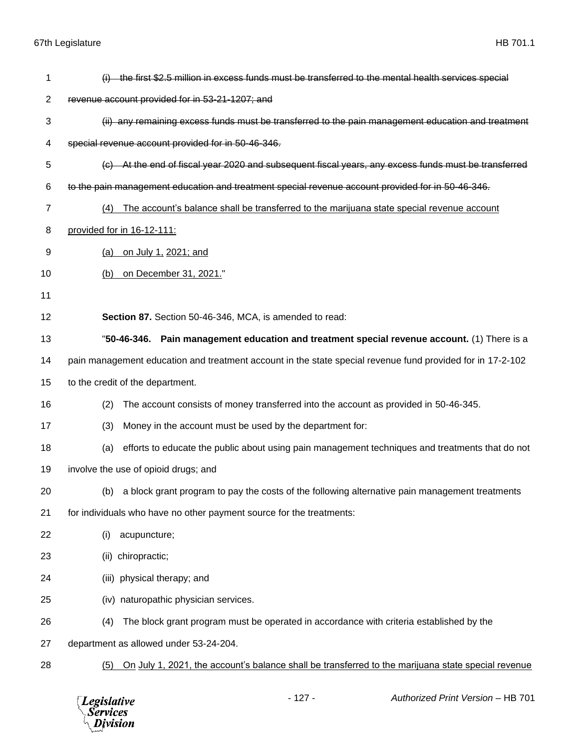~~(i) the first $2.5 million in excess funds must be transferred to the mental health services special revenue account provided for in 53-21-1207; and~~

~~(ii) any remaining excess funds must be transferred to the pain management education and treatment special revenue account provided for in 50-46-346.~~

~~(c) At the end of fiscal year 2020 and subsequent fiscal years, any excess funds must be transferred to the pain management education and treatment special revenue account provided for in 50-46-346.~~

<u>(4) The account's balance shall be transferred to the marijuana state special revenue account provided for in 16-12-111:</u>

<u>(a) on July 1, 2021; and</u>

<u>(b) on December 31, 2021.</u>"

**Section 87.** Section 50-46-346, MCA, is amended to read:

"**50-46-346. Pain management education and treatment special revenue account.** (1) There is a pain management education and treatment account in the state special revenue fund provided for in 17-2-102 to the credit of the department.

(2) The account consists of money transferred into the account as provided in 50-46-345.

(3) Money in the account must be used by the department for:

(a) efforts to educate the public about using pain management techniques and treatments that do not involve the use of opioid drugs; and

(b) a block grant program to pay the costs of the following alternative pain management treatments for individuals who have no other payment source for the treatments:

(i) acupuncture;

(ii) chiropractic;

(iii) physical therapy; and

(iv) naturopathic physician services.

(4) The block grant program must be operated in accordance with criteria established by the department as allowed under 53-24-204.

<u>(5) On July 1, 2021, the account's balance shall be transferred to the marijuana state special revenue</u>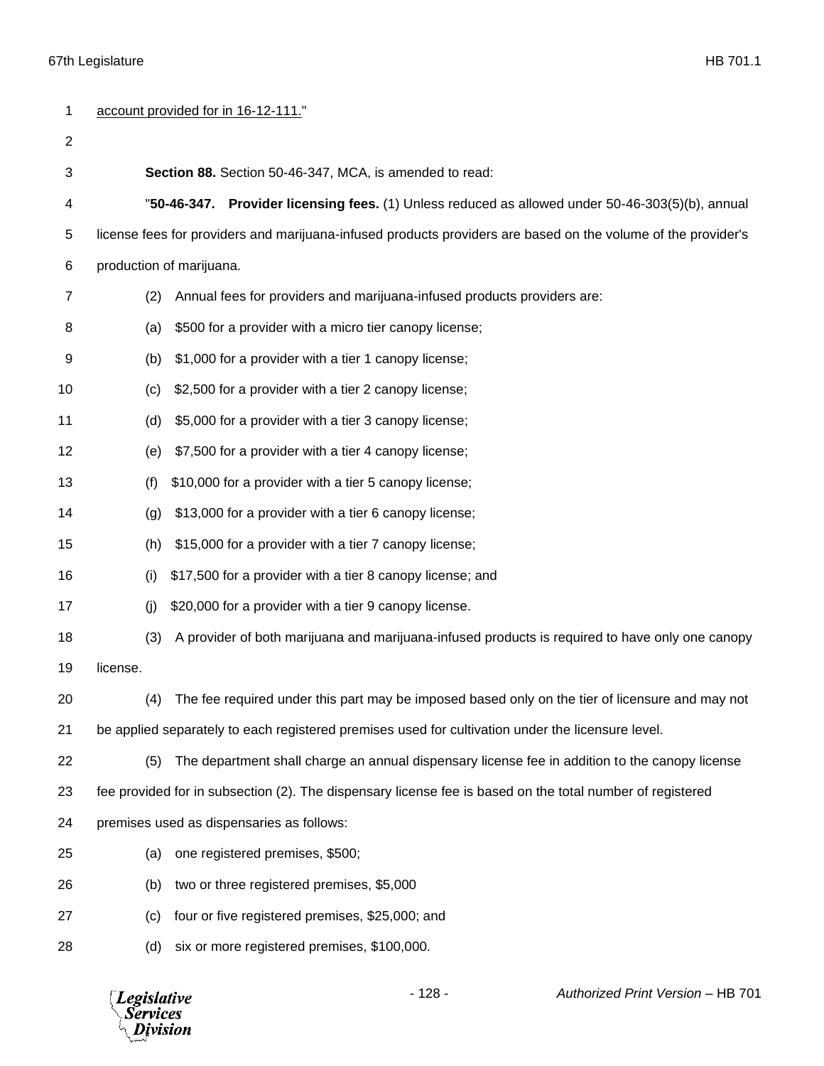<u>account provided for in 16-12-111.</u>"

**Section 88.** Section 50-46-347, MCA, is amended to read:

"**50-46-347. Provider licensing fees.** (1) Unless reduced as allowed under 50-46-303(5)(b), annual license fees for providers and marijuana-infused products providers are based on the volume of the provider's production of marijuana.

(2) Annual fees for providers and marijuana-infused products providers are:

(a) $500 for a provider with a micro tier canopy license;

(b) $1,000 for a provider with a tier 1 canopy license;

(c) $2,500 for a provider with a tier 2 canopy license;

(d) $5,000 for a provider with a tier 3 canopy license;

(e) $7,500 for a provider with a tier 4 canopy license;

(f) $10,000 for a provider with a tier 5 canopy license;

(g) $13,000 for a provider with a tier 6 canopy license;

(h) $15,000 for a provider with a tier 7 canopy license;

(i) $17,500 for a provider with a tier 8 canopy license; and

(j) $20,000 for a provider with a tier 9 canopy license.

(3) A provider of both marijuana and marijuana-infused products is required to have only one canopy license.

(4) The fee required under this part may be imposed based only on the tier of licensure and may not be applied separately to each registered premises used for cultivation under the licensure level.

(5) The department shall charge an annual dispensary license fee in addition to the canopy license fee provided for in subsection (2). The dispensary license fee is based on the total number of registered premises used as dispensaries as follows:

(a) one registered premises, $500;

(b) two or three registered premises, $5,000

(c) four or five registered premises, $25,000; and

(d) six or more registered premises, $100,000.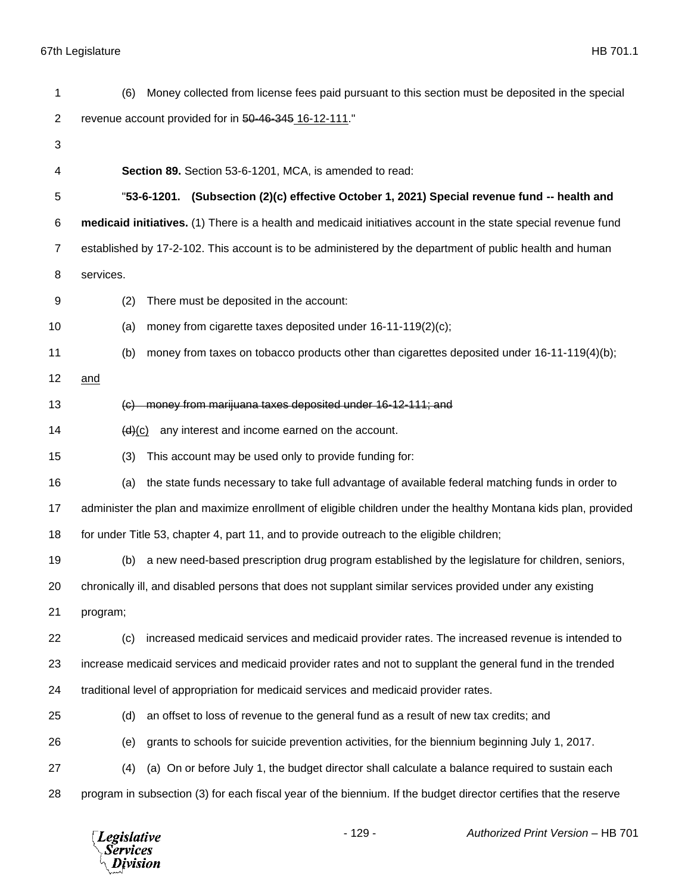(6) Money collected from license fees paid pursuant to this section must be deposited in the special revenue account provided for in ~~50-46-345~~ <u>16-12-111</u>."

**Section 89.** Section 53-6-1201, MCA, is amended to read:

"**53-6-1201. (Subsection (2)(c) effective October 1, 2021) Special revenue fund -- health and medicaid initiatives.** (1) There is a health and medicaid initiatives account in the state special revenue fund established by 17-2-102. This account is to be administered by the department of public health and human services.

(2) There must be deposited in the account:

(a) money from cigarette taxes deposited under 16-11-119(2)(c);

(b) money from taxes on tobacco products other than cigarettes deposited under 16-11-119(4)(b); <u>and</u>

~~(c) money from marijuana taxes deposited under 16-12-111; and~~

~~(d)~~<u>(c)</u> any interest and income earned on the account.

(3) This account may be used only to provide funding for:

(a) the state funds necessary to take full advantage of available federal matching funds in order to administer the plan and maximize enrollment of eligible children under the healthy Montana kids plan, provided for under Title 53, chapter 4, part 11, and to provide outreach to the eligible children;

(b) a new need-based prescription drug program established by the legislature for children, seniors, chronically ill, and disabled persons that does not supplant similar services provided under any existing program;

(c) increased medicaid services and medicaid provider rates. The increased revenue is intended to increase medicaid services and medicaid provider rates and not to supplant the general fund in the trended traditional level of appropriation for medicaid services and medicaid provider rates.

(d) an offset to loss of revenue to the general fund as a result of new tax credits; and

(e) grants to schools for suicide prevention activities, for the biennium beginning July 1, 2017.

(4) (a) On or before July 1, the budget director shall calculate a balance required to sustain each program in subsection (3) for each fiscal year of the biennium. If the budget director certifies that the reserve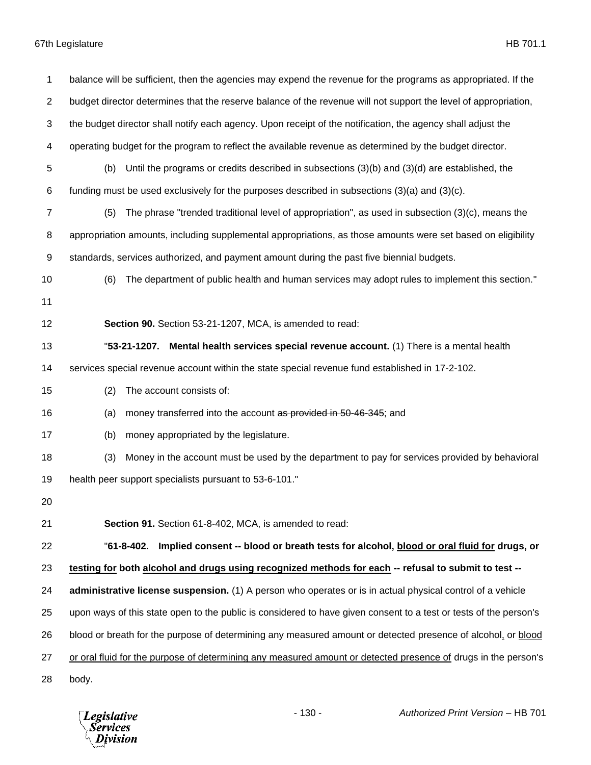balance will be sufficient, then the agencies may expend the revenue for the programs as appropriated. If the budget director determines that the reserve balance of the revenue will not support the level of appropriation, the budget director shall notify each agency. Upon receipt of the notification, the agency shall adjust the operating budget for the program to reflect the available revenue as determined by the budget director.

(b) Until the programs or credits described in subsections (3)(b) and (3)(d) are established, the funding must be used exclusively for the purposes described in subsections (3)(a) and (3)(c).

(5) The phrase "trended traditional level of appropriation", as used in subsection (3)(c), means the appropriation amounts, including supplemental appropriations, as those amounts were set based on eligibility standards, services authorized, and payment amount during the past five biennial budgets.

(6) The department of public health and human services may adopt rules to implement this section."

**Section 90.** Section 53-21-1207, MCA, is amended to read:

"**53-21-1207. Mental health services special revenue account.** (1) There is a mental health services special revenue account within the state special revenue fund established in 17-2-102.

(2) The account consists of:

(a) money transferred into the account ~~as provided in 50-46-345~~; and

(b) money appropriated by the legislature.

(3) Money in the account must be used by the department to pay for services provided by behavioral health peer support specialists pursuant to 53-6-101."

**Section 91.** Section 61-8-402, MCA, is amended to read:

"**61-8-402. Implied consent -- blood or breath tests for alcohol, <u>blood or oral fluid for</u> drugs, or <u>testing for</u> both <u>alcohol and drugs using recognized methods for each</u> -- refusal to submit to test -- administrative license suspension.** (1) A person who operates or is in actual physical control of a vehicle upon ways of this state open to the public is considered to have given consent to a test or tests of the person's blood or breath for the purpose of determining any measured amount or detected presence of alcohol<u>,</u> or <u>blood or oral fluid for the purpose of determining any measured amount or detected presence of</u> drugs in the person's body.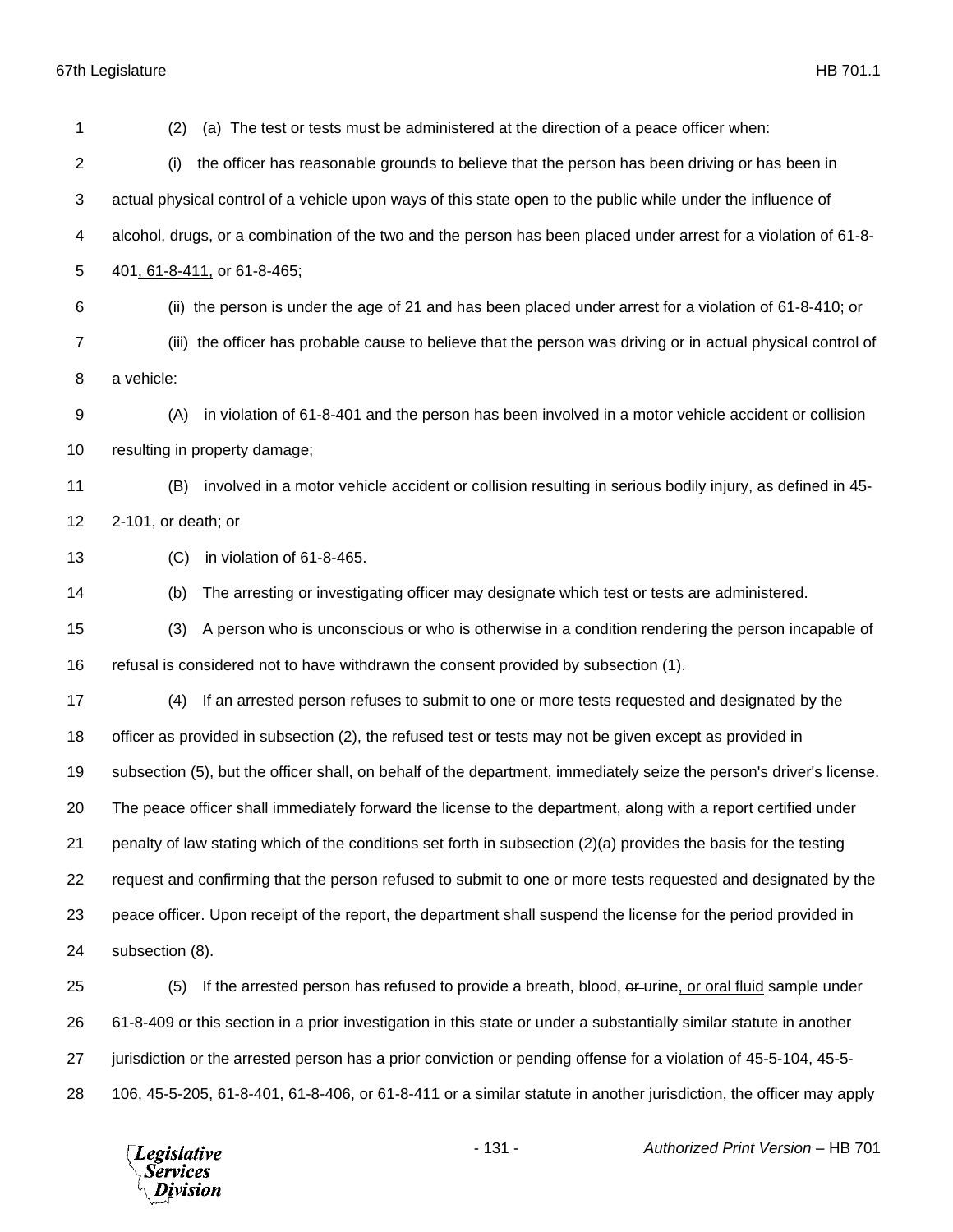(2) (a) The test or tests must be administered at the direction of a peace officer when:

(i) the officer has reasonable grounds to believe that the person has been driving or has been in actual physical control of a vehicle upon ways of this state open to the public while under the influence of alcohol, drugs, or a combination of the two and the person has been placed under arrest for a violation of 61-8-401, 61-8-411, or 61-8-465;

(ii) the person is under the age of 21 and has been placed under arrest for a violation of 61-8-410; or

(iii) the officer has probable cause to believe that the person was driving or in actual physical control of a vehicle:

(A) in violation of 61-8-401 and the person has been involved in a motor vehicle accident or collision resulting in property damage;

(B) involved in a motor vehicle accident or collision resulting in serious bodily injury, as defined in 45-2-101, or death; or

(C) in violation of 61-8-465.

(b) The arresting or investigating officer may designate which test or tests are administered.

(3) A person who is unconscious or who is otherwise in a condition rendering the person incapable of refusal is considered not to have withdrawn the consent provided by subsection (1).

(4) If an arrested person refuses to submit to one or more tests requested and designated by the officer as provided in subsection (2), the refused test or tests may not be given except as provided in subsection (5), but the officer shall, on behalf of the department, immediately seize the person's driver's license. The peace officer shall immediately forward the license to the department, along with a report certified under penalty of law stating which of the conditions set forth in subsection (2)(a) provides the basis for the testing request and confirming that the person refused to submit to one or more tests requested and designated by the peace officer. Upon receipt of the report, the department shall suspend the license for the period provided in subsection (8).

(5) If the arrested person has refused to provide a breath, blood, ~~or~~ urine, or oral fluid sample under 61-8-409 or this section in a prior investigation in this state or under a substantially similar statute in another jurisdiction or the arrested person has a prior conviction or pending offense for a violation of 45-5-104, 45-5-106, 45-5-205, 61-8-401, 61-8-406, or 61-8-411 or a similar statute in another jurisdiction, the officer may apply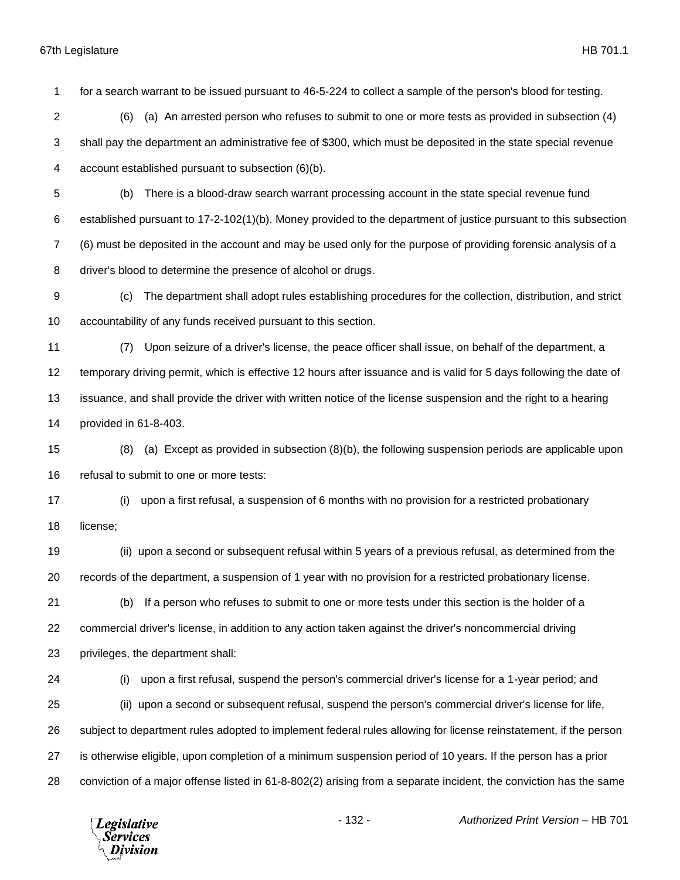for a search warrant to be issued pursuant to 46-5-224 to collect a sample of the person's blood for testing.

(6) (a) An arrested person who refuses to submit to one or more tests as provided in subsection (4) shall pay the department an administrative fee of $300, which must be deposited in the state special revenue account established pursuant to subsection (6)(b).

(b) There is a blood-draw search warrant processing account in the state special revenue fund established pursuant to 17-2-102(1)(b). Money provided to the department of justice pursuant to this subsection (6) must be deposited in the account and may be used only for the purpose of providing forensic analysis of a driver's blood to determine the presence of alcohol or drugs.

(c) The department shall adopt rules establishing procedures for the collection, distribution, and strict accountability of any funds received pursuant to this section.

(7) Upon seizure of a driver's license, the peace officer shall issue, on behalf of the department, a temporary driving permit, which is effective 12 hours after issuance and is valid for 5 days following the date of issuance, and shall provide the driver with written notice of the license suspension and the right to a hearing provided in 61-8-403.

(8) (a) Except as provided in subsection (8)(b), the following suspension periods are applicable upon refusal to submit to one or more tests:

(i) upon a first refusal, a suspension of 6 months with no provision for a restricted probationary license;

(ii) upon a second or subsequent refusal within 5 years of a previous refusal, as determined from the records of the department, a suspension of 1 year with no provision for a restricted probationary license.

(b) If a person who refuses to submit to one or more tests under this section is the holder of a commercial driver's license, in addition to any action taken against the driver's noncommercial driving privileges, the department shall:

(i) upon a first refusal, suspend the person's commercial driver's license for a 1-year period; and

(ii) upon a second or subsequent refusal, suspend the person's commercial driver's license for life, subject to department rules adopted to implement federal rules allowing for license reinstatement, if the person is otherwise eligible, upon completion of a minimum suspension period of 10 years. If the person has a prior conviction of a major offense listed in 61-8-802(2) arising from a separate incident, the conviction has the same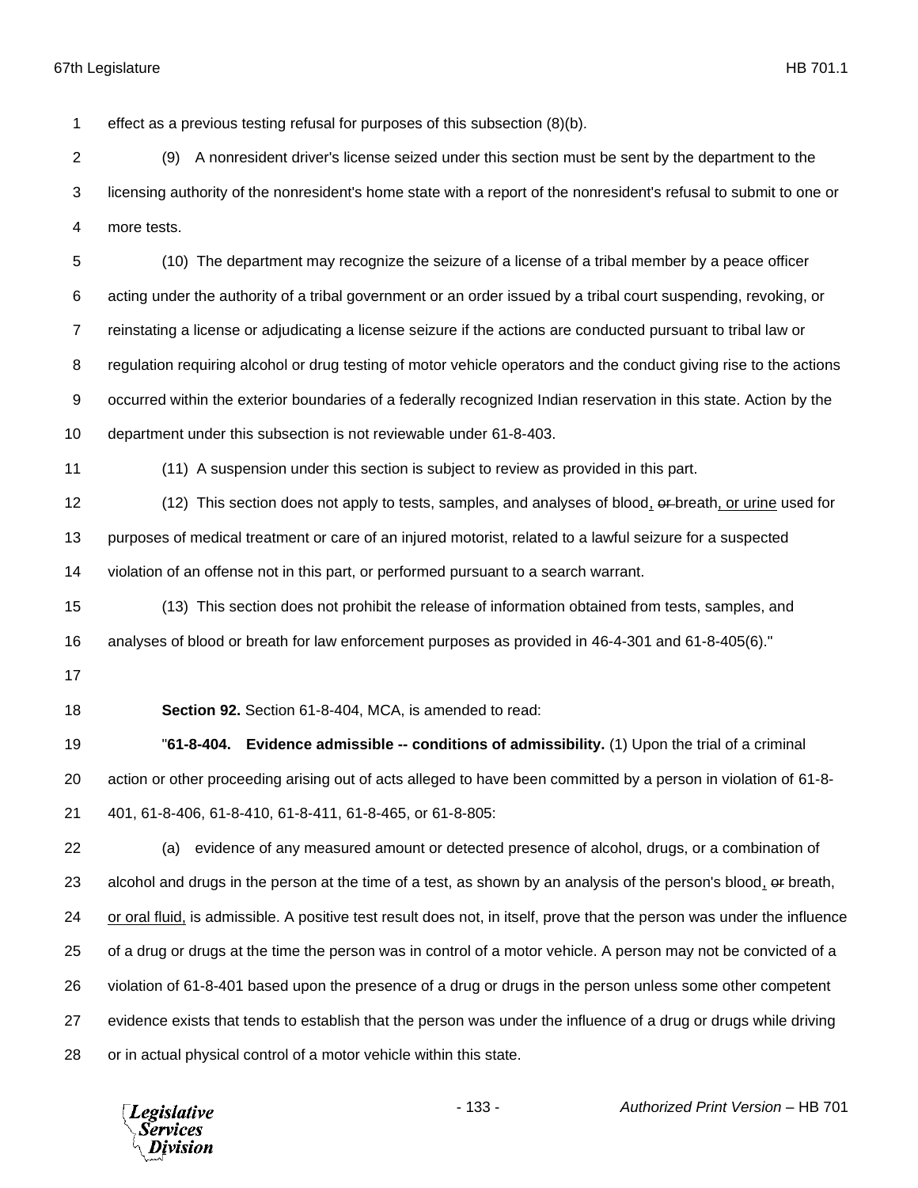effect as a previous testing refusal for purposes of this subsection (8)(b).

(9) A nonresident driver's license seized under this section must be sent by the department to the licensing authority of the nonresident's home state with a report of the nonresident's refusal to submit to one or more tests.

(10) The department may recognize the seizure of a license of a tribal member by a peace officer acting under the authority of a tribal government or an order issued by a tribal court suspending, revoking, or reinstating a license or adjudicating a license seizure if the actions are conducted pursuant to tribal law or regulation requiring alcohol or drug testing of motor vehicle operators and the conduct giving rise to the actions occurred within the exterior boundaries of a federally recognized Indian reservation in this state. Action by the department under this subsection is not reviewable under 61-8-403.

(11) A suspension under this section is subject to review as provided in this part.

(12) This section does not apply to tests, samples, and analyses of blood, ~~or~~ breath, or urine used for purposes of medical treatment or care of an injured motorist, related to a lawful seizure for a suspected violation of an offense not in this part, or performed pursuant to a search warrant.

(13) This section does not prohibit the release of information obtained from tests, samples, and analyses of blood or breath for law enforcement purposes as provided in 46-4-301 and 61-8-405(6)."

**Section 92.** Section 61-8-404, MCA, is amended to read:

"**61-8-404. Evidence admissible -- conditions of admissibility.** (1) Upon the trial of a criminal action or other proceeding arising out of acts alleged to have been committed by a person in violation of 61-8-401, 61-8-406, 61-8-410, 61-8-411, 61-8-465, or 61-8-805:

(a) evidence of any measured amount or detected presence of alcohol, drugs, or a combination of alcohol and drugs in the person at the time of a test, as shown by an analysis of the person's blood, ~~or~~ breath, or oral fluid, is admissible. A positive test result does not, in itself, prove that the person was under the influence of a drug or drugs at the time the person was in control of a motor vehicle. A person may not be convicted of a violation of 61-8-401 based upon the presence of a drug or drugs in the person unless some other competent evidence exists that tends to establish that the person was under the influence of a drug or drugs while driving or in actual physical control of a motor vehicle within this state.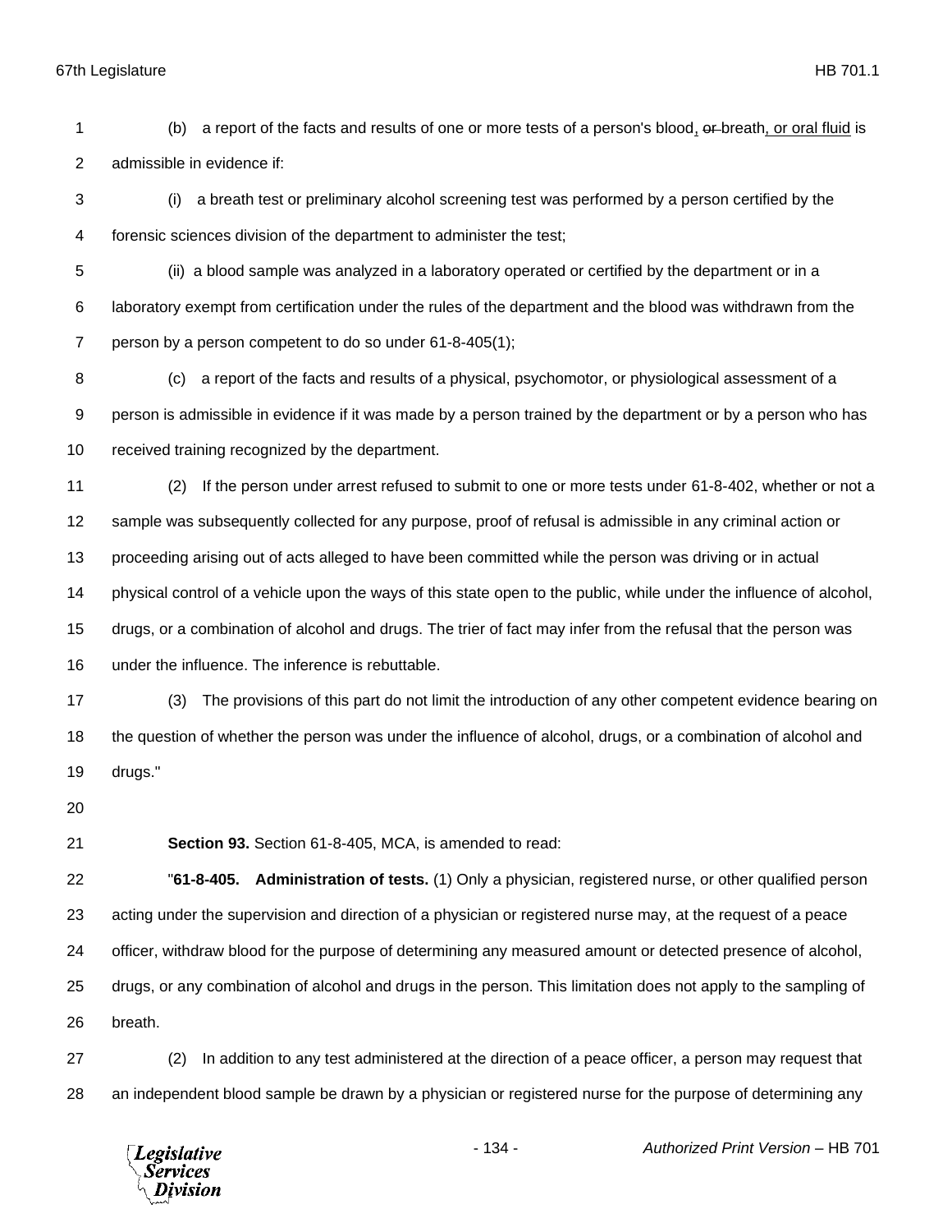(b) a report of the facts and results of one or more tests of a person's blood, ~~or~~ breath, or oral fluid is admissible in evidence if:

(i) a breath test or preliminary alcohol screening test was performed by a person certified by the forensic sciences division of the department to administer the test;

(ii) a blood sample was analyzed in a laboratory operated or certified by the department or in a laboratory exempt from certification under the rules of the department and the blood was withdrawn from the person by a person competent to do so under 61-8-405(1);

(c) a report of the facts and results of a physical, psychomotor, or physiological assessment of a person is admissible in evidence if it was made by a person trained by the department or by a person who has received training recognized by the department.

(2) If the person under arrest refused to submit to one or more tests under 61-8-402, whether or not a sample was subsequently collected for any purpose, proof of refusal is admissible in any criminal action or proceeding arising out of acts alleged to have been committed while the person was driving or in actual physical control of a vehicle upon the ways of this state open to the public, while under the influence of alcohol, drugs, or a combination of alcohol and drugs. The trier of fact may infer from the refusal that the person was under the influence. The inference is rebuttable.

(3) The provisions of this part do not limit the introduction of any other competent evidence bearing on the question of whether the person was under the influence of alcohol, drugs, or a combination of alcohol and drugs."

**Section 93.** Section 61-8-405, MCA, is amended to read:

"**61-8-405. Administration of tests.** (1) Only a physician, registered nurse, or other qualified person acting under the supervision and direction of a physician or registered nurse may, at the request of a peace officer, withdraw blood for the purpose of determining any measured amount or detected presence of alcohol, drugs, or any combination of alcohol and drugs in the person. This limitation does not apply to the sampling of breath.

(2) In addition to any test administered at the direction of a peace officer, a person may request that an independent blood sample be drawn by a physician or registered nurse for the purpose of determining any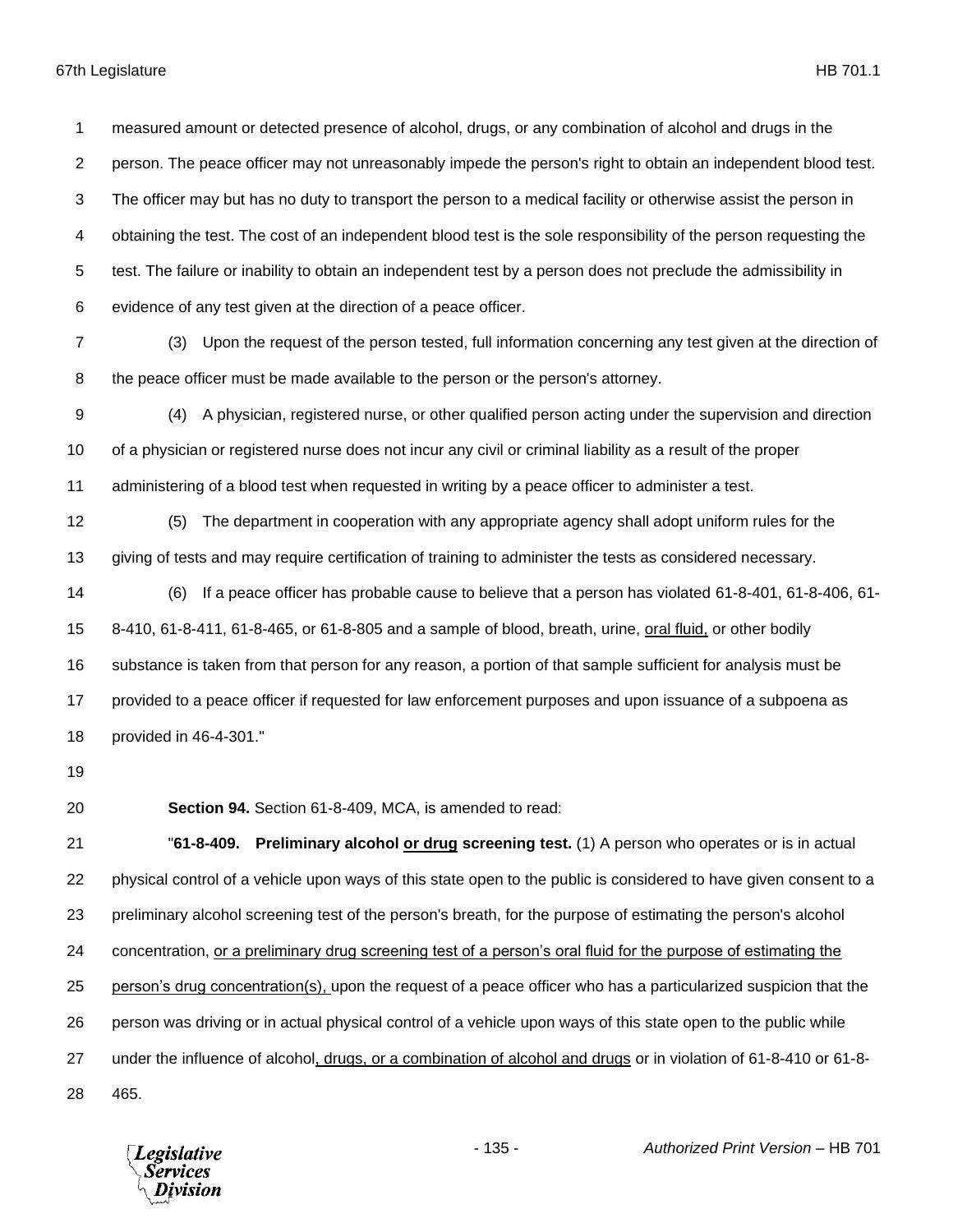measured amount or detected presence of alcohol, drugs, or any combination of alcohol and drugs in the person. The peace officer may not unreasonably impede the person's right to obtain an independent blood test. The officer may but has no duty to transport the person to a medical facility or otherwise assist the person in obtaining the test. The cost of an independent blood test is the sole responsibility of the person requesting the test. The failure or inability to obtain an independent test by a person does not preclude the admissibility in evidence of any test given at the direction of a peace officer.

(3) Upon the request of the person tested, full information concerning any test given at the direction of the peace officer must be made available to the person or the person's attorney.

(4) A physician, registered nurse, or other qualified person acting under the supervision and direction of a physician or registered nurse does not incur any civil or criminal liability as a result of the proper administering of a blood test when requested in writing by a peace officer to administer a test.

(5) The department in cooperation with any appropriate agency shall adopt uniform rules for the giving of tests and may require certification of training to administer the tests as considered necessary.

(6) If a peace officer has probable cause to believe that a person has violated 61-8-401, 61-8-406, 61-8-410, 61-8-411, 61-8-465, or 61-8-805 and a sample of blood, breath, urine, <u>oral fluid,</u> or other bodily substance is taken from that person for any reason, a portion of that sample sufficient for analysis must be provided to a peace officer if requested for law enforcement purposes and upon issuance of a subpoena as provided in 46-4-301."

**Section 94.** Section 61-8-409, MCA, is amended to read:

"**61-8-409. Preliminary alcohol <u>or drug</u> screening test.** (1) A person who operates or is in actual physical control of a vehicle upon ways of this state open to the public is considered to have given consent to a preliminary alcohol screening test of the person's breath, for the purpose of estimating the person's alcohol concentration, <u>or a preliminary drug screening test of a person's oral fluid for the purpose of estimating the person's drug concentration(s),</u> upon the request of a peace officer who has a particularized suspicion that the person was driving or in actual physical control of a vehicle upon ways of this state open to the public while under the influence of alcohol<u>, drugs, or a combination of alcohol and drugs</u> or in violation of 61-8-410 or 61-8-465.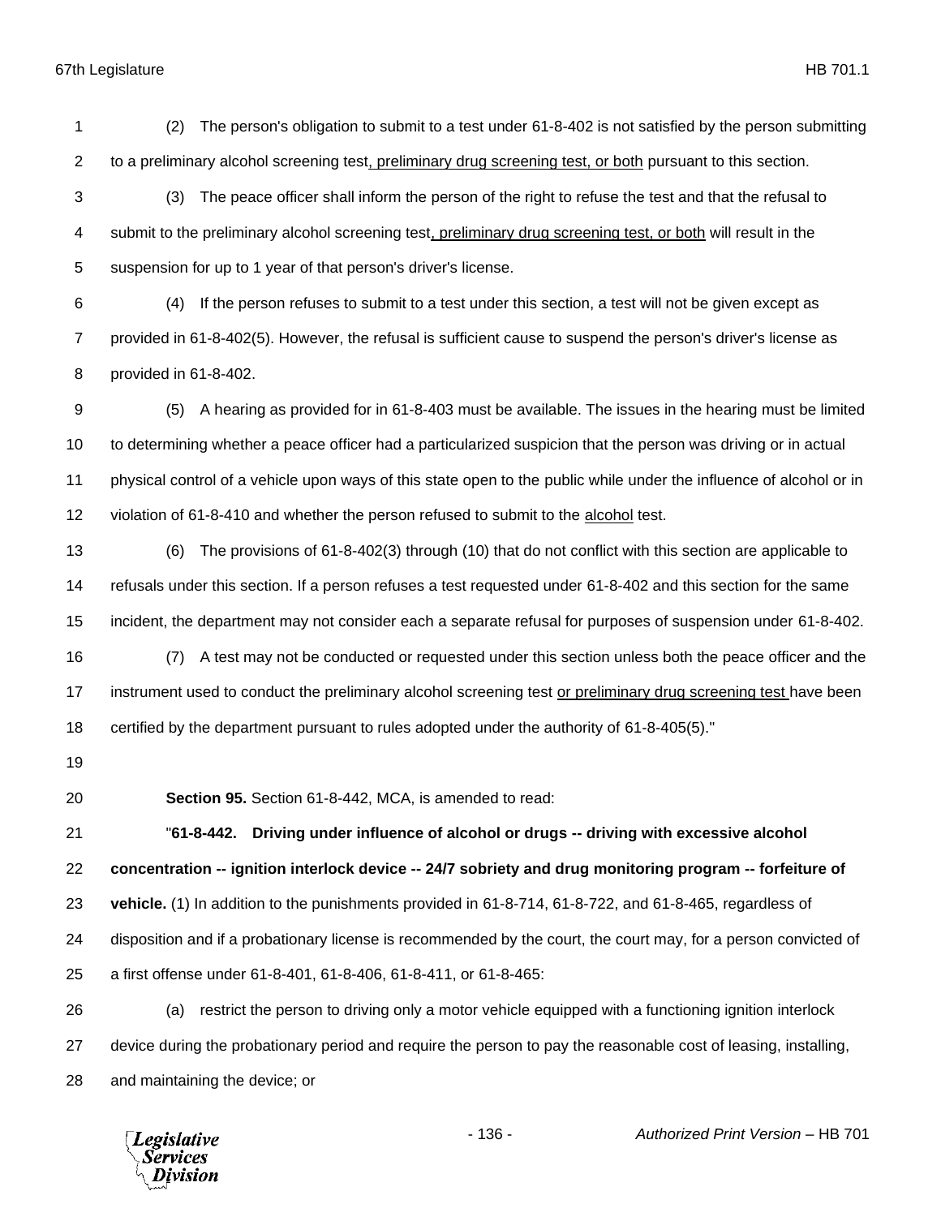(2) The person's obligation to submit to a test under 61-8-402 is not satisfied by the person submitting to a preliminary alcohol screening test<u>, preliminary drug screening test, or both</u> pursuant to this section.

(3) The peace officer shall inform the person of the right to refuse the test and that the refusal to submit to the preliminary alcohol screening test<u>, preliminary drug screening test, or both</u> will result in the suspension for up to 1 year of that person's driver's license.

(4) If the person refuses to submit to a test under this section, a test will not be given except as provided in 61-8-402(5). However, the refusal is sufficient cause to suspend the person's driver's license as provided in 61-8-402.

(5) A hearing as provided for in 61-8-403 must be available. The issues in the hearing must be limited to determining whether a peace officer had a particularized suspicion that the person was driving or in actual physical control of a vehicle upon ways of this state open to the public while under the influence of alcohol or in violation of 61-8-410 and whether the person refused to submit to the <u>alcohol</u> test.

(6) The provisions of 61-8-402(3) through (10) that do not conflict with this section are applicable to refusals under this section. If a person refuses a test requested under 61-8-402 and this section for the same incident, the department may not consider each a separate refusal for purposes of suspension under 61-8-402.

(7) A test may not be conducted or requested under this section unless both the peace officer and the instrument used to conduct the preliminary alcohol screening test <u>or preliminary drug screening test</u> have been certified by the department pursuant to rules adopted under the authority of 61-8-405(5)."

**Section 95.** Section 61-8-442, MCA, is amended to read:

"**61-8-442. Driving under influence of alcohol or drugs -- driving with excessive alcohol concentration -- ignition interlock device -- 24/7 sobriety and drug monitoring program -- forfeiture of vehicle.** (1) In addition to the punishments provided in 61-8-714, 61-8-722, and 61-8-465, regardless of disposition and if a probationary license is recommended by the court, the court may, for a person convicted of a first offense under 61-8-401, 61-8-406, 61-8-411, or 61-8-465:

(a) restrict the person to driving only a motor vehicle equipped with a functioning ignition interlock device during the probationary period and require the person to pay the reasonable cost of leasing, installing, and maintaining the device; or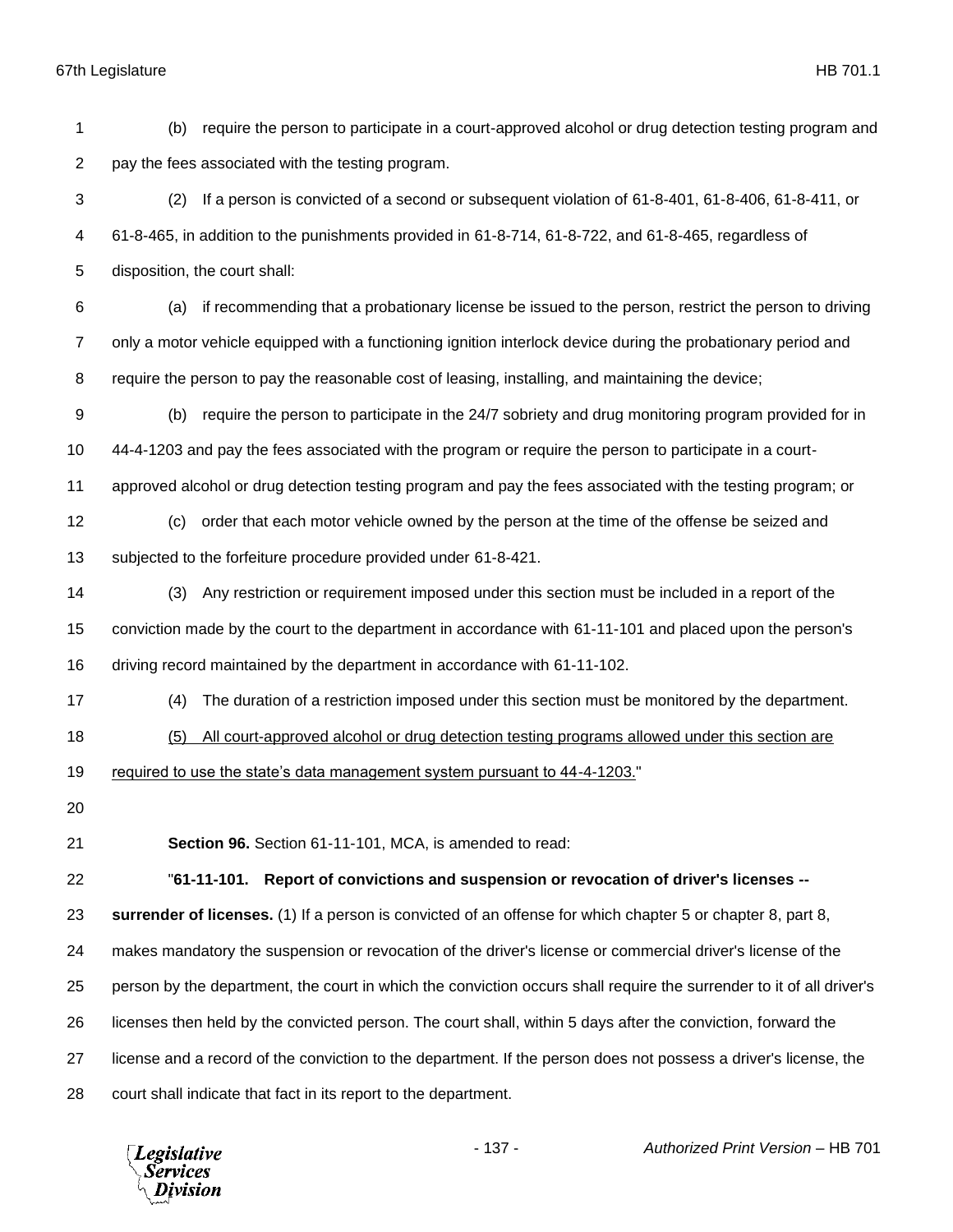(b) require the person to participate in a court-approved alcohol or drug detection testing program and pay the fees associated with the testing program.

(2) If a person is convicted of a second or subsequent violation of 61-8-401, 61-8-406, 61-8-411, or 61-8-465, in addition to the punishments provided in 61-8-714, 61-8-722, and 61-8-465, regardless of disposition, the court shall:

(a) if recommending that a probationary license be issued to the person, restrict the person to driving only a motor vehicle equipped with a functioning ignition interlock device during the probationary period and require the person to pay the reasonable cost of leasing, installing, and maintaining the device;

(b) require the person to participate in the 24/7 sobriety and drug monitoring program provided for in 44-4-1203 and pay the fees associated with the program or require the person to participate in a court-approved alcohol or drug detection testing program and pay the fees associated with the testing program; or

(c) order that each motor vehicle owned by the person at the time of the offense be seized and subjected to the forfeiture procedure provided under 61-8-421.

(3) Any restriction or requirement imposed under this section must be included in a report of the conviction made by the court to the department in accordance with 61-11-101 and placed upon the person's driving record maintained by the department in accordance with 61-11-102.

(4) The duration of a restriction imposed under this section must be monitored by the department.

<u>(5) All court-approved alcohol or drug detection testing programs allowed under this section are required to use the state's data management system pursuant to 44-4-1203.</u>"

**Section 96.** Section 61-11-101, MCA, is amended to read:

"**61-11-101. Report of convictions and suspension or revocation of driver's licenses -- surrender of licenses.** (1) If a person is convicted of an offense for which chapter 5 or chapter 8, part 8, makes mandatory the suspension or revocation of the driver's license or commercial driver's license of the person by the department, the court in which the conviction occurs shall require the surrender to it of all driver's licenses then held by the convicted person. The court shall, within 5 days after the conviction, forward the license and a record of the conviction to the department. If the person does not possess a driver's license, the court shall indicate that fact in its report to the department.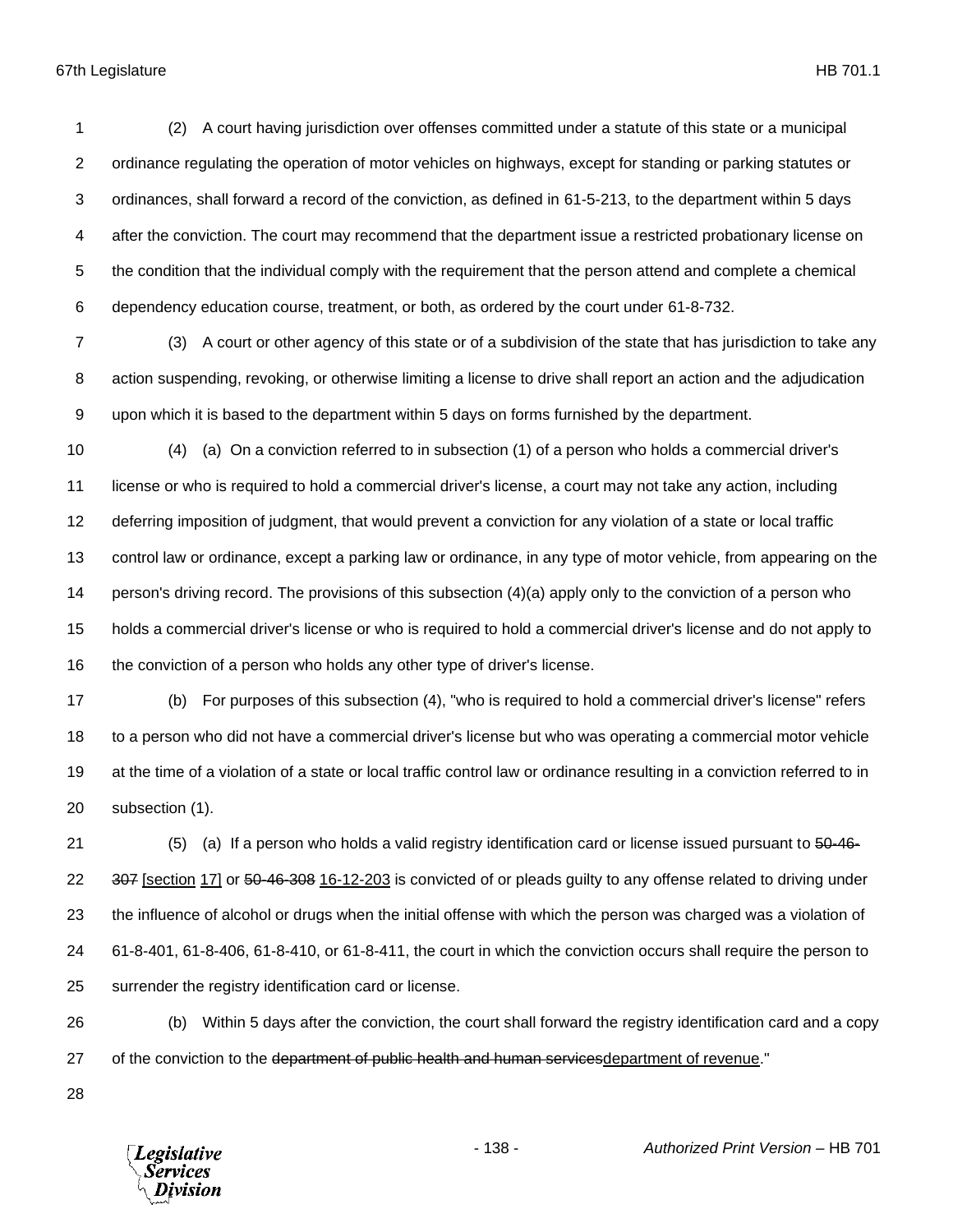(2) A court having jurisdiction over offenses committed under a statute of this state or a municipal ordinance regulating the operation of motor vehicles on highways, except for standing or parking statutes or ordinances, shall forward a record of the conviction, as defined in 61-5-213, to the department within 5 days after the conviction. The court may recommend that the department issue a restricted probationary license on the condition that the individual comply with the requirement that the person attend and complete a chemical dependency education course, treatment, or both, as ordered by the court under 61-8-732.

(3) A court or other agency of this state or of a subdivision of the state that has jurisdiction to take any action suspending, revoking, or otherwise limiting a license to drive shall report an action and the adjudication upon which it is based to the department within 5 days on forms furnished by the department.

(4) (a) On a conviction referred to in subsection (1) of a person who holds a commercial driver's license or who is required to hold a commercial driver's license, a court may not take any action, including deferring imposition of judgment, that would prevent a conviction for any violation of a state or local traffic control law or ordinance, except a parking law or ordinance, in any type of motor vehicle, from appearing on the person's driving record. The provisions of this subsection (4)(a) apply only to the conviction of a person who holds a commercial driver's license or who is required to hold a commercial driver's license and do not apply to the conviction of a person who holds any other type of driver's license.

(b) For purposes of this subsection (4), "who is required to hold a commercial driver's license" refers to a person who did not have a commercial driver's license but who was operating a commercial motor vehicle at the time of a violation of a state or local traffic control law or ordinance resulting in a conviction referred to in subsection (1).

(5) (a) If a person who holds a valid registry identification card or license issued pursuant to ~~50-46-307~~ [section 17] or ~~50-46-308~~ 16-12-203 is convicted of or pleads guilty to any offense related to driving under the influence of alcohol or drugs when the initial offense with which the person was charged was a violation of 61-8-401, 61-8-406, 61-8-410, or 61-8-411, the court in which the conviction occurs shall require the person to surrender the registry identification card or license.

(b) Within 5 days after the conviction, the court shall forward the registry identification card and a copy of the conviction to the ~~department of public health and human services~~department of revenue."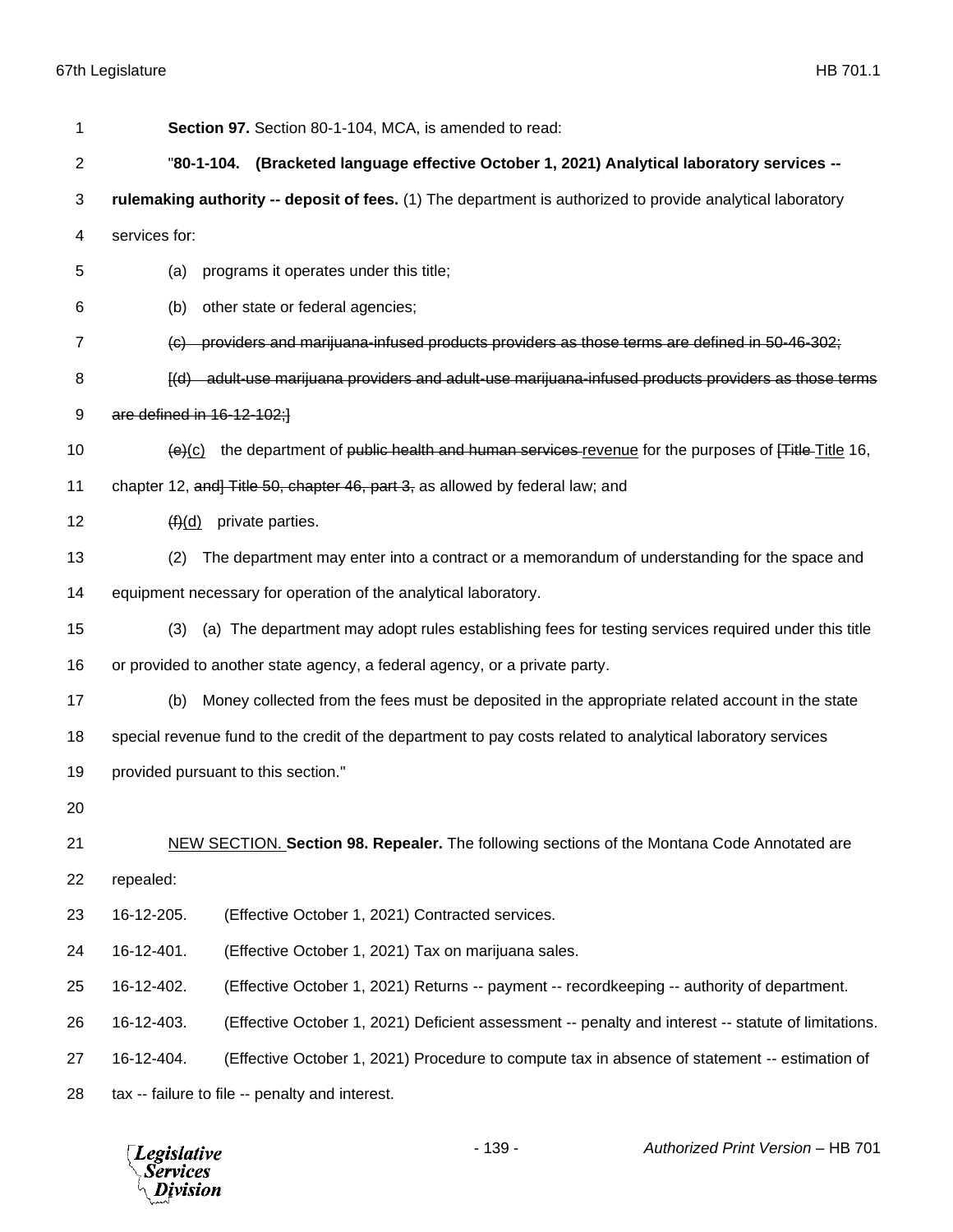**Section 97.** Section 80-1-104, MCA, is amended to read:

"**80-1-104. (Bracketed language effective October 1, 2021) Analytical laboratory services -- rulemaking authority -- deposit of fees.** (1) The department is authorized to provide analytical laboratory services for:

(a) programs it operates under this title;

(b) other state or federal agencies;

~~(c) providers and marijuana-infused products providers as those terms are defined in 50-46-302;~~

~~[(d) adult-use marijuana providers and adult-use marijuana-infused products providers as those terms are defined in 16-12-102;]~~

~~(e)~~(c) the department of ~~public health and human services~~ revenue for the purposes of ~~[Title~~ Title 16, chapter 12, ~~and] Title 50, chapter 46, part 3,~~ as allowed by federal law; and

~~(f)~~(d) private parties.

(2) The department may enter into a contract or a memorandum of understanding for the space and equipment necessary for operation of the analytical laboratory.

(3) (a) The department may adopt rules establishing fees for testing services required under this title or provided to another state agency, a federal agency, or a private party.

(b) Money collected from the fees must be deposited in the appropriate related account in the state special revenue fund to the credit of the department to pay costs related to analytical laboratory services provided pursuant to this section."

NEW SECTION. **Section 98. Repealer.** The following sections of the Montana Code Annotated are repealed:

16-12-205. (Effective October 1, 2021) Contracted services.

16-12-401. (Effective October 1, 2021) Tax on marijuana sales.

16-12-402. (Effective October 1, 2021) Returns -- payment -- recordkeeping -- authority of department.

16-12-403. (Effective October 1, 2021) Deficient assessment -- penalty and interest -- statute of limitations.

16-12-404. (Effective October 1, 2021) Procedure to compute tax in absence of statement -- estimation of tax -- failure to file -- penalty and interest.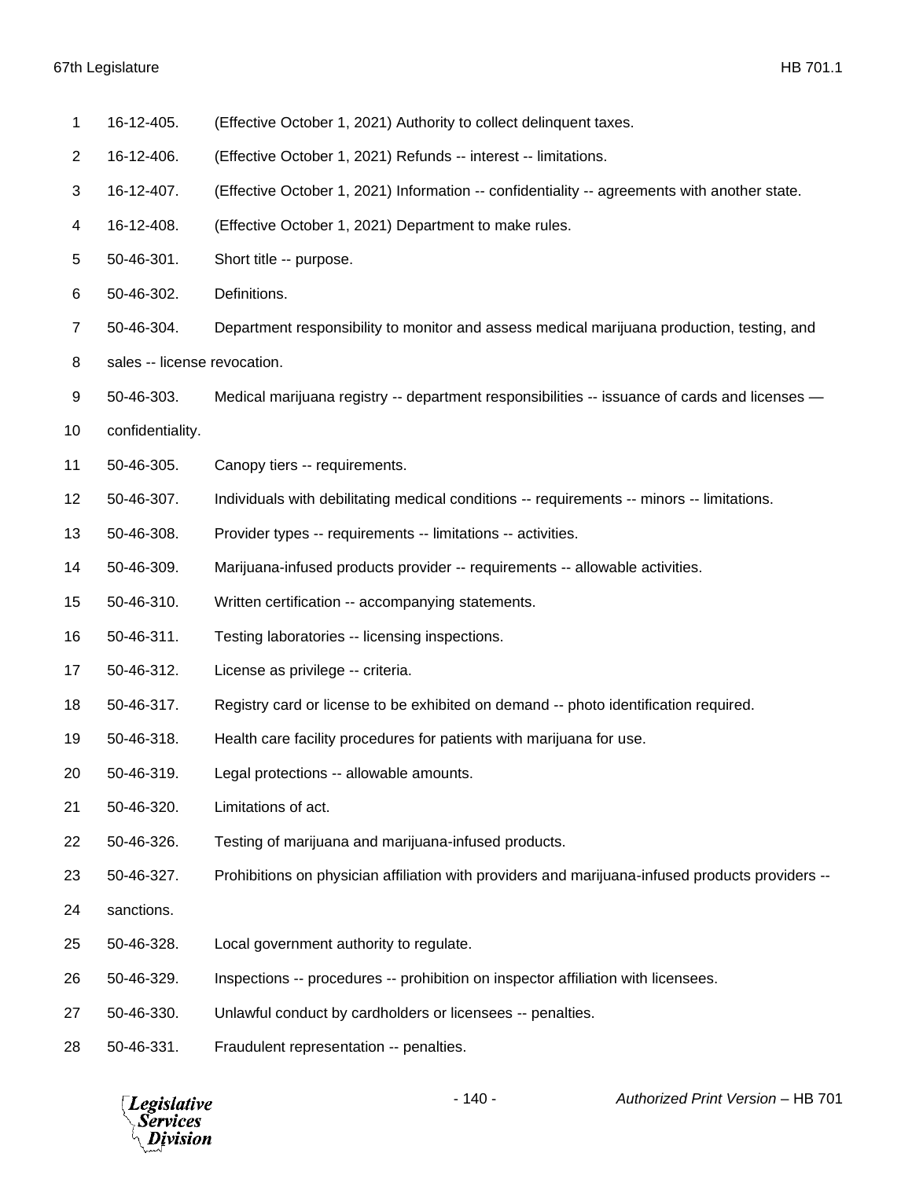16-12-405. (Effective October 1, 2021) Authority to collect delinquent taxes.

16-12-406. (Effective October 1, 2021) Refunds -- interest -- limitations.

16-12-407. (Effective October 1, 2021) Information -- confidentiality -- agreements with another state.

16-12-408. (Effective October 1, 2021) Department to make rules.

50-46-301. Short title -- purpose.

50-46-302. Definitions.

50-46-304. Department responsibility to monitor and assess medical marijuana production, testing, and sales -- license revocation.

50-46-303. Medical marijuana registry -- department responsibilities -- issuance of cards and licenses — confidentiality.

50-46-305. Canopy tiers -- requirements.

50-46-307. Individuals with debilitating medical conditions -- requirements -- minors -- limitations.

50-46-308. Provider types -- requirements -- limitations -- activities.

50-46-309. Marijuana-infused products provider -- requirements -- allowable activities.

50-46-310. Written certification -- accompanying statements.

50-46-311. Testing laboratories -- licensing inspections.

50-46-312. License as privilege -- criteria.

50-46-317. Registry card or license to be exhibited on demand -- photo identification required.

50-46-318. Health care facility procedures for patients with marijuana for use.

50-46-319. Legal protections -- allowable amounts.

50-46-320. Limitations of act.

50-46-326. Testing of marijuana and marijuana-infused products.

50-46-327. Prohibitions on physician affiliation with providers and marijuana-infused products providers -- sanctions.

50-46-328. Local government authority to regulate.

50-46-329. Inspections -- procedures -- prohibition on inspector affiliation with licensees.

50-46-330. Unlawful conduct by cardholders or licensees -- penalties.

50-46-331. Fraudulent representation -- penalties.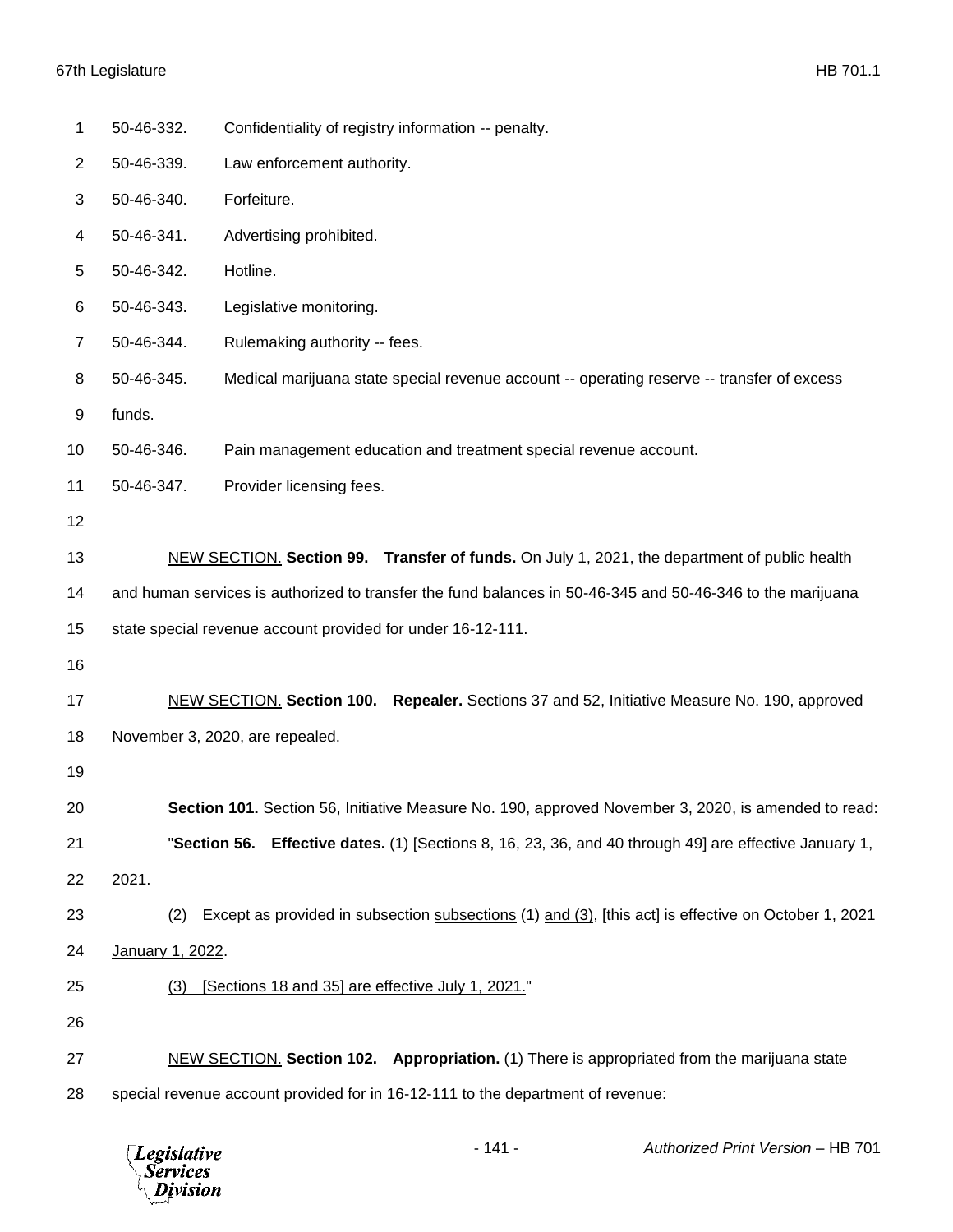50-46-332. Confidentiality of registry information -- penalty.

50-46-339. Law enforcement authority.

50-46-340. Forfeiture.

50-46-341. Advertising prohibited.

50-46-342. Hotline.

50-46-343. Legislative monitoring.

50-46-344. Rulemaking authority -- fees.

50-46-345. Medical marijuana state special revenue account -- operating reserve -- transfer of excess funds.

50-46-346. Pain management education and treatment special revenue account.

50-46-347. Provider licensing fees.

NEW SECTION. **Section 99. Transfer of funds.** On July 1, 2021, the department of public health and human services is authorized to transfer the fund balances in 50-46-345 and 50-46-346 to the marijuana state special revenue account provided for under 16-12-111.

NEW SECTION. **Section 100. Repealer.** Sections 37 and 52, Initiative Measure No. 190, approved November 3, 2020, are repealed.

**Section 101.** Section 56, Initiative Measure No. 190, approved November 3, 2020, is amended to read:

"**Section 56. Effective dates.** (1) [Sections 8, 16, 23, 36, and 40 through 49] are effective January 1, 2021.

(2) Except as provided in ~~subsection~~ subsections (1) and (3), [this act] is effective ~~on October 1, 2021~~ January 1, 2022.

(3) [Sections 18 and 35] are effective July 1, 2021."

NEW SECTION. **Section 102. Appropriation.** (1) There is appropriated from the marijuana state special revenue account provided for in 16-12-111 to the department of revenue: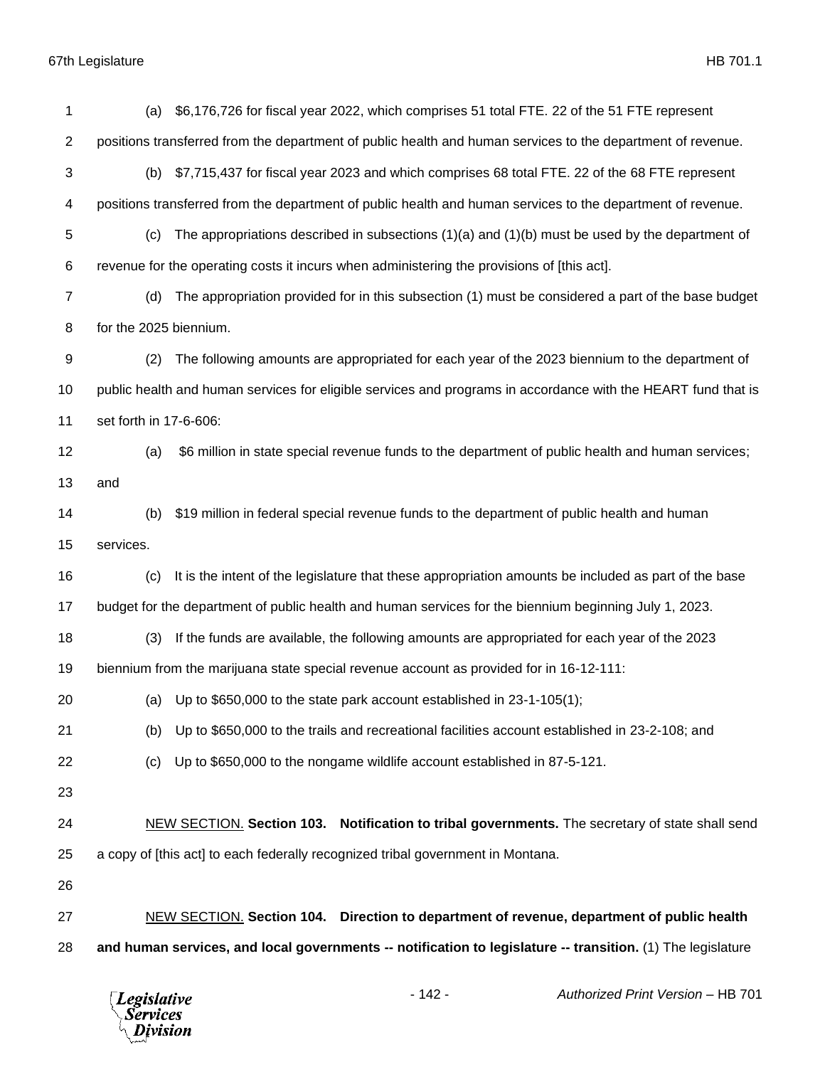(a) $6,176,726 for fiscal year 2022, which comprises 51 total FTE. 22 of the 51 FTE represent positions transferred from the department of public health and human services to the department of revenue.

(b) $7,715,437 for fiscal year 2023 and which comprises 68 total FTE. 22 of the 68 FTE represent positions transferred from the department of public health and human services to the department of revenue.

(c) The appropriations described in subsections (1)(a) and (1)(b) must be used by the department of revenue for the operating costs it incurs when administering the provisions of [this act].

(d) The appropriation provided for in this subsection (1) must be considered a part of the base budget for the 2025 biennium.

(2) The following amounts are appropriated for each year of the 2023 biennium to the department of public health and human services for eligible services and programs in accordance with the HEART fund that is set forth in 17-6-606:

(a) $6 million in state special revenue funds to the department of public health and human services; and

(b) $19 million in federal special revenue funds to the department of public health and human services.

(c) It is the intent of the legislature that these appropriation amounts be included as part of the base budget for the department of public health and human services for the biennium beginning July 1, 2023.

(3) If the funds are available, the following amounts are appropriated for each year of the 2023 biennium from the marijuana state special revenue account as provided for in 16-12-111:

(a) Up to $650,000 to the state park account established in 23-1-105(1);

(b) Up to $650,000 to the trails and recreational facilities account established in 23-2-108; and

(c) Up to $650,000 to the nongame wildlife account established in 87-5-121.

NEW SECTION. **Section 103. Notification to tribal governments.** The secretary of state shall send a copy of [this act] to each federally recognized tribal government in Montana.

NEW SECTION. **Section 104. Direction to department of revenue, department of public health and human services, and local governments -- notification to legislature -- transition.** (1) The legislature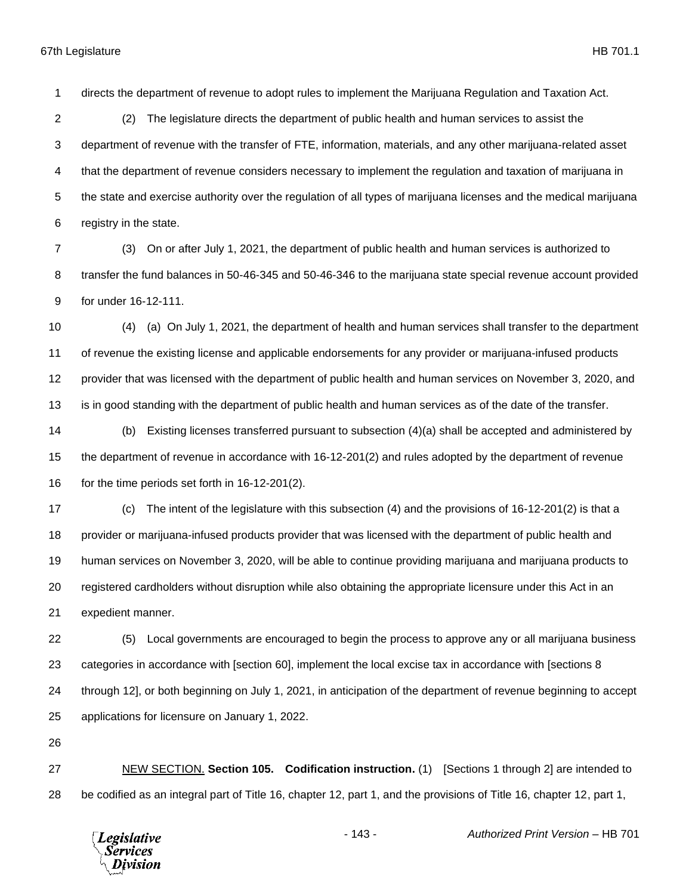directs the department of revenue to adopt rules to implement the Marijuana Regulation and Taxation Act.

(2) The legislature directs the department of public health and human services to assist the department of revenue with the transfer of FTE, information, materials, and any other marijuana-related asset that the department of revenue considers necessary to implement the regulation and taxation of marijuana in the state and exercise authority over the regulation of all types of marijuana licenses and the medical marijuana registry in the state.

(3) On or after July 1, 2021, the department of public health and human services is authorized to transfer the fund balances in 50-46-345 and 50-46-346 to the marijuana state special revenue account provided for under 16-12-111.

(4) (a) On July 1, 2021, the department of health and human services shall transfer to the department of revenue the existing license and applicable endorsements for any provider or marijuana-infused products provider that was licensed with the department of public health and human services on November 3, 2020, and is in good standing with the department of public health and human services as of the date of the transfer.

(b) Existing licenses transferred pursuant to subsection (4)(a) shall be accepted and administered by the department of revenue in accordance with 16-12-201(2) and rules adopted by the department of revenue for the time periods set forth in 16-12-201(2).

(c) The intent of the legislature with this subsection (4) and the provisions of 16-12-201(2) is that a provider or marijuana-infused products provider that was licensed with the department of public health and human services on November 3, 2020, will be able to continue providing marijuana and marijuana products to registered cardholders without disruption while also obtaining the appropriate licensure under this Act in an expedient manner.

(5) Local governments are encouraged to begin the process to approve any or all marijuana business categories in accordance with [section 60], implement the local excise tax in accordance with [sections 8 through 12], or both beginning on July 1, 2021, in anticipation of the department of revenue beginning to accept applications for licensure on January 1, 2022.

NEW SECTION. **Section 105. Codification instruction.** (1) [Sections 1 through 2] are intended to be codified as an integral part of Title 16, chapter 12, part 1, and the provisions of Title 16, chapter 12, part 1,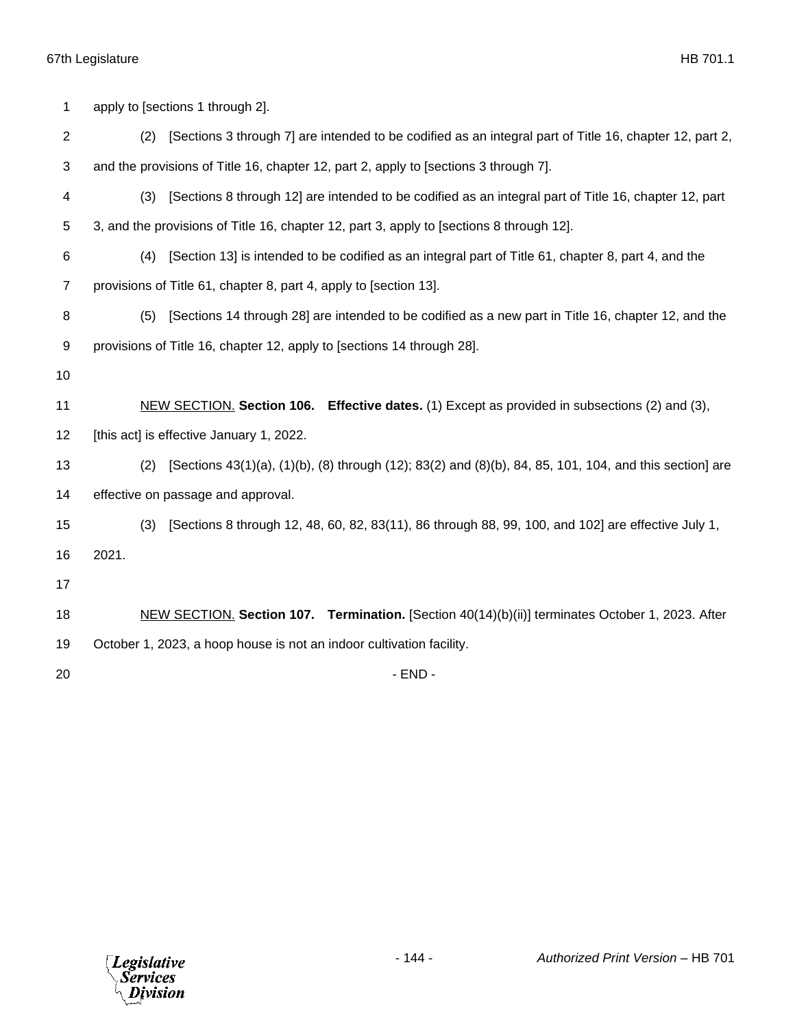apply to [sections 1 through 2].

(2) [Sections 3 through 7] are intended to be codified as an integral part of Title 16, chapter 12, part 2, and the provisions of Title 16, chapter 12, part 2, apply to [sections 3 through 7].

(3) [Sections 8 through 12] are intended to be codified as an integral part of Title 16, chapter 12, part 3, and the provisions of Title 16, chapter 12, part 3, apply to [sections 8 through 12].

(4) [Section 13] is intended to be codified as an integral part of Title 61, chapter 8, part 4, and the provisions of Title 61, chapter 8, part 4, apply to [section 13].

(5) [Sections 14 through 28] are intended to be codified as a new part in Title 16, chapter 12, and the provisions of Title 16, chapter 12, apply to [sections 14 through 28].

NEW SECTION. **Section 106. Effective dates.** (1) Except as provided in subsections (2) and (3), [this act] is effective January 1, 2022.

(2) [Sections 43(1)(a), (1)(b), (8) through (12); 83(2) and (8)(b), 84, 85, 101, 104, and this section] are effective on passage and approval.

(3) [Sections 8 through 12, 48, 60, 82, 83(11), 86 through 88, 99, 100, and 102] are effective July 1, 2021.

NEW SECTION. **Section 107. Termination.** [Section 40(14)(b)(ii)] terminates October 1, 2023. After October 1, 2023, a hoop house is not an indoor cultivation facility.

\- END -